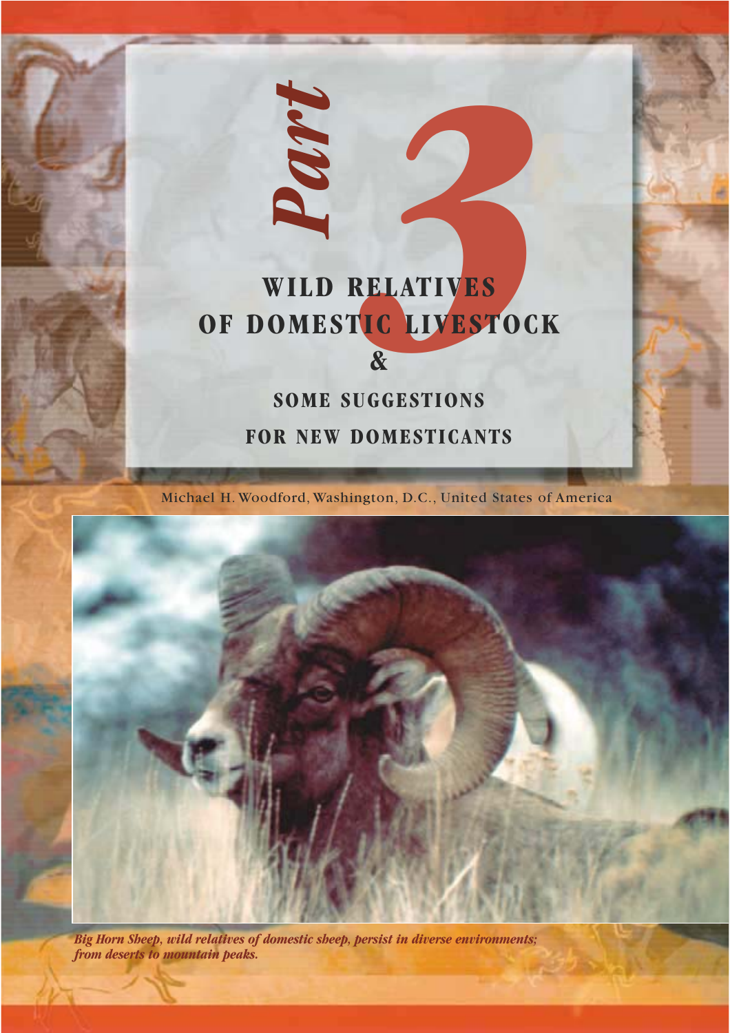# Part 3

## WILD RELATIVES OF DOMESTIC LIVESTOCK & SOME SUGGESTIONS FOR NEW DOMESTICANTS

Michael H. Woodford, Washington, D.C., United States of America

*Big Horn Sheep, wild relatives of domestic sheep, persist in diverse environments; from deserts to mountain peaks.*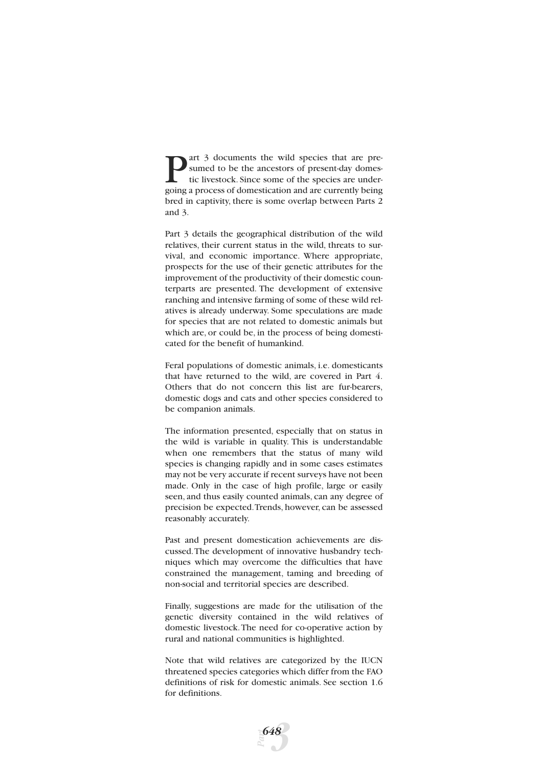Part 3 documents the wild species that are presumed to be the ancestors of present-day domestic livestock. Since some of the species are undergoing a process of domestication and are currently being bred in captivity, there is some overlap between Parts 2 and 3.

Part 3 details the geographical distribution of the wild relatives, their current status in the wild, threats to survival, and economic importance. Where appropriate, prospects for the use of their genetic attributes for the improvement of the productivity of their domestic counterparts are presented. The development of extensive ranching and intensive farming of some of these wild relatives is already underway. Some speculations are made for species that are not related to domestic animals but which are, or could be, in the process of being domesticated for the benefit of humankind.

Feral populations of domestic animals, i.e. domesticants that have returned to the wild, are covered in Part 4. Others that do not concern this list are fur-bearers, domestic dogs and cats and other species considered to be companion animals.

The information presented, especially that on status in the wild is variable in quality. This is understandable when one remembers that the status of many wild species is changing rapidly and in some cases estimates may not be very accurate if recent surveys have not been made. Only in the case of high profile, large or easily seen, and thus easily counted animals, can any degree of precision be expected. Trends, however, can be assessed reasonably accurately.

Past and present domestication achievements are discussed. The development of innovative husbandry techniques which may overcome the difficulties that have constrained the management, taming and breeding of non-social and territorial species are described.

Finally, suggestions are made for the utilisation of the genetic diversity contained in the wild relatives of domestic livestock. The need for co-operative action by rural and national communities is highlighted.

Note that wild relatives are categorized by the IUCN threatened species categories which differ from the FAO definitions of risk for domestic animals. See section 1.6 for definitions.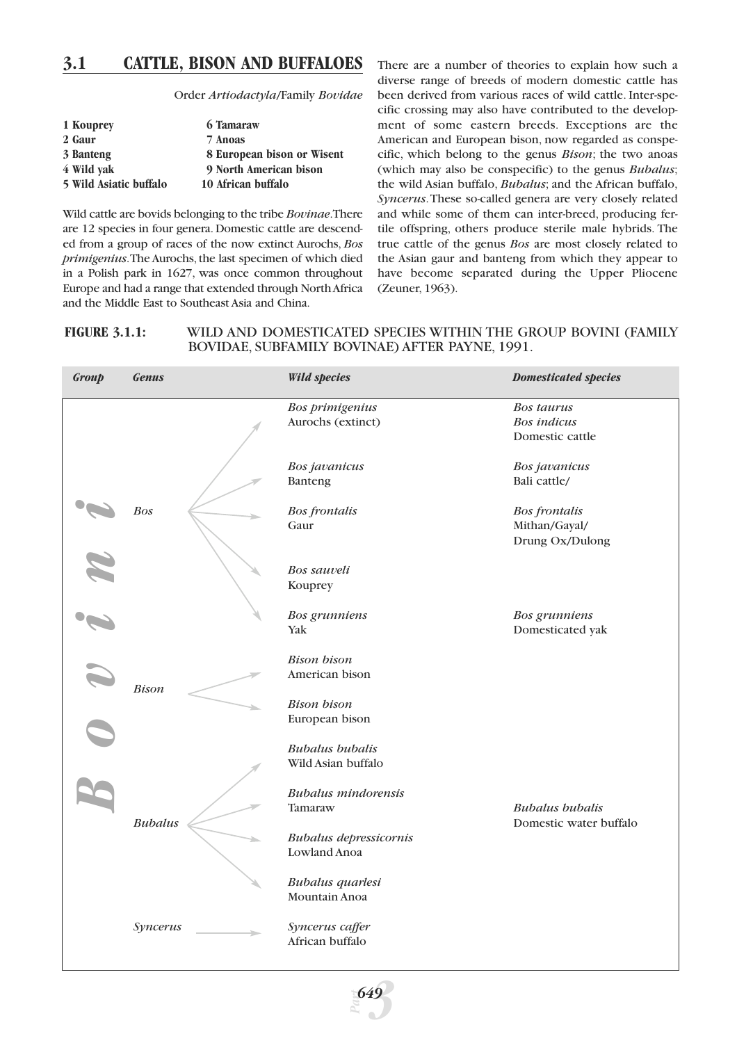## 3.1 CATTLE, BISON AND BUFFALOES

Order *Artiodactyla*/Family *Bovidae*

| | |
|---|---|
| **1 Kouprey** | **6 Tamaraw** |
| **2 Gaur** | **7 Anoas** |
| **3 Banteng** | **8 European bison or Wisent** |
| **4 Wild yak** | **9 North American bison** |
| **5 Wild Asiatic buffalo** | **10 African buffalo** |

Wild cattle are bovids belonging to the tribe *Bovinae*. There are 12 species in four genera. Domestic cattle are descended from a group of races of the now extinct Aurochs, *Bos primigenius*. The Aurochs, the last specimen of which died in a Polish park in 1627, was once common throughout Europe and had a range that extended through North Africa and the Middle East to Southeast Asia and China.

There are a number of theories to explain how such a diverse range of breeds of modern domestic cattle has been derived from various races of wild cattle. Inter-specific crossing may also have contributed to the development of some eastern breeds. Exceptions are the American and European bison, now regarded as conspecific, which belong to the genus *Bison*; the two anoas (which may also be conspecific) to the genus *Bubalus*; the wild Asian buffalo, *Bubalus*; and the African buffalo, *Syncerus*. These so-called genera are very closely related and while some of them can inter-breed, producing fertile offspring, others produce sterile male hybrids. The true cattle of the genus *Bos* are most closely related to the Asian gaur and banteng from which they appear to have become separated during the Upper Pliocene (Zeuner, 1963).

**FIGURE 3.1.1:** WILD AND DOMESTICATED SPECIES WITHIN THE GROUP BOVINI (FAMILY BOVIDAE, SUBFAMILY BOVINAE) AFTER PAYNE, 1991.

| *Group* | *Genus* | *Wild species* | *Domesticated species* |
|---|---|---|---|
| *Bovini* | *Bos* | *Bos primigenius* Aurochs (extinct) | *Bos taurus* *Bos indicus* Domestic cattle |
| | | *Bos javanicus* Banteng | *Bos javanicus* Bali cattle/ |
| | | *Bos frontalis* Gaur | *Bos frontalis* Mithan/Gayal/ Drung Ox/Dulong |
| | | *Bos sauveli* Kouprey | |
| | | *Bos grunniens* Yak | *Bos grunniens* Domesticated yak |
| | *Bison* | *Bison bison* American bison | |
| | | *Bison bison* European bison | |
| | *Bubalus* | *Bubalus bubalis* Wild Asian buffalo | |
| | | *Bubalus mindorensis* Tamaraw | *Bubalus bubalis* Domestic water buffalo |
| | | *Bubalus depressicornis* Lowland Anoa | |
| | | *Bubalus quarlesi* Mountain Anoa | |
| | *Syncerus* | *Syncerus caffer* African buffalo | |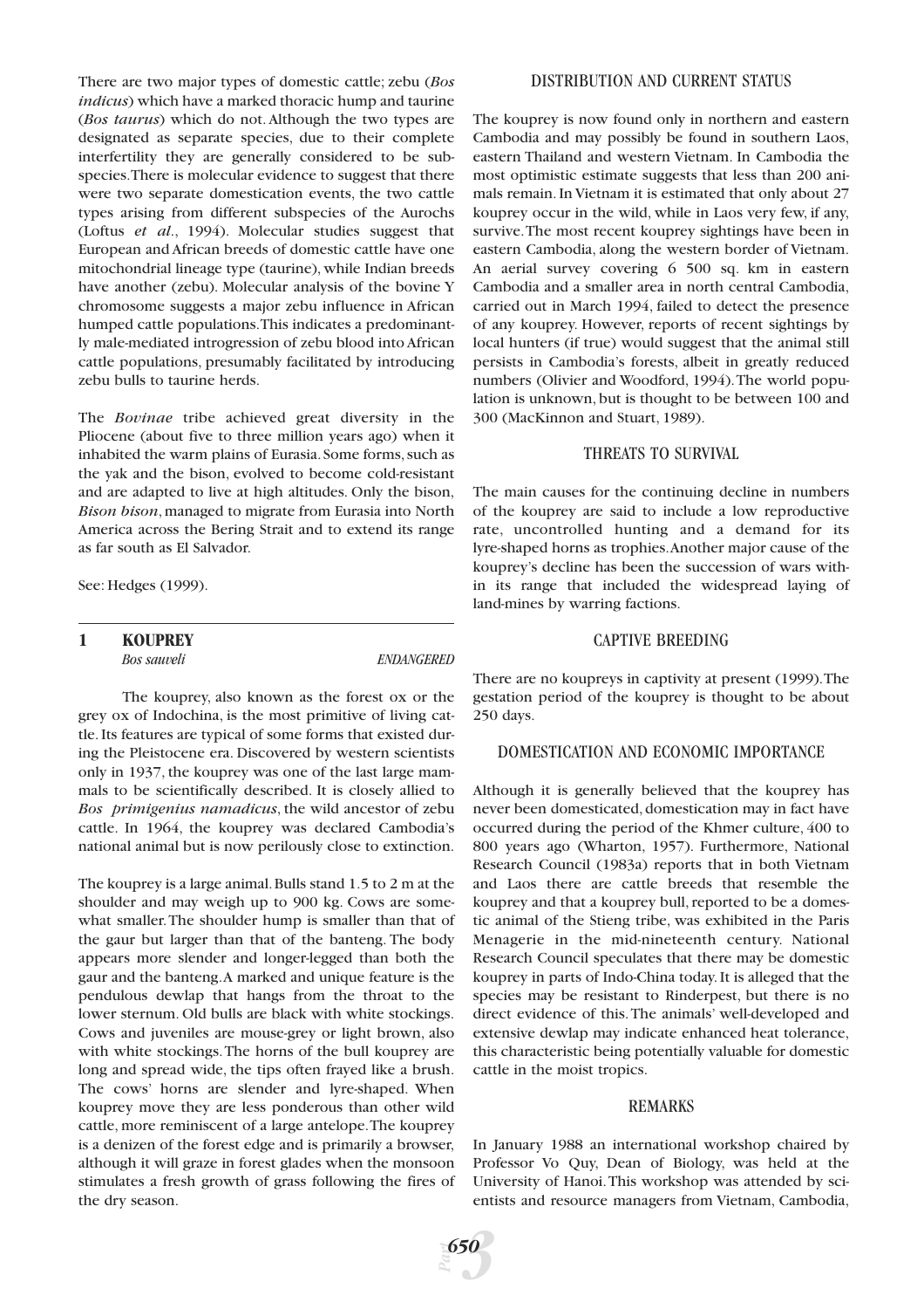There are two major types of domestic cattle; zebu (*Bos indicus*) which have a marked thoracic hump and taurine (*Bos taurus*) which do not. Although the two types are designated as separate species, due to their complete interfertility they are generally considered to be subspecies. There is molecular evidence to suggest that there were two separate domestication events, the two cattle types arising from different subspecies of the Aurochs (Loftus *et al*., 1994). Molecular studies suggest that European and African breeds of domestic cattle have one mitochondrial lineage type (taurine), while Indian breeds have another (zebu). Molecular analysis of the bovine Y chromosome suggests a major zebu influence in African humped cattle populations. This indicates a predominantly male-mediated introgression of zebu blood into African cattle populations, presumably facilitated by introducing zebu bulls to taurine herds.

The *Bovinae* tribe achieved great diversity in the Pliocene (about five to three million years ago) when it inhabited the warm plains of Eurasia. Some forms, such as the yak and the bison, evolved to become cold-resistant and are adapted to live at high altitudes. Only the bison, *Bison bison*, managed to migrate from Eurasia into North America across the Bering Strait and to extend its range as far south as El Salvador.

See: Hedges (1999).

## 1 KOUPREY

*Bos sauveli* *ENDANGERED*

The kouprey, also known as the forest ox or the grey ox of Indochina, is the most primitive of living cattle. Its features are typical of some forms that existed during the Pleistocene era. Discovered by western scientists only in 1937, the kouprey was one of the last large mammals to be scientifically described. It is closely allied to *Bos primigenius namadicus*, the wild ancestor of zebu cattle. In 1964, the kouprey was declared Cambodia's national animal but is now perilously close to extinction.

The kouprey is a large animal. Bulls stand 1.5 to 2 m at the shoulder and may weigh up to 900 kg. Cows are somewhat smaller. The shoulder hump is smaller than that of the gaur but larger than that of the banteng. The body appears more slender and longer-legged than both the gaur and the banteng. A marked and unique feature is the pendulous dewlap that hangs from the throat to the lower sternum. Old bulls are black with white stockings. Cows and juveniles are mouse-grey or light brown, also with white stockings. The horns of the bull kouprey are long and spread wide, the tips often frayed like a brush. The cows' horns are slender and lyre-shaped. When kouprey move they are less ponderous than other wild cattle, more reminiscent of a large antelope. The kouprey is a denizen of the forest edge and is primarily a browser, although it will graze in forest glades when the monsoon stimulates a fresh growth of grass following the fires of the dry season.

### DISTRIBUTION AND CURRENT STATUS

The kouprey is now found only in northern and eastern Cambodia and may possibly be found in southern Laos, eastern Thailand and western Vietnam. In Cambodia the most optimistic estimate suggests that less than 200 animals remain. In Vietnam it is estimated that only about 27 kouprey occur in the wild, while in Laos very few, if any, survive. The most recent kouprey sightings have been in eastern Cambodia, along the western border of Vietnam. An aerial survey covering 6 500 sq. km in eastern Cambodia and a smaller area in north central Cambodia, carried out in March 1994, failed to detect the presence of any kouprey. However, reports of recent sightings by local hunters (if true) would suggest that the animal still persists in Cambodia's forests, albeit in greatly reduced numbers (Olivier and Woodford, 1994). The world population is unknown, but is thought to be between 100 and 300 (MacKinnon and Stuart, 1989).

### THREATS TO SURVIVAL

The main causes for the continuing decline in numbers of the kouprey are said to include a low reproductive rate, uncontrolled hunting and a demand for its lyre-shaped horns as trophies. Another major cause of the kouprey's decline has been the succession of wars within its range that included the widespread laying of land-mines by warring factions.

### CAPTIVE BREEDING

There are no koupreys in captivity at present (1999). The gestation period of the kouprey is thought to be about 250 days.

### DOMESTICATION AND ECONOMIC IMPORTANCE

Although it is generally believed that the kouprey has never been domesticated, domestication may in fact have occurred during the period of the Khmer culture, 400 to 800 years ago (Wharton, 1957). Furthermore, National Research Council (1983a) reports that in both Vietnam and Laos there are cattle breeds that resemble the kouprey and that a kouprey bull, reported to be a domestic animal of the Stieng tribe, was exhibited in the Paris Menagerie in the mid-nineteenth century. National Research Council speculates that there may be domestic kouprey in parts of Indo-China today. It is alleged that the species may be resistant to Rinderpest, but there is no direct evidence of this. The animals' well-developed and extensive dewlap may indicate enhanced heat tolerance, this characteristic being potentially valuable for domestic cattle in the moist tropics.

### REMARKS

In January 1988 an international workshop chaired by Professor Vo Quy, Dean of Biology, was held at the University of Hanoi. This workshop was attended by scientists and resource managers from Vietnam, Cambodia,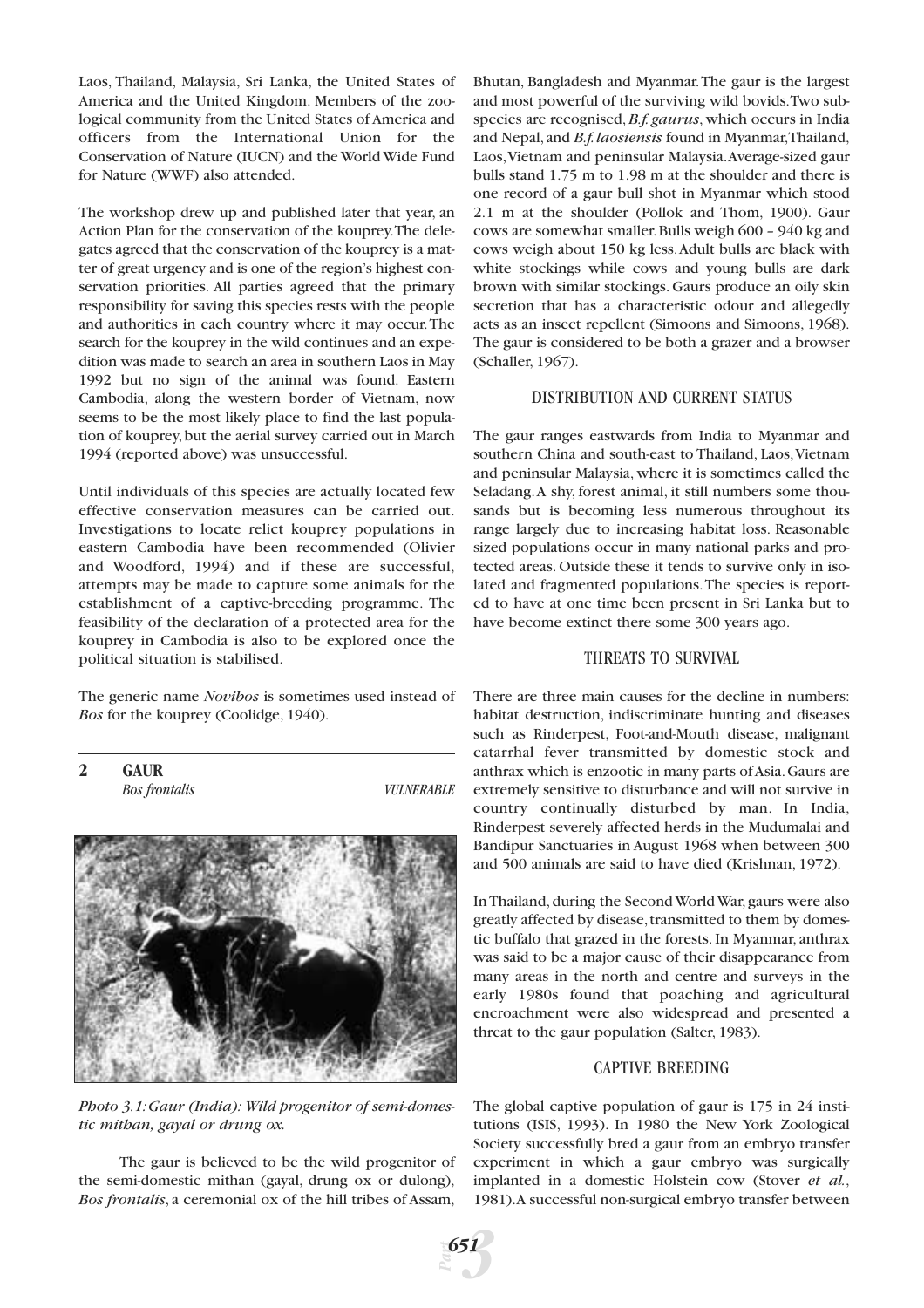Laos, Thailand, Malaysia, Sri Lanka, the United States of America and the United Kingdom. Members of the zoological community from the United States of America and officers from the International Union for the Conservation of Nature (IUCN) and the World Wide Fund for Nature (WWF) also attended.

The workshop drew up and published later that year, an Action Plan for the conservation of the kouprey. The delegates agreed that the conservation of the kouprey is a matter of great urgency and is one of the region's highest conservation priorities. All parties agreed that the primary responsibility for saving this species rests with the people and authorities in each country where it may occur. The search for the kouprey in the wild continues and an expedition was made to search an area in southern Laos in May 1992 but no sign of the animal was found. Eastern Cambodia, along the western border of Vietnam, now seems to be the most likely place to find the last population of kouprey, but the aerial survey carried out in March 1994 (reported above) was unsuccessful.

Until individuals of this species are actually located few effective conservation measures can be carried out. Investigations to locate relict kouprey populations in eastern Cambodia have been recommended (Olivier and Woodford, 1994) and if these are successful, attempts may be made to capture some animals for the establishment of a captive-breeding programme. The feasibility of the declaration of a protected area for the kouprey in Cambodia is also to be explored once the political situation is stabilised.

The generic name *Novibos* is sometimes used instead of *Bos* for the kouprey (Coolidge, 1940).

## 2 GAUR

*Bos frontalis* — *VULNERABLE*

*Photo 3.1: Gaur (India): Wild progenitor of semi-domestic mithan, gayal or drung ox.*

The gaur is believed to be the wild progenitor of the semi-domestic mithan (gayal, drung ox or dulong), *Bos frontalis*, a ceremonial ox of the hill tribes of Assam, Bhutan, Bangladesh and Myanmar. The gaur is the largest and most powerful of the surviving wild bovids. Two subspecies are recognised, *B.f. gaurus*, which occurs in India and Nepal, and *B.f. laosiensis* found in Myanmar, Thailand, Laos, Vietnam and peninsular Malaysia. Average-sized gaur bulls stand 1.75 m to 1.98 m at the shoulder and there is one record of a gaur bull shot in Myanmar which stood 2.1 m at the shoulder (Pollok and Thom, 1900). Gaur cows are somewhat smaller. Bulls weigh 600 – 940 kg and cows weigh about 150 kg less. Adult bulls are black with white stockings while cows and young bulls are dark brown with similar stockings. Gaurs produce an oily skin secretion that has a characteristic odour and allegedly acts as an insect repellent (Simoons and Simoons, 1968). The gaur is considered to be both a grazer and a browser (Schaller, 1967).

### DISTRIBUTION AND CURRENT STATUS

The gaur ranges eastwards from India to Myanmar and southern China and south-east to Thailand, Laos, Vietnam and peninsular Malaysia, where it is sometimes called the Seladang. A shy, forest animal, it still numbers some thousands but is becoming less numerous throughout its range largely due to increasing habitat loss. Reasonable sized populations occur in many national parks and protected areas. Outside these it tends to survive only in isolated and fragmented populations. The species is reported to have at one time been present in Sri Lanka but to have become extinct there some 300 years ago.

### THREATS TO SURVIVAL

There are three main causes for the decline in numbers: habitat destruction, indiscriminate hunting and diseases such as Rinderpest, Foot-and-Mouth disease, malignant catarrhal fever transmitted by domestic stock and anthrax which is enzootic in many parts of Asia. Gaurs are extremely sensitive to disturbance and will not survive in country continually disturbed by man. In India, Rinderpest severely affected herds in the Mudumalai and Bandipur Sanctuaries in August 1968 when between 300 and 500 animals are said to have died (Krishnan, 1972).

In Thailand, during the Second World War, gaurs were also greatly affected by disease, transmitted to them by domestic buffalo that grazed in the forests. In Myanmar, anthrax was said to be a major cause of their disappearance from many areas in the north and centre and surveys in the early 1980s found that poaching and agricultural encroachment were also widespread and presented a threat to the gaur population (Salter, 1983).

### CAPTIVE BREEDING

The global captive population of gaur is 175 in 24 institutions (ISIS, 1993). In 1980 the New York Zoological Society successfully bred a gaur from an embryo transfer experiment in which a gaur embryo was surgically implanted in a domestic Holstein cow (Stover *et al.*, 1981). A successful non-surgical embryo transfer between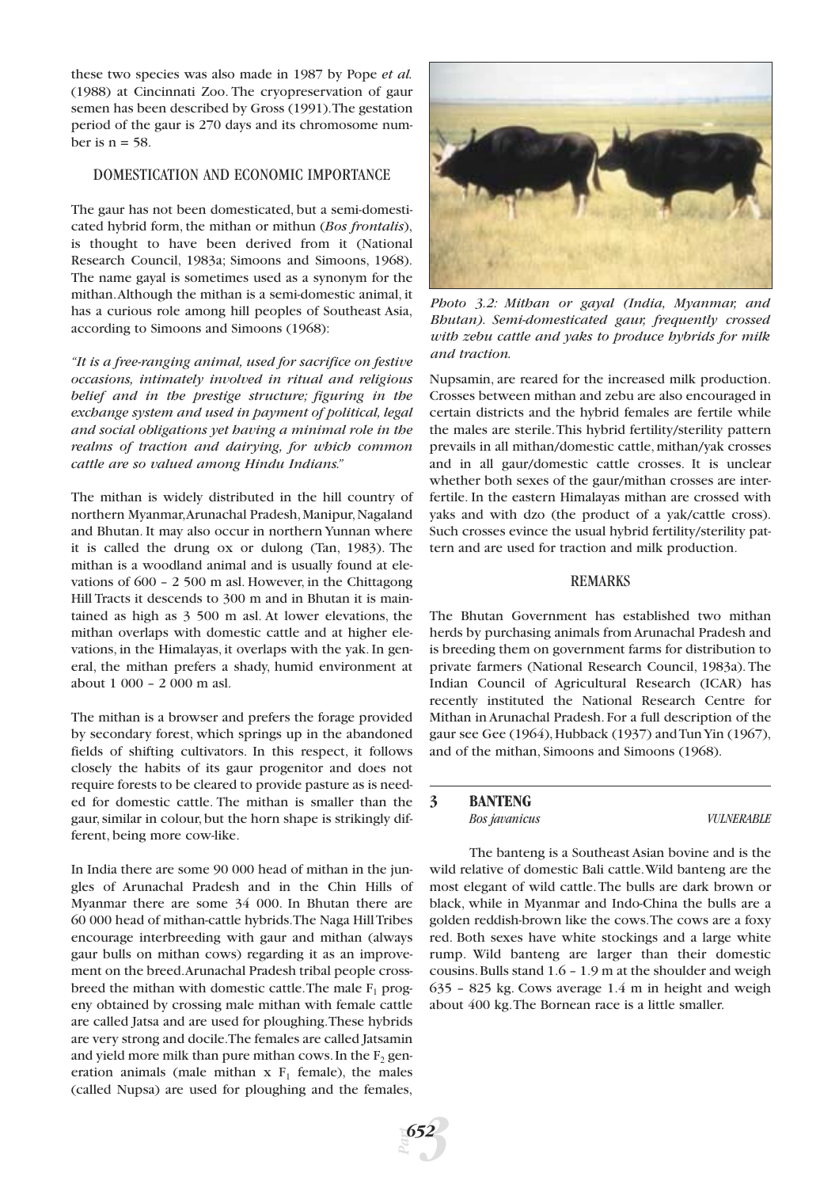these two species was also made in 1987 by Pope *et al.* (1988) at Cincinnati Zoo. The cryopreservation of gaur semen has been described by Gross (1991). The gestation period of the gaur is 270 days and its chromosome number is n = 58.

## DOMESTICATION AND ECONOMIC IMPORTANCE

The gaur has not been domesticated, but a semi-domesticated hybrid form, the mithan or mithun (*Bos frontalis*), is thought to have been derived from it (National Research Council, 1983a; Simoons and Simoons, 1968). The name gayal is sometimes used as a synonym for the mithan. Although the mithan is a semi-domestic animal, it has a curious role among hill peoples of Southeast Asia, according to Simoons and Simoons (1968):

*"It is a free-ranging animal, used for sacrifice on festive occasions, intimately involved in ritual and religious belief and in the prestige structure; figuring in the exchange system and used in payment of political, legal and social obligations yet having a minimal role in the realms of traction and dairying, for which common cattle are so valued among Hindu Indians."*

The mithan is widely distributed in the hill country of northern Myanmar, Arunachal Pradesh, Manipur, Nagaland and Bhutan. It may also occur in northern Yunnan where it is called the drung ox or dulong (Tan, 1983). The mithan is a woodland animal and is usually found at elevations of 600 – 2 500 m asl. However, in the Chittagong Hill Tracts it descends to 300 m and in Bhutan it is maintained as high as 3 500 m asl. At lower elevations, the mithan overlaps with domestic cattle and at higher elevations, in the Himalayas, it overlaps with the yak. In general, the mithan prefers a shady, humid environment at about 1 000 – 2 000 m asl.

The mithan is a browser and prefers the forage provided by secondary forest, which springs up in the abandoned fields of shifting cultivators. In this respect, it follows closely the habits of its gaur progenitor and does not require forests to be cleared to provide pasture as is needed for domestic cattle. The mithan is smaller than the gaur, similar in colour, but the horn shape is strikingly different, being more cow-like.

In India there are some 90 000 head of mithan in the jungles of Arunachal Pradesh and in the Chin Hills of Myanmar there are some 34 000. In Bhutan there are 60 000 head of mithan-cattle hybrids. The Naga Hill Tribes encourage interbreeding with gaur and mithan (always gaur bulls on mithan cows) regarding it as an improvement on the breed. Arunachal Pradesh tribal people crossbreed the mithan with domestic cattle. The male $F_1$ progeny obtained by crossing male mithan with female cattle are called Jatsa and are used for ploughing. These hybrids are very strong and docile. The females are called Jatsamin and yield more milk than pure mithan cows. In the $F_2$ generation animals (male mithan x $F_1$ female), the males (called Nupsa) are used for ploughing and the females,

*Photo 3.2: Mithan or gayal (India, Myanmar, and Bhutan). Semi-domesticated gaur, frequently crossed with zebu cattle and yaks to produce hybrids for milk and traction.*

Nupsamin, are reared for the increased milk production. Crosses between mithan and zebu are also encouraged in certain districts and the hybrid females are fertile while the males are sterile. This hybrid fertility/sterility pattern prevails in all mithan/domestic cattle, mithan/yak crosses and in all gaur/domestic cattle crosses. It is unclear whether both sexes of the gaur/mithan crosses are interfertile. In the eastern Himalayas mithan are crossed with yaks and with dzo (the product of a yak/cattle cross). Such crosses evince the usual hybrid fertility/sterility pattern and are used for traction and milk production.

## REMARKS

The Bhutan Government has established two mithan herds by purchasing animals from Arunachal Pradesh and is breeding them on government farms for distribution to private farmers (National Research Council, 1983a). The Indian Council of Agricultural Research (ICAR) has recently instituted the National Research Centre for Mithan in Arunachal Pradesh. For a full description of the gaur see Gee (1964), Hubback (1937) and Tun Yin (1967), and of the mithan, Simoons and Simoons (1968).

## 3 BANTENG

*Bos javanicus* *VULNERABLE*

The banteng is a Southeast Asian bovine and is the wild relative of domestic Bali cattle. Wild banteng are the most elegant of wild cattle. The bulls are dark brown or black, while in Myanmar and Indo-China the bulls are a golden reddish-brown like the cows. The cows are a foxy red. Both sexes have white stockings and a large white rump. Wild banteng are larger than their domestic cousins. Bulls stand 1.6 – 1.9 m at the shoulder and weigh 635 – 825 kg. Cows average 1.4 m in height and weigh about 400 kg. The Bornean race is a little smaller.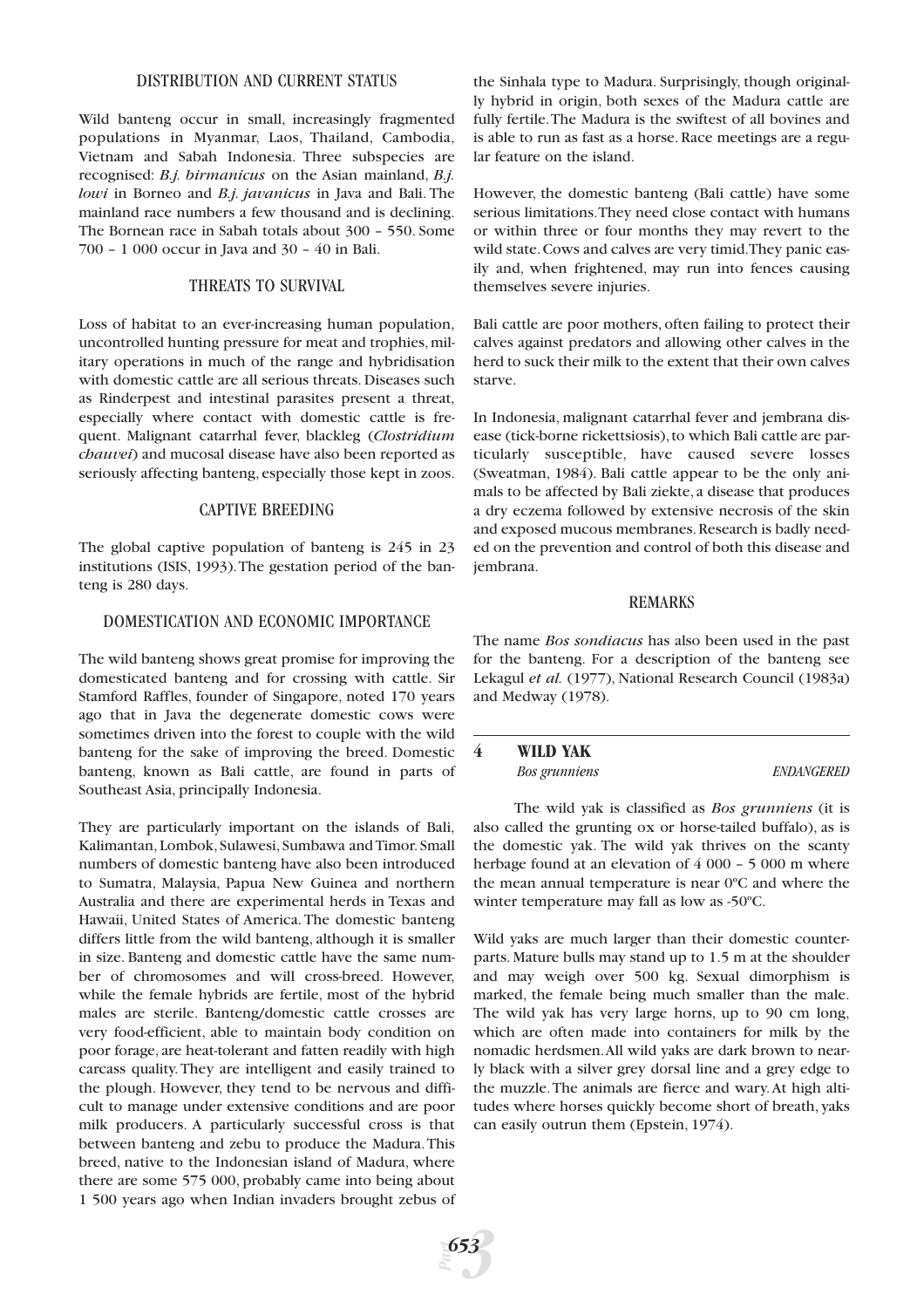## DISTRIBUTION AND CURRENT STATUS

Wild banteng occur in small, increasingly fragmented populations in Myanmar, Laos, Thailand, Cambodia, Vietnam and Sabah Indonesia. Three subspecies are recognised: *B.j. birmanicus* on the Asian mainland, *B.j. lowi* in Borneo and *B.j. javanicus* in Java and Bali. The mainland race numbers a few thousand and is declining. The Bornean race in Sabah totals about 300 – 550. Some 700 – 1 000 occur in Java and 30 – 40 in Bali.

## THREATS TO SURVIVAL

Loss of habitat to an ever-increasing human population, uncontrolled hunting pressure for meat and trophies, military operations in much of the range and hybridisation with domestic cattle are all serious threats. Diseases such as Rinderpest and intestinal parasites present a threat, especially where contact with domestic cattle is frequent. Malignant catarrhal fever, blackleg (*Clostridium chauvei*) and mucosal disease have also been reported as seriously affecting banteng, especially those kept in zoos.

## CAPTIVE BREEDING

The global captive population of banteng is 245 in 23 institutions (ISIS, 1993). The gestation period of the banteng is 280 days.

## DOMESTICATION AND ECONOMIC IMPORTANCE

The wild banteng shows great promise for improving the domesticated banteng and for crossing with cattle. Sir Stamford Raffles, founder of Singapore, noted 170 years ago that in Java the degenerate domestic cows were sometimes driven into the forest to couple with the wild banteng for the sake of improving the breed. Domestic banteng, known as Bali cattle, are found in parts of Southeast Asia, principally Indonesia.

They are particularly important on the islands of Bali, Kalimantan, Lombok, Sulawesi, Sumbawa and Timor. Small numbers of domestic banteng have also been introduced to Sumatra, Malaysia, Papua New Guinea and northern Australia and there are experimental herds in Texas and Hawaii, United States of America. The domestic banteng differs little from the wild banteng, although it is smaller in size. Banteng and domestic cattle have the same number of chromosomes and will cross-breed. However, while the female hybrids are fertile, most of the hybrid males are sterile. Banteng/domestic cattle crosses are very food-efficient, able to maintain body condition on poor forage, are heat-tolerant and fatten readily with high carcass quality. They are intelligent and easily trained to the plough. However, they tend to be nervous and difficult to manage under extensive conditions and are poor milk producers. A particularly successful cross is that between banteng and zebu to produce the Madura. This breed, native to the Indonesian island of Madura, where there are some 575 000, probably came into being about 1 500 years ago when Indian invaders brought zebus of the Sinhala type to Madura. Surprisingly, though originally hybrid in origin, both sexes of the Madura cattle are fully fertile. The Madura is the swiftest of all bovines and is able to run as fast as a horse. Race meetings are a regular feature on the island.

However, the domestic banteng (Bali cattle) have some serious limitations. They need close contact with humans or within three or four months they may revert to the wild state. Cows and calves are very timid. They panic easily and, when frightened, may run into fences causing themselves severe injuries.

Bali cattle are poor mothers, often failing to protect their calves against predators and allowing other calves in the herd to suck their milk to the extent that their own calves starve.

In Indonesia, malignant catarrhal fever and jembrana disease (tick-borne rickettsiosis), to which Bali cattle are particularly susceptible, have caused severe losses (Sweatman, 1984). Bali cattle appear to be the only animals to be affected by Bali ziekte, a disease that produces a dry eczema followed by extensive necrosis of the skin and exposed mucous membranes. Research is badly needed on the prevention and control of both this disease and jembrana.

## REMARKS

The name *Bos sondiacus* has also been used in the past for the banteng. For a description of the banteng see Lekagul *et al.* (1977), National Research Council (1983a) and Medway (1978).

## 4 WILD YAK

*Bos grunniens* — *ENDANGERED*

The wild yak is classified as *Bos grunniens* (it is also called the grunting ox or horse-tailed buffalo), as is the domestic yak. The wild yak thrives on the scanty herbage found at an elevation of 4 000 – 5 000 m where the mean annual temperature is near 0ºC and where the winter temperature may fall as low as -50ºC.

Wild yaks are much larger than their domestic counterparts. Mature bulls may stand up to 1.5 m at the shoulder and may weigh over 500 kg. Sexual dimorphism is marked, the female being much smaller than the male. The wild yak has very large horns, up to 90 cm long, which are often made into containers for milk by the nomadic herdsmen. All wild yaks are dark brown to nearly black with a silver grey dorsal line and a grey edge to the muzzle. The animals are fierce and wary. At high altitudes where horses quickly become short of breath, yaks can easily outrun them (Epstein, 1974).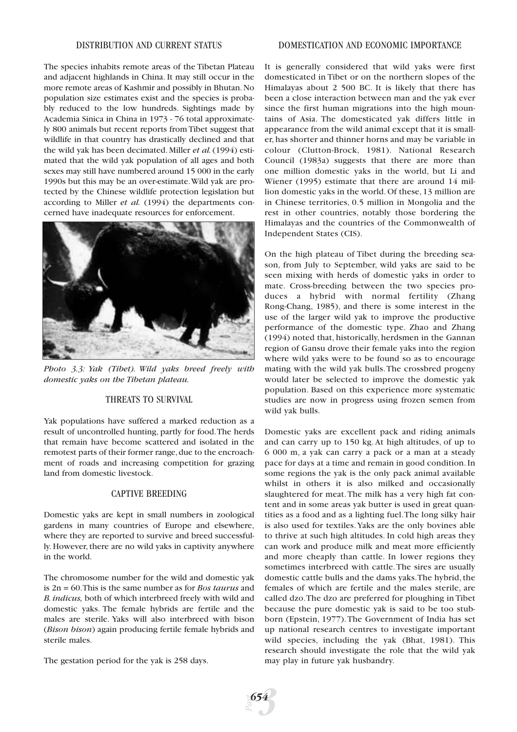## DISTRIBUTION AND CURRENT STATUS

The species inhabits remote areas of the Tibetan Plateau and adjacent highlands in China. It may still occur in the more remote areas of Kashmir and possibly in Bhutan. No population size estimates exist and the species is probably reduced to the low hundreds. Sightings made by Academia Sinica in China in 1973 - 76 total approximately 800 animals but recent reports from Tibet suggest that wildlife in that country has drastically declined and that the wild yak has been decimated. Miller *et al.* (1994) estimated that the wild yak population of all ages and both sexes may still have numbered around 15 000 in the early 1990s but this may be an over-estimate. Wild yak are protected by the Chinese wildlife protection legislation but according to Miller *et al.* (1994) the departments concerned have inadequate resources for enforcement.

*Photo 3.3: Yak (Tibet). Wild yaks breed freely with domestic yaks on the Tibetan plateau.*

## THREATS TO SURVIVAL

Yak populations have suffered a marked reduction as a result of uncontrolled hunting, partly for food. The herds that remain have become scattered and isolated in the remotest parts of their former range, due to the encroachment of roads and increasing competition for grazing land from domestic livestock.

## CAPTIVE BREEDING

Domestic yaks are kept in small numbers in zoological gardens in many countries of Europe and elsewhere, where they are reported to survive and breed successfully. However, there are no wild yaks in captivity anywhere in the world.

The chromosome number for the wild and domestic yak is 2n = 60. This is the same number as for *Bos taurus* and *B. indicus,* both of which interbreed freely with wild and domestic yaks. The female hybrids are fertile and the males are sterile. Yaks will also interbreed with bison (*Bison bison*) again producing fertile female hybrids and sterile males.

The gestation period for the yak is 258 days.

## DOMESTICATION AND ECONOMIC IMPORTANCE

It is generally considered that wild yaks were first domesticated in Tibet or on the northern slopes of the Himalayas about 2 500 BC. It is likely that there has been a close interaction between man and the yak ever since the first human migrations into the high mountains of Asia. The domesticated yak differs little in appearance from the wild animal except that it is smaller, has shorter and thinner horns and may be variable in colour (Clutton-Brock, 1981). National Research Council (1983a) suggests that there are more than one million domestic yaks in the world, but Li and Wiener (1995) estimate that there are around 14 million domestic yaks in the world. Of these, 13 million are in Chinese territories, 0.5 million in Mongolia and the rest in other countries, notably those bordering the Himalayas and the countries of the Commonwealth of Independent States (CIS).

On the high plateau of Tibet during the breeding season, from July to September, wild yaks are said to be seen mixing with herds of domestic yaks in order to mate. Cross-breeding between the two species produces a hybrid with normal fertility (Zhang Rong-Chang, 1985), and there is some interest in the use of the larger wild yak to improve the productive performance of the domestic type. Zhao and Zhang (1994) noted that, historically, herdsmen in the Gannan region of Gansu drove their female yaks into the region where wild yaks were to be found so as to encourage mating with the wild yak bulls. The crossbred progeny would later be selected to improve the domestic yak population. Based on this experience more systematic studies are now in progress using frozen semen from wild yak bulls.

Domestic yaks are excellent pack and riding animals and can carry up to 150 kg. At high altitudes, of up to 6 000 m, a yak can carry a pack or a man at a steady pace for days at a time and remain in good condition. In some regions the yak is the only pack animal available whilst in others it is also milked and occasionally slaughtered for meat. The milk has a very high fat content and in some areas yak butter is used in great quantities as a food and as a lighting fuel. The long silky hair is also used for textiles. Yaks are the only bovines able to thrive at such high altitudes. In cold high areas they can work and produce milk and meat more efficiently and more cheaply than cattle. In lower regions they sometimes interbreed with cattle. The sires are usually domestic cattle bulls and the dams yaks. The hybrid, the females of which are fertile and the males sterile, are called dzo. The dzo are preferred for ploughing in Tibet because the pure domestic yak is said to be too stubborn (Epstein, 1977). The Government of India has set up national research centres to investigate important wild species, including the yak (Bhat, 1981). This research should investigate the role that the wild yak may play in future yak husbandry.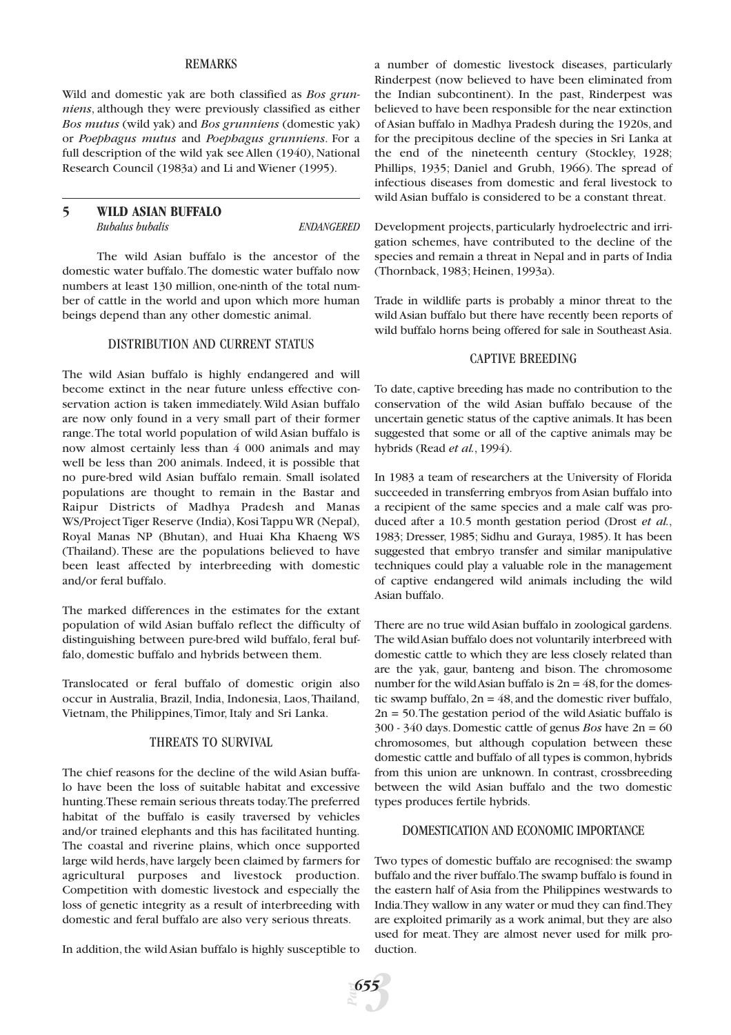#### REMARKS

Wild and domestic yak are both classified as *Bos grunniens*, although they were previously classified as either *Bos mutus* (wild yak) and *Bos grunniens* (domestic yak) or *Poephagus mutus* and *Poephagus grunniens*. For a full description of the wild yak see Allen (1940), National Research Council (1983a) and Li and Wiener (1995).

## 5 WILD ASIAN BUFFALO

*Bubalus bubalis* *ENDANGERED*

The wild Asian buffalo is the ancestor of the domestic water buffalo. The domestic water buffalo now numbers at least 130 million, one-ninth of the total number of cattle in the world and upon which more human beings depend than any other domestic animal.

#### DISTRIBUTION AND CURRENT STATUS

The wild Asian buffalo is highly endangered and will become extinct in the near future unless effective conservation action is taken immediately. Wild Asian buffalo are now only found in a very small part of their former range. The total world population of wild Asian buffalo is now almost certainly less than 4 000 animals and may well be less than 200 animals. Indeed, it is possible that no pure-bred wild Asian buffalo remain. Small isolated populations are thought to remain in the Bastar and Raipur Districts of Madhya Pradesh and Manas WS/Project Tiger Reserve (India), Kosi Tappu WR (Nepal), Royal Manas NP (Bhutan), and Huai Kha Khaeng WS (Thailand). These are the populations believed to have been least affected by interbreeding with domestic and/or feral buffalo.

The marked differences in the estimates for the extant population of wild Asian buffalo reflect the difficulty of distinguishing between pure-bred wild buffalo, feral buffalo, domestic buffalo and hybrids between them.

Translocated or feral buffalo of domestic origin also occur in Australia, Brazil, India, Indonesia, Laos, Thailand, Vietnam, the Philippines, Timor, Italy and Sri Lanka.

#### THREATS TO SURVIVAL

The chief reasons for the decline of the wild Asian buffalo have been the loss of suitable habitat and excessive hunting. These remain serious threats today. The preferred habitat of the buffalo is easily traversed by vehicles and/or trained elephants and this has facilitated hunting. The coastal and riverine plains, which once supported large wild herds, have largely been claimed by farmers for agricultural purposes and livestock production. Competition with domestic livestock and especially the loss of genetic integrity as a result of interbreeding with domestic and feral buffalo are also very serious threats.

In addition, the wild Asian buffalo is highly susceptible to a number of domestic livestock diseases, particularly Rinderpest (now believed to have been eliminated from the Indian subcontinent). In the past, Rinderpest was believed to have been responsible for the near extinction of Asian buffalo in Madhya Pradesh during the 1920s, and for the precipitous decline of the species in Sri Lanka at the end of the nineteenth century (Stockley, 1928; Phillips, 1935; Daniel and Grubh, 1966). The spread of infectious diseases from domestic and feral livestock to wild Asian buffalo is considered to be a constant threat.

Development projects, particularly hydroelectric and irrigation schemes, have contributed to the decline of the species and remain a threat in Nepal and in parts of India (Thornback, 1983; Heinen, 1993a).

Trade in wildlife parts is probably a minor threat to the wild Asian buffalo but there have recently been reports of wild buffalo horns being offered for sale in Southeast Asia.

#### CAPTIVE BREEDING

To date, captive breeding has made no contribution to the conservation of the wild Asian buffalo because of the uncertain genetic status of the captive animals. It has been suggested that some or all of the captive animals may be hybrids (Read *et al.*, 1994).

In 1983 a team of researchers at the University of Florida succeeded in transferring embryos from Asian buffalo into a recipient of the same species and a male calf was produced after a 10.5 month gestation period (Drost *et al.*, 1983; Dresser, 1985; Sidhu and Guraya, 1985). It has been suggested that embryo transfer and similar manipulative techniques could play a valuable role in the management of captive endangered wild animals including the wild Asian buffalo.

There are no true wild Asian buffalo in zoological gardens. The wild Asian buffalo does not voluntarily interbreed with domestic cattle to which they are less closely related than are the yak, gaur, banteng and bison. The chromosome number for the wild Asian buffalo is $2n = 48$, for the domestic swamp buffalo, $2n = 48$, and the domestic river buffalo, $2n = 50$. The gestation period of the wild Asiatic buffalo is 300 - 340 days. Domestic cattle of genus *Bos* have $2n = 60$ chromosomes, but although copulation between these domestic cattle and buffalo of all types is common, hybrids from this union are unknown. In contrast, crossbreeding between the wild Asian buffalo and the two domestic types produces fertile hybrids.

#### DOMESTICATION AND ECONOMIC IMPORTANCE

Two types of domestic buffalo are recognised: the swamp buffalo and the river buffalo. The swamp buffalo is found in the eastern half of Asia from the Philippines westwards to India. They wallow in any water or mud they can find. They are exploited primarily as a work animal, but they are also used for meat. They are almost never used for milk production.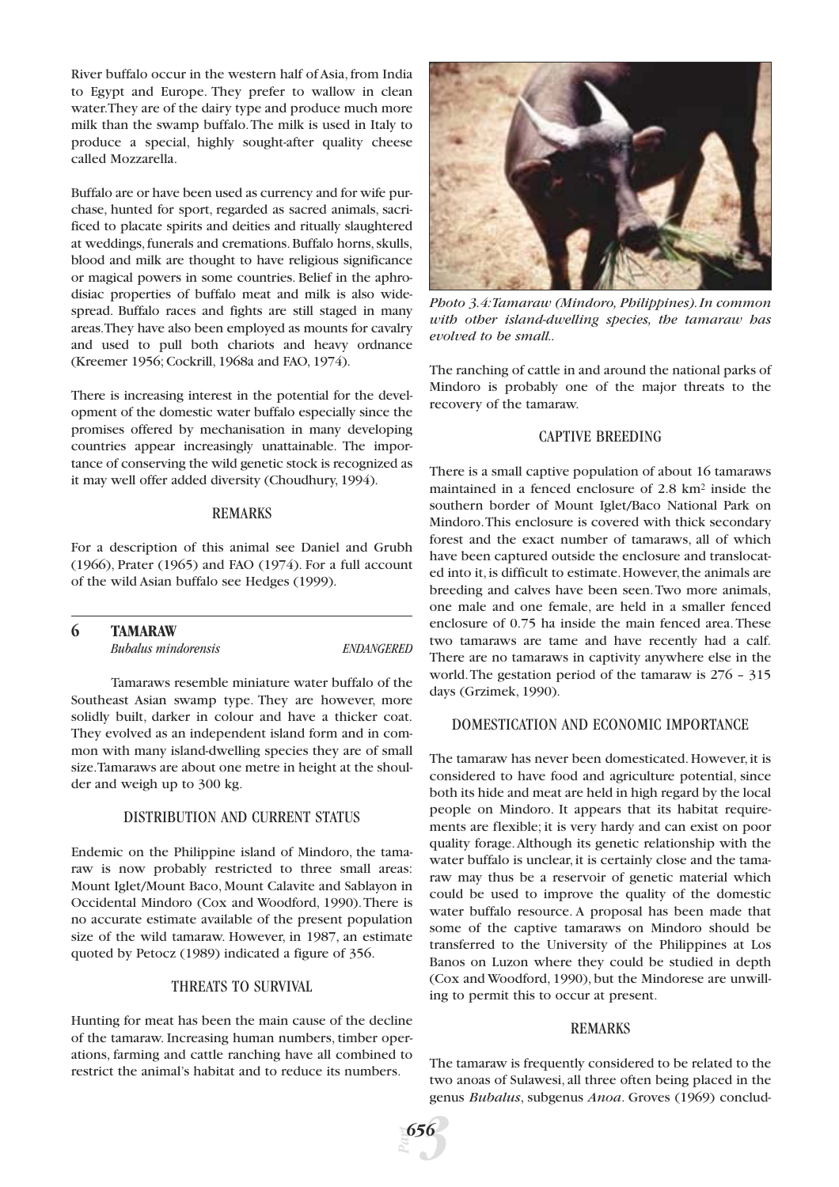River buffalo occur in the western half of Asia, from India to Egypt and Europe. They prefer to wallow in clean water. They are of the dairy type and produce much more milk than the swamp buffalo. The milk is used in Italy to produce a special, highly sought-after quality cheese called Mozzarella.

Buffalo are or have been used as currency and for wife purchase, hunted for sport, regarded as sacred animals, sacrificed to placate spirits and deities and ritually slaughtered at weddings, funerals and cremations. Buffalo horns, skulls, blood and milk are thought to have religious significance or magical powers in some countries. Belief in the aphrodisiac properties of buffalo meat and milk is also widespread. Buffalo races and fights are still staged in many areas. They have also been employed as mounts for cavalry and used to pull both chariots and heavy ordnance (Kreemer 1956; Cockrill, 1968a and FAO, 1974).

There is increasing interest in the potential for the development of the domestic water buffalo especially since the promises offered by mechanisation in many developing countries appear increasingly unattainable. The importance of conserving the wild genetic stock is recognized as it may well offer added diversity (Choudhury, 1994).

### REMARKS

For a description of this animal see Daniel and Grubh (1966), Prater (1965) and FAO (1974). For a full account of the wild Asian buffalo see Hedges (1999).

## 6 TAMARAW

*Bubalus mindorensis* *ENDANGERED*

Tamaraws resemble miniature water buffalo of the Southeast Asian swamp type. They are however, more solidly built, darker in colour and have a thicker coat. They evolved as an independent island form and in common with many island-dwelling species they are of small size. Tamaraws are about one metre in height at the shoulder and weigh up to 300 kg.

### DISTRIBUTION AND CURRENT STATUS

Endemic on the Philippine island of Mindoro, the tamaraw is now probably restricted to three small areas: Mount Iglet/Mount Baco, Mount Calavite and Sablayon in Occidental Mindoro (Cox and Woodford, 1990). There is no accurate estimate available of the present population size of the wild tamaraw. However, in 1987, an estimate quoted by Petocz (1989) indicated a figure of 356.

### THREATS TO SURVIVAL

Hunting for meat has been the main cause of the decline of the tamaraw. Increasing human numbers, timber operations, farming and cattle ranching have all combined to restrict the animal's habitat and to reduce its numbers.

*Photo 3.4: Tamaraw (Mindoro, Philippines). In common with other island-dwelling species, the tamaraw has evolved to be small..*

The ranching of cattle in and around the national parks of Mindoro is probably one of the major threats to the recovery of the tamaraw.

### CAPTIVE BREEDING

There is a small captive population of about 16 tamaraws maintained in a fenced enclosure of 2.8 km$^2$ inside the southern border of Mount Iglet/Baco National Park on Mindoro. This enclosure is covered with thick secondary forest and the exact number of tamaraws, all of which have been captured outside the enclosure and translocated into it, is difficult to estimate. However, the animals are breeding and calves have been seen. Two more animals, one male and one female, are held in a smaller fenced enclosure of 0.75 ha inside the main fenced area. These two tamaraws are tame and have recently had a calf. There are no tamaraws in captivity anywhere else in the world. The gestation period of the tamaraw is 276 – 315 days (Grzimek, 1990).

### DOMESTICATION AND ECONOMIC IMPORTANCE

The tamaraw has never been domesticated. However, it is considered to have food and agriculture potential, since both its hide and meat are held in high regard by the local people on Mindoro. It appears that its habitat requirements are flexible; it is very hardy and can exist on poor quality forage. Although its genetic relationship with the water buffalo is unclear, it is certainly close and the tamaraw may thus be a reservoir of genetic material which could be used to improve the quality of the domestic water buffalo resource. A proposal has been made that some of the captive tamaraws on Mindoro should be transferred to the University of the Philippines at Los Banos on Luzon where they could be studied in depth (Cox and Woodford, 1990), but the Mindorese are unwilling to permit this to occur at present.

### REMARKS

The tamaraw is frequently considered to be related to the two anoas of Sulawesi, all three often being placed in the genus *Bubalus*, subgenus *Anoa*. Groves (1969) conclud-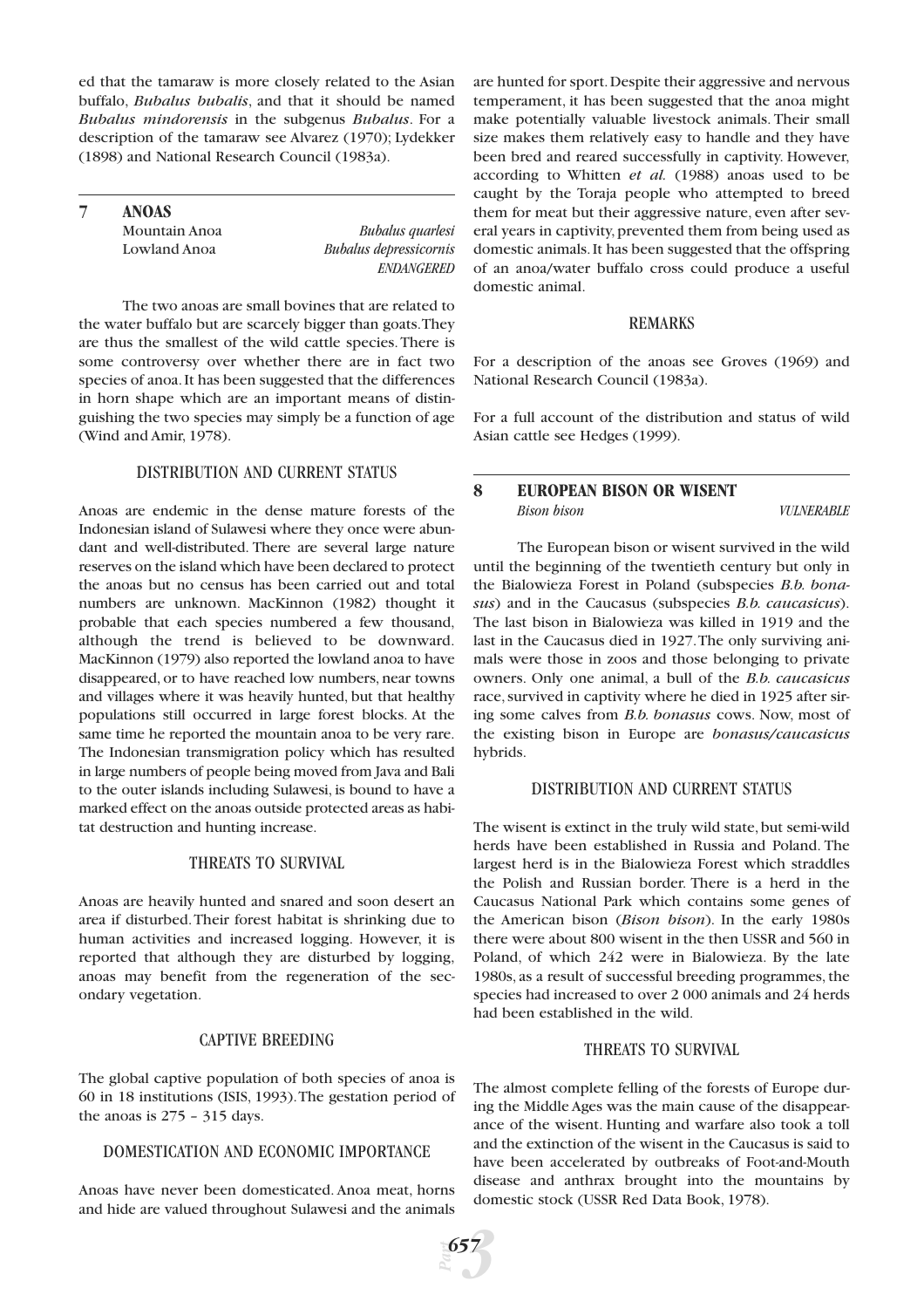ed that the tamaraw is more closely related to the Asian buffalo, *Bubalus bubalis*, and that it should be named *Bubalus mindorensis* in the subgenus *Bubalus*. For a description of the tamaraw see Alvarez (1970); Lydekker (1898) and National Research Council (1983a).

## 7 ANOAS

Mountain Anoa — *Bubalus quarlesi*
Lowland Anoa — *Bubalus depressicornis*
*ENDANGERED*

The two anoas are small bovines that are related to the water buffalo but are scarcely bigger than goats. They are thus the smallest of the wild cattle species. There is some controversy over whether there are in fact two species of anoa. It has been suggested that the differences in horn shape which are an important means of distinguishing the two species may simply be a function of age (Wind and Amir, 1978).

### DISTRIBUTION AND CURRENT STATUS

Anoas are endemic in the dense mature forests of the Indonesian island of Sulawesi where they once were abundant and well-distributed. There are several large nature reserves on the island which have been declared to protect the anoas but no census has been carried out and total numbers are unknown. MacKinnon (1982) thought it probable that each species numbered a few thousand, although the trend is believed to be downward. MacKinnon (1979) also reported the lowland anoa to have disappeared, or to have reached low numbers, near towns and villages where it was heavily hunted, but that healthy populations still occurred in large forest blocks. At the same time he reported the mountain anoa to be very rare. The Indonesian transmigration policy which has resulted in large numbers of people being moved from Java and Bali to the outer islands including Sulawesi, is bound to have a marked effect on the anoas outside protected areas as habitat destruction and hunting increase.

### THREATS TO SURVIVAL

Anoas are heavily hunted and snared and soon desert an area if disturbed. Their forest habitat is shrinking due to human activities and increased logging. However, it is reported that although they are disturbed by logging, anoas may benefit from the regeneration of the secondary vegetation.

### CAPTIVE BREEDING

The global captive population of both species of anoa is 60 in 18 institutions (ISIS, 1993). The gestation period of the anoas is 275 – 315 days.

### DOMESTICATION AND ECONOMIC IMPORTANCE

Anoas have never been domesticated. Anoa meat, horns and hide are valued throughout Sulawesi and the animals are hunted for sport. Despite their aggressive and nervous temperament, it has been suggested that the anoa might make potentially valuable livestock animals. Their small size makes them relatively easy to handle and they have been bred and reared successfully in captivity. However, according to Whitten *et al.* (1988) anoas used to be caught by the Toraja people who attempted to breed them for meat but their aggressive nature, even after several years in captivity, prevented them from being used as domestic animals. It has been suggested that the offspring of an anoa/water buffalo cross could produce a useful domestic animal.

### REMARKS

For a description of the anoas see Groves (1969) and National Research Council (1983a).

For a full account of the distribution and status of wild Asian cattle see Hedges (1999).

## 8 EUROPEAN BISON OR WISENT

*Bison bison* — *VULNERABLE*

The European bison or wisent survived in the wild until the beginning of the twentieth century but only in the Bialowieza Forest in Poland (subspecies *B.b. bonasus*) and in the Caucasus (subspecies *B.b. caucasicus*). The last bison in Bialowieza was killed in 1919 and the last in the Caucasus died in 1927. The only surviving animals were those in zoos and those belonging to private owners. Only one animal, a bull of the *B.b. caucasicus* race, survived in captivity where he died in 1925 after siring some calves from *B.b. bonasus* cows. Now, most of the existing bison in Europe are *bonasus/caucasicus* hybrids.

### DISTRIBUTION AND CURRENT STATUS

The wisent is extinct in the truly wild state, but semi-wild herds have been established in Russia and Poland. The largest herd is in the Bialowieza Forest which straddles the Polish and Russian border. There is a herd in the Caucasus National Park which contains some genes of the American bison (*Bison bison*). In the early 1980s there were about 800 wisent in the then USSR and 560 in Poland, of which 242 were in Bialowieza. By the late 1980s, as a result of successful breeding programmes, the species had increased to over 2 000 animals and 24 herds had been established in the wild.

### THREATS TO SURVIVAL

The almost complete felling of the forests of Europe during the Middle Ages was the main cause of the disappearance of the wisent. Hunting and warfare also took a toll and the extinction of the wisent in the Caucasus is said to have been accelerated by outbreaks of Foot-and-Mouth disease and anthrax brought into the mountains by domestic stock (USSR Red Data Book, 1978).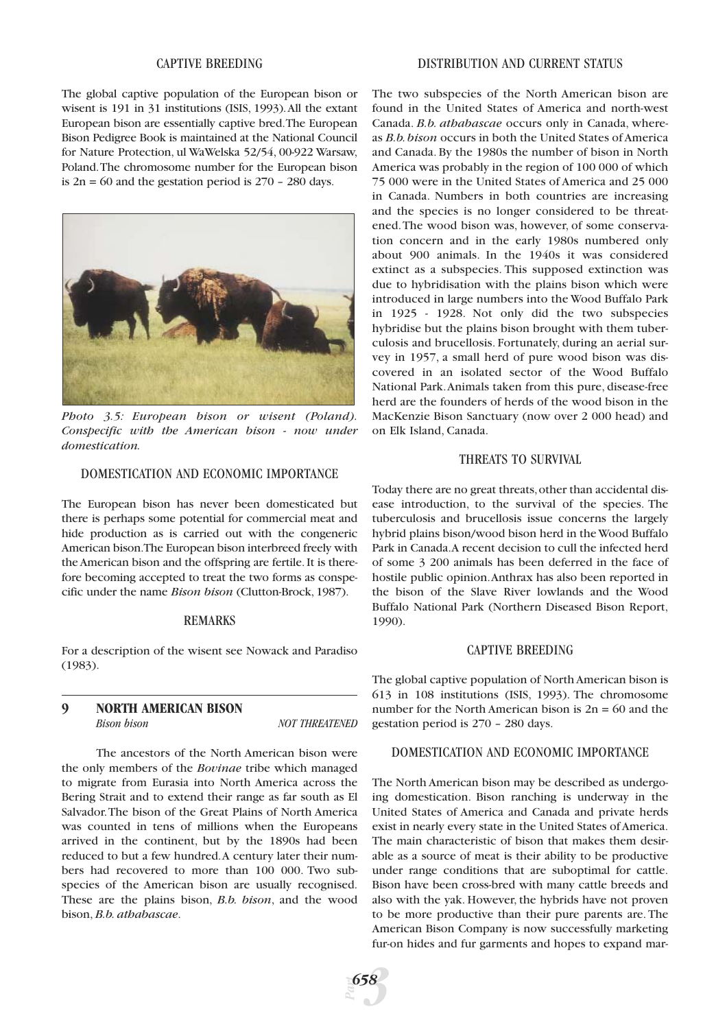### CAPTIVE BREEDING

The global captive population of the European bison or wisent is 191 in 31 institutions (ISIS, 1993). All the extant European bison are essentially captive bred. The European Bison Pedigree Book is maintained at the National Council for Nature Protection, ul WaWelska 52/54, 00-922 Warsaw, Poland. The chromosome number for the European bison is 2n = 60 and the gestation period is 270 – 280 days.

*Photo 3.5: European bison or wisent (Poland). Conspecific with the American bison - now under domestication.*

### DOMESTICATION AND ECONOMIC IMPORTANCE

The European bison has never been domesticated but there is perhaps some potential for commercial meat and hide production as is carried out with the congeneric American bison. The European bison interbreed freely with the American bison and the offspring are fertile. It is therefore becoming accepted to treat the two forms as conspecific under the name *Bison bison* (Clutton-Brock, 1987).

### REMARKS

For a description of the wisent see Nowack and Paradiso (1983).

## 9 NORTH AMERICAN BISON

*Bison bison* — *NOT THREATENED*

The ancestors of the North American bison were the only members of the *Bovinae* tribe which managed to migrate from Eurasia into North America across the Bering Strait and to extend their range as far south as El Salvador. The bison of the Great Plains of North America was counted in tens of millions when the Europeans arrived in the continent, but by the 1890s had been reduced to but a few hundred. A century later their numbers had recovered to more than 100 000. Two subspecies of the American bison are usually recognised. These are the plains bison, *B.b. bison*, and the wood bison, *B.b. athabascae*.

### DISTRIBUTION AND CURRENT STATUS

The two subspecies of the North American bison are found in the United States of America and north-west Canada. *B.b. athabascae* occurs only in Canada, whereas *B.b. bison* occurs in both the United States of America and Canada. By the 1980s the number of bison in North America was probably in the region of 100 000 of which 75 000 were in the United States of America and 25 000 in Canada. Numbers in both countries are increasing and the species is no longer considered to be threatened. The wood bison was, however, of some conservation concern and in the early 1980s numbered only about 900 animals. In the 1940s it was considered extinct as a subspecies. This supposed extinction was due to hybridisation with the plains bison which were introduced in large numbers into the Wood Buffalo Park in 1925 - 1928. Not only did the two subspecies hybridise but the plains bison brought with them tuberculosis and brucellosis. Fortunately, during an aerial survey in 1957, a small herd of pure wood bison was discovered in an isolated sector of the Wood Buffalo National Park. Animals taken from this pure, disease-free herd are the founders of herds of the wood bison in the MacKenzie Bison Sanctuary (now over 2 000 head) and on Elk Island, Canada.

### THREATS TO SURVIVAL

Today there are no great threats, other than accidental disease introduction, to the survival of the species. The tuberculosis and brucellosis issue concerns the largely hybrid plains bison/wood bison herd in the Wood Buffalo Park in Canada. A recent decision to cull the infected herd of some 3 200 animals has been deferred in the face of hostile public opinion. Anthrax has also been reported in the bison of the Slave River lowlands and the Wood Buffalo National Park (Northern Diseased Bison Report, 1990).

### CAPTIVE BREEDING

The global captive population of North American bison is 613 in 108 institutions (ISIS, 1993). The chromosome number for the North American bison is 2n = 60 and the gestation period is 270 – 280 days.

### DOMESTICATION AND ECONOMIC IMPORTANCE

The North American bison may be described as undergoing domestication. Bison ranching is underway in the United States of America and Canada and private herds exist in nearly every state in the United States of America. The main characteristic of bison that makes them desirable as a source of meat is their ability to be productive under range conditions that are suboptimal for cattle. Bison have been cross-bred with many cattle breeds and also with the yak. However, the hybrids have not proven to be more productive than their pure parents are. The American Bison Company is now successfully marketing fur-on hides and fur garments and hopes to expand mar-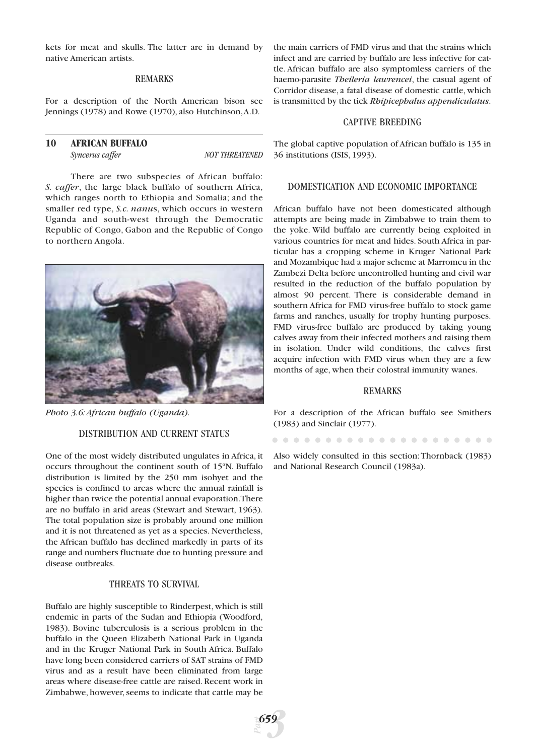kets for meat and skulls. The latter are in demand by native American artists.

### REMARKS

For a description of the North American bison see Jennings (1978) and Rowe (1970), also Hutchinson, A.D.

## 10 AFRICAN BUFFALO

*Syncerus caffer* — *NOT THREATENED*

There are two subspecies of African buffalo: *S. caffer*, the large black buffalo of southern Africa, which ranges north to Ethiopia and Somalia; and the smaller red type, *S.c. nanus*, which occurs in western Uganda and south-west through the Democratic Republic of Congo, Gabon and the Republic of Congo to northern Angola.

*Photo 3.6: African buffalo (Uganda).*

### DISTRIBUTION AND CURRENT STATUS

One of the most widely distributed ungulates in Africa, it occurs throughout the continent south of 15ºN. Buffalo distribution is limited by the 250 mm isohyet and the species is confined to areas where the annual rainfall is higher than twice the potential annual evaporation. There are no buffalo in arid areas (Stewart and Stewart, 1963). The total population size is probably around one million and it is not threatened as yet as a species. Nevertheless, the African buffalo has declined markedly in parts of its range and numbers fluctuate due to hunting pressure and disease outbreaks.

### THREATS TO SURVIVAL

Buffalo are highly susceptible to Rinderpest, which is still endemic in parts of the Sudan and Ethiopia (Woodford, 1983). Bovine tuberculosis is a serious problem in the buffalo in the Queen Elizabeth National Park in Uganda and in the Kruger National Park in South Africa. Buffalo have long been considered carriers of SAT strains of FMD virus and as a result have been eliminated from large areas where disease-free cattle are raised. Recent work in Zimbabwe, however, seems to indicate that cattle may be the main carriers of FMD virus and that the strains which infect and are carried by buffalo are less infective for cattle. African buffalo are also symptomless carriers of the haemo-parasite *Theileria lawrencei*, the casual agent of Corridor disease, a fatal disease of domestic cattle, which is transmitted by the tick *Rhipicephalus appendiculatus*.

### CAPTIVE BREEDING

The global captive population of African buffalo is 135 in 36 institutions (ISIS, 1993).

### DOMESTICATION AND ECONOMIC IMPORTANCE

African buffalo have not been domesticated although attempts are being made in Zimbabwe to train them to the yoke. Wild buffalo are currently being exploited in various countries for meat and hides. South Africa in particular has a cropping scheme in Kruger National Park and Mozambique had a major scheme at Marromeu in the Zambezi Delta before uncontrolled hunting and civil war resulted in the reduction of the buffalo population by almost 90 percent. There is considerable demand in southern Africa for FMD virus-free buffalo to stock game farms and ranches, usually for trophy hunting purposes. FMD virus-free buffalo are produced by taking young calves away from their infected mothers and raising them in isolation. Under wild conditions, the calves first acquire infection with FMD virus when they are a few months of age, when their colostral immunity wanes.

### REMARKS

For a description of the African buffalo see Smithers (1983) and Sinclair (1977).

Also widely consulted in this section: Thornback (1983) and National Research Council (1983a).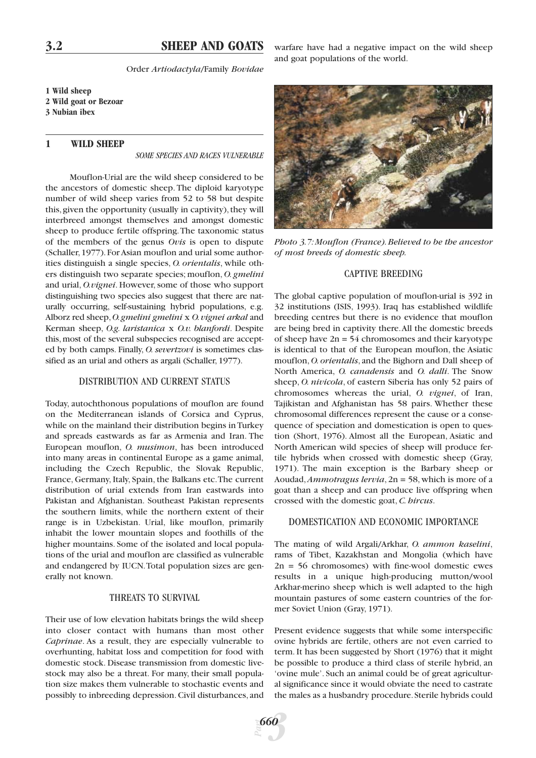## 3.2 SHEEP AND GOATS

Order *Artiodactyla*/Family *Bovidae*

**1 Wild sheep**
**2 Wild goat or Bezoar**
**3 Nubian ibex**

### 1 WILD SHEEP

*SOME SPECIES AND RACES VULNERABLE*

Mouflon-Urial are the wild sheep considered to be the ancestors of domestic sheep. The diploid karyotype number of wild sheep varies from 52 to 58 but despite this, given the opportunity (usually in captivity), they will interbreed amongst themselves and amongst domestic sheep to produce fertile offspring. The taxonomic status of the members of the genus *Ovis* is open to dispute (Schaller, 1977). For Asian mouflon and urial some authorities distinguish a single species, *O. orientalis*, while others distinguish two separate species; mouflon, *O. gmelini* and urial, *O.vignei*. However, some of those who support distinguishing two species also suggest that there are naturally occurring, self-sustaining hybrid populations, e.g. Alborz red sheep, *O.gmelini gmelini* x *O. vignei arkal* and Kerman sheep, *O.g. laristanica* x *O.v. blanfordi*. Despite this, most of the several subspecies recognised are accepted by both camps. Finally, *O. severtzovi* is sometimes classified as an urial and others as argali (Schaller, 1977).

#### DISTRIBUTION AND CURRENT STATUS

Today, autochthonous populations of mouflon are found on the Mediterranean islands of Corsica and Cyprus, while on the mainland their distribution begins in Turkey and spreads eastwards as far as Armenia and Iran. The European mouflon, *O. musimon*, has been introduced into many areas in continental Europe as a game animal, including the Czech Republic, the Slovak Republic, France, Germany, Italy, Spain, the Balkans etc. The current distribution of urial extends from Iran eastwards into Pakistan and Afghanistan. Southeast Pakistan represents the southern limits, while the northern extent of their range is in Uzbekistan. Urial, like mouflon, primarily inhabit the lower mountain slopes and foothills of the higher mountains. Some of the isolated and local populations of the urial and mouflon are classified as vulnerable and endangered by IUCN. Total population sizes are generally not known.

#### THREATS TO SURVIVAL

Their use of low elevation habitats brings the wild sheep into closer contact with humans than most other *Caprinae*. As a result, they are especially vulnerable to overhunting, habitat loss and competition for food with domestic stock. Disease transmission from domestic livestock may also be a threat. For many, their small population size makes them vulnerable to stochastic events and possibly to inbreeding depression. Civil disturbances, and warfare have had a negative impact on the wild sheep and goat populations of the world.

*Photo 3.7: Mouflon (France). Believed to be the ancestor of most breeds of domestic sheep.*

#### CAPTIVE BREEDING

The global captive population of mouflon-urial is 392 in 32 institutions (ISIS, 1993). Iraq has established wildlife breeding centres but there is no evidence that mouflon are being bred in captivity there. All the domestic breeds of sheep have $2n = 54$ chromosomes and their karyotype is identical to that of the European mouflon, the Asiatic mouflon, *O. orientalis*, and the Bighorn and Dall sheep of North America, *O. canadensis* and *O. dalli*. The Snow sheep, *O. nivicola*, of eastern Siberia has only 52 pairs of chromosomes whereas the urial, *O. vignei*, of Iran, Tajikistan and Afghanistan has 58 pairs. Whether these chromosomal differences represent the cause or a consequence of speciation and domestication is open to question (Short, 1976). Almost all the European, Asiatic and North American wild species of sheep will produce fertile hybrids when crossed with domestic sheep (Gray, 1971). The main exception is the Barbary sheep or Aoudad, *Ammotragus lervia*, $2n = 58$, which is more of a goat than a sheep and can produce live offspring when crossed with the domestic goat, *C. hircus*.

#### DOMESTICATION AND ECONOMIC IMPORTANCE

The mating of wild Argali/Arkhar, *O. ammon kaselini*, rams of Tibet, Kazakhstan and Mongolia (which have $2n = 56$ chromosomes) with fine-wool domestic ewes results in a unique high-producing mutton/wool Arkhar-merino sheep which is well adapted to the high mountain pastures of some eastern countries of the former Soviet Union (Gray, 1971).

Present evidence suggests that while some interspecific ovine hybrids are fertile, others are not even carried to term. It has been suggested by Short (1976) that it might be possible to produce a third class of sterile hybrid, an 'ovine mule'. Such an animal could be of great agricultural significance since it would obviate the need to castrate the males as a husbandry procedure. Sterile hybrids could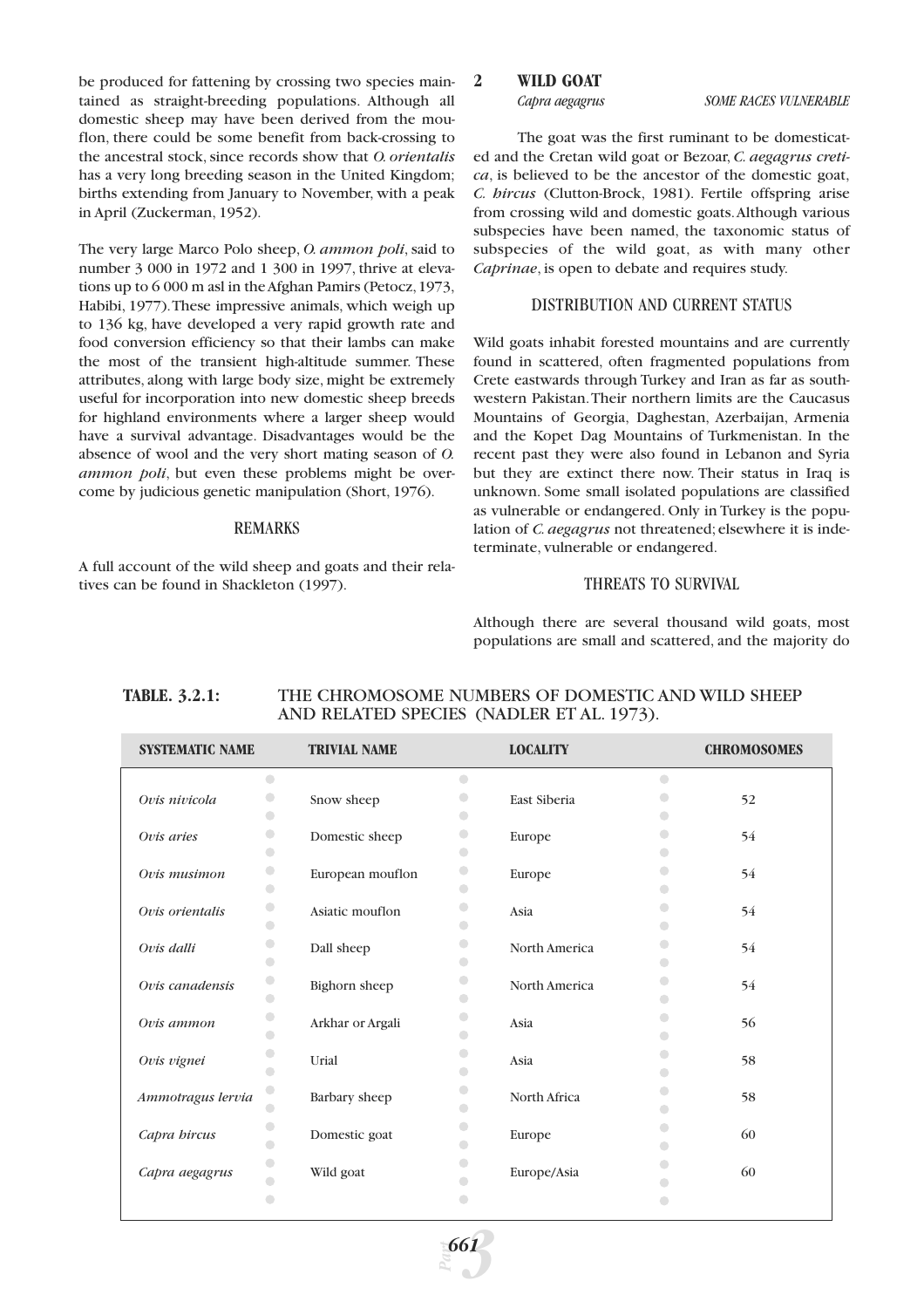be produced for fattening by crossing two species maintained as straight-breeding populations. Although all domestic sheep may have been derived from the mouflon, there could be some benefit from back-crossing to the ancestral stock, since records show that *O. orientalis* has a very long breeding season in the United Kingdom; births extending from January to November, with a peak in April (Zuckerman, 1952).

The very large Marco Polo sheep, *O. ammon poli*, said to number 3 000 in 1972 and 1 300 in 1997, thrive at elevations up to 6 000 m asl in the Afghan Pamirs (Petocz, 1973, Habibi, 1977). These impressive animals, which weigh up to 136 kg, have developed a very rapid growth rate and food conversion efficiency so that their lambs can make the most of the transient high-altitude summer. These attributes, along with large body size, might be extremely useful for incorporation into new domestic sheep breeds for highland environments where a larger sheep would have a survival advantage. Disadvantages would be the absence of wool and the very short mating season of *O. ammon poli*, but even these problems might be overcome by judicious genetic manipulation (Short, 1976).

### REMARKS

A full account of the wild sheep and goats and their relatives can be found in Shackleton (1997).

## 2 WILD GOAT

*Capra aegagrus* SOME RACES VULNERABLE

The goat was the first ruminant to be domesticated and the Cretan wild goat or Bezoar, *C. aegagrus cretica*, is believed to be the ancestor of the domestic goat, *C. hircus* (Clutton-Brock, 1981). Fertile offspring arise from crossing wild and domestic goats. Although various subspecies have been named, the taxonomic status of subspecies of the wild goat, as with many other *Caprinae*, is open to debate and requires study.

### DISTRIBUTION AND CURRENT STATUS

Wild goats inhabit forested mountains and are currently found in scattered, often fragmented populations from Crete eastwards through Turkey and Iran as far as southwestern Pakistan. Their northern limits are the Caucasus Mountains of Georgia, Daghestan, Azerbaijan, Armenia and the Kopet Dag Mountains of Turkmenistan. In the recent past they were also found in Lebanon and Syria but they are extinct there now. Their status in Iraq is unknown. Some small isolated populations are classified as vulnerable or endangered. Only in Turkey is the population of *C. aegagrus* not threatened; elsewhere it is indeterminate, vulnerable or endangered.

### THREATS TO SURVIVAL

Although there are several thousand wild goats, most populations are small and scattered, and the majority do

**TABLE. 3.2.1:** THE CHROMOSOME NUMBERS OF DOMESTIC AND WILD SHEEP AND RELATED SPECIES (NADLER ET AL. 1973).

| SYSTEMATIC NAME | TRIVIAL NAME | LOCALITY | CHROMOSOMES |
|---|---|---|---|
| *Ovis nivicola* | Snow sheep | East Siberia | 52 |
| *Ovis aries* | Domestic sheep | Europe | 54 |
| *Ovis musimon* | European mouflon | Europe | 54 |
| *Ovis orientalis* | Asiatic mouflon | Asia | 54 |
| *Ovis dalli* | Dall sheep | North America | 54 |
| *Ovis canadensis* | Bighorn sheep | North America | 54 |
| *Ovis ammon* | Arkhar or Argali | Asia | 56 |
| *Ovis vignei* | Urial | Asia | 58 |
| *Ammotragus lervia* | Barbary sheep | North Africa | 58 |
| *Capra hircus* | Domestic goat | Europe | 60 |
| *Capra aegagrus* | Wild goat | Europe/Asia | 60 |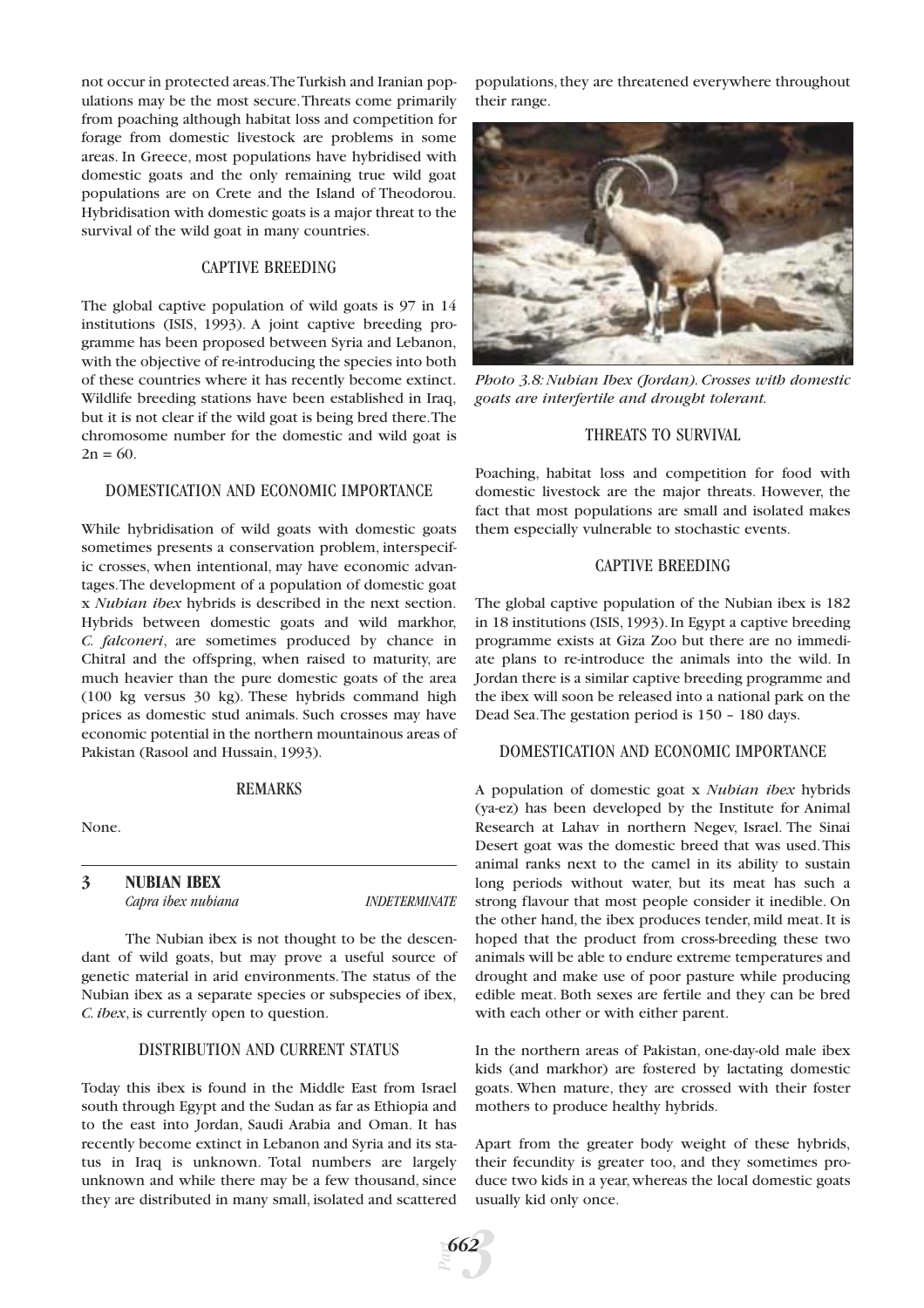not occur in protected areas. The Turkish and Iranian populations may be the most secure. Threats come primarily from poaching although habitat loss and competition for forage from domestic livestock are problems in some areas. In Greece, most populations have hybridised with domestic goats and the only remaining true wild goat populations are on Crete and the Island of Theodorou. Hybridisation with domestic goats is a major threat to the survival of the wild goat in many countries.

#### CAPTIVE BREEDING

The global captive population of wild goats is 97 in 14 institutions (ISIS, 1993). A joint captive breeding programme has been proposed between Syria and Lebanon, with the objective of re-introducing the species into both of these countries where it has recently become extinct. Wildlife breeding stations have been established in Iraq, but it is not clear if the wild goat is being bred there. The chromosome number for the domestic and wild goat is $2n = 60$.

#### DOMESTICATION AND ECONOMIC IMPORTANCE

While hybridisation of wild goats with domestic goats sometimes presents a conservation problem, interspecific crosses, when intentional, may have economic advantages. The development of a population of domestic goat x *Nubian ibex* hybrids is described in the next section. Hybrids between domestic goats and wild markhor, *C. falconeri*, are sometimes produced by chance in Chitral and the offspring, when raised to maturity, are much heavier than the pure domestic goats of the area (100 kg versus 30 kg). These hybrids command high prices as domestic stud animals. Such crosses may have economic potential in the northern mountainous areas of Pakistan (Rasool and Hussain, 1993).

#### REMARKS

None.

### 3 NUBIAN IBEX

*Capra ibex nubiana* — *INDETERMINATE*

The Nubian ibex is not thought to be the descendant of wild goats, but may prove a useful source of genetic material in arid environments. The status of the Nubian ibex as a separate species or subspecies of ibex, *C. ibex*, is currently open to question.

#### DISTRIBUTION AND CURRENT STATUS

Today this ibex is found in the Middle East from Israel south through Egypt and the Sudan as far as Ethiopia and to the east into Jordan, Saudi Arabia and Oman. It has recently become extinct in Lebanon and Syria and its status in Iraq is unknown. Total numbers are largely unknown and while there may be a few thousand, since they are distributed in many small, isolated and scattered populations, they are threatened everywhere throughout their range.

*Photo 3.8: Nubian Ibex (Jordan). Crosses with domestic goats are interfertile and drought tolerant.*

#### THREATS TO SURVIVAL

Poaching, habitat loss and competition for food with domestic livestock are the major threats. However, the fact that most populations are small and isolated makes them especially vulnerable to stochastic events.

#### CAPTIVE BREEDING

The global captive population of the Nubian ibex is 182 in 18 institutions (ISIS, 1993). In Egypt a captive breeding programme exists at Giza Zoo but there are no immediate plans to re-introduce the animals into the wild. In Jordan there is a similar captive breeding programme and the ibex will soon be released into a national park on the Dead Sea. The gestation period is 150 – 180 days.

#### DOMESTICATION AND ECONOMIC IMPORTANCE

A population of domestic goat x *Nubian ibex* hybrids (ya-ez) has been developed by the Institute for Animal Research at Lahav in northern Negev, Israel. The Sinai Desert goat was the domestic breed that was used. This animal ranks next to the camel in its ability to sustain long periods without water, but its meat has such a strong flavour that most people consider it inedible. On the other hand, the ibex produces tender, mild meat. It is hoped that the product from cross-breeding these two animals will be able to endure extreme temperatures and drought and make use of poor pasture while producing edible meat. Both sexes are fertile and they can be bred with each other or with either parent.

In the northern areas of Pakistan, one-day-old male ibex kids (and markhor) are fostered by lactating domestic goats. When mature, they are crossed with their foster mothers to produce healthy hybrids.

Apart from the greater body weight of these hybrids, their fecundity is greater too, and they sometimes produce two kids in a year, whereas the local domestic goats usually kid only once.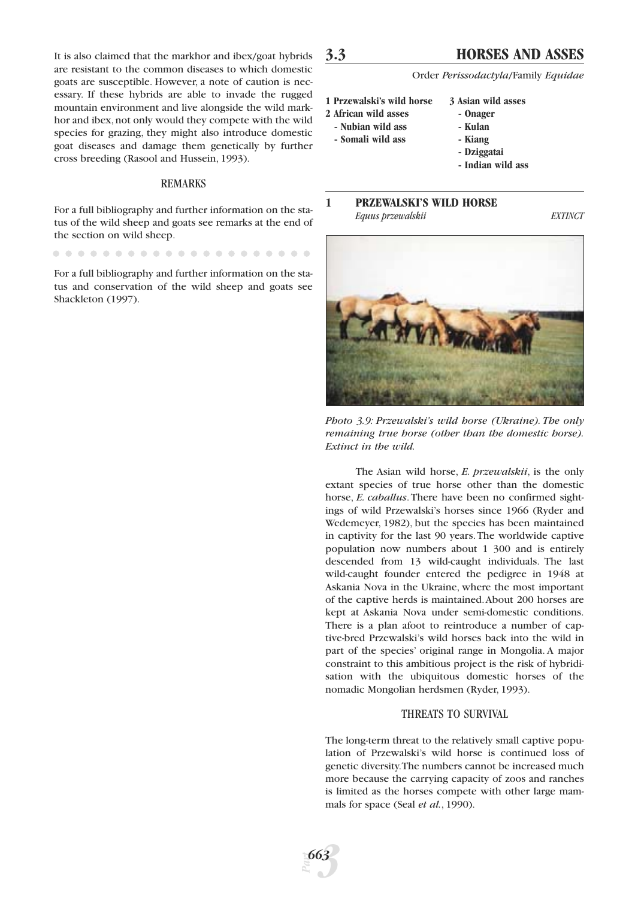It is also claimed that the markhor and ibex/goat hybrids are resistant to the common diseases to which domestic goats are susceptible. However, a note of caution is necessary. If these hybrids are able to invade the rugged mountain environment and live alongside the wild markhor and ibex, not only would they compete with the wild species for grazing, they might also introduce domestic goat diseases and damage them genetically by further cross breeding (Rasool and Hussein, 1993).

### REMARKS

For a full bibliography and further information on the status of the wild sheep and goats see remarks at the end of the section on wild sheep.

For a full bibliography and further information on the status and conservation of the wild sheep and goats see Shackleton (1997).

## 3.3 HORSES AND ASSES

Order *Perissodactyla*/Family *Equidae*

**1 Przewalski's wild horse**
**2 African wild asses**
**- Nubian wild ass**
**- Somali wild ass**
**3 Asian wild asses**
**- Onager**
**- Kulan**
**- Kiang**
**- Dziggatai**
**- Indian wild ass**

### 1 PRZEWALSKI'S WILD HORSE

*Equus przewalskii* *EXTINCT*

*Photo 3.9: Przewalski's wild horse (Ukraine). The only remaining true horse (other than the domestic horse). Extinct in the wild.*

The Asian wild horse, *E. przewalskii*, is the only extant species of true horse other than the domestic horse, *E. caballus*. There have been no confirmed sightings of wild Przewalski's horses since 1966 (Ryder and Wedemeyer, 1982), but the species has been maintained in captivity for the last 90 years. The worldwide captive population now numbers about 1 300 and is entirely descended from 13 wild-caught individuals. The last wild-caught founder entered the pedigree in 1948 at Askania Nova in the Ukraine, where the most important of the captive herds is maintained. About 200 horses are kept at Askania Nova under semi-domestic conditions. There is a plan afoot to reintroduce a number of captive-bred Przewalski's wild horses back into the wild in part of the species' original range in Mongolia. A major constraint to this ambitious project is the risk of hybridisation with the ubiquitous domestic horses of the nomadic Mongolian herdsmen (Ryder, 1993).

### THREATS TO SURVIVAL

The long-term threat to the relatively small captive population of Przewalski's wild horse is continued loss of genetic diversity. The numbers cannot be increased much more because the carrying capacity of zoos and ranches is limited as the horses compete with other large mammals for space (Seal *et al.*, 1990).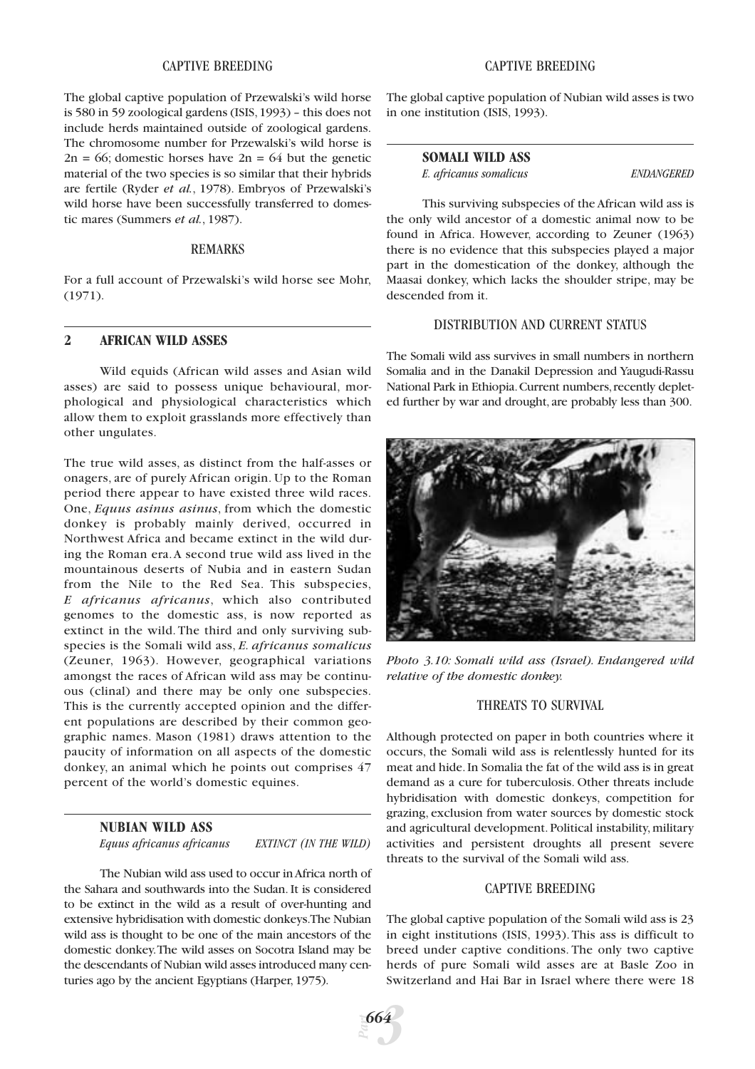#### CAPTIVE BREEDING

The global captive population of Przewalski's wild horse is 580 in 59 zoological gardens (ISIS, 1993) – this does not include herds maintained outside of zoological gardens. The chromosome number for Przewalski's wild horse is $2n = 66$; domestic horses have $2n = 64$ but the genetic material of the two species is so similar that their hybrids are fertile (Ryder *et al.*, 1978). Embryos of Przewalski's wild horse have been successfully transferred to domestic mares (Summers *et al.*, 1987).

#### REMARKS

For a full account of Przewalski's wild horse see Mohr, (1971).

## 2 AFRICAN WILD ASSES

Wild equids (African wild asses and Asian wild asses) are said to possess unique behavioural, morphological and physiological characteristics which allow them to exploit grasslands more effectively than other ungulates.

The true wild asses, as distinct from the half-asses or onagers, are of purely African origin. Up to the Roman period there appear to have existed three wild races. One, *Equus asinus asinus*, from which the domestic donkey is probably mainly derived, occurred in Northwest Africa and became extinct in the wild during the Roman era. A second true wild ass lived in the mountainous deserts of Nubia and in eastern Sudan from the Nile to the Red Sea. This subspecies, *E africanus africanus*, which also contributed genomes to the domestic ass, is now reported as extinct in the wild. The third and only surviving subspecies is the Somali wild ass, *E. africanus somalicus* (Zeuner, 1963). However, geographical variations amongst the races of African wild ass may be continuous (clinal) and there may be only one subspecies. This is the currently accepted opinion and the different populations are described by their common geographic names. Mason (1981) draws attention to the paucity of information on all aspects of the domestic donkey, an animal which he points out comprises 47 percent of the world's domestic equines.

### NUBIAN WILD ASS

*Equus africanus africanus* *EXTINCT (IN THE WILD)*

The Nubian wild ass used to occur in Africa north of the Sahara and southwards into the Sudan. It is considered to be extinct in the wild as a result of over-hunting and extensive hybridisation with domestic donkeys. The Nubian wild ass is thought to be one of the main ancestors of the domestic donkey. The wild asses on Socotra Island may be the descendants of Nubian wild asses introduced many centuries ago by the ancient Egyptians (Harper, 1975).

#### CAPTIVE BREEDING

The global captive population of Nubian wild asses is two in one institution (ISIS, 1993).

### SOMALI WILD ASS

*E. africanus somalicus* *ENDANGERED*

This surviving subspecies of the African wild ass is the only wild ancestor of a domestic animal now to be found in Africa. However, according to Zeuner (1963) there is no evidence that this subspecies played a major part in the domestication of the donkey, although the Maasai donkey, which lacks the shoulder stripe, may be descended from it.

#### DISTRIBUTION AND CURRENT STATUS

The Somali wild ass survives in small numbers in northern Somalia and in the Danakil Depression and Yaugudi-Rassu National Park in Ethiopia. Current numbers, recently depleted further by war and drought, are probably less than 300.

*Photo 3.10: Somali wild ass (Israel). Endangered wild relative of the domestic donkey.*

#### THREATS TO SURVIVAL

Although protected on paper in both countries where it occurs, the Somali wild ass is relentlessly hunted for its meat and hide. In Somalia the fat of the wild ass is in great demand as a cure for tuberculosis. Other threats include hybridisation with domestic donkeys, competition for grazing, exclusion from water sources by domestic stock and agricultural development. Political instability, military activities and persistent droughts all present severe threats to the survival of the Somali wild ass.

#### CAPTIVE BREEDING

The global captive population of the Somali wild ass is 23 in eight institutions (ISIS, 1993). This ass is difficult to breed under captive conditions. The only two captive herds of pure Somali wild asses are at Basle Zoo in Switzerland and Hai Bar in Israel where there were 18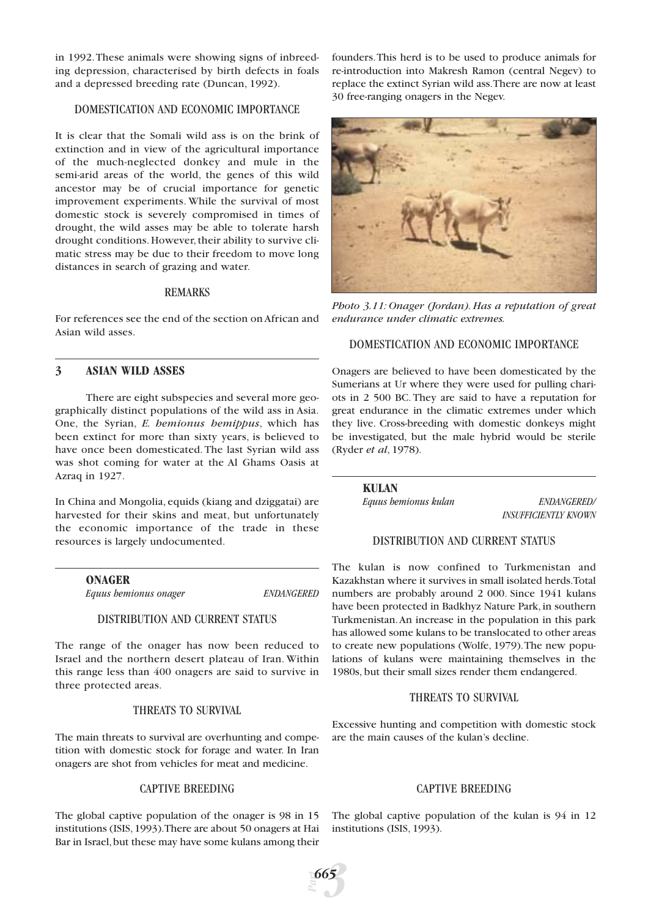in 1992. These animals were showing signs of inbreeding depression, characterised by birth defects in foals and a depressed breeding rate (Duncan, 1992).

### DOMESTICATION AND ECONOMIC IMPORTANCE

It is clear that the Somali wild ass is on the brink of extinction and in view of the agricultural importance of the much-neglected donkey and mule in the semi-arid areas of the world, the genes of this wild ancestor may be of crucial importance for genetic improvement experiments. While the survival of most domestic stock is severely compromised in times of drought, the wild asses may be able to tolerate harsh drought conditions. However, their ability to survive climatic stress may be due to their freedom to move long distances in search of grazing and water.

### REMARKS

For references see the end of the section on African and Asian wild asses.

## 3 ASIAN WILD ASSES

There are eight subspecies and several more geographically distinct populations of the wild ass in Asia. One, the Syrian, *E. hemionus hemippus*, which has been extinct for more than sixty years, is believed to have once been domesticated. The last Syrian wild ass was shot coming for water at the Al Ghams Oasis at Azraq in 1927.

In China and Mongolia, equids (kiang and dziggatai) are harvested for their skins and meat, but unfortunately the economic importance of the trade in these resources is largely undocumented.

**ONAGER**

*Equus hemionus onager* — *ENDANGERED*

### DISTRIBUTION AND CURRENT STATUS

The range of the onager has now been reduced to Israel and the northern desert plateau of Iran. Within this range less than 400 onagers are said to survive in three protected areas.

### THREATS TO SURVIVAL

The main threats to survival are overhunting and competition with domestic stock for forage and water. In Iran onagers are shot from vehicles for meat and medicine.

### CAPTIVE BREEDING

The global captive population of the onager is 98 in 15 institutions (ISIS, 1993). There are about 50 onagers at Hai Bar in Israel, but these may have some kulans among their founders. This herd is to be used to produce animals for re-introduction into Makresh Ramon (central Negev) to replace the extinct Syrian wild ass. There are now at least 30 free-ranging onagers in the Negev.

*Photo 3.11: Onager (Jordan). Has a reputation of great endurance under climatic extremes.*

### DOMESTICATION AND ECONOMIC IMPORTANCE

Onagers are believed to have been domesticated by the Sumerians at Ur where they were used for pulling chariots in 2 500 BC. They are said to have a reputation for great endurance in the climatic extremes under which they live. Cross-breeding with domestic donkeys might be investigated, but the male hybrid would be sterile (Ryder *et al*, 1978).

**KULAN**

*Equus hemionus kulan* — *ENDANGERED/ INSUFFICIENTLY KNOWN*

### DISTRIBUTION AND CURRENT STATUS

The kulan is now confined to Turkmenistan and Kazakhstan where it survives in small isolated herds. Total numbers are probably around 2 000. Since 1941 kulans have been protected in Badkhyz Nature Park, in southern Turkmenistan. An increase in the population in this park has allowed some kulans to be translocated to other areas to create new populations (Wolfe, 1979). The new populations of kulans were maintaining themselves in the 1980s, but their small sizes render them endangered.

### THREATS TO SURVIVAL

Excessive hunting and competition with domestic stock are the main causes of the kulan's decline.

### CAPTIVE BREEDING

The global captive population of the kulan is 94 in 12 institutions (ISIS, 1993).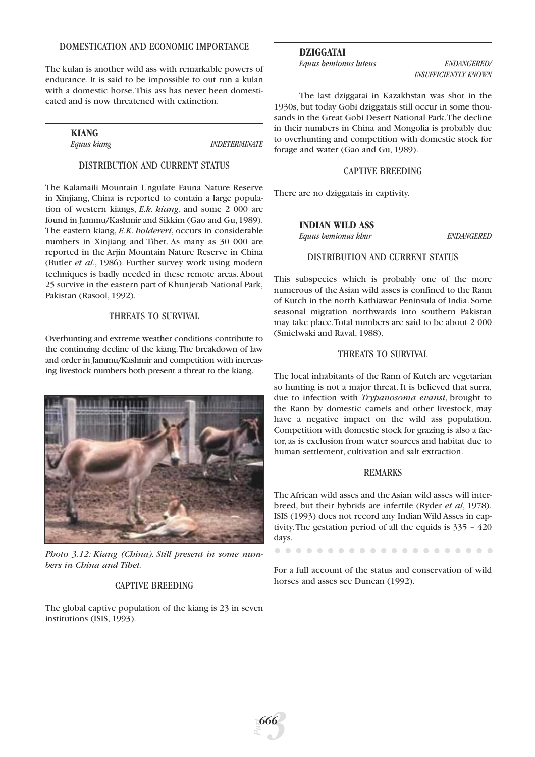### DOMESTICATION AND ECONOMIC IMPORTANCE

The kulan is another wild ass with remarkable powers of endurance. It is said to be impossible to out run a kulan with a domestic horse. This ass has never been domesticated and is now threatened with extinction.

## KIANG

*Equus kiang* — *INDETERMINATE*

### DISTRIBUTION AND CURRENT STATUS

The Kalamaili Mountain Ungulate Fauna Nature Reserve in Xinjiang, China is reported to contain a large population of western kiangs, *E.k. kiang*, and some 2 000 are found in Jammu/Kashmir and Sikkim (Gao and Gu, 1989). The eastern kiang, *E.K. holdereri*, occurs in considerable numbers in Xinjiang and Tibet. As many as 30 000 are reported in the Arjin Mountain Nature Reserve in China (Butler *et al.*, 1986). Further survey work using modern techniques is badly needed in these remote areas. About 25 survive in the eastern part of Khunjerab National Park, Pakistan (Rasool, 1992).

### THREATS TO SURVIVAL

Overhunting and extreme weather conditions contribute to the continuing decline of the kiang. The breakdown of law and order in Jammu/Kashmir and competition with increasing livestock numbers both present a threat to the kiang.

*Photo 3.12: Kiang (China). Still present in some numbers in China and Tibet.*

### CAPTIVE BREEDING

The global captive population of the kiang is 23 in seven institutions (ISIS, 1993).

## DZIGGATAI

*Equus hemionus luteus* — *ENDANGERED/ INSUFFICIENTLY KNOWN*

The last dziggatai in Kazakhstan was shot in the 1930s, but today Gobi dziggatais still occur in some thousands in the Great Gobi Desert National Park. The decline in their numbers in China and Mongolia is probably due to overhunting and competition with domestic stock for forage and water (Gao and Gu, 1989).

### CAPTIVE BREEDING

There are no dziggatais in captivity.

## INDIAN WILD ASS

*Equus hemionus khur* — *ENDANGERED*

### DISTRIBUTION AND CURRENT STATUS

This subspecies which is probably one of the more numerous of the Asian wild asses is confined to the Rann of Kutch in the north Kathiawar Peninsula of India. Some seasonal migration northwards into southern Pakistan may take place. Total numbers are said to be about 2 000 (Smielwski and Raval, 1988).

### THREATS TO SURVIVAL

The local inhabitants of the Rann of Kutch are vegetarian so hunting is not a major threat. It is believed that surra, due to infection with *Trypanosoma evansi*, brought to the Rann by domestic camels and other livestock, may have a negative impact on the wild ass population. Competition with domestic stock for grazing is also a factor, as is exclusion from water sources and habitat due to human settlement, cultivation and salt extraction.

### REMARKS

The African wild asses and the Asian wild asses will interbreed, but their hybrids are infertile (Ryder *et al*, 1978). ISIS (1993) does not record any Indian Wild Asses in captivity. The gestation period of all the equids is 335 – 420 days.

For a full account of the status and conservation of wild horses and asses see Duncan (1992).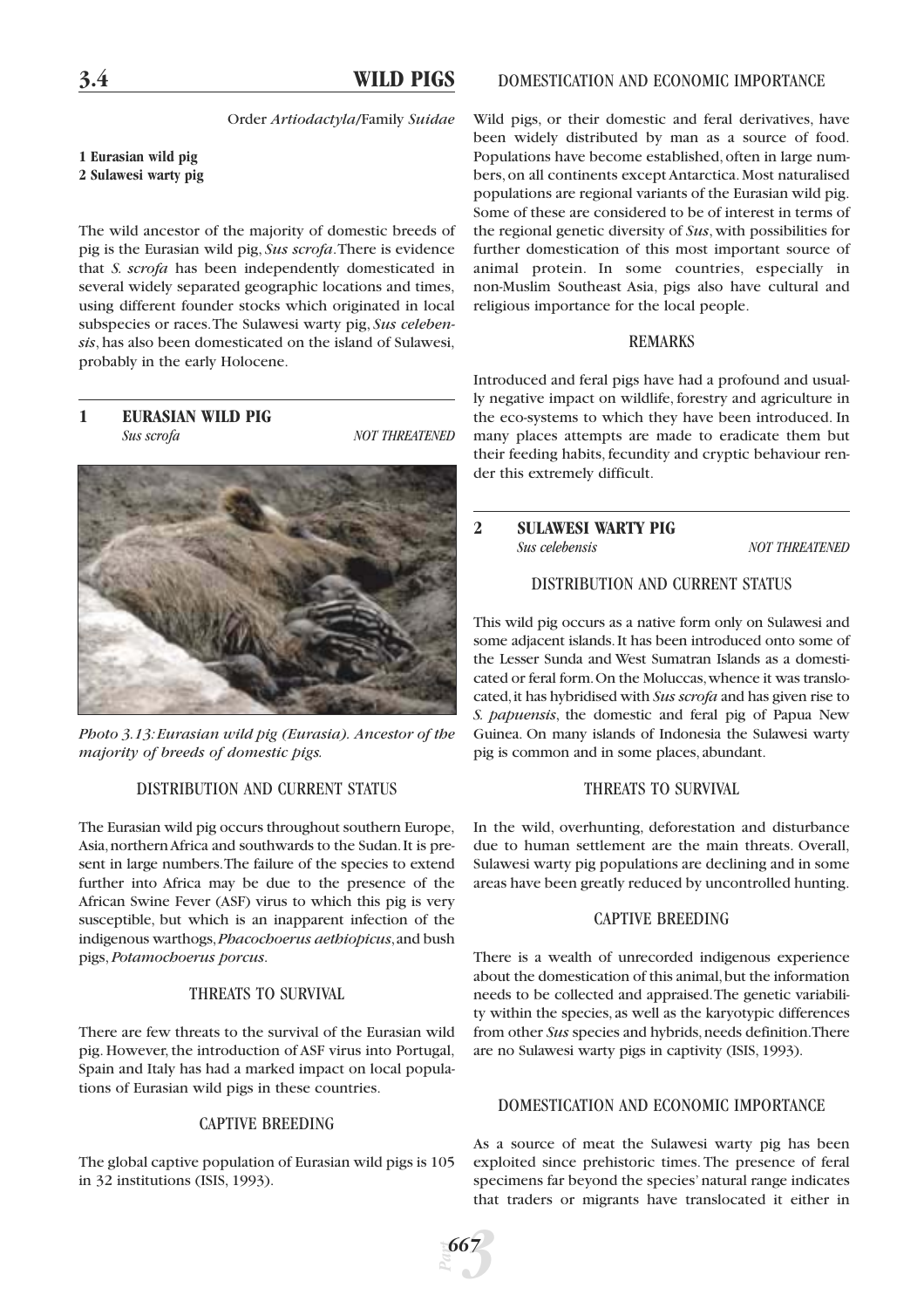# 3.4 WILD PIGS

Order *Artiodactyla*/Family *Suidae*

**1 Eurasian wild pig**
**2 Sulawesi warty pig**

The wild ancestor of the majority of domestic breeds of pig is the Eurasian wild pig, *Sus scrofa*. There is evidence that *S. scrofa* has been independently domesticated in several widely separated geographic locations and times, using different founder stocks which originated in local subspecies or races. The Sulawesi warty pig, *Sus celebensis*, has also been domesticated on the island of Sulawesi, probably in the early Holocene.

## 1 EURASIAN WILD PIG

*Sus scrofa* — *NOT THREATENED*

*Photo 3.13: Eurasian wild pig (Eurasia). Ancestor of the majority of breeds of domestic pigs.*

### DISTRIBUTION AND CURRENT STATUS

The Eurasian wild pig occurs throughout southern Europe, Asia, northern Africa and southwards to the Sudan. It is present in large numbers. The failure of the species to extend further into Africa may be due to the presence of the African Swine Fever (ASF) virus to which this pig is very susceptible, but which is an inapparent infection of the indigenous warthogs, *Phacochoerus aethiopicus*, and bush pigs, *Potamochoerus porcus*.

### THREATS TO SURVIVAL

There are few threats to the survival of the Eurasian wild pig. However, the introduction of ASF virus into Portugal, Spain and Italy has had a marked impact on local populations of Eurasian wild pigs in these countries.

### CAPTIVE BREEDING

The global captive population of Eurasian wild pigs is 105 in 32 institutions (ISIS, 1993).

### DOMESTICATION AND ECONOMIC IMPORTANCE

Wild pigs, or their domestic and feral derivatives, have been widely distributed by man as a source of food. Populations have become established, often in large numbers, on all continents except Antarctica. Most naturalised populations are regional variants of the Eurasian wild pig. Some of these are considered to be of interest in terms of the regional genetic diversity of *Sus*, with possibilities for further domestication of this most important source of animal protein. In some countries, especially in non-Muslim Southeast Asia, pigs also have cultural and religious importance for the local people.

### REMARKS

Introduced and feral pigs have had a profound and usually negative impact on wildlife, forestry and agriculture in the eco-systems to which they have been introduced. In many places attempts are made to eradicate them but their feeding habits, fecundity and cryptic behaviour render this extremely difficult.

## 2 SULAWESI WARTY PIG

*Sus celebensis* — *NOT THREATENED*

### DISTRIBUTION AND CURRENT STATUS

This wild pig occurs as a native form only on Sulawesi and some adjacent islands. It has been introduced onto some of the Lesser Sunda and West Sumatran Islands as a domesticated or feral form. On the Moluccas, whence it was translocated, it has hybridised with *Sus scrofa* and has given rise to *S. papuensis*, the domestic and feral pig of Papua New Guinea. On many islands of Indonesia the Sulawesi warty pig is common and in some places, abundant.

### THREATS TO SURVIVAL

In the wild, overhunting, deforestation and disturbance due to human settlement are the main threats. Overall, Sulawesi warty pig populations are declining and in some areas have been greatly reduced by uncontrolled hunting.

### CAPTIVE BREEDING

There is a wealth of unrecorded indigenous experience about the domestication of this animal, but the information needs to be collected and appraised. The genetic variability within the species, as well as the karyotypic differences from other *Sus* species and hybrids, needs definition. There are no Sulawesi warty pigs in captivity (ISIS, 1993).

### DOMESTICATION AND ECONOMIC IMPORTANCE

As a source of meat the Sulawesi warty pig has been exploited since prehistoric times. The presence of feral specimens far beyond the species' natural range indicates that traders or migrants have translocated it either in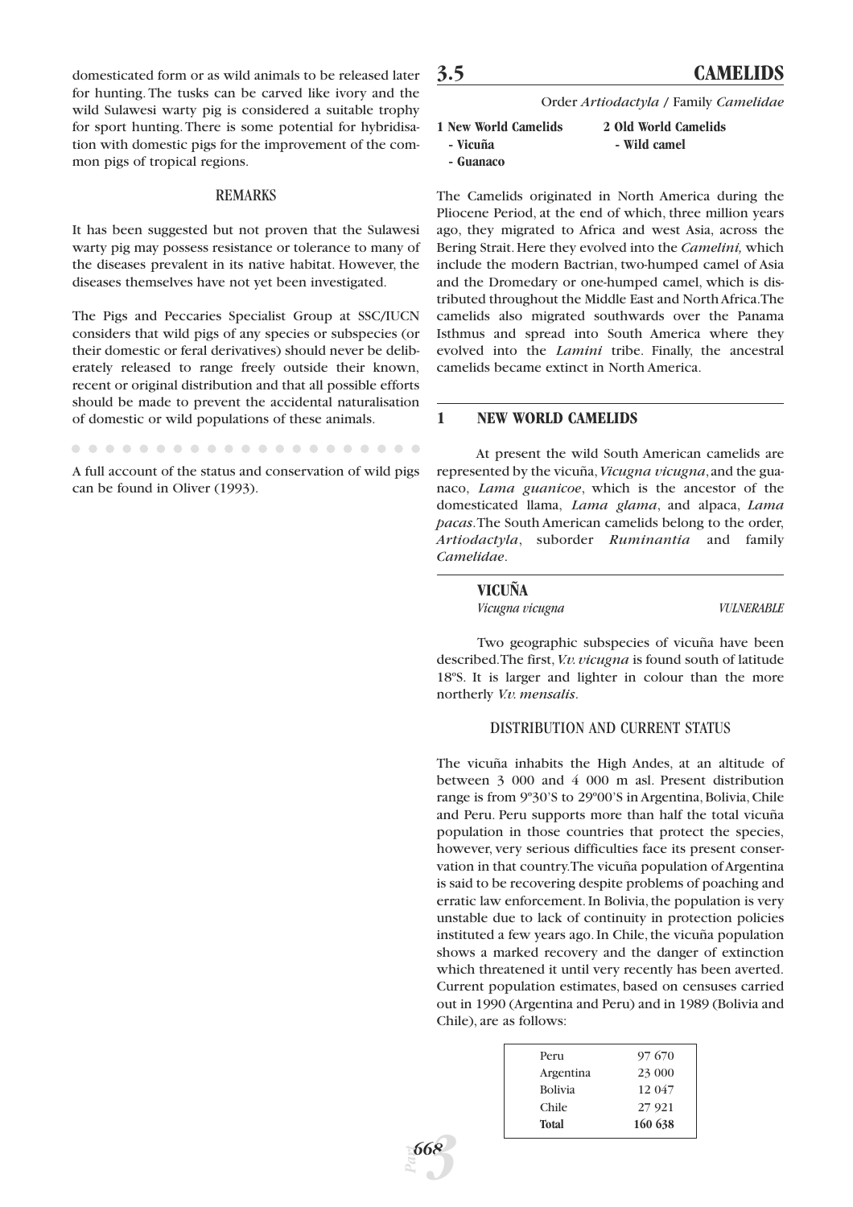domesticated form or as wild animals to be released later for hunting. The tusks can be carved like ivory and the wild Sulawesi warty pig is considered a suitable trophy for sport hunting. There is some potential for hybridisation with domestic pigs for the improvement of the common pigs of tropical regions.

### REMARKS

It has been suggested but not proven that the Sulawesi warty pig may possess resistance or tolerance to many of the diseases prevalent in its native habitat. However, the diseases themselves have not yet been investigated.

The Pigs and Peccaries Specialist Group at SSC/IUCN considers that wild pigs of any species or subspecies (or their domestic or feral derivatives) should never be deliberately released to range freely outside their known, recent or original distribution and that all possible efforts should be made to prevent the accidental naturalisation of domestic or wild populations of these animals.

A full account of the status and conservation of wild pigs can be found in Oliver (1993).

# 3.5 CAMELIDS

Order *Artiodactyla* / Family *Camelidae*

**1 New World Camelids**
- **Vicuña**
- **Guanaco**

**2 Old World Camelids**
- **Wild camel**

The Camelids originated in North America during the Pliocene Period, at the end of which, three million years ago, they migrated to Africa and west Asia, across the Bering Strait. Here they evolved into the *Camelini,* which include the modern Bactrian, two-humped camel of Asia and the Dromedary or one-humped camel, which is distributed throughout the Middle East and North Africa. The camelids also migrated southwards over the Panama Isthmus and spread into South America where they evolved into the *Lamini* tribe. Finally, the ancestral camelids became extinct in North America.

## 1 NEW WORLD CAMELIDS

At present the wild South American camelids are represented by the vicuña, *Vicugna vicugna*, and the guanaco, *Lama guanicoe*, which is the ancestor of the domesticated llama, *Lama glama*, and alpaca, *Lama pacas*. The South American camelids belong to the order, *Artiodactyla*, suborder *Ruminantia* and family *Camelidae*.

### VICUÑA

*Vicugna vicugna* — *VULNERABLE*

Two geographic subspecies of vicuña have been described. The first, *V.v. vicugna* is found south of latitude 18ºS. It is larger and lighter in colour than the more northerly *V.v. mensalis*.

#### DISTRIBUTION AND CURRENT STATUS

The vicuña inhabits the High Andes, at an altitude of between 3 000 and 4 000 m asl. Present distribution range is from 9º30'S to 29º00'S in Argentina, Bolivia, Chile and Peru. Peru supports more than half the total vicuña population in those countries that protect the species, however, very serious difficulties face its present conservation in that country. The vicuña population of Argentina is said to be recovering despite problems of poaching and erratic law enforcement. In Bolivia, the population is very unstable due to lack of continuity in protection policies instituted a few years ago. In Chile, the vicuña population shows a marked recovery and the danger of extinction which threatened it until very recently has been averted. Current population estimates, based on censuses carried out in 1990 (Argentina and Peru) and in 1989 (Bolivia and Chile), are as follows:

| Country | Population |
|---|---|
| Peru | 97 670 |
| Argentina | 23 000 |
| Bolivia | 12 047 |
| Chile | 27 921 |
| **Total** | **160 638** |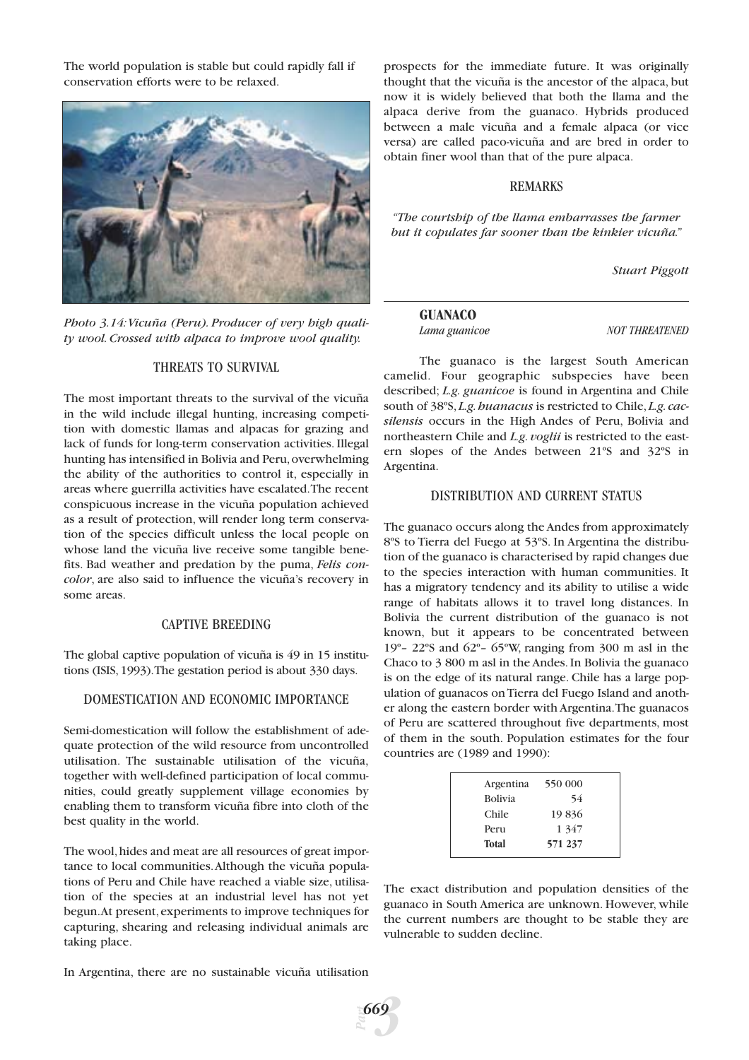The world population is stable but could rapidly fall if conservation efforts were to be relaxed.

*Photo 3.14: Vicuña (Peru). Producer of very high quality wool. Crossed with alpaca to improve wool quality.*

### THREATS TO SURVIVAL

The most important threats to the survival of the vicuña in the wild include illegal hunting, increasing competition with domestic llamas and alpacas for grazing and lack of funds for long-term conservation activities. Illegal hunting has intensified in Bolivia and Peru, overwhelming the ability of the authorities to control it, especially in areas where guerrilla activities have escalated. The recent conspicuous increase in the vicuña population achieved as a result of protection, will render long term conservation of the species difficult unless the local people on whose land the vicuña live receive some tangible benefits. Bad weather and predation by the puma, *Felis concolor*, are also said to influence the vicuña's recovery in some areas.

### CAPTIVE BREEDING

The global captive population of vicuña is 49 in 15 institutions (ISIS, 1993). The gestation period is about 330 days.

### DOMESTICATION AND ECONOMIC IMPORTANCE

Semi-domestication will follow the establishment of adequate protection of the wild resource from uncontrolled utilisation. The sustainable utilisation of the vicuña, together with well-defined participation of local communities, could greatly supplement village economies by enabling them to transform vicuña fibre into cloth of the best quality in the world.

The wool, hides and meat are all resources of great importance to local communities. Although the vicuña populations of Peru and Chile have reached a viable size, utilisation of the species at an industrial level has not yet begun. At present, experiments to improve techniques for capturing, shearing and releasing individual animals are taking place.

In Argentina, there are no sustainable vicuña utilisation prospects for the immediate future. It was originally thought that the vicuña is the ancestor of the alpaca, but now it is widely believed that both the llama and the alpaca derive from the guanaco. Hybrids produced between a male vicuña and a female alpaca (or vice versa) are called paco-vicuña and are bred in order to obtain finer wool than that of the pure alpaca.

### REMARKS

*"The courtship of the llama embarrasses the farmer but it copulates far sooner than the kinkier vicuña."*

*Stuart Piggott*

## GUANACO

*Lama guanicoe* — *NOT THREATENED*

The guanaco is the largest South American camelid. Four geographic subspecies have been described; *L.g. guanicoe* is found in Argentina and Chile south of 38ºS, *L.g. huanacus* is restricted to Chile, *L.g. cacsilensis* occurs in the High Andes of Peru, Bolivia and northeastern Chile and *L.g. voglii* is restricted to the eastern slopes of the Andes between 21ºS and 32ºS in Argentina.

### DISTRIBUTION AND CURRENT STATUS

The guanaco occurs along the Andes from approximately 8ºS to Tierra del Fuego at 53ºS. In Argentina the distribution of the guanaco is characterised by rapid changes due to the species interaction with human communities. It has a migratory tendency and its ability to utilise a wide range of habitats allows it to travel long distances. In Bolivia the current distribution of the guanaco is not known, but it appears to be concentrated between 19º- 22ºS and 62º- 65ºW, ranging from 300 m asl in the Chaco to 3 800 m asl in the Andes. In Bolivia the guanaco is on the edge of its natural range. Chile has a large population of guanacos on Tierra del Fuego Island and another along the eastern border with Argentina. The guanacos of Peru are scattered throughout five departments, most of them in the south. Population estimates for the four countries are (1989 and 1990):

| Country | Population |
|---|---|
| Argentina | 550 000 |
| Bolivia | 54 |
| Chile | 19 836 |
| Peru | 1 347 |
| **Total** | **571 237** |

The exact distribution and population densities of the guanaco in South America are unknown. However, while the current numbers are thought to be stable they are vulnerable to sudden decline.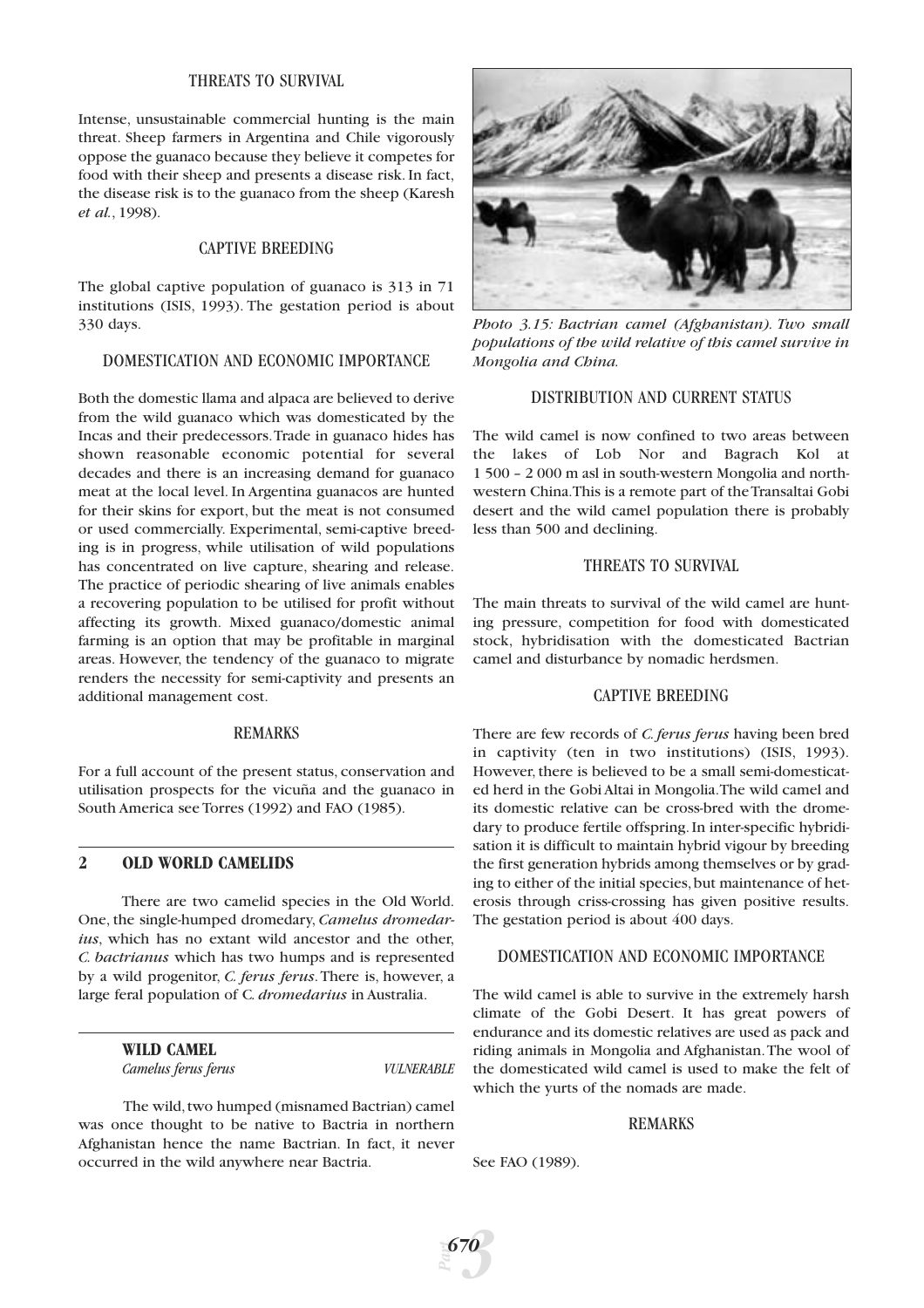### THREATS TO SURVIVAL

Intense, unsustainable commercial hunting is the main threat. Sheep farmers in Argentina and Chile vigorously oppose the guanaco because they believe it competes for food with their sheep and presents a disease risk. In fact, the disease risk is to the guanaco from the sheep (Karesh *et al.*, 1998).

### CAPTIVE BREEDING

The global captive population of guanaco is 313 in 71 institutions (ISIS, 1993). The gestation period is about 330 days.

### DOMESTICATION AND ECONOMIC IMPORTANCE

Both the domestic llama and alpaca are believed to derive from the wild guanaco which was domesticated by the Incas and their predecessors. Trade in guanaco hides has shown reasonable economic potential for several decades and there is an increasing demand for guanaco meat at the local level. In Argentina guanacos are hunted for their skins for export, but the meat is not consumed or used commercially. Experimental, semi-captive breeding is in progress, while utilisation of wild populations has concentrated on live capture, shearing and release. The practice of periodic shearing of live animals enables a recovering population to be utilised for profit without affecting its growth. Mixed guanaco/domestic animal farming is an option that may be profitable in marginal areas. However, the tendency of the guanaco to migrate renders the necessity for semi-captivity and presents an additional management cost.

### REMARKS

For a full account of the present status, conservation and utilisation prospects for the vicuña and the guanaco in South America see Torres (1992) and FAO (1985).

## 2 OLD WORLD CAMELIDS

There are two camelid species in the Old World. One, the single-humped dromedary, *Camelus dromedarius*, which has no extant wild ancestor and the other, *C. bactrianus* which has two humps and is represented by a wild progenitor, *C. ferus ferus*. There is, however, a large feral population of *C. dromedarius* in Australia.

### WILD CAMEL

*Camelus ferus ferus* — *VULNERABLE*

The wild, two humped (misnamed Bactrian) camel was once thought to be native to Bactria in northern Afghanistan hence the name Bactrian. In fact, it never occurred in the wild anywhere near Bactria.

*Photo 3.15: Bactrian camel (Afghanistan). Two small populations of the wild relative of this camel survive in Mongolia and China.*

### DISTRIBUTION AND CURRENT STATUS

The wild camel is now confined to two areas between the lakes of Lob Nor and Bagrach Kol at 1 500 – 2 000 m asl in south-western Mongolia and north-western China. This is a remote part of the Transaltai Gobi desert and the wild camel population there is probably less than 500 and declining.

### THREATS TO SURVIVAL

The main threats to survival of the wild camel are hunting pressure, competition for food with domesticated stock, hybridisation with the domesticated Bactrian camel and disturbance by nomadic herdsmen.

### CAPTIVE BREEDING

There are few records of *C. ferus ferus* having been bred in captivity (ten in two institutions) (ISIS, 1993). However, there is believed to be a small semi-domesticated herd in the Gobi Altai in Mongolia. The wild camel and its domestic relative can be cross-bred with the dromedary to produce fertile offspring. In inter-specific hybridisation it is difficult to maintain hybrid vigour by breeding the first generation hybrids among themselves or by grading to either of the initial species, but maintenance of heterosis through criss-crossing has given positive results. The gestation period is about 400 days.

### DOMESTICATION AND ECONOMIC IMPORTANCE

The wild camel is able to survive in the extremely harsh climate of the Gobi Desert. It has great powers of endurance and its domestic relatives are used as pack and riding animals in Mongolia and Afghanistan. The wool of the domesticated wild camel is used to make the felt of which the yurts of the nomads are made.

### REMARKS

See FAO (1989).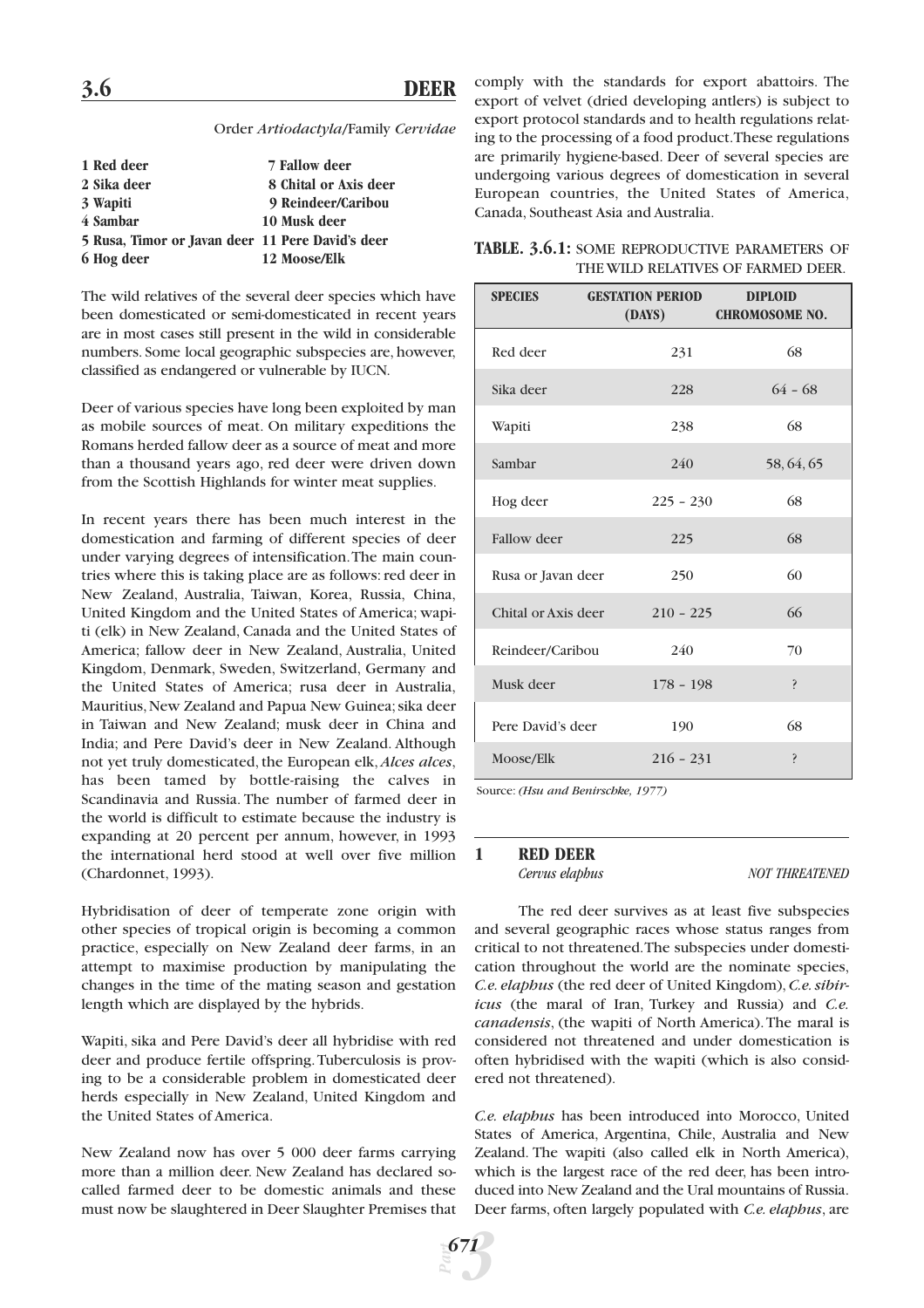## 3.6 DEER

Order *Artiodactyla*/Family *Cervidae*

| | |
|---|---|
| **1 Red deer** | **7 Fallow deer** |
| **2 Sika deer** | **8 Chital or Axis deer** |
| **3 Wapiti** | **9 Reindeer/Caribou** |
| **4 Sambar** | **10 Musk deer** |
| **5 Rusa, Timor or Javan deer** | **11 Pere David's deer** |
| **6 Hog deer** | **12 Moose/Elk** |

The wild relatives of the several deer species which have been domesticated or semi-domesticated in recent years are in most cases still present in the wild in considerable numbers. Some local geographic subspecies are, however, classified as endangered or vulnerable by IUCN.

Deer of various species have long been exploited by man as mobile sources of meat. On military expeditions the Romans herded fallow deer as a source of meat and more than a thousand years ago, red deer were driven down from the Scottish Highlands for winter meat supplies.

In recent years there has been much interest in the domestication and farming of different species of deer under varying degrees of intensification. The main countries where this is taking place are as follows: red deer in New Zealand, Australia, Taiwan, Korea, Russia, China, United Kingdom and the United States of America; wapiti (elk) in New Zealand, Canada and the United States of America; fallow deer in New Zealand, Australia, United Kingdom, Denmark, Sweden, Switzerland, Germany and the United States of America; rusa deer in Australia, Mauritius, New Zealand and Papua New Guinea; sika deer in Taiwan and New Zealand; musk deer in China and India; and Pere David's deer in New Zealand. Although not yet truly domesticated, the European elk, *Alces alces*, has been tamed by bottle-raising the calves in Scandinavia and Russia. The number of farmed deer in the world is difficult to estimate because the industry is expanding at 20 percent per annum, however, in 1993 the international herd stood at well over five million (Chardonnet, 1993).

Hybridisation of deer of temperate zone origin with other species of tropical origin is becoming a common practice, especially on New Zealand deer farms, in an attempt to maximise production by manipulating the changes in the time of the mating season and gestation length which are displayed by the hybrids.

Wapiti, sika and Pere David's deer all hybridise with red deer and produce fertile offspring. Tuberculosis is proving to be a considerable problem in domesticated deer herds especially in New Zealand, United Kingdom and the United States of America.

New Zealand now has over 5 000 deer farms carrying more than a million deer. New Zealand has declared so-called farmed deer to be domestic animals and these must now be slaughtered in Deer Slaughter Premises that comply with the standards for export abattoirs. The export of velvet (dried developing antlers) is subject to export protocol standards and to health regulations relating to the processing of a food product. These regulations are primarily hygiene-based. Deer of several species are undergoing various degrees of domestication in several European countries, the United States of America, Canada, Southeast Asia and Australia.

**TABLE. 3.6.1:** SOME REPRODUCTIVE PARAMETERS OF THE WILD RELATIVES OF FARMED DEER.

| SPECIES | GESTATION PERIOD (DAYS) | DIPLOID CHROMOSOME NO. |
|---|---|---|
| Red deer | 231 | 68 |
| Sika deer | 228 | 64 - 68 |
| Wapiti | 238 | 68 |
| Sambar | 240 | 58, 64, 65 |
| Hog deer | 225 - 230 | 68 |
| Fallow deer | 225 | 68 |
| Rusa or Javan deer | 250 | 60 |
| Chital or Axis deer | 210 - 225 | 66 |
| Reindeer/Caribou | 240 | 70 |
| Musk deer | 178 - 198 | ? |
| Pere David's deer | 190 | 68 |
| Moose/Elk | 216 - 231 | ? |

Source: *(Hsu and Benirschke, 1977)*

### 1 RED DEER

*Cervus elaphus* — *NOT THREATENED*

The red deer survives as at least five subspecies and several geographic races whose status ranges from critical to not threatened. The subspecies under domestication throughout the world are the nominate species, *C.e. elaphus* (the red deer of United Kingdom), *C.e. sibiricus* (the maral of Iran, Turkey and Russia) and *C.e. canadensis*, (the wapiti of North America). The maral is considered not threatened and under domestication is often hybridised with the wapiti (which is also considered not threatened).

*C.e. elaphus* has been introduced into Morocco, United States of America, Argentina, Chile, Australia and New Zealand. The wapiti (also called elk in North America), which is the largest race of the red deer, has been introduced into New Zealand and the Ural mountains of Russia. Deer farms, often largely populated with *C.e. elaphus*, are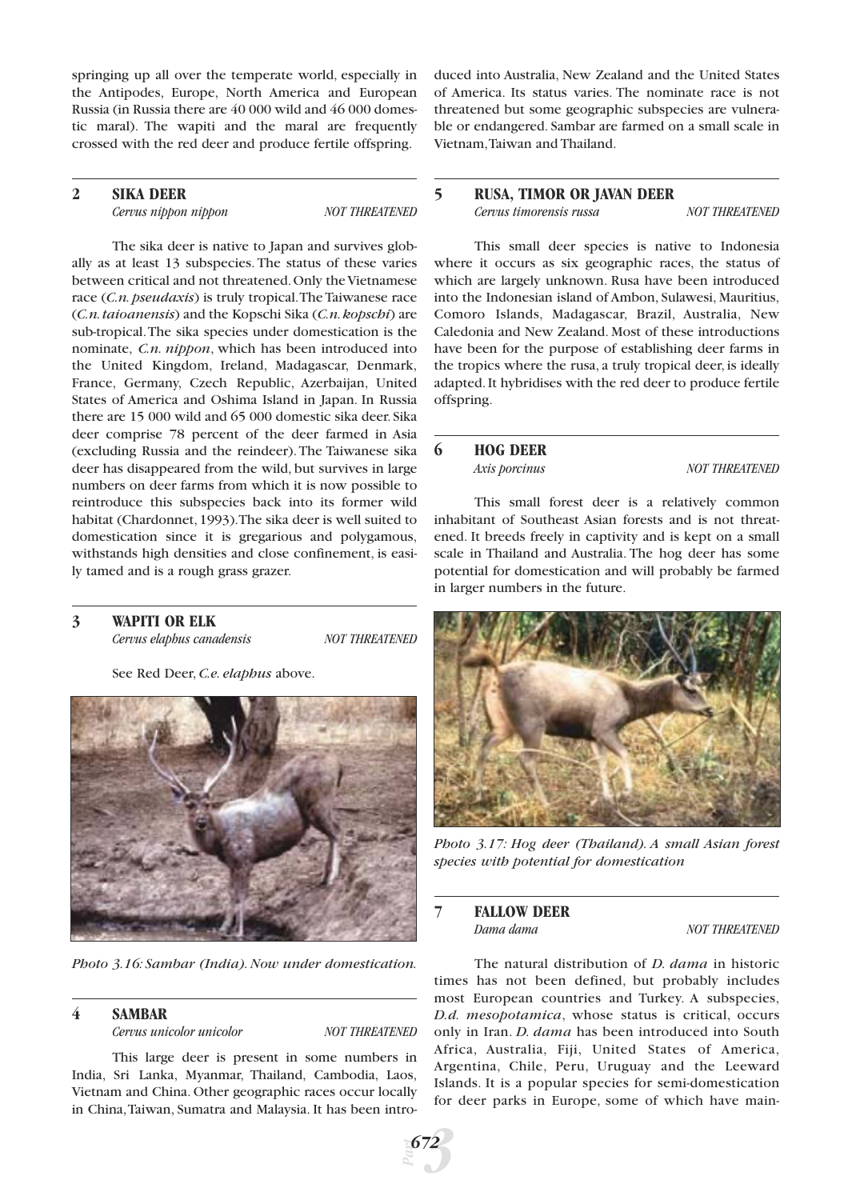springing up all over the temperate world, especially in the Antipodes, Europe, North America and European Russia (in Russia there are 40 000 wild and 46 000 domestic maral). The wapiti and the maral are frequently crossed with the red deer and produce fertile offspring.

## 2 SIKA DEER

*Cervus nippon nippon* — *NOT THREATENED*

The sika deer is native to Japan and survives globally as at least 13 subspecies. The status of these varies between critical and not threatened. Only the Vietnamese race (*C.n. pseudaxis*) is truly tropical. The Taiwanese race (*C.n. taioanensis*) and the Kopschi Sika (*C.n. kopschi*) are sub-tropical. The sika species under domestication is the nominate, *C.n. nippon*, which has been introduced into the United Kingdom, Ireland, Madagascar, Denmark, France, Germany, Czech Republic, Azerbaijan, United States of America and Oshima Island in Japan. In Russia there are 15 000 wild and 65 000 domestic sika deer. Sika deer comprise 78 percent of the deer farmed in Asia (excluding Russia and the reindeer). The Taiwanese sika deer has disappeared from the wild, but survives in large numbers on deer farms from which it is now possible to reintroduce this subspecies back into its former wild habitat (Chardonnet, 1993). The sika deer is well suited to domestication since it is gregarious and polygamous, withstands high densities and close confinement, is easily tamed and is a rough grass grazer.

## 3 WAPITI OR ELK

*Cervus elaphus canadensis* — *NOT THREATENED*

See Red Deer, *C.e. elaphus* above.

*Photo 3.16: Sambar (India). Now under domestication.*

## 4 SAMBAR

*Cervus unicolor unicolor* — *NOT THREATENED*

This large deer is present in some numbers in India, Sri Lanka, Myanmar, Thailand, Cambodia, Laos, Vietnam and China. Other geographic races occur locally in China, Taiwan, Sumatra and Malaysia. It has been introduced into Australia, New Zealand and the United States of America. Its status varies. The nominate race is not threatened but some geographic subspecies are vulnerable or endangered. Sambar are farmed on a small scale in Vietnam, Taiwan and Thailand.

## 5 RUSA, TIMOR OR JAVAN DEER

*Cervus timorensis russa* — *NOT THREATENED*

This small deer species is native to Indonesia where it occurs as six geographic races, the status of which are largely unknown. Rusa have been introduced into the Indonesian island of Ambon, Sulawesi, Mauritius, Comoro Islands, Madagascar, Brazil, Australia, New Caledonia and New Zealand. Most of these introductions have been for the purpose of establishing deer farms in the tropics where the rusa, a truly tropical deer, is ideally adapted. It hybridises with the red deer to produce fertile offspring.

## 6 HOG DEER

*Axis porcinus* — *NOT THREATENED*

This small forest deer is a relatively common inhabitant of Southeast Asian forests and is not threatened. It breeds freely in captivity and is kept on a small scale in Thailand and Australia. The hog deer has some potential for domestication and will probably be farmed in larger numbers in the future.

*Photo 3.17: Hog deer (Thailand). A small Asian forest species with potential for domestication*

## 7 FALLOW DEER

*Dama dama* — *NOT THREATENED*

The natural distribution of *D. dama* in historic times has not been defined, but probably includes most European countries and Turkey. A subspecies, *D.d. mesopotamica*, whose status is critical, occurs only in Iran. *D. dama* has been introduced into South Africa, Australia, Fiji, United States of America, Argentina, Chile, Peru, Uruguay and the Leeward Islands. It is a popular species for semi-domestication for deer parks in Europe, some of which have main-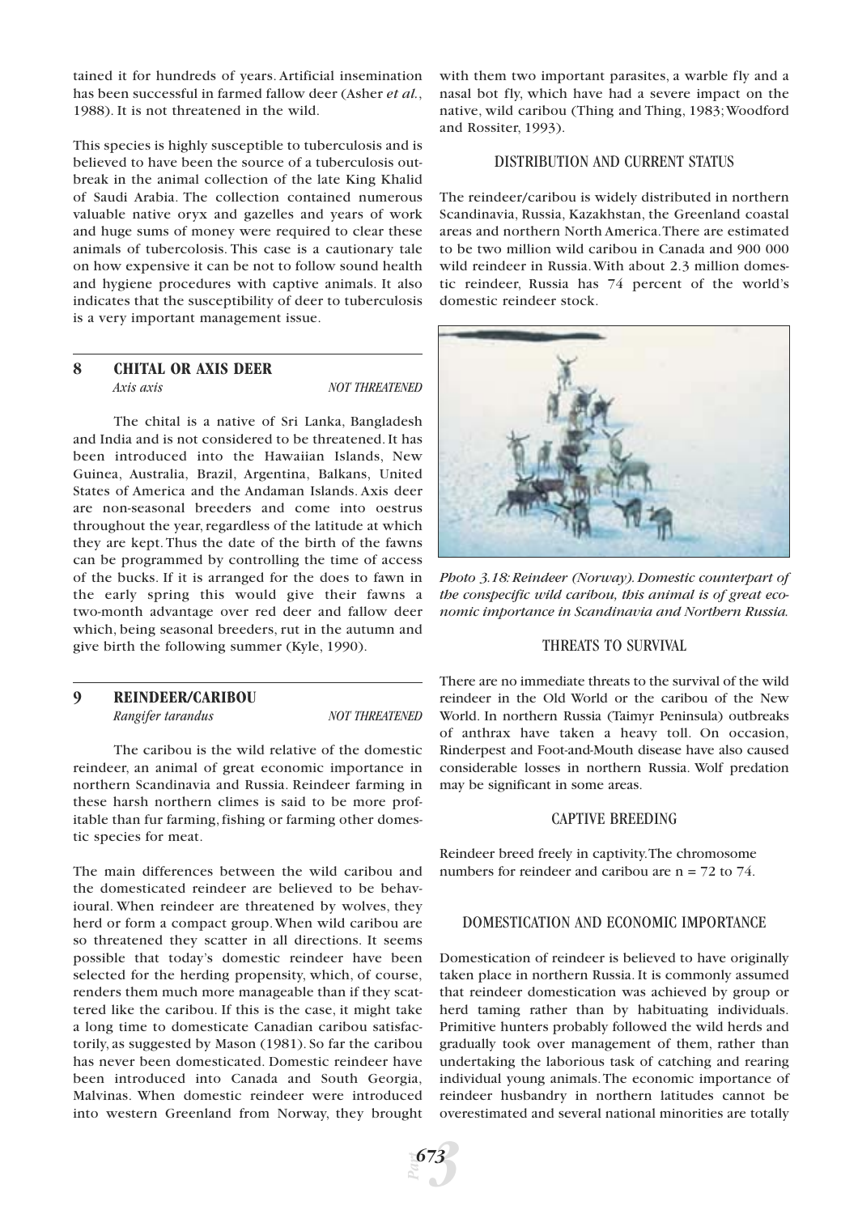tained it for hundreds of years. Artificial insemination has been successful in farmed fallow deer (Asher *et al.*, 1988). It is not threatened in the wild.

This species is highly susceptible to tuberculosis and is believed to have been the source of a tuberculosis outbreak in the animal collection of the late King Khalid of Saudi Arabia. The collection contained numerous valuable native oryx and gazelles and years of work and huge sums of money were required to clear these animals of tubercolosis. This case is a cautionary tale on how expensive it can be not to follow sound health and hygiene procedures with captive animals. It also indicates that the susceptibility of deer to tuberculosis is a very important management issue.

## 8 CHITAL OR AXIS DEER

*Axis axis* — *NOT THREATENED*

The chital is a native of Sri Lanka, Bangladesh and India and is not considered to be threatened. It has been introduced into the Hawaiian Islands, New Guinea, Australia, Brazil, Argentina, Balkans, United States of America and the Andaman Islands. Axis deer are non-seasonal breeders and come into oestrus throughout the year, regardless of the latitude at which they are kept. Thus the date of the birth of the fawns can be programmed by controlling the time of access of the bucks. If it is arranged for the does to fawn in the early spring this would give their fawns a two-month advantage over red deer and fallow deer which, being seasonal breeders, rut in the autumn and give birth the following summer (Kyle, 1990).

## 9 REINDEER/CARIBOU

*Rangifer tarandus* — *NOT THREATENED*

The caribou is the wild relative of the domestic reindeer, an animal of great economic importance in northern Scandinavia and Russia. Reindeer farming in these harsh northern climes is said to be more profitable than fur farming, fishing or farming other domestic species for meat.

The main differences between the wild caribou and the domesticated reindeer are believed to be behavioural. When reindeer are threatened by wolves, they herd or form a compact group. When wild caribou are so threatened they scatter in all directions. It seems possible that today's domestic reindeer have been selected for the herding propensity, which, of course, renders them much more manageable than if they scattered like the caribou. If this is the case, it might take a long time to domesticate Canadian caribou satisfactorily, as suggested by Mason (1981). So far the caribou has never been domesticated. Domestic reindeer have been introduced into Canada and South Georgia, Malvinas. When domestic reindeer were introduced into western Greenland from Norway, they brought with them two important parasites, a warble fly and a nasal bot fly, which have had a severe impact on the native, wild caribou (Thing and Thing, 1983; Woodford and Rossiter, 1993).

### DISTRIBUTION AND CURRENT STATUS

The reindeer/caribou is widely distributed in northern Scandinavia, Russia, Kazakhstan, the Greenland coastal areas and northern North America. There are estimated to be two million wild caribou in Canada and 900 000 wild reindeer in Russia. With about 2.3 million domestic reindeer, Russia has 74 percent of the world's domestic reindeer stock.

*Photo 3.18: Reindeer (Norway). Domestic counterpart of the conspecific wild caribou, this animal is of great economic importance in Scandinavia and Northern Russia.*

### THREATS TO SURVIVAL

There are no immediate threats to the survival of the wild reindeer in the Old World or the caribou of the New World. In northern Russia (Taimyr Peninsula) outbreaks of anthrax have taken a heavy toll. On occasion, Rinderpest and Foot-and-Mouth disease have also caused considerable losses in northern Russia. Wolf predation may be significant in some areas.

### CAPTIVE BREEDING

Reindeer breed freely in captivity. The chromosome numbers for reindeer and caribou are $n = 72$ to 74.

### DOMESTICATION AND ECONOMIC IMPORTANCE

Domestication of reindeer is believed to have originally taken place in northern Russia. It is commonly assumed that reindeer domestication was achieved by group or herd taming rather than by habituating individuals. Primitive hunters probably followed the wild herds and gradually took over management of them, rather than undertaking the laborious task of catching and rearing individual young animals. The economic importance of reindeer husbandry in northern latitudes cannot be overestimated and several national minorities are totally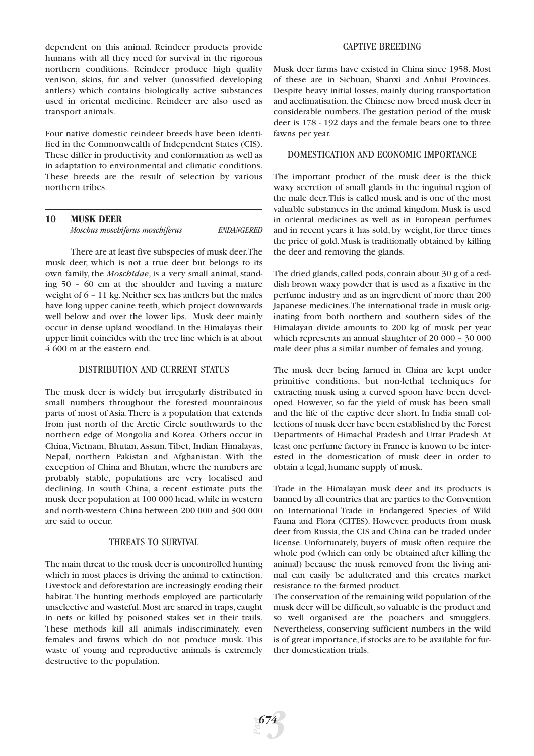dependent on this animal. Reindeer products provide humans with all they need for survival in the rigorous northern conditions. Reindeer produce high quality venison, skins, fur and velvet (unossified developing antlers) which contains biologically active substances used in oriental medicine. Reindeer are also used as transport animals.

Four native domestic reindeer breeds have been identified in the Commonwealth of Independent States (CIS). These differ in productivity and conformation as well as in adaptation to environmental and climatic conditions. These breeds are the result of selection by various northern tribes.

## 10 MUSK DEER

*Moschus moschiferus moschiferus* *ENDANGERED*

There are at least five subspecies of musk deer. The musk deer, which is not a true deer but belongs to its own family, the *Moschidae*, is a very small animal, standing 50 – 60 cm at the shoulder and having a mature weight of 6 – 11 kg. Neither sex has antlers but the males have long upper canine teeth, which project downwards well below and over the lower lips. Musk deer mainly occur in dense upland woodland. In the Himalayas their upper limit coincides with the tree line which is at about 4 600 m at the eastern end.

### DISTRIBUTION AND CURRENT STATUS

The musk deer is widely but irregularly distributed in small numbers throughout the forested mountainous parts of most of Asia. There is a population that extends from just north of the Arctic Circle southwards to the northern edge of Mongolia and Korea. Others occur in China, Vietnam, Bhutan, Assam, Tibet, Indian Himalayas, Nepal, northern Pakistan and Afghanistan. With the exception of China and Bhutan, where the numbers are probably stable, populations are very localised and declining. In south China, a recent estimate puts the musk deer population at 100 000 head, while in western and north-western China between 200 000 and 300 000 are said to occur.

### THREATS TO SURVIVAL

The main threat to the musk deer is uncontrolled hunting which in most places is driving the animal to extinction. Livestock and deforestation are increasingly eroding their habitat. The hunting methods employed are particularly unselective and wasteful. Most are snared in traps, caught in nets or killed by poisoned stakes set in their trails. These methods kill all animals indiscriminately, even females and fawns which do not produce musk. This waste of young and reproductive animals is extremely destructive to the population.

### CAPTIVE BREEDING

Musk deer farms have existed in China since 1958. Most of these are in Sichuan, Shanxi and Anhui Provinces. Despite heavy initial losses, mainly during transportation and acclimatisation, the Chinese now breed musk deer in considerable numbers. The gestation period of the musk deer is 178 - 192 days and the female bears one to three fawns per year.

### DOMESTICATION AND ECONOMIC IMPORTANCE

The important product of the musk deer is the thick waxy secretion of small glands in the inguinal region of the male deer. This is called musk and is one of the most valuable substances in the animal kingdom. Musk is used in oriental medicines as well as in European perfumes and in recent years it has sold, by weight, for three times the price of gold. Musk is traditionally obtained by killing the deer and removing the glands.

The dried glands, called pods, contain about 30 g of a reddish brown waxy powder that is used as a fixative in the perfume industry and as an ingredient of more than 200 Japanese medicines. The international trade in musk originating from both northern and southern sides of the Himalayan divide amounts to 200 kg of musk per year which represents an annual slaughter of 20 000 – 30 000 male deer plus a similar number of females and young.

The musk deer being farmed in China are kept under primitive conditions, but non-lethal techniques for extracting musk using a curved spoon have been developed. However, so far the yield of musk has been small and the life of the captive deer short. In India small collections of musk deer have been established by the Forest Departments of Himachal Pradesh and Uttar Pradesh. At least one perfume factory in France is known to be interested in the domestication of musk deer in order to obtain a legal, humane supply of musk.

Trade in the Himalayan musk deer and its products is banned by all countries that are parties to the Convention on International Trade in Endangered Species of Wild Fauna and Flora (CITES). However, products from musk deer from Russia, the CIS and China can be traded under license. Unfortunately, buyers of musk often require the whole pod (which can only be obtained after killing the animal) because the musk removed from the living animal can easily be adulterated and this creates market resistance to the farmed product.

The conservation of the remaining wild population of the musk deer will be difficult, so valuable is the product and so well organised are the poachers and smugglers. Nevertheless, conserving sufficient numbers in the wild is of great importance, if stocks are to be available for further domestication trials.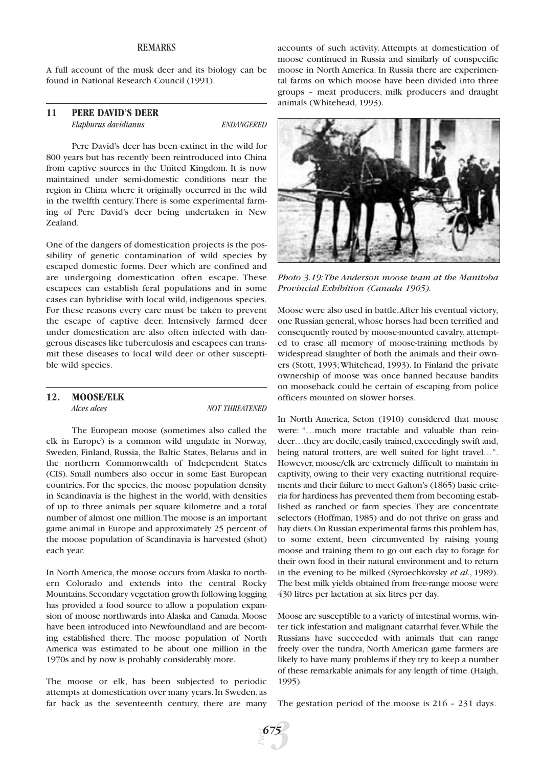#### REMARKS

A full account of the musk deer and its biology can be found in National Research Council (1991).

## 11 PERE DAVID'S DEER

*Elaphurus davidianus* *ENDANGERED*

Pere David's deer has been extinct in the wild for 800 years but has recently been reintroduced into China from captive sources in the United Kingdom. It is now maintained under semi-domestic conditions near the region in China where it originally occurred in the wild in the twelfth century. There is some experimental farming of Pere David's deer being undertaken in New Zealand.

One of the dangers of domestication projects is the possibility of genetic contamination of wild species by escaped domestic forms. Deer which are confined and are undergoing domestication often escape. These escapees can establish feral populations and in some cases can hybridise with local wild, indigenous species. For these reasons every care must be taken to prevent the escape of captive deer. Intensively farmed deer under domestication are also often infected with dangerous diseases like tuberculosis and escapees can transmit these diseases to local wild deer or other susceptible wild species.

## 12. MOOSE/ELK

*Alces alces* *NOT THREATENED*

The European moose (sometimes also called the elk in Europe) is a common wild ungulate in Norway, Sweden, Finland, Russia, the Baltic States, Belarus and in the northern Commonwealth of Independent States (CIS). Small numbers also occur in some East European countries. For the species, the moose population density in Scandinavia is the highest in the world, with densities of up to three animals per square kilometre and a total number of almost one million. The moose is an important game animal in Europe and approximately 25 percent of the moose population of Scandinavia is harvested (shot) each year.

In North America, the moose occurs from Alaska to northern Colorado and extends into the central Rocky Mountains. Secondary vegetation growth following logging has provided a food source to allow a population expansion of moose northwards into Alaska and Canada. Moose have been introduced into Newfoundland and are becoming established there. The moose population of North America was estimated to be about one million in the 1970s and by now is probably considerably more.

The moose or elk, has been subjected to periodic attempts at domestication over many years. In Sweden, as far back as the seventeenth century, there are many accounts of such activity. Attempts at domestication of moose continued in Russia and similarly of conspecific moose in North America. In Russia there are experimental farms on which moose have been divided into three groups – meat producers, milk producers and draught animals (Whitehead, 1993).

*Photo 3.19: The Anderson moose team at the Manitoba Provincial Exhibition (Canada 1905).*

Moose were also used in battle. After his eventual victory, one Russian general, whose horses had been terrified and consequently routed by moose-mounted cavalry, attempted to erase all memory of moose-training methods by widespread slaughter of both the animals and their owners (Stott, 1993; Whitehead, 1993). In Finland the private ownership of moose was once banned because bandits on mooseback could be certain of escaping from police officers mounted on slower horses.

In North America, Seton (1910) considered that moose were: "…much more tractable and valuable than reindeer…they are docile, easily trained, exceedingly swift and, being natural trotters, are well suited for light travel…". However, moose/elk are extremely difficult to maintain in captivity, owing to their very exacting nutritional requirements and their failure to meet Galton's (1865) basic criteria for hardiness has prevented them from becoming established as ranched or farm species. They are concentrate selectors (Hoffman, 1985) and do not thrive on grass and hay diets. On Russian experimental farms this problem has, to some extent, been circumvented by raising young moose and training them to go out each day to forage for their own food in their natural environment and to return in the evening to be milked (Syroechkovsky *et al.*, 1989). The best milk yields obtained from free-range moose were 430 litres per lactation at six litres per day.

Moose are susceptible to a variety of intestinal worms, winter tick infestation and malignant catarrhal fever. While the Russians have succeeded with animals that can range freely over the tundra, North American game farmers are likely to have many problems if they try to keep a number of these remarkable animals for any length of time. (Haigh, 1995).

The gestation period of the moose is 216 – 231 days.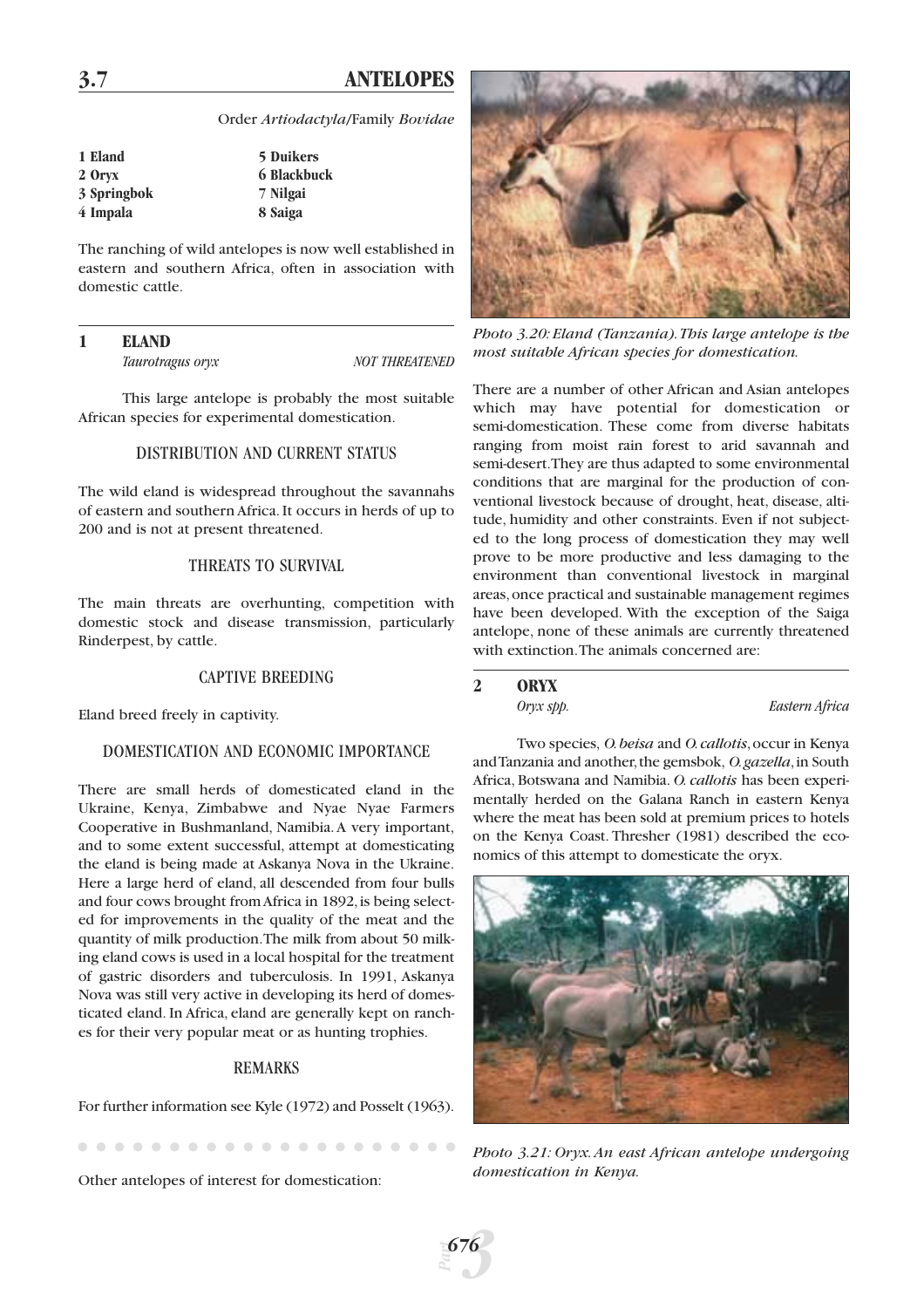## 3.7 ANTELOPES

Order *Artiodactyla*/Family *Bovidae*

| | |
|---|---|
| **1 Eland** | **5 Duikers** |
| **2 Oryx** | **6 Blackbuck** |
| **3 Springbok** | **7 Nilgai** |
| **4 Impala** | **8 Saiga** |

The ranching of wild antelopes is now well established in eastern and southern Africa, often in association with domestic cattle.

### 1 ELAND

*Taurotragus oryx* — *NOT THREATENED*

This large antelope is probably the most suitable African species for experimental domestication.

#### DISTRIBUTION AND CURRENT STATUS

The wild eland is widespread throughout the savannahs of eastern and southern Africa. It occurs in herds of up to 200 and is not at present threatened.

#### THREATS TO SURVIVAL

The main threats are overhunting, competition with domestic stock and disease transmission, particularly Rinderpest, by cattle.

#### CAPTIVE BREEDING

Eland breed freely in captivity.

#### DOMESTICATION AND ECONOMIC IMPORTANCE

There are small herds of domesticated eland in the Ukraine, Kenya, Zimbabwe and Nyae Nyae Farmers Cooperative in Bushmanland, Namibia. A very important, and to some extent successful, attempt at domesticating the eland is being made at Askanya Nova in the Ukraine. Here a large herd of eland, all descended from four bulls and four cows brought from Africa in 1892, is being selected for improvements in the quality of the meat and the quantity of milk production. The milk from about 50 milking eland cows is used in a local hospital for the treatment of gastric disorders and tuberculosis. In 1991, Askanya Nova was still very active in developing its herd of domesticated eland. In Africa, eland are generally kept on ranches for their very popular meat or as hunting trophies.

#### REMARKS

For further information see Kyle (1972) and Posselt (1963).

Other antelopes of interest for domestication:

*Photo 3.20: Eland (Tanzania). This large antelope is the most suitable African species for domestication.*

There are a number of other African and Asian antelopes which may have potential for domestication or semi-domestication. These come from diverse habitats ranging from moist rain forest to arid savannah and semi-desert. They are thus adapted to some environmental conditions that are marginal for the production of conventional livestock because of drought, heat, disease, altitude, humidity and other constraints. Even if not subjected to the long process of domestication they may well prove to be more productive and less damaging to the environment than conventional livestock in marginal areas, once practical and sustainable management regimes have been developed. With the exception of the Saiga antelope, none of these animals are currently threatened with extinction. The animals concerned are:

### 2 ORYX

*Oryx spp.* — *Eastern Africa*

Two species, *O. beisa* and *O. callotis*, occur in Kenya and Tanzania and another, the gemsbok, *O. gazella*, in South Africa, Botswana and Namibia. *O. callotis* has been experimentally herded on the Galana Ranch in eastern Kenya where the meat has been sold at premium prices to hotels on the Kenya Coast. Thresher (1981) described the economics of this attempt to domesticate the oryx.

*Photo 3.21: Oryx. An east African antelope undergoing domestication in Kenya.*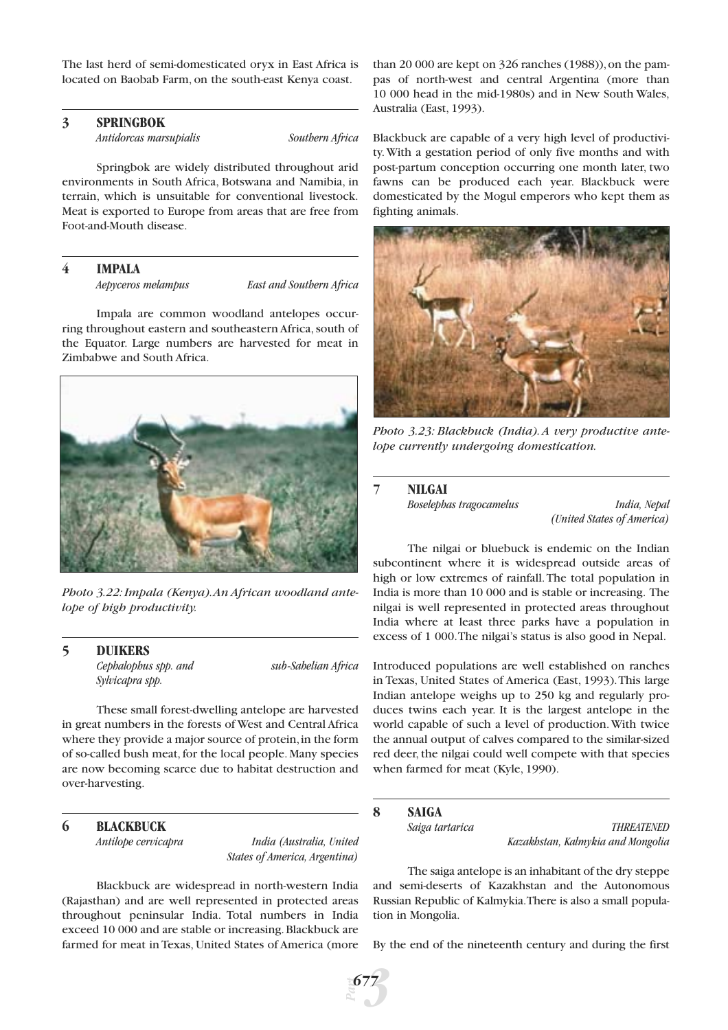The last herd of semi-domesticated oryx in East Africa is located on Baobab Farm, on the south-east Kenya coast.

### 3 SPRINGBOK

*Antidorcas marsupialis* — *Southern Africa*

Springbok are widely distributed throughout arid environments in South Africa, Botswana and Namibia, in terrain, which is unsuitable for conventional livestock. Meat is exported to Europe from areas that are free from Foot-and-Mouth disease.

### 4 IMPALA

*Aepyceros melampus* — *East and Southern Africa*

Impala are common woodland antelopes occurring throughout eastern and southeastern Africa, south of the Equator. Large numbers are harvested for meat in Zimbabwe and South Africa.

*Photo 3.22: Impala (Kenya). An African woodland antelope of high productivity.*

### 5 DUIKERS

*Cephalophus spp. and Sylvicapra spp.* — *sub-Sahelian Africa*

These small forest-dwelling antelope are harvested in great numbers in the forests of West and Central Africa where they provide a major source of protein, in the form of so-called bush meat, for the local people. Many species are now becoming scarce due to habitat destruction and over-harvesting.

### 6 BLACKBUCK

*Antilope cervicapra* — *India (Australia, United States of America, Argentina)*

Blackbuck are widespread in north-western India (Rajasthan) and are well represented in protected areas throughout peninsular India. Total numbers in India exceed 10 000 and are stable or increasing. Blackbuck are farmed for meat in Texas, United States of America (more than 20 000 are kept on 326 ranches (1988)), on the pampas of north-west and central Argentina (more than 10 000 head in the mid-1980s) and in New South Wales, Australia (East, 1993).

Blackbuck are capable of a very high level of productivity. With a gestation period of only five months and with post-partum conception occurring one month later, two fawns can be produced each year. Blackbuck were domesticated by the Mogul emperors who kept them as fighting animals.

*Photo 3.23: Blackbuck (India). A very productive antelope currently undergoing domestication.*

### 7 NILGAI

*Boselephas tragocamelus* — *India, Nepal (United States of America)*

The nilgai or bluebuck is endemic on the Indian subcontinent where it is widespread outside areas of high or low extremes of rainfall. The total population in India is more than 10 000 and is stable or increasing. The nilgai is well represented in protected areas throughout India where at least three parks have a population in excess of 1 000. The nilgai's status is also good in Nepal.

Introduced populations are well established on ranches in Texas, United States of America (East, 1993). This large Indian antelope weighs up to 250 kg and regularly produces twins each year. It is the largest antelope in the world capable of such a level of production. With twice the annual output of calves compared to the similar-sized red deer, the nilgai could well compete with that species when farmed for meat (Kyle, 1990).

### 8 SAIGA

*Saiga tartarica* — *THREATENED* — *Kazakhstan, Kalmykia and Mongolia*

The saiga antelope is an inhabitant of the dry steppe and semi-deserts of Kazakhstan and the Autonomous Russian Republic of Kalmykia. There is also a small population in Mongolia.

By the end of the nineteenth century and during the first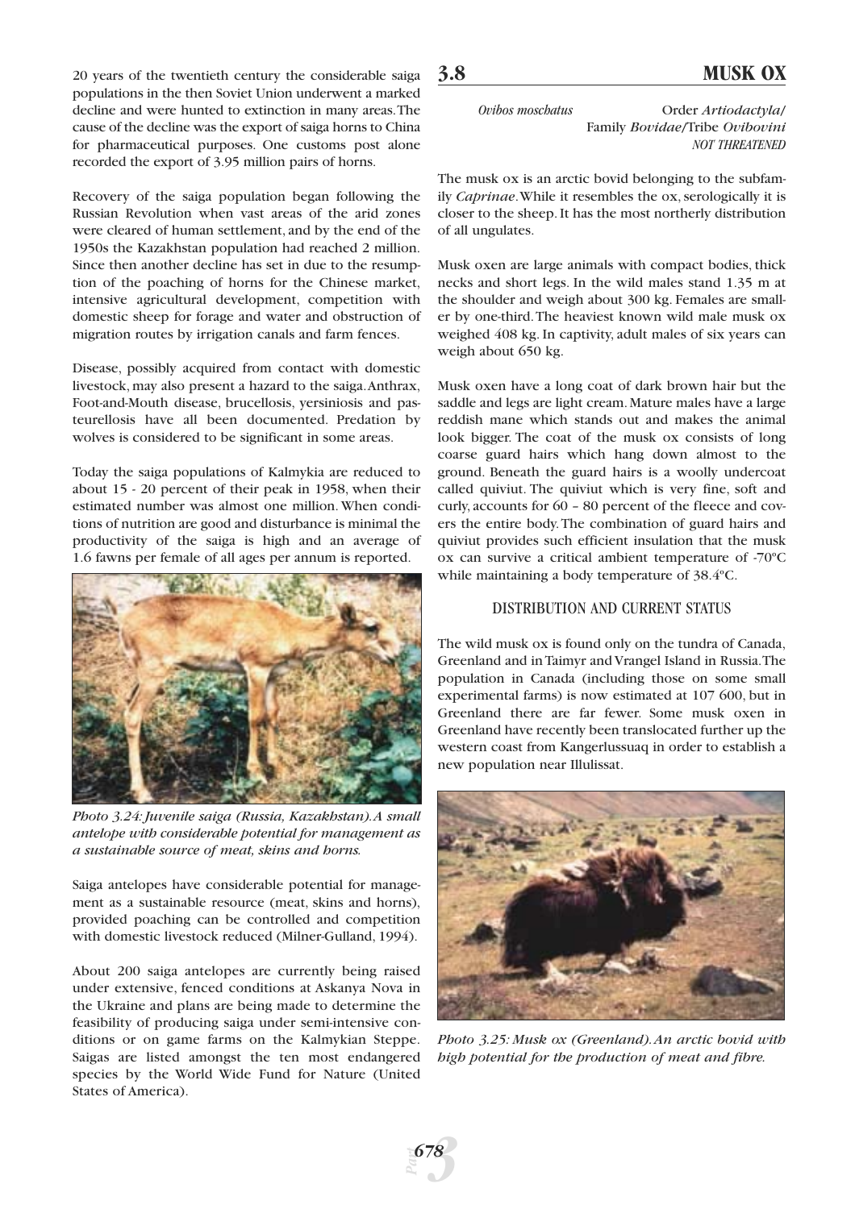20 years of the twentieth century the considerable saiga populations in the then Soviet Union underwent a marked decline and were hunted to extinction in many areas. The cause of the decline was the export of saiga horns to China for pharmaceutical purposes. One customs post alone recorded the export of 3.95 million pairs of horns.

Recovery of the saiga population began following the Russian Revolution when vast areas of the arid zones were cleared of human settlement, and by the end of the 1950s the Kazakhstan population had reached 2 million. Since then another decline has set in due to the resumption of the poaching of horns for the Chinese market, intensive agricultural development, competition with domestic sheep for forage and water and obstruction of migration routes by irrigation canals and farm fences.

Disease, possibly acquired from contact with domestic livestock, may also present a hazard to the saiga. Anthrax, Foot-and-Mouth disease, brucellosis, yersiniosis and pasteurellosis have all been documented. Predation by wolves is considered to be significant in some areas.

Today the saiga populations of Kalmykia are reduced to about 15 - 20 percent of their peak in 1958, when their estimated number was almost one million. When conditions of nutrition are good and disturbance is minimal the productivity of the saiga is high and an average of 1.6 fawns per female of all ages per annum is reported.

*Photo 3.24: Juvenile saiga (Russia, Kazakhstan). A small antelope with considerable potential for management as a sustainable source of meat, skins and horns.*

Saiga antelopes have considerable potential for management as a sustainable resource (meat, skins and horns), provided poaching can be controlled and competition with domestic livestock reduced (Milner-Gulland, 1994).

About 200 saiga antelopes are currently being raised under extensive, fenced conditions at Askanya Nova in the Ukraine and plans are being made to determine the feasibility of producing saiga under semi-intensive conditions or on game farms on the Kalmykian Steppe. Saigas are listed amongst the ten most endangered species by the World Wide Fund for Nature (United States of America).

## 3.8 MUSK OX

*Ovibos moschatus* Order *Artiodactyla*/ Family *Bovidae*/Tribe *Ovibovini*
*NOT THREATENED*

The musk ox is an arctic bovid belonging to the subfamily *Caprinae*. While it resembles the ox, serologically it is closer to the sheep. It has the most northerly distribution of all ungulates.

Musk oxen are large animals with compact bodies, thick necks and short legs. In the wild males stand 1.35 m at the shoulder and weigh about 300 kg. Females are smaller by one-third. The heaviest known wild male musk ox weighed 408 kg. In captivity, adult males of six years can weigh about 650 kg.

Musk oxen have a long coat of dark brown hair but the saddle and legs are light cream. Mature males have a large reddish mane which stands out and makes the animal look bigger. The coat of the musk ox consists of long coarse guard hairs which hang down almost to the ground. Beneath the guard hairs is a woolly undercoat called quiviut. The quiviut which is very fine, soft and curly, accounts for 60 – 80 percent of the fleece and covers the entire body. The combination of guard hairs and quiviut provides such efficient insulation that the musk ox can survive a critical ambient temperature of -70ºC while maintaining a body temperature of 38.4ºC.

### DISTRIBUTION AND CURRENT STATUS

The wild musk ox is found only on the tundra of Canada, Greenland and in Taimyr and Vrangel Island in Russia. The population in Canada (including those on some small experimental farms) is now estimated at 107 600, but in Greenland there are far fewer. Some musk oxen in Greenland have recently been translocated further up the western coast from Kangerlussuaq in order to establish a new population near Illulissat.

*Photo 3.25: Musk ox (Greenland). An arctic bovid with high potential for the production of meat and fibre.*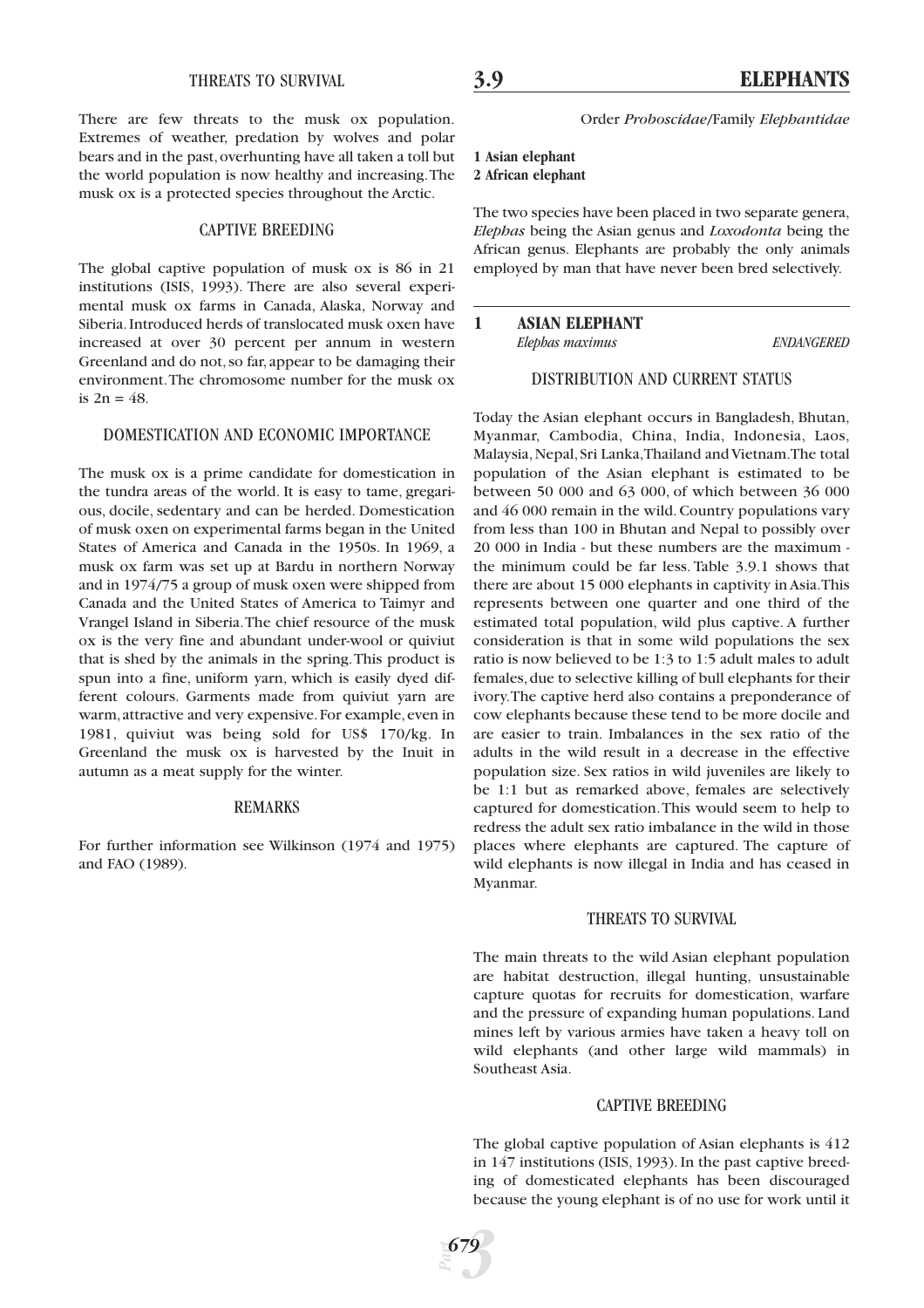### THREATS TO SURVIVAL

There are few threats to the musk ox population. Extremes of weather, predation by wolves and polar bears and in the past, overhunting have all taken a toll but the world population is now healthy and increasing. The musk ox is a protected species throughout the Arctic.

### CAPTIVE BREEDING

The global captive population of musk ox is 86 in 21 institutions (ISIS, 1993). There are also several experimental musk ox farms in Canada, Alaska, Norway and Siberia. Introduced herds of translocated musk oxen have increased at over 30 percent per annum in western Greenland and do not, so far, appear to be damaging their environment. The chromosome number for the musk ox is $2n = 48$.

### DOMESTICATION AND ECONOMIC IMPORTANCE

The musk ox is a prime candidate for domestication in the tundra areas of the world. It is easy to tame, gregarious, docile, sedentary and can be herded. Domestication of musk oxen on experimental farms began in the United States of America and Canada in the 1950s. In 1969, a musk ox farm was set up at Bardu in northern Norway and in 1974/75 a group of musk oxen were shipped from Canada and the United States of America to Taimyr and Vrangel Island in Siberia. The chief resource of the musk ox is the very fine and abundant under-wool or quiviut that is shed by the animals in the spring. This product is spun into a fine, uniform yarn, which is easily dyed different colours. Garments made from quiviut yarn are warm, attractive and very expensive. For example, even in 1981, quiviut was being sold for US$ 170/kg. In Greenland the musk ox is harvested by the Inuit in autumn as a meat supply for the winter.

### REMARKS

For further information see Wilkinson (1974 and 1975) and FAO (1989).

## 3.9 ELEPHANTS

Order *Proboscidae*/Family *Elephantidae*

**1 Asian elephant**
**2 African elephant**

The two species have been placed in two separate genera, *Elephas* being the Asian genus and *Loxodonta* being the African genus. Elephants are probably the only animals employed by man that have never been bred selectively.

## 1 ASIAN ELEPHANT

*Elephas maximus* — *ENDANGERED*

### DISTRIBUTION AND CURRENT STATUS

Today the Asian elephant occurs in Bangladesh, Bhutan, Myanmar, Cambodia, China, India, Indonesia, Laos, Malaysia, Nepal, Sri Lanka, Thailand and Vietnam. The total population of the Asian elephant is estimated to be between 50 000 and 63 000, of which between 36 000 and 46 000 remain in the wild. Country populations vary from less than 100 in Bhutan and Nepal to possibly over 20 000 in India - but these numbers are the maximum - the minimum could be far less. Table 3.9.1 shows that there are about 15 000 elephants in captivity in Asia. This represents between one quarter and one third of the estimated total population, wild plus captive. A further consideration is that in some wild populations the sex ratio is now believed to be 1:3 to 1:5 adult males to adult females, due to selective killing of bull elephants for their ivory. The captive herd also contains a preponderance of cow elephants because these tend to be more docile and are easier to train. Imbalances in the sex ratio of the adults in the wild result in a decrease in the effective population size. Sex ratios in wild juveniles are likely to be 1:1 but as remarked above, females are selectively captured for domestication. This would seem to help to redress the adult sex ratio imbalance in the wild in those places where elephants are captured. The capture of wild elephants is now illegal in India and has ceased in Myanmar.

### THREATS TO SURVIVAL

The main threats to the wild Asian elephant population are habitat destruction, illegal hunting, unsustainable capture quotas for recruits for domestication, warfare and the pressure of expanding human populations. Land mines left by various armies have taken a heavy toll on wild elephants (and other large wild mammals) in Southeast Asia.

### CAPTIVE BREEDING

The global captive population of Asian elephants is 412 in 147 institutions (ISIS, 1993). In the past captive breeding of domesticated elephants has been discouraged because the young elephant is of no use for work until it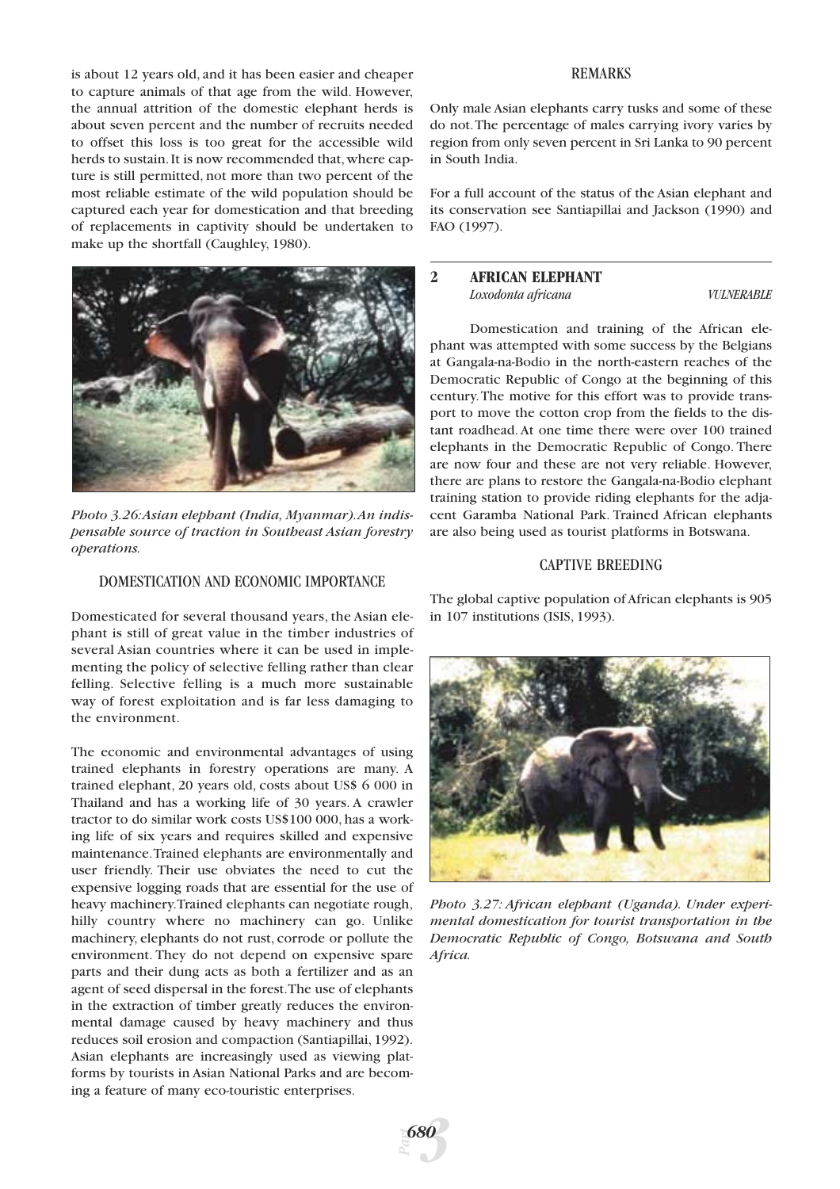is about 12 years old, and it has been easier and cheaper to capture animals of that age from the wild. However, the annual attrition of the domestic elephant herds is about seven percent and the number of recruits needed to offset this loss is too great for the accessible wild herds to sustain. It is now recommended that, where capture is still permitted, not more than two percent of the most reliable estimate of the wild population should be captured each year for domestication and that breeding of replacements in captivity should be undertaken to make up the shortfall (Caughley, 1980).

*Photo 3.26: Asian elephant (India, Myanmar). An indispensable source of traction in Southeast Asian forestry operations.*

### DOMESTICATION AND ECONOMIC IMPORTANCE

Domesticated for several thousand years, the Asian elephant is still of great value in the timber industries of several Asian countries where it can be used in implementing the policy of selective felling rather than clear felling. Selective felling is a much more sustainable way of forest exploitation and is far less damaging to the environment.

The economic and environmental advantages of using trained elephants in forestry operations are many. A trained elephant, 20 years old, costs about US$ 6 000 in Thailand and has a working life of 30 years. A crawler tractor to do similar work costs US$100 000, has a working life of six years and requires skilled and expensive maintenance. Trained elephants are environmentally and user friendly. Their use obviates the need to cut the expensive logging roads that are essential for the use of heavy machinery. Trained elephants can negotiate rough, hilly country where no machinery can go. Unlike machinery, elephants do not rust, corrode or pollute the environment. They do not depend on expensive spare parts and their dung acts as both a fertilizer and as an agent of seed dispersal in the forest. The use of elephants in the extraction of timber greatly reduces the environmental damage caused by heavy machinery and thus reduces soil erosion and compaction (Santiapillai, 1992). Asian elephants are increasingly used as viewing platforms by tourists in Asian National Parks and are becoming a feature of many eco-touristic enterprises.

### REMARKS

Only male Asian elephants carry tusks and some of these do not. The percentage of males carrying ivory varies by region from only seven percent in Sri Lanka to 90 percent in South India.

For a full account of the status of the Asian elephant and its conservation see Santiapillai and Jackson (1990) and FAO (1997).

## 2 AFRICAN ELEPHANT

*Loxodonta africana* *VULNERABLE*

Domestication and training of the African elephant was attempted with some success by the Belgians at Gangala-na-Bodio in the north-eastern reaches of the Democratic Republic of Congo at the beginning of this century. The motive for this effort was to provide transport to move the cotton crop from the fields to the distant roadhead. At one time there were over 100 trained elephants in the Democratic Republic of Congo. There are now four and these are not very reliable. However, there are plans to restore the Gangala-na-Bodio elephant training station to provide riding elephants for the adjacent Garamba National Park. Trained African elephants are also being used as tourist platforms in Botswana.

### CAPTIVE BREEDING

The global captive population of African elephants is 905 in 107 institutions (ISIS, 1993).

*Photo 3.27: African elephant (Uganda). Under experimental domestication for tourist transportation in the Democratic Republic of Congo, Botswana and South Africa.*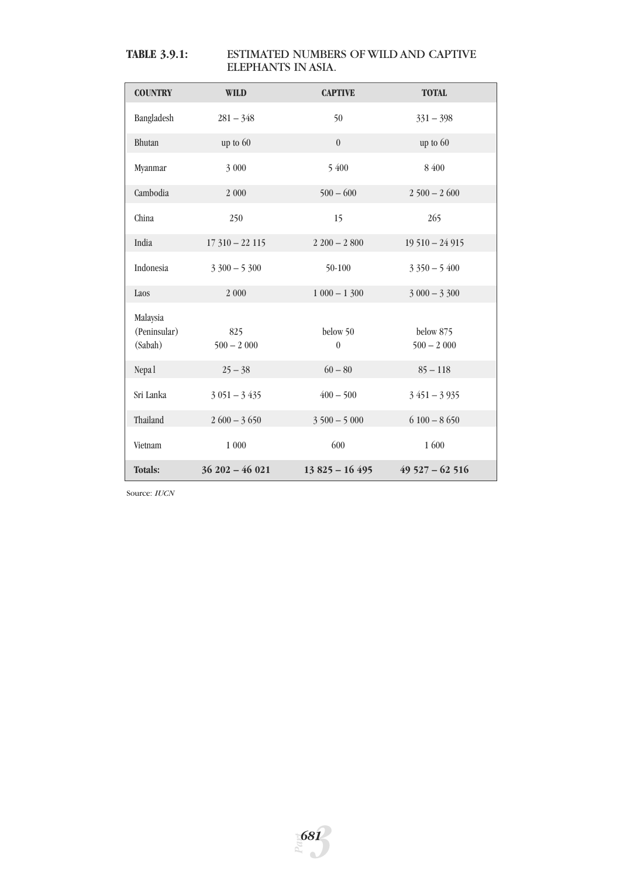**TABLE 3.9.1: ESTIMATED NUMBERS OF WILD AND CAPTIVE ELEPHANTS IN ASIA.**

| COUNTRY | WILD | CAPTIVE | TOTAL |
|---|---|---|---|
| Bangladesh | 281 – 348 | 50 | 331 – 398 |
| Bhutan | up to 60 | 0 | up to 60 |
| Myanmar | 3 000 | 5 400 | 8 400 |
| Cambodia | 2 000 | 500 – 600 | 2 500 – 2 600 |
| China | 250 | 15 | 265 |
| India | 17 310 – 22 115 | 2 200 – 2 800 | 19 510 – 24 915 |
| Indonesia | 3 300 – 5 300 | 50-100 | 3 350 – 5 400 |
| Laos | 2 000 | 1 000 – 1 300 | 3 000 – 3 300 |
| Malaysia | | | |
| (Peninsular) | 825 | below 50 | below 875 |
| (Sabah) | 500 – 2 000 | 0 | 500 – 2 000 |
| Nepal | 25 – 38 | 60 – 80 | 85 – 118 |
| Sri Lanka | 3 051 – 3 435 | 400 – 500 | 3 451 – 3 935 |
| Thailand | 2 600 – 3 650 | 3 500 – 5 000 | 6 100 – 8 650 |
| Vietnam | 1 000 | 600 | 1 600 |
| **Totals:** | **36 202 – 46 021** | **13 825 – 16 495** | **49 527 – 62 516** |

Source: *IUCN*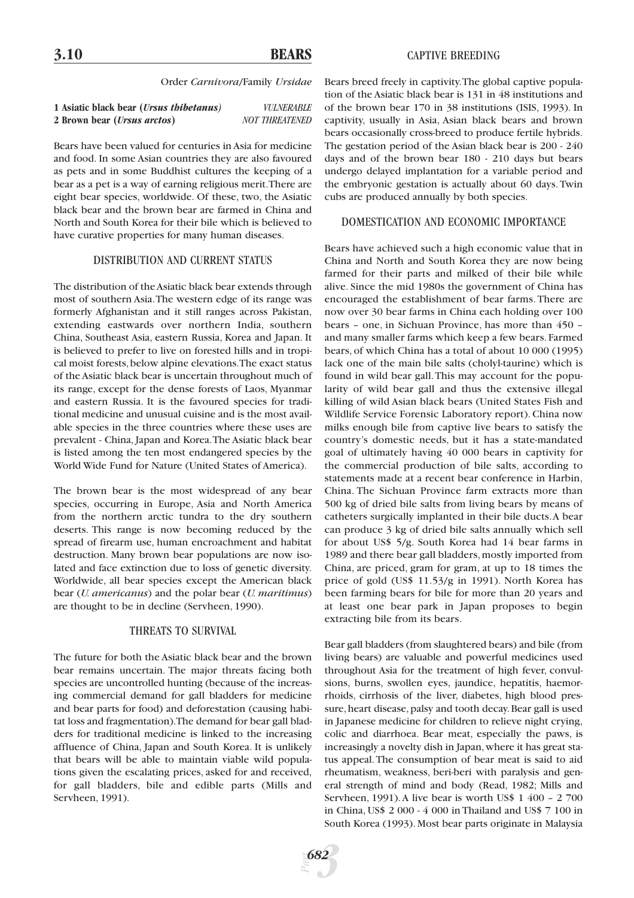# 3.10 BEARS

Order *Carnivora*/Family *Ursidae*

| | |
|---|---|
| **1 Asiatic black bear (*Ursus thibetanus*)** | *VULNERABLE* |
| **2 Brown bear (*Ursus arctos*)** | *NOT THREATENED* |

Bears have been valued for centuries in Asia for medicine and food. In some Asian countries they are also favoured as pets and in some Buddhist cultures the keeping of a bear as a pet is a way of earning religious merit. There are eight bear species, worldwide. Of these, two, the Asiatic black bear and the brown bear are farmed in China and North and South Korea for their bile which is believed to have curative properties for many human diseases.

## DISTRIBUTION AND CURRENT STATUS

The distribution of the Asiatic black bear extends through most of southern Asia. The western edge of its range was formerly Afghanistan and it still ranges across Pakistan, extending eastwards over northern India, southern China, Southeast Asia, eastern Russia, Korea and Japan. It is believed to prefer to live on forested hills and in tropical moist forests, below alpine elevations. The exact status of the Asiatic black bear is uncertain throughout much of its range, except for the dense forests of Laos, Myanmar and eastern Russia. It is the favoured species for traditional medicine and unusual cuisine and is the most available species in the three countries where these uses are prevalent - China, Japan and Korea. The Asiatic black bear is listed among the ten most endangered species by the World Wide Fund for Nature (United States of America).

The brown bear is the most widespread of any bear species, occurring in Europe, Asia and North America from the northern arctic tundra to the dry southern deserts. This range is now becoming reduced by the spread of firearm use, human encroachment and habitat destruction. Many brown bear populations are now isolated and face extinction due to loss of genetic diversity. Worldwide, all bear species except the American black bear (*U. americanus*) and the polar bear (*U. maritimus*) are thought to be in decline (Servheen, 1990).

## THREATS TO SURVIVAL

The future for both the Asiatic black bear and the brown bear remains uncertain. The major threats facing both species are uncontrolled hunting (because of the increasing commercial demand for gall bladders for medicine and bear parts for food) and deforestation (causing habitat loss and fragmentation). The demand for bear gall bladders for traditional medicine is linked to the increasing affluence of China, Japan and South Korea. It is unlikely that bears will be able to maintain viable wild populations given the escalating prices, asked for and received, for gall bladders, bile and edible parts (Mills and Servheen, 1991).

## CAPTIVE BREEDING

Bears breed freely in captivity. The global captive population of the Asiatic black bear is 131 in 48 institutions and of the brown bear 170 in 38 institutions (ISIS, 1993). In captivity, usually in Asia, Asian black bears and brown bears occasionally cross-breed to produce fertile hybrids. The gestation period of the Asian black bear is 200 - 240 days and of the brown bear 180 - 210 days but bears undergo delayed implantation for a variable period and the embryonic gestation is actually about 60 days. Twin cubs are produced annually by both species.

## DOMESTICATION AND ECONOMIC IMPORTANCE

Bears have achieved such a high economic value that in China and North and South Korea they are now being farmed for their parts and milked of their bile while alive. Since the mid 1980s the government of China has encouraged the establishment of bear farms. There are now over 30 bear farms in China each holding over 100 bears – one, in Sichuan Province, has more than 450 – and many smaller farms which keep a few bears. Farmed bears, of which China has a total of about 10 000 (1995) lack one of the main bile salts (cholyl-taurine) which is found in wild bear gall. This may account for the popularity of wild bear gall and thus the extensive illegal killing of wild Asian black bears (United States Fish and Wildlife Service Forensic Laboratory report). China now milks enough bile from captive live bears to satisfy the country's domestic needs, but it has a state-mandated goal of ultimately having 40 000 bears in captivity for the commercial production of bile salts, according to statements made at a recent bear conference in Harbin, China. The Sichuan Province farm extracts more than 500 kg of dried bile salts from living bears by means of catheters surgically implanted in their bile ducts. A bear can produce 3 kg of dried bile salts annually which sell for about US$ 5/g. South Korea had 14 bear farms in 1989 and there bear gall bladders, mostly imported from China, are priced, gram for gram, at up to 18 times the price of gold (US$ 11.53/g in 1991). North Korea has been farming bears for bile for more than 20 years and at least one bear park in Japan proposes to begin extracting bile from its bears.

Bear gall bladders (from slaughtered bears) and bile (from living bears) are valuable and powerful medicines used throughout Asia for the treatment of high fever, convulsions, burns, swollen eyes, jaundice, hepatitis, haemorrhoids, cirrhosis of the liver, diabetes, high blood pressure, heart disease, palsy and tooth decay. Bear gall is used in Japanese medicine for children to relieve night crying, colic and diarrhoea. Bear meat, especially the paws, is increasingly a novelty dish in Japan, where it has great status appeal. The consumption of bear meat is said to aid rheumatism, weakness, beri-beri with paralysis and general strength of mind and body (Read, 1982; Mills and Servheen, 1991). A live bear is worth US$ 1 400 – 2 700 in China, US$ 2 000 - 4 000 in Thailand and US$ 7 100 in South Korea (1993). Most bear parts originate in Malaysia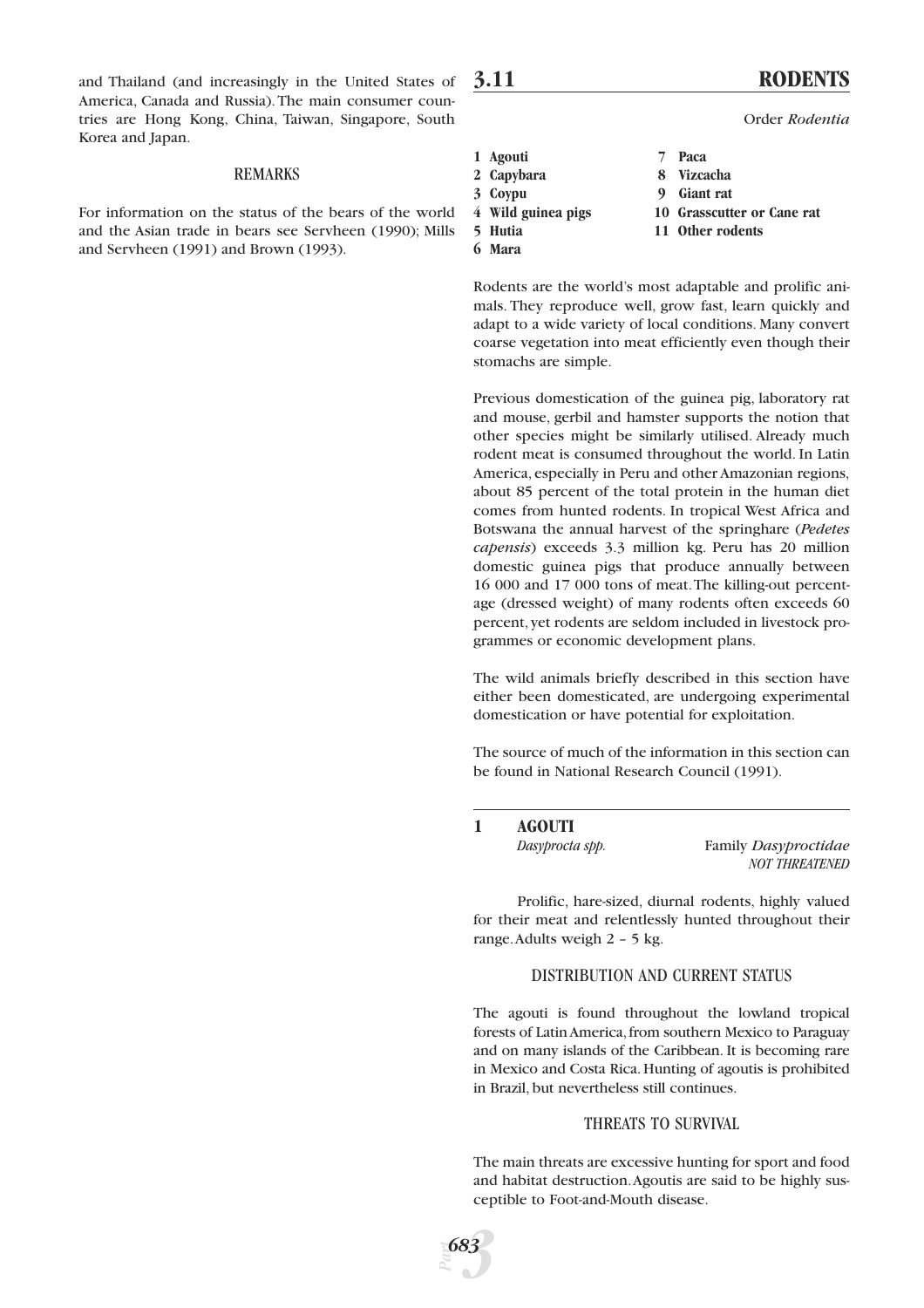and Thailand (and increasingly in the United States of America, Canada and Russia). The main consumer countries are Hong Kong, China, Taiwan, Singapore, South Korea and Japan.

### REMARKS

For information on the status of the bears of the world and the Asian trade in bears see Servheen (1990); Mills and Servheen (1991) and Brown (1993).

## 3.11 RODENTS

Order *Rodentia*

**1 Agouti**
**2 Capybara**
**3 Coypu**
**4 Wild guinea pigs**
**5 Hutia**
**6 Mara**
**7 Paca**
**8 Vizcacha**
**9 Giant rat**
**10 Grasscutter or Cane rat**
**11 Other rodents**

Rodents are the world's most adaptable and prolific animals. They reproduce well, grow fast, learn quickly and adapt to a wide variety of local conditions. Many convert coarse vegetation into meat efficiently even though their stomachs are simple.

Previous domestication of the guinea pig, laboratory rat and mouse, gerbil and hamster supports the notion that other species might be similarly utilised. Already much rodent meat is consumed throughout the world. In Latin America, especially in Peru and other Amazonian regions, about 85 percent of the total protein in the human diet comes from hunted rodents. In tropical West Africa and Botswana the annual harvest of the springhare (*Pedetes capensis*) exceeds 3.3 million kg. Peru has 20 million domestic guinea pigs that produce annually between 16 000 and 17 000 tons of meat. The killing-out percentage (dressed weight) of many rodents often exceeds 60 percent, yet rodents are seldom included in livestock programmes or economic development plans.

The wild animals briefly described in this section have either been domesticated, are undergoing experimental domestication or have potential for exploitation.

The source of much of the information in this section can be found in National Research Council (1991).

### 1 AGOUTI

*Dasyprocta spp.* — Family *Dasyproctidae*
*NOT THREATENED*

Prolific, hare-sized, diurnal rodents, highly valued for their meat and relentlessly hunted throughout their range. Adults weigh 2 – 5 kg.

#### DISTRIBUTION AND CURRENT STATUS

The agouti is found throughout the lowland tropical forests of Latin America, from southern Mexico to Paraguay and on many islands of the Caribbean. It is becoming rare in Mexico and Costa Rica. Hunting of agoutis is prohibited in Brazil, but nevertheless still continues.

#### THREATS TO SURVIVAL

The main threats are excessive hunting for sport and food and habitat destruction. Agoutis are said to be highly susceptible to Foot-and-Mouth disease.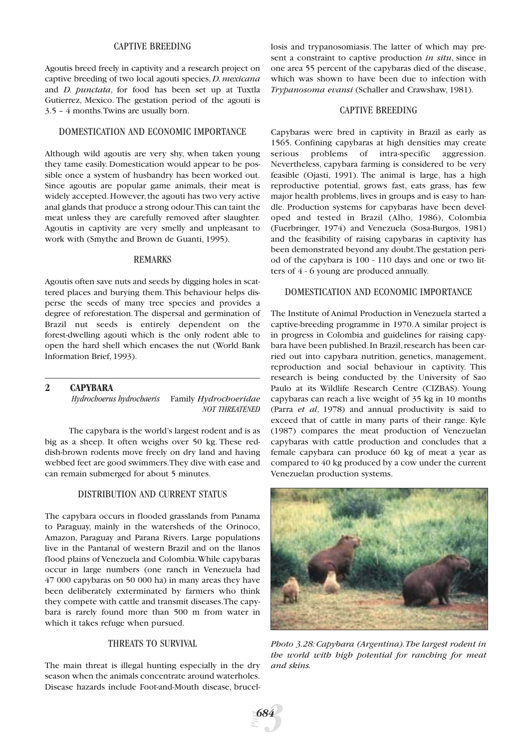### CAPTIVE BREEDING

Agoutis breed freely in captivity and a research project on captive breeding of two local agouti species, *D. mexicana* and *D. punctata*, for food has been set up at Tuxtla Gutierrez, Mexico. The gestation period of the agouti is 3.5 – 4 months. Twins are usually born.

### DOMESTICATION AND ECONOMIC IMPORTANCE

Although wild agoutis are very shy, when taken young they tame easily. Domestication would appear to be possible once a system of husbandry has been worked out. Since agoutis are popular game animals, their meat is widely accepted. However, the agouti has two very active anal glands that produce a strong odour. This can taint the meat unless they are carefully removed after slaughter. Agoutis in captivity are very smelly and unpleasant to work with (Smythe and Brown de Guanti, 1995).

### REMARKS

Agoutis often save nuts and seeds by digging holes in scattered places and burying them. This behaviour helps disperse the seeds of many tree species and provides a degree of reforestation. The dispersal and germination of Brazil nut seeds is entirely dependent on the forest-dwelling agouti which is the only rodent able to open the hard shell which encases the nut (World Bank Information Brief, 1993).

## 2 CAPYBARA

*Hydrochoerus hydrochaeris* Family *Hydrochoeridae*
*NOT THREATENED*

The capybara is the world's largest rodent and is as big as a sheep. It often weighs over 50 kg. These reddish-brown rodents move freely on dry land and having webbed feet are good swimmers. They dive with ease and can remain submerged for about 5 minutes.

### DISTRIBUTION AND CURRENT STATUS

The capybara occurs in flooded grasslands from Panama to Paraguay, mainly in the watersheds of the Orinoco, Amazon, Paraguay and Parana Rivers. Large populations live in the Pantanal of western Brazil and on the llanos flood plains of Venezuela and Colombia. While capybaras occur in large numbers (one ranch in Venezuela had 47 000 capybaras on 50 000 ha) in many areas they have been deliberately exterminated by farmers who think they compete with cattle and transmit diseases. The capybara is rarely found more than 500 m from water in which it takes refuge when pursued.

### THREATS TO SURVIVAL

The main threat is illegal hunting especially in the dry season when the animals concentrate around waterholes. Disease hazards include Foot-and-Mouth disease, brucellosis and trypanosomiasis. The latter of which may present a constraint to captive production *in situ*, since in one area 55 percent of the capybaras died of the disease, which was shown to have been due to infection with *Trypanosoma evansi* (Schaller and Crawshaw, 1981).

### CAPTIVE BREEDING

Capybaras were bred in captivity in Brazil as early as 1565. Confining capybaras at high densities may create serious problems of intra-specific aggression. Nevertheless, capybara farming is considered to be very feasible (Ojasti, 1991). The animal is large, has a high reproductive potential, grows fast, eats grass, has few major health problems, lives in groups and is easy to handle. Production systems for capybaras have been developed and tested in Brazil (Alho, 1986), Colombia (Fuerbringer, 1974) and Venezuela (Sosa-Burgos, 1981) and the feasibility of raising capybaras in captivity has been demonstrated beyond any doubt. The gestation period of the capybara is 100 - 110 days and one or two litters of 4 - 6 young are produced annually.

### DOMESTICATION AND ECONOMIC IMPORTANCE

The Institute of Animal Production in Venezuela started a captive-breeding programme in 1970. A similar project is in progress in Colombia and guidelines for raising capybara have been published. In Brazil, research has been carried out into capybara nutrition, genetics, management, reproduction and social behaviour in captivity. This research is being conducted by the University of Sao Paulo at its Wildlife Research Centre (CIZBAS). Young capybaras can reach a live weight of 35 kg in 10 months (Parra *et al*, 1978) and annual productivity is said to exceed that of cattle in many parts of their range. Kyle (1987) compares the meat production of Venezuelan capybaras with cattle production and concludes that a female capybara can produce 60 kg of meat a year as compared to 40 kg produced by a cow under the current Venezuelan production systems.

*Photo 3.28: Capybara (Argentina). The largest rodent in the world with high potential for ranching for meat and skins.*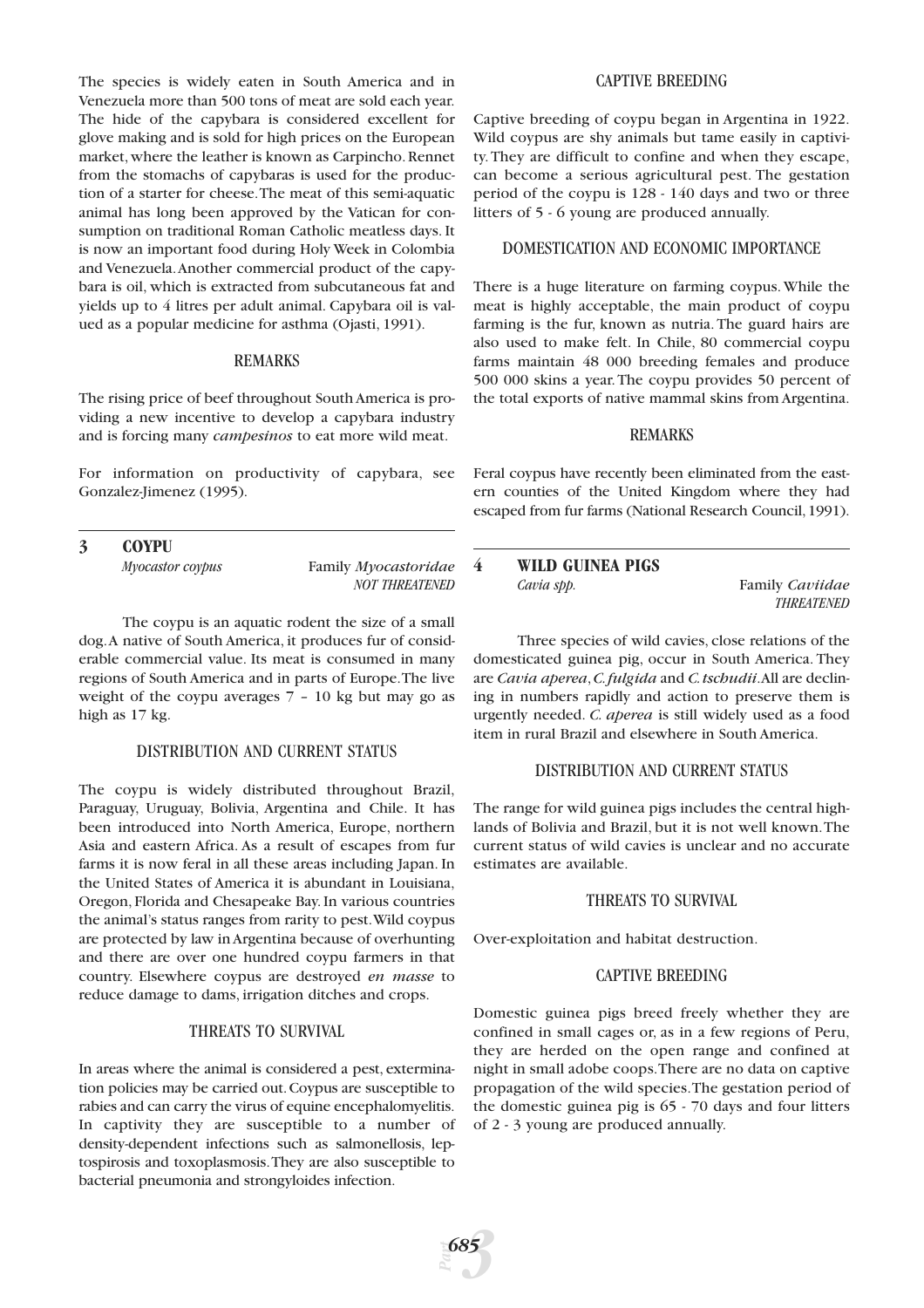The species is widely eaten in South America and in Venezuela more than 500 tons of meat are sold each year. The hide of the capybara is considered excellent for glove making and is sold for high prices on the European market, where the leather is known as Carpincho. Rennet from the stomachs of capybaras is used for the production of a starter for cheese. The meat of this semi-aquatic animal has long been approved by the Vatican for consumption on traditional Roman Catholic meatless days. It is now an important food during Holy Week in Colombia and Venezuela. Another commercial product of the capybara is oil, which is extracted from subcutaneous fat and yields up to 4 litres per adult animal. Capybara oil is valued as a popular medicine for asthma (Ojasti, 1991).

#### REMARKS

The rising price of beef throughout South America is providing a new incentive to develop a capybara industry and is forcing many *campesinos* to eat more wild meat.

For information on productivity of capybara, see Gonzalez-Jimenez (1995).

### 3 COYPU

*Myocastor coypus* — Family *Myocastoridae*

*NOT THREATENED*

The coypu is an aquatic rodent the size of a small dog. A native of South America, it produces fur of considerable commercial value. Its meat is consumed in many regions of South America and in parts of Europe. The live weight of the coypu averages 7 – 10 kg but may go as high as 17 kg.

#### DISTRIBUTION AND CURRENT STATUS

The coypu is widely distributed throughout Brazil, Paraguay, Uruguay, Bolivia, Argentina and Chile. It has been introduced into North America, Europe, northern Asia and eastern Africa. As a result of escapes from fur farms it is now feral in all these areas including Japan. In the United States of America it is abundant in Louisiana, Oregon, Florida and Chesapeake Bay. In various countries the animal's status ranges from rarity to pest. Wild coypus are protected by law in Argentina because of overhunting and there are over one hundred coypu farmers in that country. Elsewhere coypus are destroyed *en masse* to reduce damage to dams, irrigation ditches and crops.

#### THREATS TO SURVIVAL

In areas where the animal is considered a pest, extermination policies may be carried out. Coypus are susceptible to rabies and can carry the virus of equine encephalomyelitis. In captivity they are susceptible to a number of density-dependent infections such as salmonellosis, leptospirosis and toxoplasmosis. They are also susceptible to bacterial pneumonia and strongyloides infection.

#### CAPTIVE BREEDING

Captive breeding of coypu began in Argentina in 1922. Wild coypus are shy animals but tame easily in captivity. They are difficult to confine and when they escape, can become a serious agricultural pest. The gestation period of the coypu is 128 - 140 days and two or three litters of 5 - 6 young are produced annually.

#### DOMESTICATION AND ECONOMIC IMPORTANCE

There is a huge literature on farming coypus. While the meat is highly acceptable, the main product of coypu farming is the fur, known as nutria. The guard hairs are also used to make felt. In Chile, 80 commercial coypu farms maintain 48 000 breeding females and produce 500 000 skins a year. The coypu provides 50 percent of the total exports of native mammal skins from Argentina.

#### REMARKS

Feral coypus have recently been eliminated from the eastern counties of the United Kingdom where they had escaped from fur farms (National Research Council, 1991).

### 4 WILD GUINEA PIGS

*Cavia spp.* — Family *Caviidae*

*THREATENED*

Three species of wild cavies, close relations of the domesticated guinea pig, occur in South America. They are *Cavia aperea*, *C. fulgida* and *C. tschudii*. All are declining in numbers rapidly and action to preserve them is urgently needed. *C. aperea* is still widely used as a food item in rural Brazil and elsewhere in South America.

#### DISTRIBUTION AND CURRENT STATUS

The range for wild guinea pigs includes the central highlands of Bolivia and Brazil, but it is not well known. The current status of wild cavies is unclear and no accurate estimates are available.

#### THREATS TO SURVIVAL

Over-exploitation and habitat destruction.

#### CAPTIVE BREEDING

Domestic guinea pigs breed freely whether they are confined in small cages or, as in a few regions of Peru, they are herded on the open range and confined at night in small adobe coops. There are no data on captive propagation of the wild species. The gestation period of the domestic guinea pig is 65 - 70 days and four litters of 2 - 3 young are produced annually.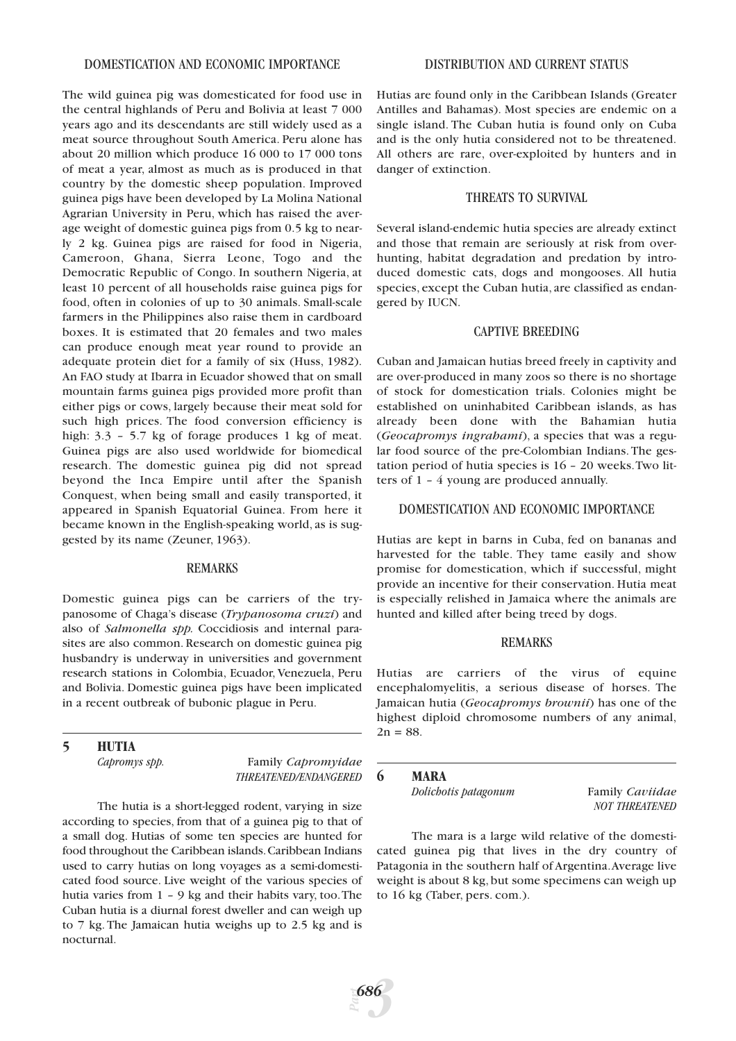### DOMESTICATION AND ECONOMIC IMPORTANCE

The wild guinea pig was domesticated for food use in the central highlands of Peru and Bolivia at least 7 000 years ago and its descendants are still widely used as a meat source throughout South America. Peru alone has about 20 million which produce 16 000 to 17 000 tons of meat a year, almost as much as is produced in that country by the domestic sheep population. Improved guinea pigs have been developed by La Molina National Agrarian University in Peru, which has raised the average weight of domestic guinea pigs from 0.5 kg to nearly 2 kg. Guinea pigs are raised for food in Nigeria, Cameroon, Ghana, Sierra Leone, Togo and the Democratic Republic of Congo. In southern Nigeria, at least 10 percent of all households raise guinea pigs for food, often in colonies of up to 30 animals. Small-scale farmers in the Philippines also raise them in cardboard boxes. It is estimated that 20 females and two males can produce enough meat year round to provide an adequate protein diet for a family of six (Huss, 1982). An FAO study at Ibarra in Ecuador showed that on small mountain farms guinea pigs provided more profit than either pigs or cows, largely because their meat sold for such high prices. The food conversion efficiency is high: 3.3 – 5.7 kg of forage produces 1 kg of meat. Guinea pigs are also used worldwide for biomedical research. The domestic guinea pig did not spread beyond the Inca Empire until after the Spanish Conquest, when being small and easily transported, it appeared in Spanish Equatorial Guinea. From here it became known in the English-speaking world, as is suggested by its name (Zeuner, 1963).

### REMARKS

Domestic guinea pigs can be carriers of the trypanosome of Chaga's disease (*Trypanosoma cruzi*) and also of *Salmonella spp.* Coccidiosis and internal parasites are also common. Research on domestic guinea pig husbandry is underway in universities and government research stations in Colombia, Ecuador, Venezuela, Peru and Bolivia. Domestic guinea pigs have been implicated in a recent outbreak of bubonic plague in Peru.

## 5 HUTIA

*Capromys spp.* — Family *Capromyidae* — *THREATENED/ENDANGERED*

The hutia is a short-legged rodent, varying in size according to species, from that of a guinea pig to that of a small dog. Hutias of some ten species are hunted for food throughout the Caribbean islands. Caribbean Indians used to carry hutias on long voyages as a semi-domesticated food source. Live weight of the various species of hutia varies from 1 – 9 kg and their habits vary, too. The Cuban hutia is a diurnal forest dweller and can weigh up to 7 kg. The Jamaican hutia weighs up to 2.5 kg and is nocturnal.

### DISTRIBUTION AND CURRENT STATUS

Hutias are found only in the Caribbean Islands (Greater Antilles and Bahamas). Most species are endemic on a single island. The Cuban hutia is found only on Cuba and is the only hutia considered not to be threatened. All others are rare, over-exploited by hunters and in danger of extinction.

### THREATS TO SURVIVAL

Several island-endemic hutia species are already extinct and those that remain are seriously at risk from over-hunting, habitat degradation and predation by introduced domestic cats, dogs and mongooses. All hutia species, except the Cuban hutia, are classified as endangered by IUCN.

### CAPTIVE BREEDING

Cuban and Jamaican hutias breed freely in captivity and are over-produced in many zoos so there is no shortage of stock for domestication trials. Colonies might be established on uninhabited Caribbean islands, as has already been done with the Bahamian hutia (*Geocapromys ingrahami*), a species that was a regular food source of the pre-Colombian Indians. The gestation period of hutia species is 16 – 20 weeks. Two litters of 1 – 4 young are produced annually.

### DOMESTICATION AND ECONOMIC IMPORTANCE

Hutias are kept in barns in Cuba, fed on bananas and harvested for the table. They tame easily and show promise for domestication, which if successful, might provide an incentive for their conservation. Hutia meat is especially relished in Jamaica where the animals are hunted and killed after being treed by dogs.

### REMARKS

Hutias are carriers of the virus of equine encephalomyelitis, a serious disease of horses. The Jamaican hutia (*Geocapromys brownii*) has one of the highest diploid chromosome numbers of any animal, 2n = 88.

## 6 MARA

*Dolichotis patagonum* — Family *Caviidae* — *NOT THREATENED*

The mara is a large wild relative of the domesticated guinea pig that lives in the dry country of Patagonia in the southern half of Argentina. Average live weight is about 8 kg, but some specimens can weigh up to 16 kg (Taber, pers. com.).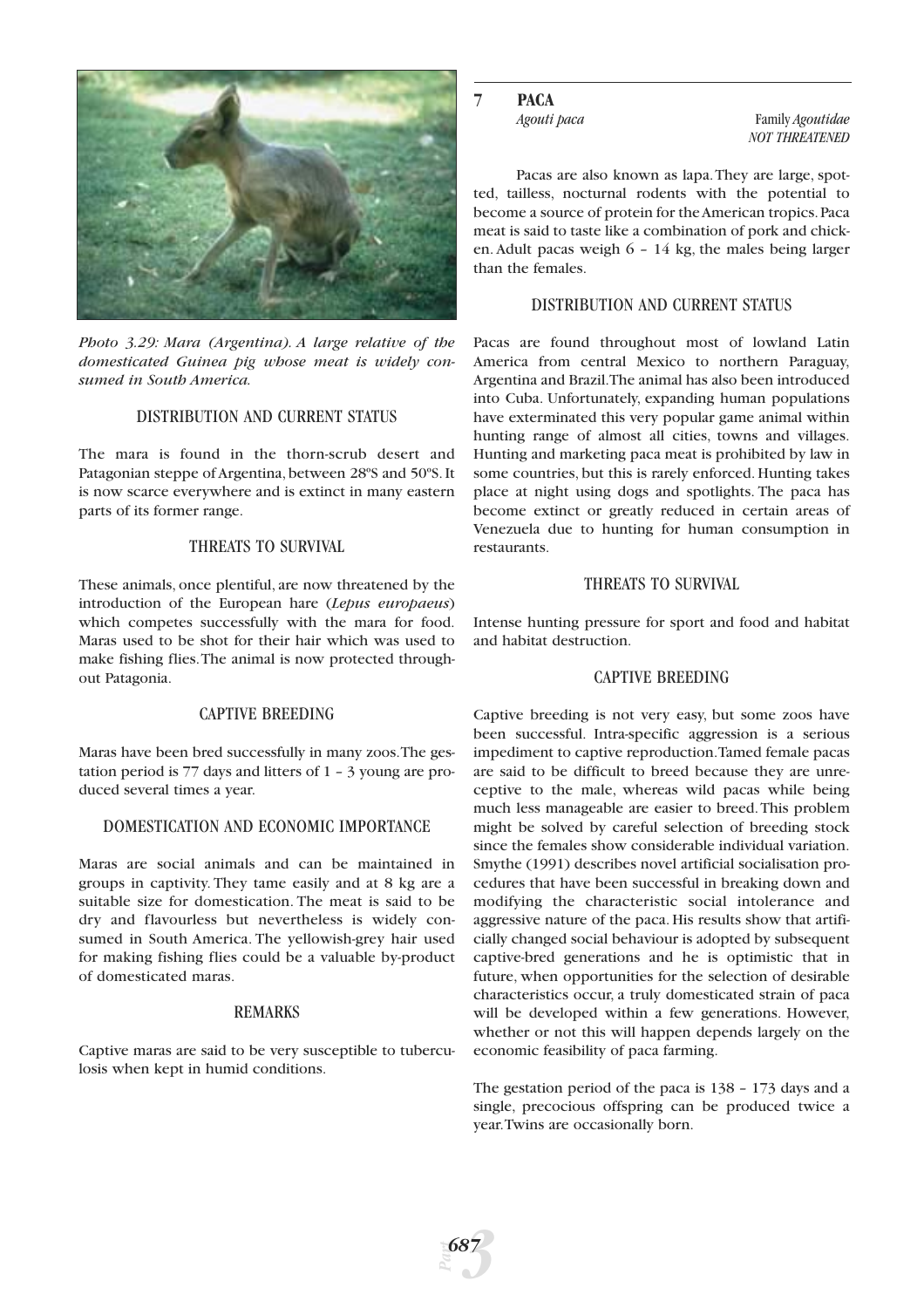*Photo 3.29: Mara (Argentina). A large relative of the domesticated Guinea pig whose meat is widely consumed in South America.*

### DISTRIBUTION AND CURRENT STATUS

The mara is found in the thorn-scrub desert and Patagonian steppe of Argentina, between 28ºS and 50ºS. It is now scarce everywhere and is extinct in many eastern parts of its former range.

### THREATS TO SURVIVAL

These animals, once plentiful, are now threatened by the introduction of the European hare (*Lepus europaeus*) which competes successfully with the mara for food. Maras used to be shot for their hair which was used to make fishing flies. The animal is now protected throughout Patagonia.

### CAPTIVE BREEDING

Maras have been bred successfully in many zoos. The gestation period is 77 days and litters of 1 – 3 young are produced several times a year.

### DOMESTICATION AND ECONOMIC IMPORTANCE

Maras are social animals and can be maintained in groups in captivity. They tame easily and at 8 kg are a suitable size for domestication. The meat is said to be dry and flavourless but nevertheless is widely consumed in South America. The yellowish-grey hair used for making fishing flies could be a valuable by-product of domesticated maras.

### REMARKS

Captive maras are said to be very susceptible to tuberculosis when kept in humid conditions.

## 7 PACA

*Agouti paca* — Family *Agoutidae*

*NOT THREATENED*

Pacas are also known as lapa. They are large, spotted, tailless, nocturnal rodents with the potential to become a source of protein for the American tropics. Paca meat is said to taste like a combination of pork and chicken. Adult pacas weigh 6 – 14 kg, the males being larger than the females.

### DISTRIBUTION AND CURRENT STATUS

Pacas are found throughout most of lowland Latin America from central Mexico to northern Paraguay, Argentina and Brazil. The animal has also been introduced into Cuba. Unfortunately, expanding human populations have exterminated this very popular game animal within hunting range of almost all cities, towns and villages. Hunting and marketing paca meat is prohibited by law in some countries, but this is rarely enforced. Hunting takes place at night using dogs and spotlights. The paca has become extinct or greatly reduced in certain areas of Venezuela due to hunting for human consumption in restaurants.

### THREATS TO SURVIVAL

Intense hunting pressure for sport and food and habitat and habitat destruction.

### CAPTIVE BREEDING

Captive breeding is not very easy, but some zoos have been successful. Intra-specific aggression is a serious impediment to captive reproduction. Tamed female pacas are said to be difficult to breed because they are unreceptive to the male, whereas wild pacas while being much less manageable are easier to breed. This problem might be solved by careful selection of breeding stock since the females show considerable individual variation. Smythe (1991) describes novel artificial socialisation procedures that have been successful in breaking down and modifying the characteristic social intolerance and aggressive nature of the paca. His results show that artificially changed social behaviour is adopted by subsequent captive-bred generations and he is optimistic that in future, when opportunities for the selection of desirable characteristics occur, a truly domesticated strain of paca will be developed within a few generations. However, whether or not this will happen depends largely on the economic feasibility of paca farming.

The gestation period of the paca is 138 – 173 days and a single, precocious offspring can be produced twice a year. Twins are occasionally born.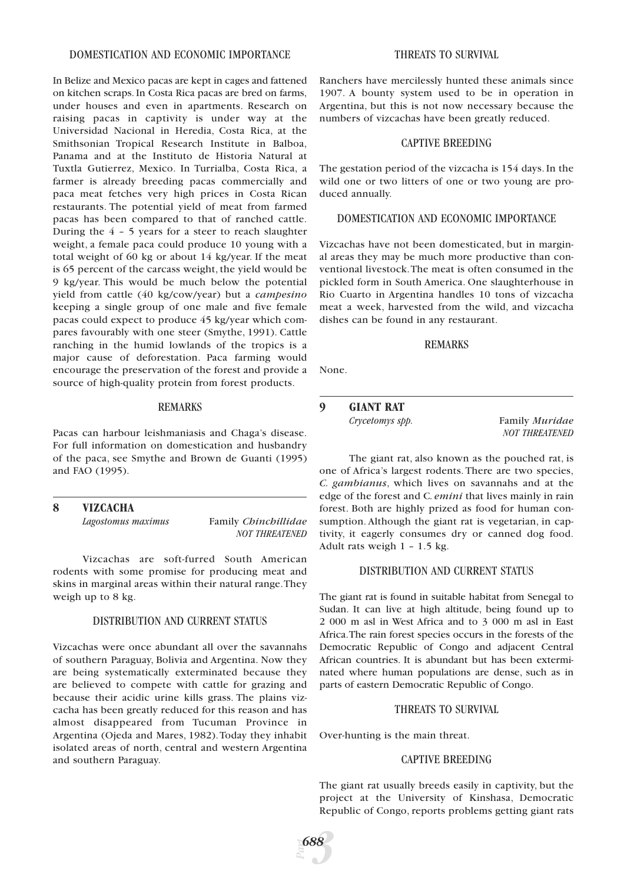### DOMESTICATION AND ECONOMIC IMPORTANCE

In Belize and Mexico pacas are kept in cages and fattened on kitchen scraps. In Costa Rica pacas are bred on farms, under houses and even in apartments. Research on raising pacas in captivity is under way at the Universidad Nacional in Heredia, Costa Rica, at the Smithsonian Tropical Research Institute in Balboa, Panama and at the Instituto de Historia Natural at Tuxtla Gutierrez, Mexico. In Turrialba, Costa Rica, a farmer is already breeding pacas commercially and paca meat fetches very high prices in Costa Rican restaurants. The potential yield of meat from farmed pacas has been compared to that of ranched cattle. During the 4 – 5 years for a steer to reach slaughter weight, a female paca could produce 10 young with a total weight of 60 kg or about 14 kg/year. If the meat is 65 percent of the carcass weight, the yield would be 9 kg/year. This would be much below the potential yield from cattle (40 kg/cow/year) but a *campesino* keeping a single group of one male and five female pacas could expect to produce 45 kg/year which compares favourably with one steer (Smythe, 1991). Cattle ranching in the humid lowlands of the tropics is a major cause of deforestation. Paca farming would encourage the preservation of the forest and provide a source of high-quality protein from forest products.

### REMARKS

Pacas can harbour leishmaniasis and Chaga's disease. For full information on domestication and husbandry of the paca, see Smythe and Brown de Guanti (1995) and FAO (1995).

## 8 VIZCACHA

*Lagostomus maximus* — Family *Chinchillidae* — *NOT THREATENED*

Vizcachas are soft-furred South American rodents with some promise for producing meat and skins in marginal areas within their natural range. They weigh up to 8 kg.

### DISTRIBUTION AND CURRENT STATUS

Vizcachas were once abundant all over the savannahs of southern Paraguay, Bolivia and Argentina. Now they are being systematically exterminated because they are believed to compete with cattle for grazing and because their acidic urine kills grass. The plains vizcacha has been greatly reduced for this reason and has almost disappeared from Tucuman Province in Argentina (Ojeda and Mares, 1982). Today they inhabit isolated areas of north, central and western Argentina and southern Paraguay.

### THREATS TO SURVIVAL

Ranchers have mercilessly hunted these animals since 1907. A bounty system used to be in operation in Argentina, but this is not now necessary because the numbers of vizcachas have been greatly reduced.

### CAPTIVE BREEDING

The gestation period of the vizcacha is 154 days. In the wild one or two litters of one or two young are produced annually.

### DOMESTICATION AND ECONOMIC IMPORTANCE

Vizcachas have not been domesticated, but in marginal areas they may be much more productive than conventional livestock. The meat is often consumed in the pickled form in South America. One slaughterhouse in Rio Cuarto in Argentina handles 10 tons of vizcacha meat a week, harvested from the wild, and vizcacha dishes can be found in any restaurant.

### REMARKS

None.

## 9 GIANT RAT

*Crycetomys spp.* — Family *Muridae* — *NOT THREATENED*

The giant rat, also known as the pouched rat, is one of Africa's largest rodents. There are two species, *C. gambianus*, which lives on savannahs and at the edge of the forest and C. *emini* that lives mainly in rain forest. Both are highly prized as food for human consumption. Although the giant rat is vegetarian, in captivity, it eagerly consumes dry or canned dog food. Adult rats weigh 1 – 1.5 kg.

### DISTRIBUTION AND CURRENT STATUS

The giant rat is found in suitable habitat from Senegal to Sudan. It can live at high altitude, being found up to 2 000 m asl in West Africa and to 3 000 m asl in East Africa. The rain forest species occurs in the forests of the Democratic Republic of Congo and adjacent Central African countries. It is abundant but has been exterminated where human populations are dense, such as in parts of eastern Democratic Republic of Congo.

### THREATS TO SURVIVAL

Over-hunting is the main threat.

### CAPTIVE BREEDING

The giant rat usually breeds easily in captivity, but the project at the University of Kinshasa, Democratic Republic of Congo, reports problems getting giant rats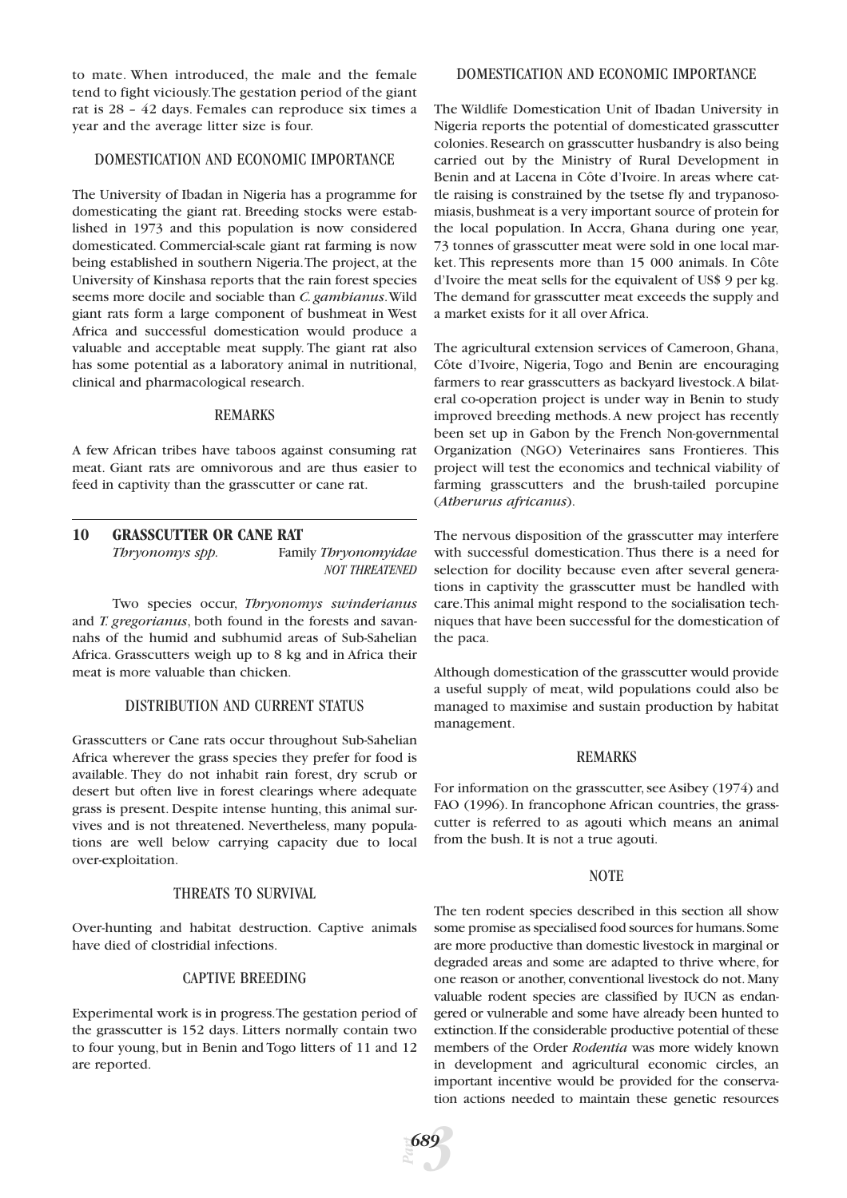to mate. When introduced, the male and the female tend to fight viciously. The gestation period of the giant rat is 28 – 42 days. Females can reproduce six times a year and the average litter size is four.

### DOMESTICATION AND ECONOMIC IMPORTANCE

The University of Ibadan in Nigeria has a programme for domesticating the giant rat. Breeding stocks were established in 1973 and this population is now considered domesticated. Commercial-scale giant rat farming is now being established in southern Nigeria. The project, at the University of Kinshasa reports that the rain forest species seems more docile and sociable than *C. gambianus*. Wild giant rats form a large component of bushmeat in West Africa and successful domestication would produce a valuable and acceptable meat supply. The giant rat also has some potential as a laboratory animal in nutritional, clinical and pharmacological research.

### REMARKS

A few African tribes have taboos against consuming rat meat. Giant rats are omnivorous and are thus easier to feed in captivity than the grasscutter or cane rat.

## 10 GRASSCUTTER OR CANE RAT

*Thryonomys spp.* Family *Thryonomyidae*

*NOT THREATENED*

Two species occur, *Thryonomys swinderianus* and *T. gregorianus*, both found in the forests and savannahs of the humid and subhumid areas of Sub-Sahelian Africa. Grasscutters weigh up to 8 kg and in Africa their meat is more valuable than chicken.

### DISTRIBUTION AND CURRENT STATUS

Grasscutters or Cane rats occur throughout Sub-Sahelian Africa wherever the grass species they prefer for food is available. They do not inhabit rain forest, dry scrub or desert but often live in forest clearings where adequate grass is present. Despite intense hunting, this animal survives and is not threatened. Nevertheless, many populations are well below carrying capacity due to local over-exploitation.

### THREATS TO SURVIVAL

Over-hunting and habitat destruction. Captive animals have died of clostridial infections.

### CAPTIVE BREEDING

Experimental work is in progress. The gestation period of the grasscutter is 152 days. Litters normally contain two to four young, but in Benin and Togo litters of 11 and 12 are reported.

### DOMESTICATION AND ECONOMIC IMPORTANCE

The Wildlife Domestication Unit of Ibadan University in Nigeria reports the potential of domesticated grasscutter colonies. Research on grasscutter husbandry is also being carried out by the Ministry of Rural Development in Benin and at Lacena in Côte d'Ivoire. In areas where cattle raising is constrained by the tsetse fly and trypanosomiasis, bushmeat is a very important source of protein for the local population. In Accra, Ghana during one year, 73 tonnes of grasscutter meat were sold in one local market. This represents more than 15 000 animals. In Côte d'Ivoire the meat sells for the equivalent of US$ 9 per kg. The demand for grasscutter meat exceeds the supply and a market exists for it all over Africa.

The agricultural extension services of Cameroon, Ghana, Côte d'Ivoire, Nigeria, Togo and Benin are encouraging farmers to rear grasscutters as backyard livestock. A bilateral co-operation project is under way in Benin to study improved breeding methods. A new project has recently been set up in Gabon by the French Non-governmental Organization (NGO) Veterinaires sans Frontieres. This project will test the economics and technical viability of farming grasscutters and the brush-tailed porcupine (*Atherurus africanus*).

The nervous disposition of the grasscutter may interfere with successful domestication. Thus there is a need for selection for docility because even after several generations in captivity the grasscutter must be handled with care. This animal might respond to the socialisation techniques that have been successful for the domestication of the paca.

Although domestication of the grasscutter would provide a useful supply of meat, wild populations could also be managed to maximise and sustain production by habitat management.

### REMARKS

For information on the grasscutter, see Asibey (1974) and FAO (1996). In francophone African countries, the grasscutter is referred to as agouti which means an animal from the bush. It is not a true agouti.

### NOTE

The ten rodent species described in this section all show some promise as specialised food sources for humans. Some are more productive than domestic livestock in marginal or degraded areas and some are adapted to thrive where, for one reason or another, conventional livestock do not. Many valuable rodent species are classified by IUCN as endangered or vulnerable and some have already been hunted to extinction. If the considerable productive potential of these members of the Order *Rodentia* was more widely known in development and agricultural economic circles, an important incentive would be provided for the conservation actions needed to maintain these genetic resources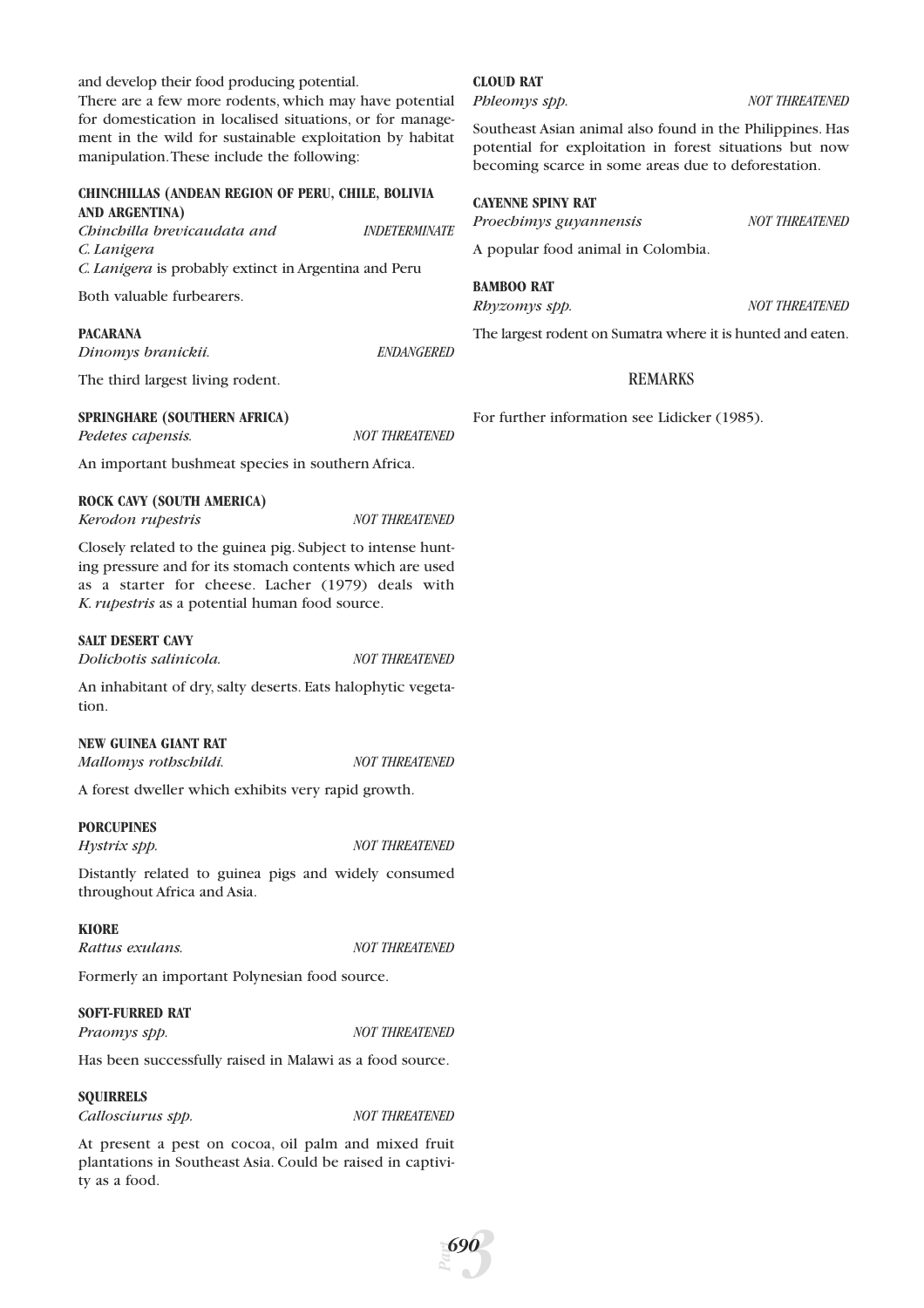and develop their food producing potential.

There are a few more rodents, which may have potential for domestication in localised situations, or for management in the wild for sustainable exploitation by habitat manipulation. These include the following:

**CHINCHILLAS (ANDEAN REGION OF PERU, CHILE, BOLIVIA AND ARGENTINA)**

*Chinchilla brevicaudata and C. Lanigera* — *INDETERMINATE*

*C. Lanigera* is probably extinct in Argentina and Peru

Both valuable furbearers.

**PACARANA**

*Dinomys branickii.* — *ENDANGERED*

The third largest living rodent.

**SPRINGHARE (SOUTHERN AFRICA)**

*Pedetes capensis.* — *NOT THREATENED*

An important bushmeat species in southern Africa.

**ROCK CAVY (SOUTH AMERICA)**

*Kerodon rupestris* — *NOT THREATENED*

Closely related to the guinea pig. Subject to intense hunting pressure and for its stomach contents which are used as a starter for cheese. Lacher (1979) deals with *K. rupestris* as a potential human food source.

**SALT DESERT CAVY**

*Dolichotis salinicola.* — *NOT THREATENED*

An inhabitant of dry, salty deserts. Eats halophytic vegetation.

**NEW GUINEA GIANT RAT**

*Mallomys rothschildi.* — *NOT THREATENED*

A forest dweller which exhibits very rapid growth.

**PORCUPINES**

*Hystrix spp.* — *NOT THREATENED*

Distantly related to guinea pigs and widely consumed throughout Africa and Asia.

**KIORE**

*Rattus exulans.* — *NOT THREATENED*

Formerly an important Polynesian food source.

**SOFT-FURRED RAT**

*Praomys spp.* — *NOT THREATENED*

Has been successfully raised in Malawi as a food source.

**SQUIRRELS**

*Callosciurus spp.* — *NOT THREATENED*

At present a pest on cocoa, oil palm and mixed fruit plantations in Southeast Asia. Could be raised in captivity as a food.

**CLOUD RAT**

*Phleomys spp.* — *NOT THREATENED*

Southeast Asian animal also found in the Philippines. Has potential for exploitation in forest situations but now becoming scarce in some areas due to deforestation.

**CAYENNE SPINY RAT**

*Proechimys guyannensis* — *NOT THREATENED*

A popular food animal in Colombia.

**BAMBOO RAT**

*Rhyzomys spp.* — *NOT THREATENED*

The largest rodent on Sumatra where it is hunted and eaten.

## REMARKS

For further information see Lidicker (1985).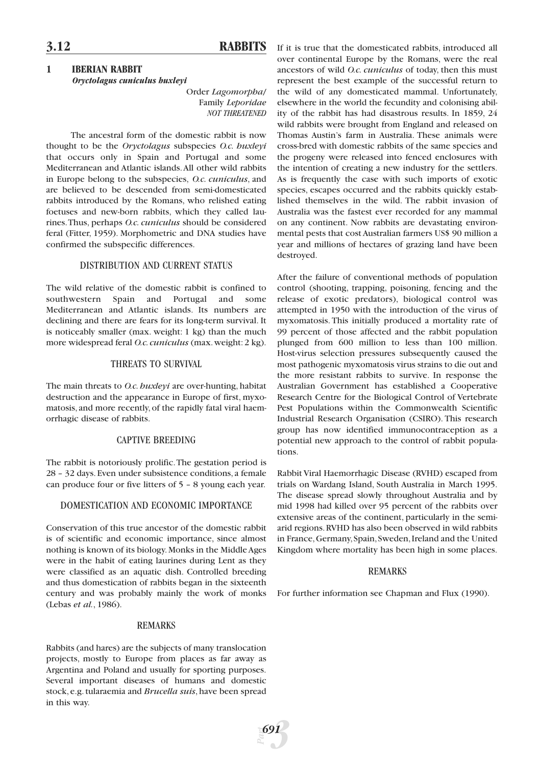## 3.12 RABBITS

### 1 IBERIAN RABBIT

***Oryctolagus cuniculus huxleyi***

Order *Lagomorpha*/
Family *Leporidae*
*NOT THREATENED*

The ancestral form of the domestic rabbit is now thought to be the *Oryctolagus* subspecies *O.c. huxleyi* that occurs only in Spain and Portugal and some Mediterranean and Atlantic islands. All other wild rabbits in Europe belong to the subspecies, *O.c. cuniculus*, and are believed to be descended from semi-domesticated rabbits introduced by the Romans, who relished eating foetuses and new-born rabbits, which they called laurines. Thus, perhaps *O.c. cuniculus* should be considered feral (Fitter, 1959). Morphometric and DNA studies have confirmed the subspecific differences.

#### DISTRIBUTION AND CURRENT STATUS

The wild relative of the domestic rabbit is confined to southwestern Spain and Portugal and some Mediterranean and Atlantic islands. Its numbers are declining and there are fears for its long-term survival. It is noticeably smaller (max. weight: 1 kg) than the much more widespread feral *O.c. cuniculus* (max. weight: 2 kg).

#### THREATS TO SURVIVAL

The main threats to *O.c. huxleyi* are over-hunting, habitat destruction and the appearance in Europe of first, myxomatosis, and more recently, of the rapidly fatal viral haemorrhagic disease of rabbits.

#### CAPTIVE BREEDING

The rabbit is notoriously prolific. The gestation period is 28 – 32 days. Even under subsistence conditions, a female can produce four or five litters of 5 – 8 young each year.

#### DOMESTICATION AND ECONOMIC IMPORTANCE

Conservation of this true ancestor of the domestic rabbit is of scientific and economic importance, since almost nothing is known of its biology. Monks in the Middle Ages were in the habit of eating laurines during Lent as they were classified as an aquatic dish. Controlled breeding and thus domestication of rabbits began in the sixteenth century and was probably mainly the work of monks (Lebas *et al.*, 1986).

#### REMARKS

Rabbits (and hares) are the subjects of many translocation projects, mostly to Europe from places as far away as Argentina and Poland and usually for sporting purposes. Several important diseases of humans and domestic stock, e.g. tularaemia and *Brucella suis*, have been spread in this way.

If it is true that the domesticated rabbits, introduced all over continental Europe by the Romans, were the real ancestors of wild *O.c. cuniculus* of today, then this must represent the best example of the successful return to the wild of any domesticated mammal. Unfortunately, elsewhere in the world the fecundity and colonising ability of the rabbit has had disastrous results. In 1859, 24 wild rabbits were brought from England and released on Thomas Austin's farm in Australia. These animals were cross-bred with domestic rabbits of the same species and the progeny were released into fenced enclosures with the intention of creating a new industry for the settlers. As is frequently the case with such imports of exotic species, escapes occurred and the rabbits quickly established themselves in the wild. The rabbit invasion of Australia was the fastest ever recorded for any mammal on any continent. Now rabbits are devastating environmental pests that cost Australian farmers US$ 90 million a year and millions of hectares of grazing land have been destroyed.

After the failure of conventional methods of population control (shooting, trapping, poisoning, fencing and the release of exotic predators), biological control was attempted in 1950 with the introduction of the virus of myxomatosis. This initially produced a mortality rate of 99 percent of those affected and the rabbit population plunged from 600 million to less than 100 million. Host-virus selection pressures subsequently caused the most pathogenic myxomatosis virus strains to die out and the more resistant rabbits to survive. In response the Australian Government has established a Cooperative Research Centre for the Biological Control of Vertebrate Pest Populations within the Commonwealth Scientific Industrial Research Organisation (CSIRO). This research group has now identified immunocontraception as a potential new approach to the control of rabbit populations.

Rabbit Viral Haemorrhagic Disease (RVHD) escaped from trials on Wardang Island, South Australia in March 1995. The disease spread slowly throughout Australia and by mid 1998 had killed over 95 percent of the rabbits over extensive areas of the continent, particularly in the semi-arid regions. RVHD has also been observed in wild rabbits in France, Germany, Spain, Sweden, Ireland and the United Kingdom where mortality has been high in some places.

#### REMARKS

For further information see Chapman and Flux (1990).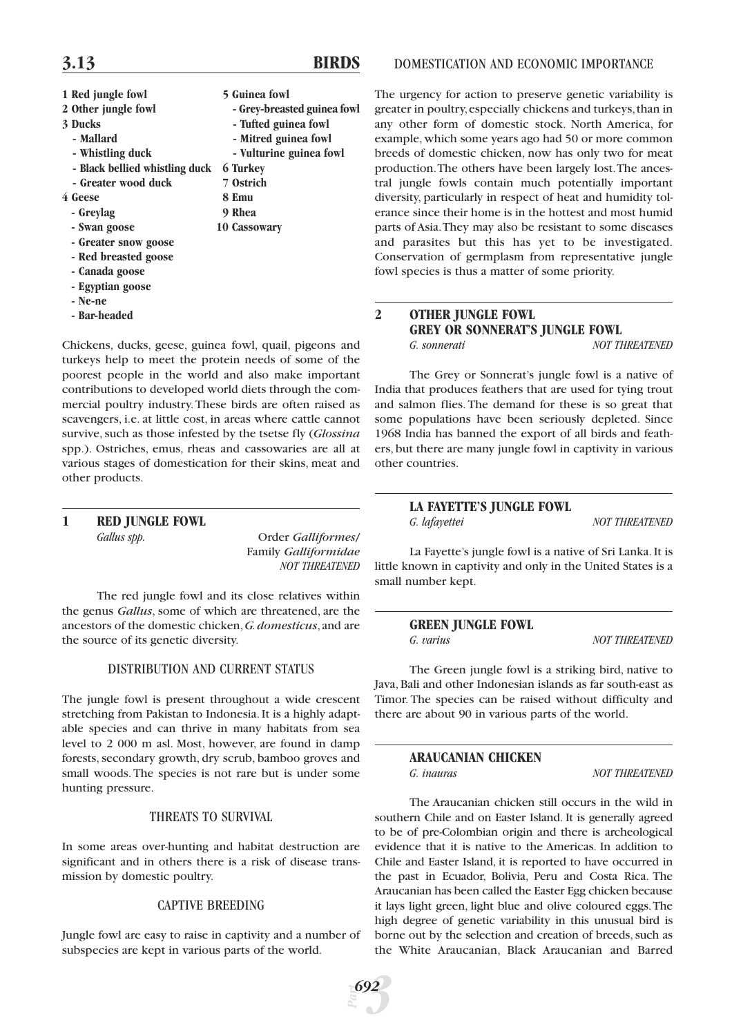# 3.13 BIRDS

- **1 Red jungle fowl**
- **2 Other jungle fowl**
- **3 Ducks**
  - **- Mallard**
  - **- Whistling duck**
  - **- Black bellied whistling duck**
  - **- Greater wood duck**
- **4 Geese**
  - **- Greylag**
  - **- Swan goose**
  - **- Greater snow goose**
  - **- Red breasted goose**
  - **- Canada goose**
  - **- Egyptian goose**
  - **- Ne-ne**
  - **- Bar-headed**
- **5 Guinea fowl**
  - **- Grey-breasted guinea fowl**
  - **- Tufted guinea fowl**
  - **- Mitred guinea fowl**
  - **- Vulturine guinea fowl**
- **6 Turkey**
- **7 Ostrich**
- **8 Emu**
- **9 Rhea**
- **10 Cassowary**

Chickens, ducks, geese, guinea fowl, quail, pigeons and turkeys help to meet the protein needs of some of the poorest people in the world and also make important contributions to developed world diets through the commercial poultry industry. These birds are often raised as scavengers, i.e. at little cost, in areas where cattle cannot survive, such as those infested by the tsetse fly (*Glossina* spp.). Ostriches, emus, rheas and cassowaries are all at various stages of domestication for their skins, meat and other products.

## 1 RED JUNGLE FOWL

*Gallus spp.* Order *Galliformes*/ Family *Galliformidae*

*NOT THREATENED*

The red jungle fowl and its close relatives within the genus *Gallus*, some of which are threatened, are the ancestors of the domestic chicken, *G. domesticus*, and are the source of its genetic diversity.

### DISTRIBUTION AND CURRENT STATUS

The jungle fowl is present throughout a wide crescent stretching from Pakistan to Indonesia. It is a highly adaptable species and can thrive in many habitats from sea level to 2 000 m asl. Most, however, are found in damp forests, secondary growth, dry scrub, bamboo groves and small woods. The species is not rare but is under some hunting pressure.

### THREATS TO SURVIVAL

In some areas over-hunting and habitat destruction are significant and in others there is a risk of disease transmission by domestic poultry.

### CAPTIVE BREEDING

Jungle fowl are easy to raise in captivity and a number of subspecies are kept in various parts of the world.

### DOMESTICATION AND ECONOMIC IMPORTANCE

The urgency for action to preserve genetic variability is greater in poultry, especially chickens and turkeys, than in any other form of domestic stock. North America, for example, which some years ago had 50 or more common breeds of domestic chicken, now has only two for meat production. The others have been largely lost. The ancestral jungle fowls contain much potentially important diversity, particularly in respect of heat and humidity tolerance since their home is in the hottest and most humid parts of Asia. They may also be resistant to some diseases and parasites but this has yet to be investigated. Conservation of germplasm from representative jungle fowl species is thus a matter of some priority.

## 2 OTHER JUNGLE FOWL

### GREY OR SONNERAT'S JUNGLE FOWL

*G. sonnerati* *NOT THREATENED*

The Grey or Sonnerat's jungle fowl is a native of India that produces feathers that are used for tying trout and salmon flies. The demand for these is so great that some populations have been seriously depleted. Since 1968 India has banned the export of all birds and feathers, but there are many jungle fowl in captivity in various other countries.

### LA FAYETTE'S JUNGLE FOWL

*G. lafayettei* *NOT THREATENED*

La Fayette's jungle fowl is a native of Sri Lanka. It is little known in captivity and only in the United States is a small number kept.

### GREEN JUNGLE FOWL

*G. varius* *NOT THREATENED*

The Green jungle fowl is a striking bird, native to Java, Bali and other Indonesian islands as far south-east as Timor. The species can be raised without difficulty and there are about 90 in various parts of the world.

### ARAUCANIAN CHICKEN

*G. inauras* *NOT THREATENED*

The Araucanian chicken still occurs in the wild in southern Chile and on Easter Island. It is generally agreed to be of pre-Colombian origin and there is archeological evidence that it is native to the Americas. In addition to Chile and Easter Island, it is reported to have occurred in the past in Ecuador, Bolivia, Peru and Costa Rica. The Araucanian has been called the Easter Egg chicken because it lays light green, light blue and olive coloured eggs. The high degree of genetic variability in this unusual bird is borne out by the selection and creation of breeds, such as the White Araucanian, Black Araucanian and Barred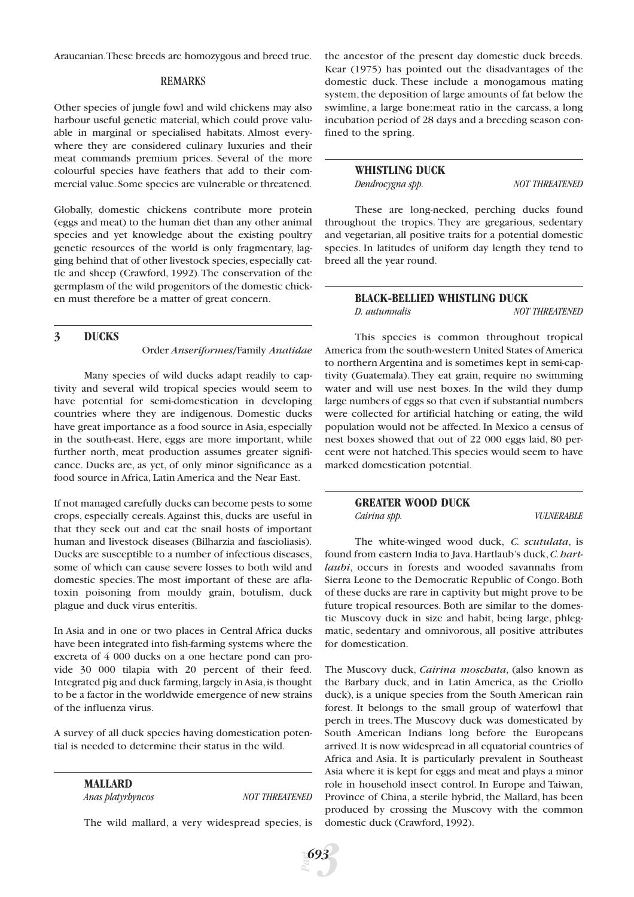Araucanian. These breeds are homozygous and breed true.

#### REMARKS

Other species of jungle fowl and wild chickens may also harbour useful genetic material, which could prove valuable in marginal or specialised habitats. Almost everywhere they are considered culinary luxuries and their meat commands premium prices. Several of the more colourful species have feathers that add to their commercial value. Some species are vulnerable or threatened.

Globally, domestic chickens contribute more protein (eggs and meat) to the human diet than any other animal species and yet knowledge about the existing poultry genetic resources of the world is only fragmentary, lagging behind that of other livestock species, especially cattle and sheep (Crawford, 1992). The conservation of the germplasm of the wild progenitors of the domestic chicken must therefore be a matter of great concern.

## 3 DUCKS

Order *Anseriformes*/Family *Anatidae*

Many species of wild ducks adapt readily to captivity and several wild tropical species would seem to have potential for semi-domestication in developing countries where they are indigenous. Domestic ducks have great importance as a food source in Asia, especially in the south-east. Here, eggs are more important, while further north, meat production assumes greater significance. Ducks are, as yet, of only minor significance as a food source in Africa, Latin America and the Near East.

If not managed carefully ducks can become pests to some crops, especially cereals. Against this, ducks are useful in that they seek out and eat the snail hosts of important human and livestock diseases (Bilharzia and fascioliasis). Ducks are susceptible to a number of infectious diseases, some of which can cause severe losses to both wild and domestic species. The most important of these are aflatoxin poisoning from mouldy grain, botulism, duck plague and duck virus enteritis.

In Asia and in one or two places in Central Africa ducks have been integrated into fish-farming systems where the excreta of 4 000 ducks on a one hectare pond can provide 30 000 tilapia with 20 percent of their feed. Integrated pig and duck farming, largely in Asia, is thought to be a factor in the worldwide emergence of new strains of the influenza virus.

A survey of all duck species having domestication potential is needed to determine their status in the wild.

### MALLARD

*Anas platyrhyncos* — *NOT THREATENED*

The wild mallard, a very widespread species, is the ancestor of the present day domestic duck breeds. Kear (1975) has pointed out the disadvantages of the domestic duck. These include a monogamous mating system, the deposition of large amounts of fat below the swimline, a large bone:meat ratio in the carcass, a long incubation period of 28 days and a breeding season confined to the spring.

### WHISTLING DUCK

*Dendrocygna spp.* — *NOT THREATENED*

These are long-necked, perching ducks found throughout the tropics. They are gregarious, sedentary and vegetarian, all positive traits for a potential domestic species. In latitudes of uniform day length they tend to breed all the year round.

### BLACK-BELLIED WHISTLING DUCK

*D. autumnalis* — *NOT THREATENED*

This species is common throughout tropical America from the south-western United States of America to northern Argentina and is sometimes kept in semi-captivity (Guatemala). They eat grain, require no swimming water and will use nest boxes. In the wild they dump large numbers of eggs so that even if substantial numbers were collected for artificial hatching or eating, the wild population would not be affected. In Mexico a census of nest boxes showed that out of 22 000 eggs laid, 80 percent were not hatched. This species would seem to have marked domestication potential.

### GREATER WOOD DUCK

*Cairina spp.* — *VULNERABLE*

The white-winged wood duck, *C. scutulata*, is found from eastern India to Java. Hartlaub's duck, *C. hartlaubi*, occurs in forests and wooded savannahs from Sierra Leone to the Democratic Republic of Congo. Both of these ducks are rare in captivity but might prove to be future tropical resources. Both are similar to the domestic Muscovy duck in size and habit, being large, phlegmatic, sedentary and omnivorous, all positive attributes for domestication.

The Muscovy duck, *Cairina moschata*, (also known as the Barbary duck, and in Latin America, as the Criollo duck), is a unique species from the South American rain forest. It belongs to the small group of waterfowl that perch in trees. The Muscovy duck was domesticated by South American Indians long before the Europeans arrived. It is now widespread in all equatorial countries of Africa and Asia. It is particularly prevalent in Southeast Asia where it is kept for eggs and meat and plays a minor role in household insect control. In Europe and Taiwan, Province of China, a sterile hybrid, the Mallard, has been produced by crossing the Muscovy with the common domestic duck (Crawford, 1992).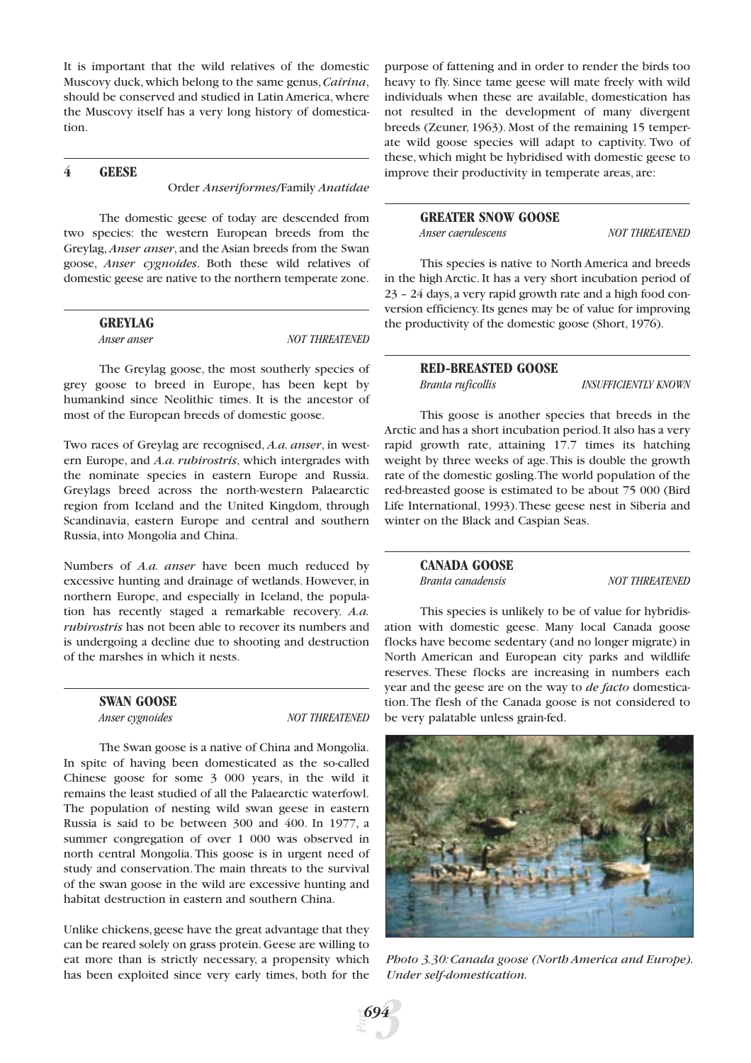It is important that the wild relatives of the domestic Muscovy duck, which belong to the same genus, *Cairina*, should be conserved and studied in Latin America, where the Muscovy itself has a very long history of domestication.

## 4 GEESE

Order *Anseriformes*/Family *Anatidae*

The domestic geese of today are descended from two species: the western European breeds from the Greylag, *Anser anser*, and the Asian breeds from the Swan goose, *Anser cygnoides*. Both these wild relatives of domestic geese are native to the northern temperate zone.

### GREYLAG

*Anser anser* NOT THREATENED

The Greylag goose, the most southerly species of grey goose to breed in Europe, has been kept by humankind since Neolithic times. It is the ancestor of most of the European breeds of domestic goose.

Two races of Greylag are recognised, *A.a. anser*, in western Europe, and *A.a. rubirostris*, which intergrades with the nominate species in eastern Europe and Russia. Greylags breed across the north-western Palaearctic region from Iceland and the United Kingdom, through Scandinavia, eastern Europe and central and southern Russia, into Mongolia and China.

Numbers of *A.a. anser* have been much reduced by excessive hunting and drainage of wetlands. However, in northern Europe, and especially in Iceland, the population has recently staged a remarkable recovery. *A.a. rubirostris* has not been able to recover its numbers and is undergoing a decline due to shooting and destruction of the marshes in which it nests.

### SWAN GOOSE

*Anser cygnoides* NOT THREATENED

The Swan goose is a native of China and Mongolia. In spite of having been domesticated as the so-called Chinese goose for some 3 000 years, in the wild it remains the least studied of all the Palaearctic waterfowl. The population of nesting wild swan geese in eastern Russia is said to be between 300 and 400. In 1977, a summer congregation of over 1 000 was observed in north central Mongolia. This goose is in urgent need of study and conservation. The main threats to the survival of the swan goose in the wild are excessive hunting and habitat destruction in eastern and southern China.

Unlike chickens, geese have the great advantage that they can be reared solely on grass protein. Geese are willing to eat more than is strictly necessary, a propensity which has been exploited since very early times, both for the purpose of fattening and in order to render the birds too heavy to fly. Since tame geese will mate freely with wild individuals when these are available, domestication has not resulted in the development of many divergent breeds (Zeuner, 1963). Most of the remaining 15 temperate wild goose species will adapt to captivity. Two of these, which might be hybridised with domestic geese to improve their productivity in temperate areas, are:

### GREATER SNOW GOOSE

*Anser caerulescens* NOT THREATENED

This species is native to North America and breeds in the high Arctic. It has a very short incubation period of 23 – 24 days, a very rapid growth rate and a high food conversion efficiency. Its genes may be of value for improving the productivity of the domestic goose (Short, 1976).

### RED-BREASTED GOOSE

*Branta ruficollis* INSUFFICIENTLY KNOWN

This goose is another species that breeds in the Arctic and has a short incubation period. It also has a very rapid growth rate, attaining 17.7 times its hatching weight by three weeks of age. This is double the growth rate of the domestic gosling. The world population of the red-breasted goose is estimated to be about 75 000 (Bird Life International, 1993). These geese nest in Siberia and winter on the Black and Caspian Seas.

### CANADA GOOSE

*Branta canadensis* NOT THREATENED

This species is unlikely to be of value for hybridisation with domestic geese. Many local Canada goose flocks have become sedentary (and no longer migrate) in North American and European city parks and wildlife reserves. These flocks are increasing in numbers each year and the geese are on the way to *de facto* domestication. The flesh of the Canada goose is not considered to be very palatable unless grain-fed.

*Photo 3.30: Canada goose (North America and Europe). Under self-domestication.*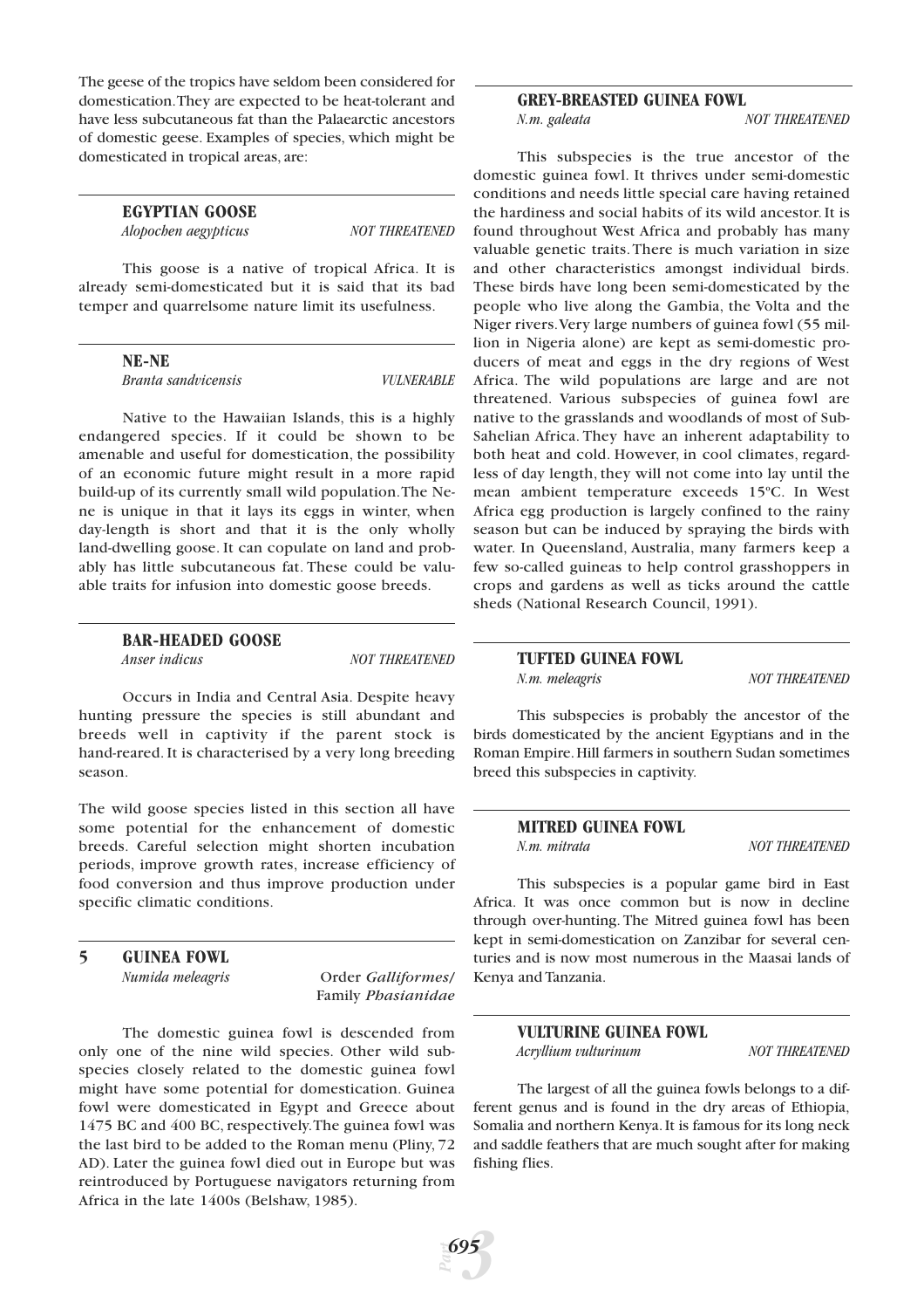The geese of the tropics have seldom been considered for domestication. They are expected to be heat-tolerant and have less subcutaneous fat than the Palaearctic ancestors of domestic geese. Examples of species, which might be domesticated in tropical areas, are:

### EGYPTIAN GOOSE

*Alopochen aegypticus* — *NOT THREATENED*

This goose is a native of tropical Africa. It is already semi-domesticated but it is said that its bad temper and quarrelsome nature limit its usefulness.

### NE-NE

*Branta sandvicensis* — *VULNERABLE*

Native to the Hawaiian Islands, this is a highly endangered species. If it could be shown to be amenable and useful for domestication, the possibility of an economic future might result in a more rapid build-up of its currently small wild population. The Ne-ne is unique in that it lays its eggs in winter, when day-length is short and that it is the only wholly land-dwelling goose. It can copulate on land and probably has little subcutaneous fat. These could be valuable traits for infusion into domestic goose breeds.

### BAR-HEADED GOOSE

*Anser indicus* — *NOT THREATENED*

Occurs in India and Central Asia. Despite heavy hunting pressure the species is still abundant and breeds well in captivity if the parent stock is hand-reared. It is characterised by a very long breeding season.

The wild goose species listed in this section all have some potential for the enhancement of domestic breeds. Careful selection might shorten incubation periods, improve growth rates, increase efficiency of food conversion and thus improve production under specific climatic conditions.

## 5 GUINEA FOWL

*Numida meleagris* — Order *Galliformes*/ Family *Phasianidae*

The domestic guinea fowl is descended from only one of the nine wild species. Other wild subspecies closely related to the domestic guinea fowl might have some potential for domestication. Guinea fowl were domesticated in Egypt and Greece about 1475 BC and 400 BC, respectively. The guinea fowl was the last bird to be added to the Roman menu (Pliny, 72 AD). Later the guinea fowl died out in Europe but was reintroduced by Portuguese navigators returning from Africa in the late 1400s (Belshaw, 1985).

### GREY-BREASTED GUINEA FOWL

*N.m. galeata* — *NOT THREATENED*

This subspecies is the true ancestor of the domestic guinea fowl. It thrives under semi-domestic conditions and needs little special care having retained the hardiness and social habits of its wild ancestor. It is found throughout West Africa and probably has many valuable genetic traits. There is much variation in size and other characteristics amongst individual birds. These birds have long been semi-domesticated by the people who live along the Gambia, the Volta and the Niger rivers. Very large numbers of guinea fowl (55 million in Nigeria alone) are kept as semi-domestic producers of meat and eggs in the dry regions of West Africa. The wild populations are large and are not threatened. Various subspecies of guinea fowl are native to the grasslands and woodlands of most of Sub-Sahelian Africa. They have an inherent adaptability to both heat and cold. However, in cool climates, regardless of day length, they will not come into lay until the mean ambient temperature exceeds 15ºC. In West Africa egg production is largely confined to the rainy season but can be induced by spraying the birds with water. In Queensland, Australia, many farmers keep a few so-called guineas to help control grasshoppers in crops and gardens as well as ticks around the cattle sheds (National Research Council, 1991).

### TUFTED GUINEA FOWL

*N.m. meleagris* — *NOT THREATENED*

This subspecies is probably the ancestor of the birds domesticated by the ancient Egyptians and in the Roman Empire. Hill farmers in southern Sudan sometimes breed this subspecies in captivity.

### MITRED GUINEA FOWL

*N.m. mitrata* — *NOT THREATENED*

This subspecies is a popular game bird in East Africa. It was once common but is now in decline through over-hunting. The Mitred guinea fowl has been kept in semi-domestication on Zanzibar for several centuries and is now most numerous in the Maasai lands of Kenya and Tanzania.

### VULTURINE GUINEA FOWL

*Acryllium vulturinum* — *NOT THREATENED*

The largest of all the guinea fowls belongs to a different genus and is found in the dry areas of Ethiopia, Somalia and northern Kenya. It is famous for its long neck and saddle feathers that are much sought after for making fishing flies.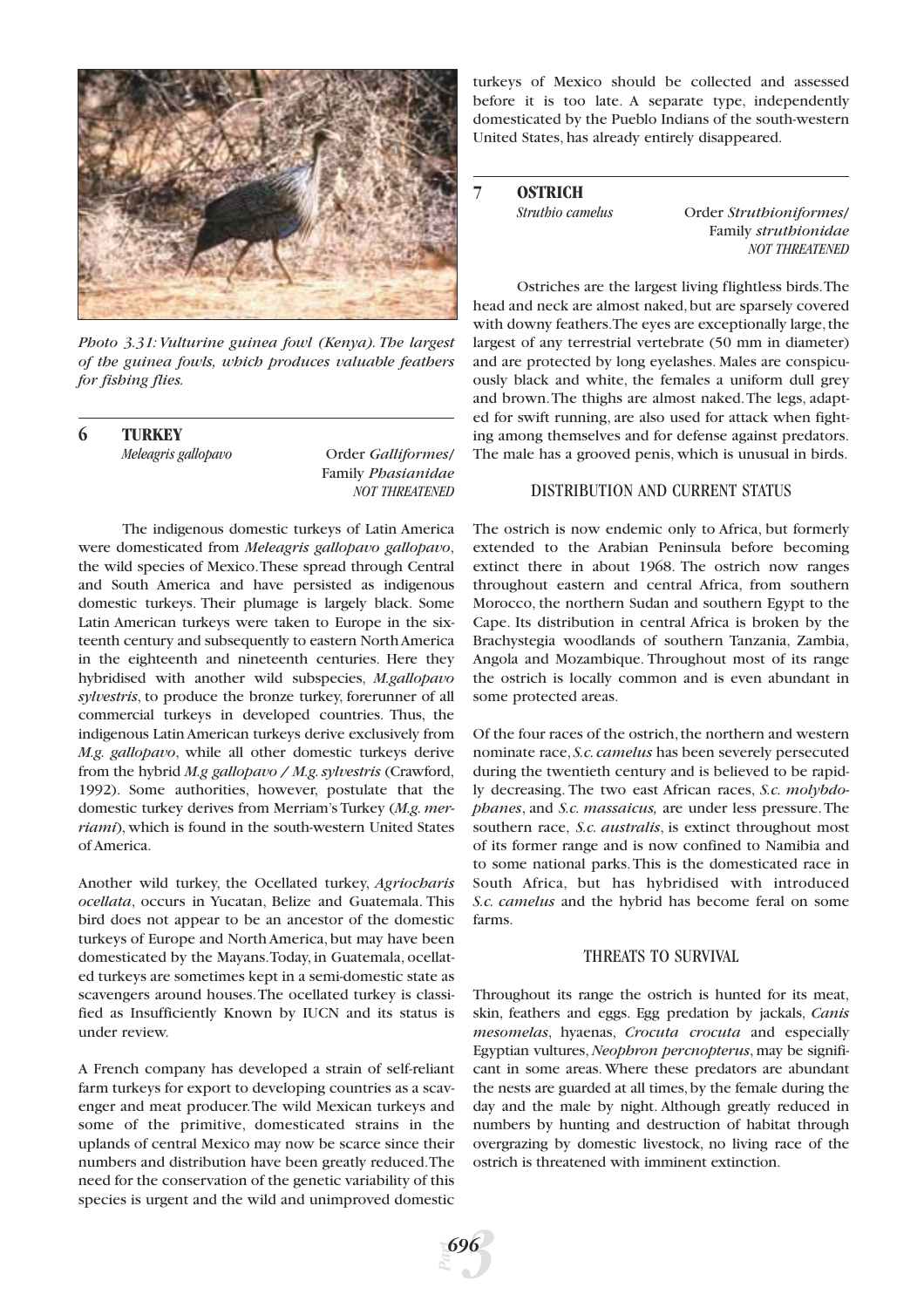*Photo 3.31: Vulturine guinea fowl (Kenya). The largest of the guinea fowls, which produces valuable feathers for fishing flies.*

## 6 TURKEY

*Meleagris gallopavo* — Order *Galliformes*/ Family *Phasianidae*
*NOT THREATENED*

The indigenous domestic turkeys of Latin America were domesticated from *Meleagris gallopavo gallopavo*, the wild species of Mexico. These spread through Central and South America and have persisted as indigenous domestic turkeys. Their plumage is largely black. Some Latin American turkeys were taken to Europe in the sixteenth century and subsequently to eastern North America in the eighteenth and nineteenth centuries. Here they hybridised with another wild subspecies, *M.gallopavo sylvestris*, to produce the bronze turkey, forerunner of all commercial turkeys in developed countries. Thus, the indigenous Latin American turkeys derive exclusively from *M.g. gallopavo*, while all other domestic turkeys derive from the hybrid *M.g gallopavo / M.g. sylvestris* (Crawford, 1992). Some authorities, however, postulate that the domestic turkey derives from Merriam's Turkey (*M.g. merriami*), which is found in the south-western United States of America.

Another wild turkey, the Ocellated turkey, *Agriocharis ocellata*, occurs in Yucatan, Belize and Guatemala. This bird does not appear to be an ancestor of the domestic turkeys of Europe and North America, but may have been domesticated by the Mayans. Today, in Guatemala, ocellated turkeys are sometimes kept in a semi-domestic state as scavengers around houses. The ocellated turkey is classified as Insufficiently Known by IUCN and its status is under review.

A French company has developed a strain of self-reliant farm turkeys for export to developing countries as a scavenger and meat producer. The wild Mexican turkeys and some of the primitive, domesticated strains in the uplands of central Mexico may now be scarce since their numbers and distribution have been greatly reduced. The need for the conservation of the genetic variability of this species is urgent and the wild and unimproved domestic turkeys of Mexico should be collected and assessed before it is too late. A separate type, independently domesticated by the Pueblo Indians of the south-western United States, has already entirely disappeared.

## 7 OSTRICH

*Struthio camelus* — Order *Struthioniformes*/ Family *struthionidae*
*NOT THREATENED*

Ostriches are the largest living flightless birds. The head and neck are almost naked, but are sparsely covered with downy feathers. The eyes are exceptionally large, the largest of any terrestrial vertebrate (50 mm in diameter) and are protected by long eyelashes. Males are conspicuously black and white, the females a uniform dull grey and brown. The thighs are almost naked. The legs, adapted for swift running, are also used for attack when fighting among themselves and for defense against predators. The male has a grooved penis, which is unusual in birds.

### DISTRIBUTION AND CURRENT STATUS

The ostrich is now endemic only to Africa, but formerly extended to the Arabian Peninsula before becoming extinct there in about 1968. The ostrich now ranges throughout eastern and central Africa, from southern Morocco, the northern Sudan and southern Egypt to the Cape. Its distribution in central Africa is broken by the Brachystegia woodlands of southern Tanzania, Zambia, Angola and Mozambique. Throughout most of its range the ostrich is locally common and is even abundant in some protected areas.

Of the four races of the ostrich, the northern and western nominate race, *S.c. camelus* has been severely persecuted during the twentieth century and is believed to be rapidly decreasing. The two east African races, *S.c. molybdophanes*, and *S.c. massaicus,* are under less pressure. The southern race, *S.c. australis*, is extinct throughout most of its former range and is now confined to Namibia and to some national parks. This is the domesticated race in South Africa, but has hybridised with introduced *S.c. camelus* and the hybrid has become feral on some farms.

### THREATS TO SURVIVAL

Throughout its range the ostrich is hunted for its meat, skin, feathers and eggs. Egg predation by jackals, *Canis mesomelas*, hyaenas, *Crocuta crocuta* and especially Egyptian vultures, *Neophron percnopterus*, may be significant in some areas. Where these predators are abundant the nests are guarded at all times, by the female during the day and the male by night. Although greatly reduced in numbers by hunting and destruction of habitat through overgrazing by domestic livestock, no living race of the ostrich is threatened with imminent extinction.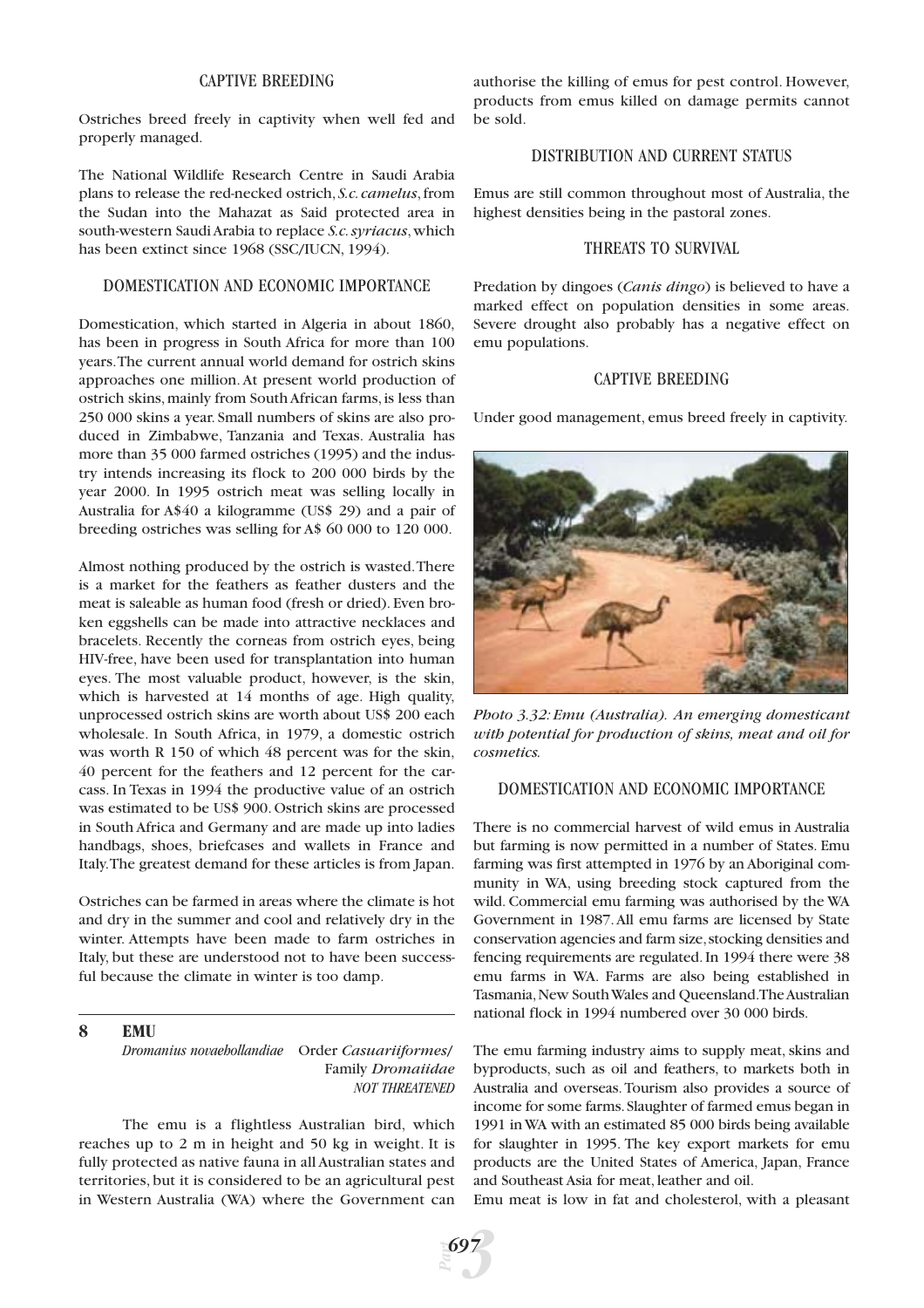### CAPTIVE BREEDING

Ostriches breed freely in captivity when well fed and properly managed.

The National Wildlife Research Centre in Saudi Arabia plans to release the red-necked ostrich, *S.c. camelus*, from the Sudan into the Mahazat as Said protected area in south-western Saudi Arabia to replace *S.c. syriacus*, which has been extinct since 1968 (SSC/IUCN, 1994).

### DOMESTICATION AND ECONOMIC IMPORTANCE

Domestication, which started in Algeria in about 1860, has been in progress in South Africa for more than 100 years. The current annual world demand for ostrich skins approaches one million. At present world production of ostrich skins, mainly from South African farms, is less than 250 000 skins a year. Small numbers of skins are also produced in Zimbabwe, Tanzania and Texas. Australia has more than 35 000 farmed ostriches (1995) and the industry intends increasing its flock to 200 000 birds by the year 2000. In 1995 ostrich meat was selling locally in Australia for A$40 a kilogramme (US$ 29) and a pair of breeding ostriches was selling for A$ 60 000 to 120 000.

Almost nothing produced by the ostrich is wasted. There is a market for the feathers as feather dusters and the meat is saleable as human food (fresh or dried). Even broken eggshells can be made into attractive necklaces and bracelets. Recently the corneas from ostrich eyes, being HIV-free, have been used for transplantation into human eyes. The most valuable product, however, is the skin, which is harvested at 14 months of age. High quality, unprocessed ostrich skins are worth about US$ 200 each wholesale. In South Africa, in 1979, a domestic ostrich was worth R 150 of which 48 percent was for the skin, 40 percent for the feathers and 12 percent for the carcass. In Texas in 1994 the productive value of an ostrich was estimated to be US$ 900. Ostrich skins are processed in South Africa and Germany and are made up into ladies handbags, shoes, briefcases and wallets in France and Italy. The greatest demand for these articles is from Japan.

Ostriches can be farmed in areas where the climate is hot and dry in the summer and cool and relatively dry in the winter. Attempts have been made to farm ostriches in Italy, but these are understood not to have been successful because the climate in winter is too damp.

## 8 EMU

*Dromanius novaehollandiae* Order *Casuariiformes*/ Family *Dromaiidae*
*NOT THREATENED*

The emu is a flightless Australian bird, which reaches up to 2 m in height and 50 kg in weight. It is fully protected as native fauna in all Australian states and territories, but it is considered to be an agricultural pest in Western Australia (WA) where the Government can authorise the killing of emus for pest control. However, products from emus killed on damage permits cannot be sold.

### DISTRIBUTION AND CURRENT STATUS

Emus are still common throughout most of Australia, the highest densities being in the pastoral zones.

### THREATS TO SURVIVAL

Predation by dingoes (*Canis dingo*) is believed to have a marked effect on population densities in some areas. Severe drought also probably has a negative effect on emu populations.

### CAPTIVE BREEDING

Under good management, emus breed freely in captivity.

*Photo 3.32: Emu (Australia). An emerging domesticant with potential for production of skins, meat and oil for cosmetics.*

### DOMESTICATION AND ECONOMIC IMPORTANCE

There is no commercial harvest of wild emus in Australia but farming is now permitted in a number of States. Emu farming was first attempted in 1976 by an Aboriginal community in WA, using breeding stock captured from the wild. Commercial emu farming was authorised by the WA Government in 1987. All emu farms are licensed by State conservation agencies and farm size, stocking densities and fencing requirements are regulated. In 1994 there were 38 emu farms in WA. Farms are also being established in Tasmania, New South Wales and Queensland. The Australian national flock in 1994 numbered over 30 000 birds.

The emu farming industry aims to supply meat, skins and byproducts, such as oil and feathers, to markets both in Australia and overseas. Tourism also provides a source of income for some farms. Slaughter of farmed emus began in 1991 in WA with an estimated 85 000 birds being available for slaughter in 1995. The key export markets for emu products are the United States of America, Japan, France and Southeast Asia for meat, leather and oil.

Emu meat is low in fat and cholesterol, with a pleasant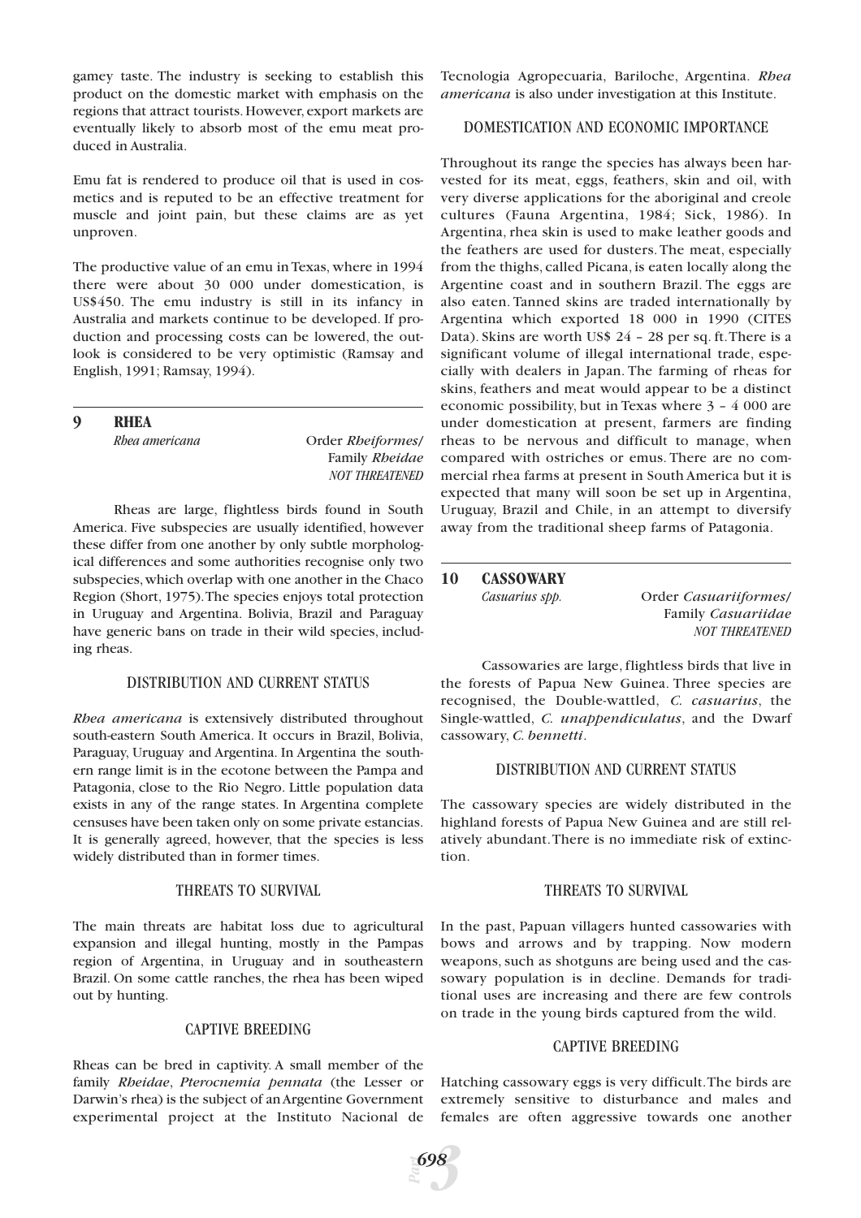gamey taste. The industry is seeking to establish this product on the domestic market with emphasis on the regions that attract tourists. However, export markets are eventually likely to absorb most of the emu meat produced in Australia.

Emu fat is rendered to produce oil that is used in cosmetics and is reputed to be an effective treatment for muscle and joint pain, but these claims are as yet unproven.

The productive value of an emu in Texas, where in 1994 there were about 30 000 under domestication, is US$450. The emu industry is still in its infancy in Australia and markets continue to be developed. If production and processing costs can be lowered, the outlook is considered to be very optimistic (Ramsay and English, 1991; Ramsay, 1994).

## 9 RHEA

*Rhea americana* — Order *Rheiformes*/ Family *Rheidae*
*NOT THREATENED*

Rheas are large, flightless birds found in South America. Five subspecies are usually identified, however these differ from one another by only subtle morphological differences and some authorities recognise only two subspecies, which overlap with one another in the Chaco Region (Short, 1975). The species enjoys total protection in Uruguay and Argentina. Bolivia, Brazil and Paraguay have generic bans on trade in their wild species, including rheas.

### DISTRIBUTION AND CURRENT STATUS

*Rhea americana* is extensively distributed throughout south-eastern South America. It occurs in Brazil, Bolivia, Paraguay, Uruguay and Argentina. In Argentina the southern range limit is in the ecotone between the Pampa and Patagonia, close to the Rio Negro. Little population data exists in any of the range states. In Argentina complete censuses have been taken only on some private estancias. It is generally agreed, however, that the species is less widely distributed than in former times.

### THREATS TO SURVIVAL

The main threats are habitat loss due to agricultural expansion and illegal hunting, mostly in the Pampas region of Argentina, in Uruguay and in southeastern Brazil. On some cattle ranches, the rhea has been wiped out by hunting.

### CAPTIVE BREEDING

Rheas can be bred in captivity. A small member of the family *Rheidae*, *Pterocnemia pennata* (the Lesser or Darwin's rhea) is the subject of an Argentine Government experimental project at the Instituto Nacional de Tecnologia Agropecuaria, Bariloche, Argentina. *Rhea americana* is also under investigation at this Institute.

### DOMESTICATION AND ECONOMIC IMPORTANCE

Throughout its range the species has always been harvested for its meat, eggs, feathers, skin and oil, with very diverse applications for the aboriginal and creole cultures (Fauna Argentina, 1984; Sick, 1986). In Argentina, rhea skin is used to make leather goods and the feathers are used for dusters. The meat, especially from the thighs, called Picana, is eaten locally along the Argentine coast and in southern Brazil. The eggs are also eaten. Tanned skins are traded internationally by Argentina which exported 18 000 in 1990 (CITES Data). Skins are worth US$ 24 – 28 per sq. ft. There is a significant volume of illegal international trade, especially with dealers in Japan. The farming of rheas for skins, feathers and meat would appear to be a distinct economic possibility, but in Texas where 3 – 4 000 are under domestication at present, farmers are finding rheas to be nervous and difficult to manage, when compared with ostriches or emus. There are no commercial rhea farms at present in South America but it is expected that many will soon be set up in Argentina, Uruguay, Brazil and Chile, in an attempt to diversify away from the traditional sheep farms of Patagonia.

## 10 CASSOWARY

*Casuarius spp.* — Order *Casuariiformes*/ Family *Casuariidae*
*NOT THREATENED*

Cassowaries are large, flightless birds that live in the forests of Papua New Guinea. Three species are recognised, the Double-wattled, *C. casuarius*, the Single-wattled, *C. unappendiculatus*, and the Dwarf cassowary, *C. bennetti*.

### DISTRIBUTION AND CURRENT STATUS

The cassowary species are widely distributed in the highland forests of Papua New Guinea and are still relatively abundant. There is no immediate risk of extinction.

### THREATS TO SURVIVAL

In the past, Papuan villagers hunted cassowaries with bows and arrows and by trapping. Now modern weapons, such as shotguns are being used and the cassowary population is in decline. Demands for traditional uses are increasing and there are few controls on trade in the young birds captured from the wild.

### CAPTIVE BREEDING

Hatching cassowary eggs is very difficult. The birds are extremely sensitive to disturbance and males and females are often aggressive towards one another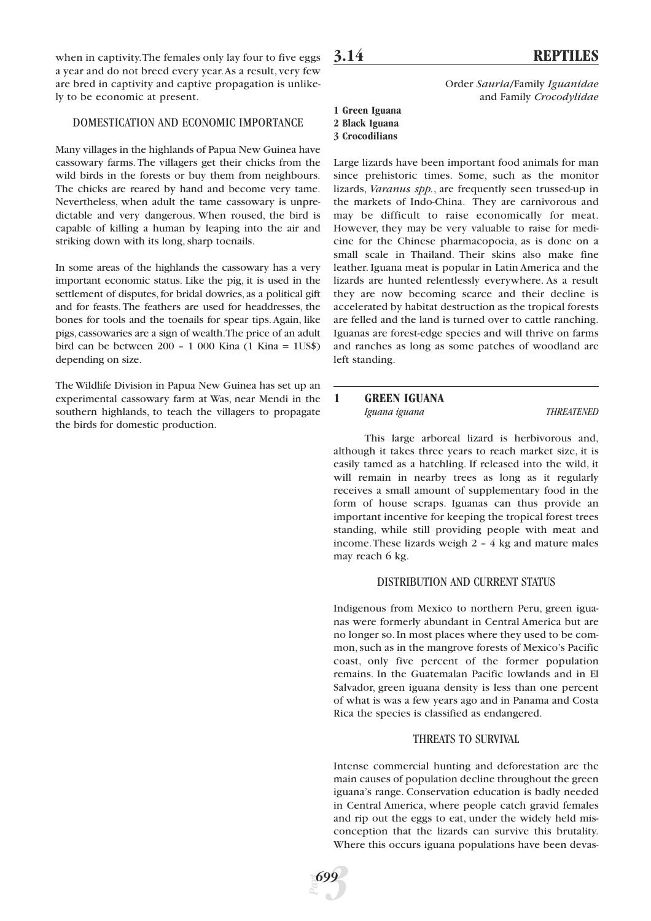when in captivity. The females only lay four to five eggs a year and do not breed every year. As a result, very few are bred in captivity and captive propagation is unlikely to be economic at present.

### DOMESTICATION AND ECONOMIC IMPORTANCE

Many villages in the highlands of Papua New Guinea have cassowary farms. The villagers get their chicks from the wild birds in the forests or buy them from neighbours. The chicks are reared by hand and become very tame. Nevertheless, when adult the tame cassowary is unpredictable and very dangerous. When roused, the bird is capable of killing a human by leaping into the air and striking down with its long, sharp toenails.

In some areas of the highlands the cassowary has a very important economic status. Like the pig, it is used in the settlement of disputes, for bridal dowries, as a political gift and for feasts. The feathers are used for headdresses, the bones for tools and the toenails for spear tips. Again, like pigs, cassowaries are a sign of wealth. The price of an adult bird can be between 200 – 1 000 Kina (1 Kina = 1US$) depending on size.

The Wildlife Division in Papua New Guinea has set up an experimental cassowary farm at Was, near Mendi in the southern highlands, to teach the villagers to propagate the birds for domestic production.

# 3.14 REPTILES

Order *Sauria*/Family *Iguanidae* and Family *Crocodylidae*

**1 Green Iguana**
**2 Black Iguana**
**3 Crocodilians**

Large lizards have been important food animals for man since prehistoric times. Some, such as the monitor lizards, *Varanus spp.*, are frequently seen trussed-up in the markets of Indo-China. They are carnivorous and may be difficult to raise economically for meat. However, they may be very valuable to raise for medicine for the Chinese pharmacopoeia, as is done on a small scale in Thailand. Their skins also make fine leather. Iguana meat is popular in Latin America and the lizards are hunted relentlessly everywhere. As a result they are now becoming scarce and their decline is accelerated by habitat destruction as the tropical forests are felled and the land is turned over to cattle ranching. Iguanas are forest-edge species and will thrive on farms and ranches as long as some patches of woodland are left standing.

## 1 GREEN IGUANA

*Iguana iguana* — *THREATENED*

This large arboreal lizard is herbivorous and, although it takes three years to reach market size, it is easily tamed as a hatchling. If released into the wild, it will remain in nearby trees as long as it regularly receives a small amount of supplementary food in the form of house scraps. Iguanas can thus provide an important incentive for keeping the tropical forest trees standing, while still providing people with meat and income. These lizards weigh 2 – 4 kg and mature males may reach 6 kg.

### DISTRIBUTION AND CURRENT STATUS

Indigenous from Mexico to northern Peru, green iguanas were formerly abundant in Central America but are no longer so. In most places where they used to be common, such as in the mangrove forests of Mexico's Pacific coast, only five percent of the former population remains. In the Guatemalan Pacific lowlands and in El Salvador, green iguana density is less than one percent of what is was a few years ago and in Panama and Costa Rica the species is classified as endangered.

### THREATS TO SURVIVAL

Intense commercial hunting and deforestation are the main causes of population decline throughout the green iguana's range. Conservation education is badly needed in Central America, where people catch gravid females and rip out the eggs to eat, under the widely held misconception that the lizards can survive this brutality. Where this occurs iguana populations have been devas-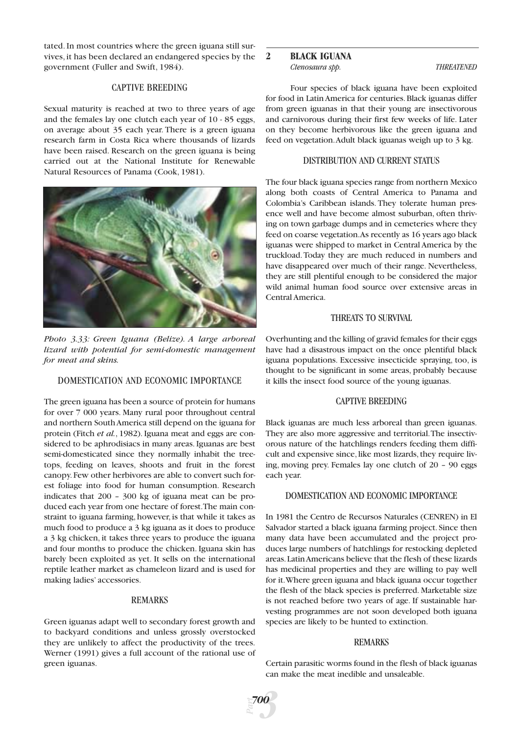tated. In most countries where the green iguana still survives, it has been declared an endangered species by the government (Fuller and Swift, 1984).

### CAPTIVE BREEDING

Sexual maturity is reached at two to three years of age and the females lay one clutch each year of 10 - 85 eggs, on average about 35 each year. There is a green iguana research farm in Costa Rica where thousands of lizards have been raised. Research on the green iguana is being carried out at the National Institute for Renewable Natural Resources of Panama (Cook, 1981).

*Photo 3.33: Green Iguana (Belize). A large arboreal lizard with potential for semi-domestic management for meat and skins.*

### DOMESTICATION AND ECONOMIC IMPORTANCE

The green iguana has been a source of protein for humans for over 7 000 years. Many rural poor throughout central and northern South America still depend on the iguana for protein (Fitch *et al.*, 1982). Iguana meat and eggs are considered to be aphrodisiacs in many areas. Iguanas are best semi-domesticated since they normally inhabit the treetops, feeding on leaves, shoots and fruit in the forest canopy. Few other herbivores are able to convert such forest foliage into food for human consumption. Research indicates that 200 – 300 kg of iguana meat can be produced each year from one hectare of forest. The main constraint to iguana farming, however, is that while it takes as much food to produce a 3 kg iguana as it does to produce a 3 kg chicken, it takes three years to produce the iguana and four months to produce the chicken. Iguana skin has barely been exploited as yet. It sells on the international reptile leather market as chameleon lizard and is used for making ladies' accessories.

### REMARKS

Green iguanas adapt well to secondary forest growth and to backyard conditions and unless grossly overstocked they are unlikely to affect the productivity of the trees. Werner (1991) gives a full account of the rational use of green iguanas.

## 2 BLACK IGUANA

*Ctenosaura spp.* — *THREATENED*

Four species of black iguana have been exploited for food in Latin America for centuries. Black iguanas differ from green iguanas in that their young are insectivorous and carnivorous during their first few weeks of life. Later on they become herbivorous like the green iguana and feed on vegetation. Adult black iguanas weigh up to 3 kg.

### DISTRIBUTION AND CURRENT STATUS

The four black iguana species range from northern Mexico along both coasts of Central America to Panama and Colombia's Caribbean islands. They tolerate human presence well and have become almost suburban, often thriving on town garbage dumps and in cemeteries where they feed on coarse vegetation. As recently as 16 years ago black iguanas were shipped to market in Central America by the truckload. Today they are much reduced in numbers and have disappeared over much of their range. Nevertheless, they are still plentiful enough to be considered the major wild animal human food source over extensive areas in Central America.

### THREATS TO SURVIVAL

Overhunting and the killing of gravid females for their eggs have had a disastrous impact on the once plentiful black iguana populations. Excessive insecticide spraying, too, is thought to be significant in some areas, probably because it kills the insect food source of the young iguanas.

### CAPTIVE BREEDING

Black iguanas are much less arboreal than green iguanas. They are also more aggressive and territorial. The insectivorous nature of the hatchlings renders feeding them difficult and expensive since, like most lizards, they require living, moving prey. Females lay one clutch of 20 – 90 eggs each year.

### DOMESTICATION AND ECONOMIC IMPORTANCE

In 1981 the Centro de Recursos Naturales (CENREN) in El Salvador started a black iguana farming project. Since then many data have been accumulated and the project produces large numbers of hatchlings for restocking depleted areas. Latin Americans believe that the flesh of these lizards has medicinal properties and they are willing to pay well for it. Where green iguana and black iguana occur together the flesh of the black species is preferred. Marketable size is not reached before two years of age. If sustainable harvesting programmes are not soon developed both iguana species are likely to be hunted to extinction.

### REMARKS

Certain parasitic worms found in the flesh of black iguanas can make the meat inedible and unsaleable.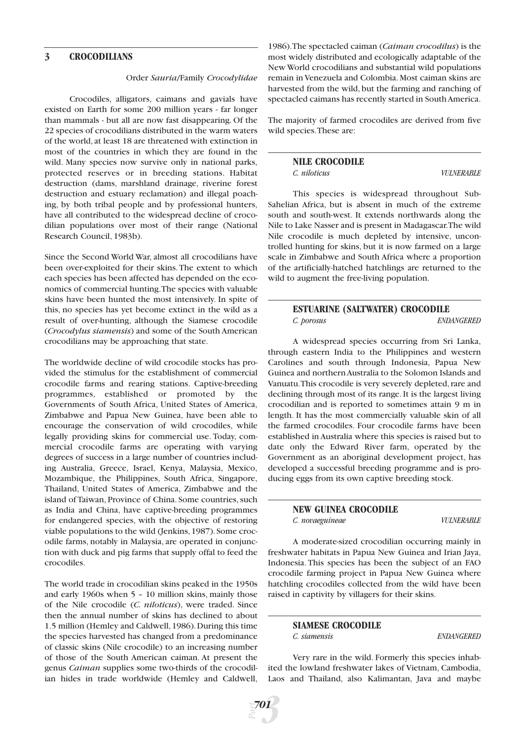## 3 CROCODILIANS

Order *Sauria*/Family *Crocodylidae*

Crocodiles, alligators, caimans and gavials have existed on Earth for some 200 million years - far longer than mammals - but all are now fast disappearing. Of the 22 species of crocodilians distributed in the warm waters of the world, at least 18 are threatened with extinction in most of the countries in which they are found in the wild. Many species now survive only in national parks, protected reserves or in breeding stations. Habitat destruction (dams, marshland drainage, riverine forest destruction and estuary reclamation) and illegal poaching, by both tribal people and by professional hunters, have all contributed to the widespread decline of crocodilian populations over most of their range (National Research Council, 1983b).

Since the Second World War, almost all crocodilians have been over-exploited for their skins. The extent to which each species has been affected has depended on the economics of commercial hunting. The species with valuable skins have been hunted the most intensively. In spite of this, no species has yet become extinct in the wild as a result of over-hunting, although the Siamese crocodile (*Crocodylus siamensis*) and some of the South American crocodilians may be approaching that state.

The worldwide decline of wild crocodile stocks has provided the stimulus for the establishment of commercial crocodile farms and rearing stations. Captive-breeding programmes, established or promoted by the Governments of South Africa, United States of America, Zimbabwe and Papua New Guinea, have been able to encourage the conservation of wild crocodiles, while legally providing skins for commercial use. Today, commercial crocodile farms are operating with varying degrees of success in a large number of countries including Australia, Greece, Israel, Kenya, Malaysia, Mexico, Mozambique, the Philippines, South Africa, Singapore, Thailand, United States of America, Zimbabwe and the island of Taiwan, Province of China. Some countries, such as India and China, have captive-breeding programmes for endangered species, with the objective of restoring viable populations to the wild (Jenkins, 1987). Some crocodile farms, notably in Malaysia, are operated in conjunction with duck and pig farms that supply offal to feed the crocodiles.

The world trade in crocodilian skins peaked in the 1950s and early 1960s when 5 – 10 million skins, mainly those of the Nile crocodile (*C. niloticus*), were traded. Since then the annual number of skins has declined to about 1.5 million (Hemley and Caldwell, 1986). During this time the species harvested has changed from a predominance of classic skins (Nile crocodile) to an increasing number of those of the South American caiman. At present the genus *Caiman* supplies some two-thirds of the crocodilian hides in trade worldwide (Hemley and Caldwell, 1986). The spectacled caiman (*Caiman crocodilus*) is the most widely distributed and ecologically adaptable of the New World crocodilians and substantial wild populations remain in Venezuela and Colombia. Most caiman skins are harvested from the wild, but the farming and ranching of spectacled caimans has recently started in South America.

The majority of farmed crocodiles are derived from five wild species. These are:

### NILE CROCODILE

*C. niloticus* — *VULNERABLE*

This species is widespread throughout Sub-Sahelian Africa, but is absent in much of the extreme south and south-west. It extends northwards along the Nile to Lake Nasser and is present in Madagascar. The wild Nile crocodile is much depleted by intensive, uncontrolled hunting for skins, but it is now farmed on a large scale in Zimbabwe and South Africa where a proportion of the artificially-hatched hatchlings are returned to the wild to augment the free-living population.

### ESTUARINE (SALTWATER) CROCODILE

*C. porosus* — *ENDANGERED*

A widespread species occurring from Sri Lanka, through eastern India to the Philippines and western Carolines and south through Indonesia, Papua New Guinea and northern Australia to the Solomon Islands and Vanuatu. This crocodile is very severely depleted, rare and declining through most of its range. It is the largest living crocodilian and is reported to sometimes attain 9 m in length. It has the most commercially valuable skin of all the farmed crocodiles. Four crocodile farms have been established in Australia where this species is raised but to date only the Edward River farm, operated by the Government as an aboriginal development project, has developed a successful breeding programme and is producing eggs from its own captive breeding stock.

### NEW GUINEA CROCODILE

*C. novaeguineae* — *VULNERABLE*

A moderate-sized crocodilian occurring mainly in freshwater habitats in Papua New Guinea and Irian Jaya, Indonesia. This species has been the subject of an FAO crocodile farming project in Papua New Guinea where hatchling crocodiles collected from the wild have been raised in captivity by villagers for their skins.

### SIAMESE CROCODILE

*C. siamensis* — *ENDANGERED*

Very rare in the wild. Formerly this species inhabited the lowland freshwater lakes of Vietnam, Cambodia, Laos and Thailand, also Kalimantan, Java and maybe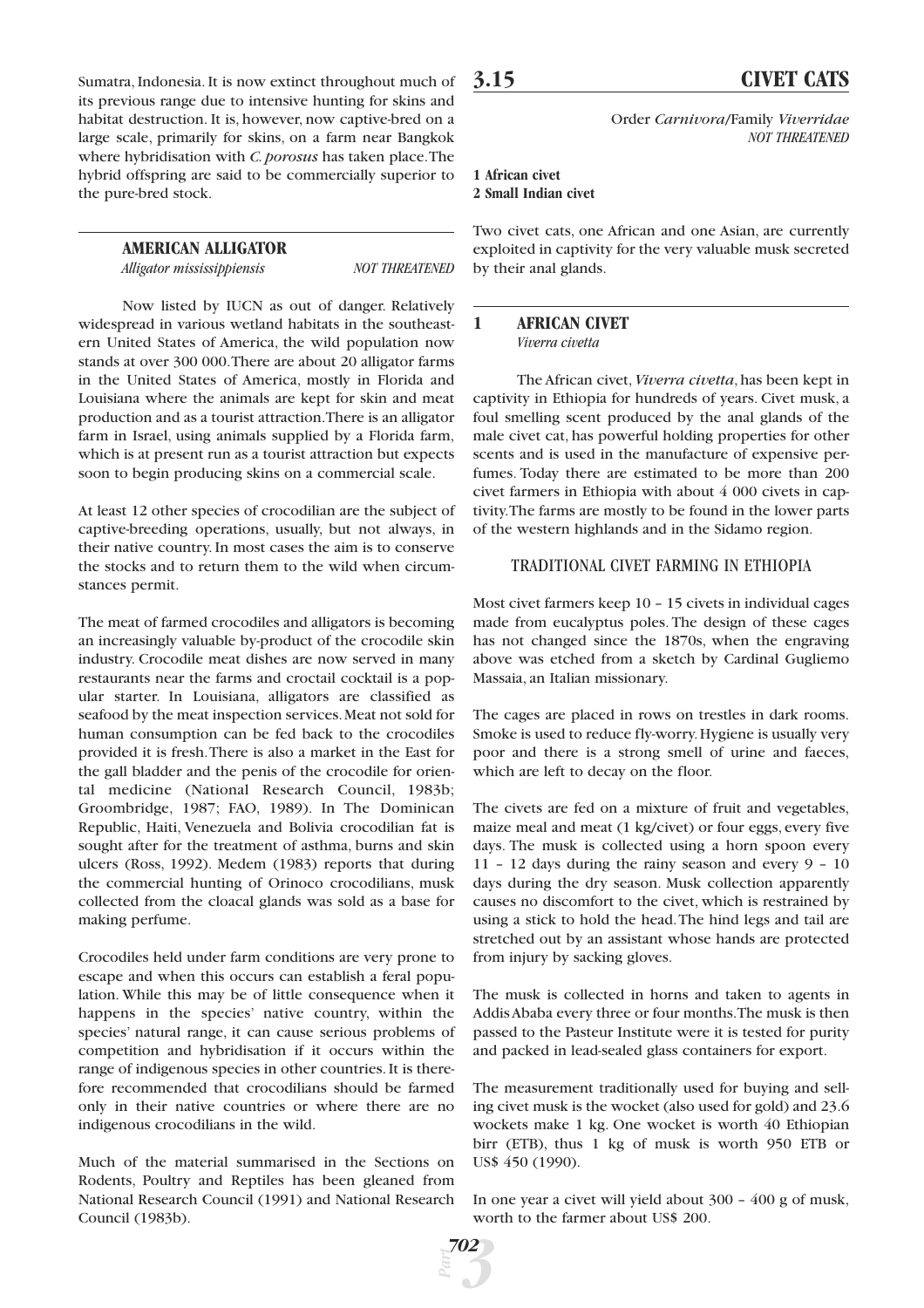Sumatra, Indonesia. It is now extinct throughout much of its previous range due to intensive hunting for skins and habitat destruction. It is, however, now captive-bred on a large scale, primarily for skins, on a farm near Bangkok where hybridisation with *C. porosus* has taken place. The hybrid offspring are said to be commercially superior to the pure-bred stock.

### AMERICAN ALLIGATOR

*Alligator mississippiensis* — *NOT THREATENED*

Now listed by IUCN as out of danger. Relatively widespread in various wetland habitats in the southeastern United States of America, the wild population now stands at over 300 000. There are about 20 alligator farms in the United States of America, mostly in Florida and Louisiana where the animals are kept for skin and meat production and as a tourist attraction. There is an alligator farm in Israel, using animals supplied by a Florida farm, which is at present run as a tourist attraction but expects soon to begin producing skins on a commercial scale.

At least 12 other species of crocodilian are the subject of captive-breeding operations, usually, but not always, in their native country. In most cases the aim is to conserve the stocks and to return them to the wild when circumstances permit.

The meat of farmed crocodiles and alligators is becoming an increasingly valuable by-product of the crocodile skin industry. Crocodile meat dishes are now served in many restaurants near the farms and croctail cocktail is a popular starter. In Louisiana, alligators are classified as seafood by the meat inspection services. Meat not sold for human consumption can be fed back to the crocodiles provided it is fresh. There is also a market in the East for the gall bladder and the penis of the crocodile for oriental medicine (National Research Council, 1983b; Groombridge, 1987; FAO, 1989). In The Dominican Republic, Haiti, Venezuela and Bolivia crocodilian fat is sought after for the treatment of asthma, burns and skin ulcers (Ross, 1992). Medem (1983) reports that during the commercial hunting of Orinoco crocodilians, musk collected from the cloacal glands was sold as a base for making perfume.

Crocodiles held under farm conditions are very prone to escape and when this occurs can establish a feral population. While this may be of little consequence when it happens in the species' native country, within the species' natural range, it can cause serious problems of competition and hybridisation if it occurs within the range of indigenous species in other countries. It is therefore recommended that crocodilians should be farmed only in their native countries or where there are no indigenous crocodilians in the wild.

Much of the material summarised in the Sections on Rodents, Poultry and Reptiles has been gleaned from National Research Council (1991) and National Research Council (1983b).

## 3.15 CIVET CATS

Order *Carnivora*/Family *Viverridae*
*NOT THREATENED*

**1 African civet**
**2 Small Indian civet**

Two civet cats, one African and one Asian, are currently exploited in captivity for the very valuable musk secreted by their anal glands.

### 1 AFRICAN CIVET

*Viverra civetta*

The African civet, *Viverra civetta*, has been kept in captivity in Ethiopia for hundreds of years. Civet musk, a foul smelling scent produced by the anal glands of the male civet cat, has powerful holding properties for other scents and is used in the manufacture of expensive perfumes. Today there are estimated to be more than 200 civet farmers in Ethiopia with about 4 000 civets in captivity. The farms are mostly to be found in the lower parts of the western highlands and in the Sidamo region.

#### TRADITIONAL CIVET FARMING IN ETHIOPIA

Most civet farmers keep 10 – 15 civets in individual cages made from eucalyptus poles. The design of these cages has not changed since the 1870s, when the engraving above was etched from a sketch by Cardinal Gugliemo Massaia, an Italian missionary.

The cages are placed in rows on trestles in dark rooms. Smoke is used to reduce fly-worry. Hygiene is usually very poor and there is a strong smell of urine and faeces, which are left to decay on the floor.

The civets are fed on a mixture of fruit and vegetables, maize meal and meat (1 kg/civet) or four eggs, every five days. The musk is collected using a horn spoon every 11 – 12 days during the rainy season and every 9 – 10 days during the dry season. Musk collection apparently causes no discomfort to the civet, which is restrained by using a stick to hold the head. The hind legs and tail are stretched out by an assistant whose hands are protected from injury by sacking gloves.

The musk is collected in horns and taken to agents in Addis Ababa every three or four months. The musk is then passed to the Pasteur Institute were it is tested for purity and packed in lead-sealed glass containers for export.

The measurement traditionally used for buying and selling civet musk is the wocket (also used for gold) and 23.6 wockets make 1 kg. One wocket is worth 40 Ethiopian birr (ETB), thus 1 kg of musk is worth 950 ETB or US$ 450 (1990).

In one year a civet will yield about 300 – 400 g of musk, worth to the farmer about US$ 200.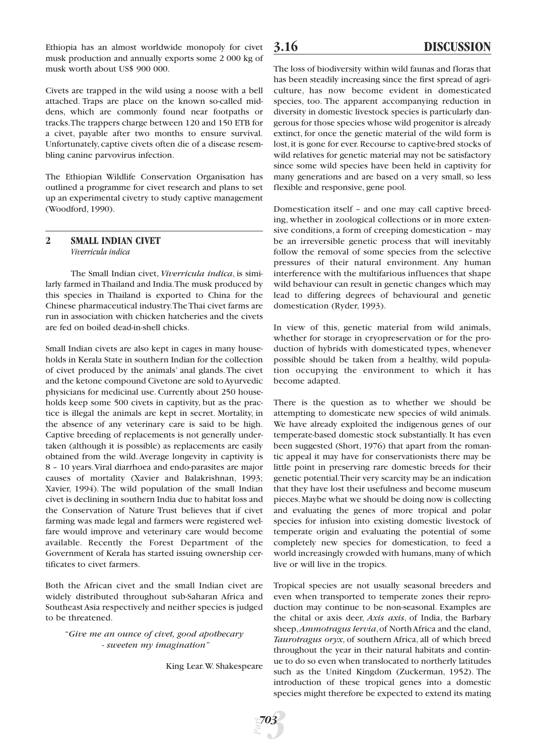Ethiopia has an almost worldwide monopoly for civet musk production and annually exports some 2 000 kg of musk worth about US$ 900 000.

Civets are trapped in the wild using a noose with a bell attached. Traps are place on the known so-called middens, which are commonly found near footpaths or tracks. The trappers charge between 120 and 150 ETB for a civet, payable after two months to ensure survival. Unfortunately, captive civets often die of a disease resembling canine parvovirus infection.

The Ethiopian Wildlife Conservation Organisation has outlined a programme for civet research and plans to set up an experimental civetry to study captive management (Woodford, 1990).

## 2 SMALL INDIAN CIVET
*Viverricula indica*

The Small Indian civet, *Viverricula indica*, is similarly farmed in Thailand and India. The musk produced by this species in Thailand is exported to China for the Chinese pharmaceutical industry. The Thai civet farms are run in association with chicken hatcheries and the civets are fed on boiled dead-in-shell chicks.

Small Indian civets are also kept in cages in many households in Kerala State in southern Indian for the collection of civet produced by the animals' anal glands. The civet and the ketone compound Civetone are sold to Ayurvedic physicians for medicinal use. Currently about 250 households keep some 500 civets in captivity, but as the practice is illegal the animals are kept in secret. Mortality, in the absence of any veterinary care is said to be high. Captive breeding of replacements is not generally undertaken (although it is possible) as replacements are easily obtained from the wild. Average longevity in captivity is 8 – 10 years. Viral diarrhoea and endo-parasites are major causes of mortality (Xavier and Balakrishnan, 1993; Xavier, 1994). The wild population of the small Indian civet is declining in southern India due to habitat loss and the Conservation of Nature Trust believes that if civet farming was made legal and farmers were registered welfare would improve and veterinary care would become available. Recently the Forest Department of the Government of Kerala has started issuing ownership certificates to civet farmers.

Both the African civet and the small Indian civet are widely distributed throughout sub-Saharan Africa and Southeast Asia respectively and neither species is judged to be threatened.

> "*Give me an ounce of civet, good apothecary - sweeten my imagination*"
>
> King Lear. W. Shakespeare

# 3.16 DISCUSSION

The loss of biodiversity within wild faunas and floras that has been steadily increasing since the first spread of agriculture, has now become evident in domesticated species, too. The apparent accompanying reduction in diversity in domestic livestock species is particularly dangerous for those species whose wild progenitor is already extinct, for once the genetic material of the wild form is lost, it is gone for ever. Recourse to captive-bred stocks of wild relatives for genetic material may not be satisfactory since some wild species have been held in captivity for many generations and are based on a very small, so less flexible and responsive, gene pool.

Domestication itself – and one may call captive breeding, whether in zoological collections or in more extensive conditions, a form of creeping domestication – may be an irreversible genetic process that will inevitably follow the removal of some species from the selective pressures of their natural environment. Any human interference with the multifarious influences that shape wild behaviour can result in genetic changes which may lead to differing degrees of behavioural and genetic domestication (Ryder, 1993).

In view of this, genetic material from wild animals, whether for storage in cryopreservation or for the production of hybrids with domesticated types, whenever possible should be taken from a healthy, wild population occupying the environment to which it has become adapted.

There is the question as to whether we should be attempting to domesticate new species of wild animals. We have already exploited the indigenous genes of our temperate-based domestic stock substantially. It has even been suggested (Short, 1976) that apart from the romantic appeal it may have for conservationists there may be little point in preserving rare domestic breeds for their genetic potential. Their very scarcity may be an indication that they have lost their usefulness and become museum pieces. Maybe what we should be doing now is collecting and evaluating the genes of more tropical and polar species for infusion into existing domestic livestock of temperate origin and evaluating the potential of some completely new species for domestication, to feed a world increasingly crowded with humans, many of which live or will live in the tropics.

Tropical species are not usually seasonal breeders and even when transported to temperate zones their reproduction may continue to be non-seasonal. Examples are the chital or axis deer, *Axis axis*, of India, the Barbary sheep, *Ammotragus lervia*, of North Africa and the eland, *Taurotragus oryx*, of southern Africa, all of which breed throughout the year in their natural habitats and continue to do so even when translocated to northerly latitudes such as the United Kingdom (Zuckerman, 1952). The introduction of these tropical genes into a domestic species might therefore be expected to extend its mating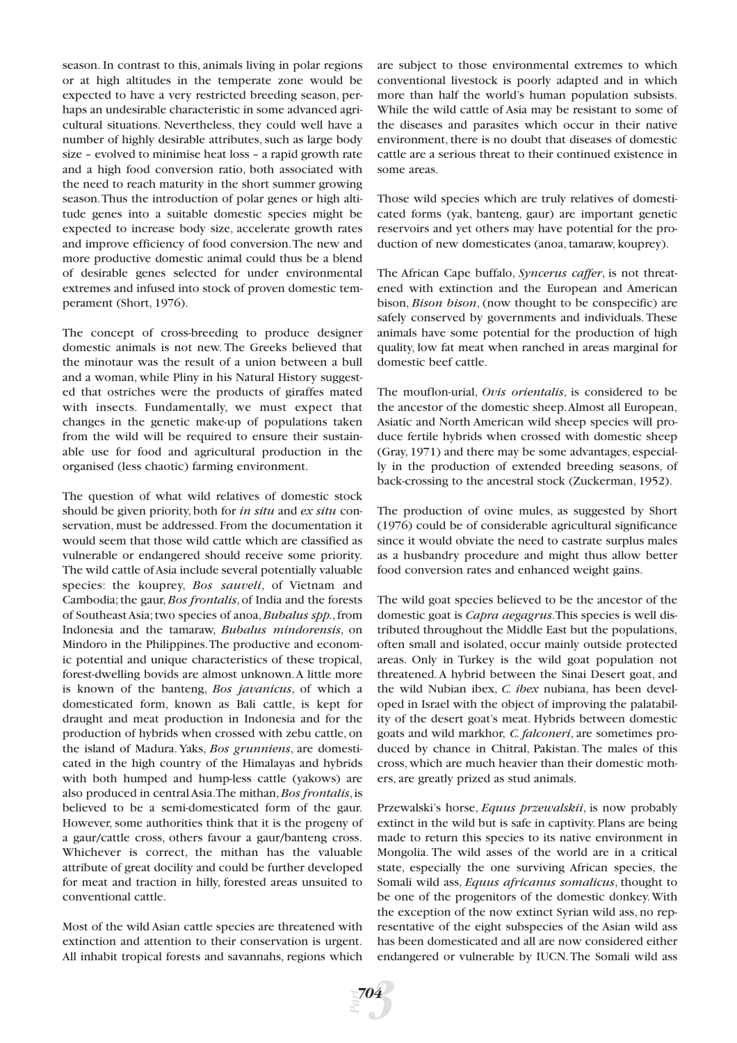season. In contrast to this, animals living in polar regions or at high altitudes in the temperate zone would be expected to have a very restricted breeding season, perhaps an undesirable characteristic in some advanced agricultural situations. Nevertheless, they could well have a number of highly desirable attributes, such as large body size – evolved to minimise heat loss – a rapid growth rate and a high food conversion ratio, both associated with the need to reach maturity in the short summer growing season. Thus the introduction of polar genes or high altitude genes into a suitable domestic species might be expected to increase body size, accelerate growth rates and improve efficiency of food conversion. The new and more productive domestic animal could thus be a blend of desirable genes selected for under environmental extremes and infused into stock of proven domestic temperament (Short, 1976).

The concept of cross-breeding to produce designer domestic animals is not new. The Greeks believed that the minotaur was the result of a union between a bull and a woman, while Pliny in his Natural History suggested that ostriches were the products of giraffes mated with insects. Fundamentally, we must expect that changes in the genetic make-up of populations taken from the wild will be required to ensure their sustainable use for food and agricultural production in the organised (less chaotic) farming environment.

The question of what wild relatives of domestic stock should be given priority, both for *in situ* and *ex situ* conservation, must be addressed. From the documentation it would seem that those wild cattle which are classified as vulnerable or endangered should receive some priority. The wild cattle of Asia include several potentially valuable species: the kouprey, *Bos sauveli*, of Vietnam and Cambodia; the gaur, *Bos frontalis*, of India and the forests of Southeast Asia; two species of anoa, *Bubalus spp.*, from Indonesia and the tamaraw, *Bubalus mindorensis*, on Mindoro in the Philippines. The productive and economic potential and unique characteristics of these tropical, forest-dwelling bovids are almost unknown. A little more is known of the banteng, *Bos javanicus*, of which a domesticated form, known as Bali cattle, is kept for draught and meat production in Indonesia and for the production of hybrids when crossed with zebu cattle, on the island of Madura. Yaks, *Bos grunniens*, are domesticated in the high country of the Himalayas and hybrids with both humped and hump-less cattle (yakows) are also produced in central Asia. The mithan, *Bos frontalis*, is believed to be a semi-domesticated form of the gaur. However, some authorities think that it is the progeny of a gaur/cattle cross, others favour a gaur/banteng cross. Whichever is correct, the mithan has the valuable attribute of great docility and could be further developed for meat and traction in hilly, forested areas unsuited to conventional cattle.

Most of the wild Asian cattle species are threatened with extinction and attention to their conservation is urgent. All inhabit tropical forests and savannahs, regions which are subject to those environmental extremes to which conventional livestock is poorly adapted and in which more than half the world's human population subsists. While the wild cattle of Asia may be resistant to some of the diseases and parasites which occur in their native environment, there is no doubt that diseases of domestic cattle are a serious threat to their continued existence in some areas.

Those wild species which are truly relatives of domesticated forms (yak, banteng, gaur) are important genetic reservoirs and yet others may have potential for the production of new domesticates (anoa, tamaraw, kouprey).

The African Cape buffalo, *Syncerus caffer*, is not threatened with extinction and the European and American bison, *Bison bison*, (now thought to be conspecific) are safely conserved by governments and individuals. These animals have some potential for the production of high quality, low fat meat when ranched in areas marginal for domestic beef cattle.

The mouflon-urial, *Ovis orientalis*, is considered to be the ancestor of the domestic sheep. Almost all European, Asiatic and North American wild sheep species will produce fertile hybrids when crossed with domestic sheep (Gray, 1971) and there may be some advantages, especially in the production of extended breeding seasons, of back-crossing to the ancestral stock (Zuckerman, 1952).

The production of ovine mules, as suggested by Short (1976) could be of considerable agricultural significance since it would obviate the need to castrate surplus males as a husbandry procedure and might thus allow better food conversion rates and enhanced weight gains.

The wild goat species believed to be the ancestor of the domestic goat is *Capra aegagrus*. This species is well distributed throughout the Middle East but the populations, often small and isolated, occur mainly outside protected areas. Only in Turkey is the wild goat population not threatened. A hybrid between the Sinai Desert goat, and the wild Nubian ibex, *C. ibex* nubiana, has been developed in Israel with the object of improving the palatability of the desert goat's meat. Hybrids between domestic goats and wild markhor, *C. falconeri*, are sometimes produced by chance in Chitral, Pakistan. The males of this cross, which are much heavier than their domestic mothers, are greatly prized as stud animals.

Przewalski's horse, *Equus przewalskii*, is now probably extinct in the wild but is safe in captivity. Plans are being made to return this species to its native environment in Mongolia. The wild asses of the world are in a critical state, especially the one surviving African species, the Somali wild ass, *Equus africanus somalicus*, thought to be one of the progenitors of the domestic donkey. With the exception of the now extinct Syrian wild ass, no representative of the eight subspecies of the Asian wild ass has been domesticated and all are now considered either endangered or vulnerable by IUCN. The Somali wild ass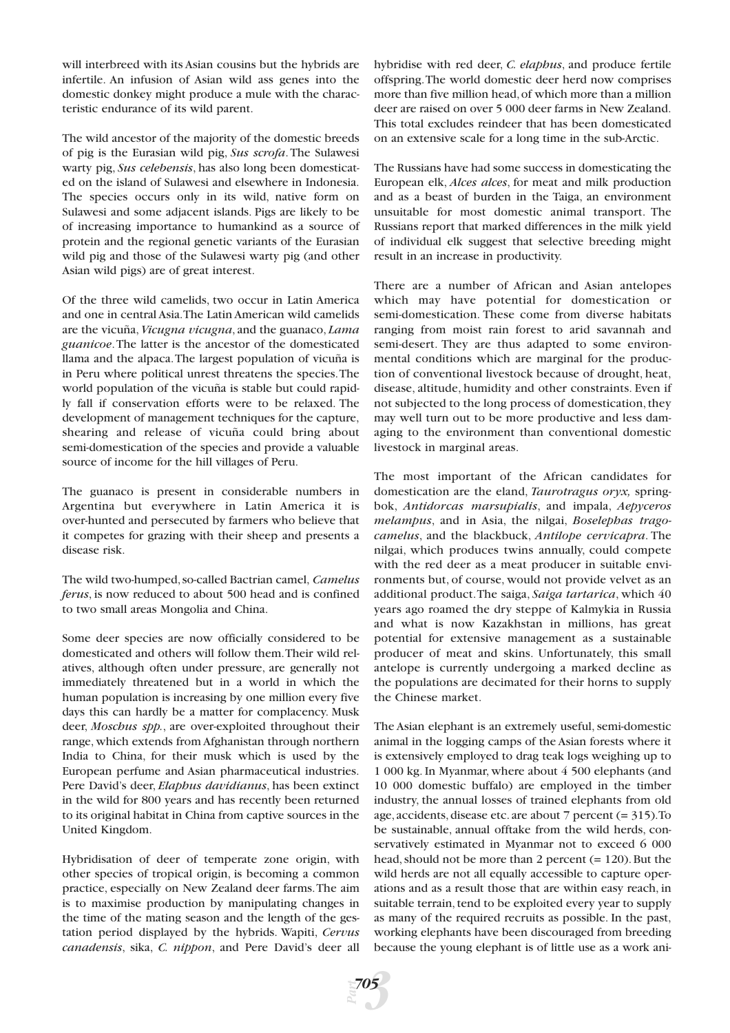will interbreed with its Asian cousins but the hybrids are infertile. An infusion of Asian wild ass genes into the domestic donkey might produce a mule with the characteristic endurance of its wild parent.

The wild ancestor of the majority of the domestic breeds of pig is the Eurasian wild pig, *Sus scrofa*. The Sulawesi warty pig, *Sus celebensis*, has also long been domesticated on the island of Sulawesi and elsewhere in Indonesia. The species occurs only in its wild, native form on Sulawesi and some adjacent islands. Pigs are likely to be of increasing importance to humankind as a source of protein and the regional genetic variants of the Eurasian wild pig and those of the Sulawesi warty pig (and other Asian wild pigs) are of great interest.

Of the three wild camelids, two occur in Latin America and one in central Asia. The Latin American wild camelids are the vicuña, *Vicugna vicugna*, and the guanaco, *Lama guanicoe*. The latter is the ancestor of the domesticated llama and the alpaca. The largest population of vicuña is in Peru where political unrest threatens the species. The world population of the vicuña is stable but could rapidly fall if conservation efforts were to be relaxed. The development of management techniques for the capture, shearing and release of vicuña could bring about semi-domestication of the species and provide a valuable source of income for the hill villages of Peru.

The guanaco is present in considerable numbers in Argentina but everywhere in Latin America it is over-hunted and persecuted by farmers who believe that it competes for grazing with their sheep and presents a disease risk.

The wild two-humped, so-called Bactrian camel, *Camelus ferus*, is now reduced to about 500 head and is confined to two small areas Mongolia and China.

Some deer species are now officially considered to be domesticated and others will follow them. Their wild relatives, although often under pressure, are generally not immediately threatened but in a world in which the human population is increasing by one million every five days this can hardly be a matter for complacency. Musk deer, *Moschus spp.*, are over-exploited throughout their range, which extends from Afghanistan through northern India to China, for their musk which is used by the European perfume and Asian pharmaceutical industries. Pere David's deer, *Elaphus davidianus*, has been extinct in the wild for 800 years and has recently been returned to its original habitat in China from captive sources in the United Kingdom.

Hybridisation of deer of temperate zone origin, with other species of tropical origin, is becoming a common practice, especially on New Zealand deer farms. The aim is to maximise production by manipulating changes in the time of the mating season and the length of the gestation period displayed by the hybrids. Wapiti, *Cervus canadensis*, sika, *C. nippon*, and Pere David's deer all hybridise with red deer, *C. elaphus*, and produce fertile offspring. The world domestic deer herd now comprises more than five million head, of which more than a million deer are raised on over 5 000 deer farms in New Zealand. This total excludes reindeer that has been domesticated on an extensive scale for a long time in the sub-Arctic.

The Russians have had some success in domesticating the European elk, *Alces alces*, for meat and milk production and as a beast of burden in the Taiga, an environment unsuitable for most domestic animal transport. The Russians report that marked differences in the milk yield of individual elk suggest that selective breeding might result in an increase in productivity.

There are a number of African and Asian antelopes which may have potential for domestication or semi-domestication. These come from diverse habitats ranging from moist rain forest to arid savannah and semi-desert. They are thus adapted to some environmental conditions which are marginal for the production of conventional livestock because of drought, heat, disease, altitude, humidity and other constraints. Even if not subjected to the long process of domestication, they may well turn out to be more productive and less damaging to the environment than conventional domestic livestock in marginal areas.

The most important of the African candidates for domestication are the eland, *Taurotragus oryx,* springbok, *Antidorcas marsupialis*, and impala, *Aepyceros melampus*, and in Asia, the nilgai, *Boselephas tragocamelus*, and the blackbuck, *Antilope cervicapra*. The nilgai, which produces twins annually, could compete with the red deer as a meat producer in suitable environments but, of course, would not provide velvet as an additional product. The saiga, *Saiga tartarica*, which 40 years ago roamed the dry steppe of Kalmykia in Russia and what is now Kazakhstan in millions, has great potential for extensive management as a sustainable producer of meat and skins. Unfortunately, this small antelope is currently undergoing a marked decline as the populations are decimated for their horns to supply the Chinese market.

The Asian elephant is an extremely useful, semi-domestic animal in the logging camps of the Asian forests where it is extensively employed to drag teak logs weighing up to 1 000 kg. In Myanmar, where about 4 500 elephants (and 10 000 domestic buffalo) are employed in the timber industry, the annual losses of trained elephants from old age, accidents, disease etc. are about 7 percent (= 315). To be sustainable, annual offtake from the wild herds, conservatively estimated in Myanmar not to exceed 6 000 head, should not be more than 2 percent (= 120). But the wild herds are not all equally accessible to capture operations and as a result those that are within easy reach, in suitable terrain, tend to be exploited every year to supply as many of the required recruits as possible. In the past, working elephants have been discouraged from breeding because the young elephant is of little use as a work ani-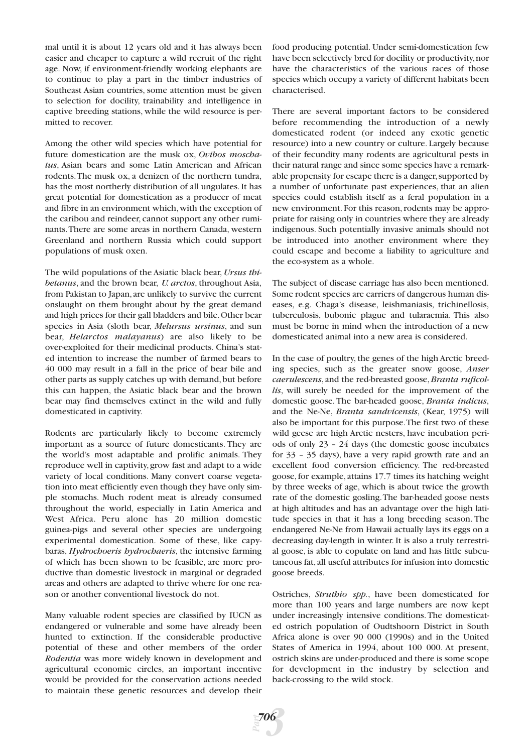mal until it is about 12 years old and it has always been easier and cheaper to capture a wild recruit of the right age. Now, if environment-friendly working elephants are to continue to play a part in the timber industries of Southeast Asian countries, some attention must be given to selection for docility, trainability and intelligence in captive breeding stations, while the wild resource is permitted to recover.

Among the other wild species which have potential for future domestication are the musk ox, *Ovibos moschatus*, Asian bears and some Latin American and African rodents. The musk ox, a denizen of the northern tundra, has the most northerly distribution of all ungulates. It has great potential for domestication as a producer of meat and fibre in an environment which, with the exception of the caribou and reindeer, cannot support any other ruminants. There are some areas in northern Canada, western Greenland and northern Russia which could support populations of musk oxen.

The wild populations of the Asiatic black bear, *Ursus thibetanus*, and the brown bear, *U. arctos*, throughout Asia, from Pakistan to Japan, are unlikely to survive the current onslaught on them brought about by the great demand and high prices for their gall bladders and bile. Other bear species in Asia (sloth bear, *Melursus ursinus*, and sun bear, *Helarctos malayanus*) are also likely to be over-exploited for their medicinal products. China's stated intention to increase the number of farmed bears to 40 000 may result in a fall in the price of bear bile and other parts as supply catches up with demand, but before this can happen, the Asiatic black bear and the brown bear may find themselves extinct in the wild and fully domesticated in captivity.

Rodents are particularly likely to become extremely important as a source of future domesticants. They are the world's most adaptable and prolific animals. They reproduce well in captivity, grow fast and adapt to a wide variety of local conditions. Many convert coarse vegetation into meat efficiently even though they have only simple stomachs. Much rodent meat is already consumed throughout the world, especially in Latin America and West Africa. Peru alone has 20 million domestic guinea-pigs and several other species are undergoing experimental domestication. Some of these, like capybaras, *Hydrochoeris hydrochaeris*, the intensive farming of which has been shown to be feasible, are more productive than domestic livestock in marginal or degraded areas and others are adapted to thrive where for one reason or another conventional livestock do not.

Many valuable rodent species are classified by IUCN as endangered or vulnerable and some have already been hunted to extinction. If the considerable productive potential of these and other members of the order *Rodentia* was more widely known in development and agricultural economic circles, an important incentive would be provided for the conservation actions needed to maintain these genetic resources and develop their food producing potential. Under semi-domestication few have been selectively bred for docility or productivity, nor have the characteristics of the various races of those species which occupy a variety of different habitats been characterised.

There are several important factors to be considered before recommending the introduction of a newly domesticated rodent (or indeed any exotic genetic resource) into a new country or culture. Largely because of their fecundity many rodents are agricultural pests in their natural range and since some species have a remarkable propensity for escape there is a danger, supported by a number of unfortunate past experiences, that an alien species could establish itself as a feral population in a new environment. For this reason, rodents may be appropriate for raising only in countries where they are already indigenous. Such potentially invasive animals should not be introduced into another environment where they could escape and become a liability to agriculture and the eco-system as a whole.

The subject of disease carriage has also been mentioned. Some rodent species are carriers of dangerous human diseases, e.g. Chaga's disease, leishmaniasis, trichinellosis, tuberculosis, bubonic plague and tularaemia. This also must be borne in mind when the introduction of a new domesticated animal into a new area is considered.

In the case of poultry, the genes of the high Arctic breeding species, such as the greater snow goose, *Anser caerulescens*, and the red-breasted goose, *Branta ruficollis*, will surely be needed for the improvement of the domestic goose. The bar-headed goose, *Branta indicus*, and the Ne-Ne, *Branta sandvicensis*, (Kear, 1975) will also be important for this purpose. The first two of these wild geese are high Arctic nesters, have incubation periods of only 23 – 24 days (the domestic goose incubates for 33 – 35 days), have a very rapid growth rate and an excellent food conversion efficiency. The red-breasted goose, for example, attains 17.7 times its hatching weight by three weeks of age, which is about twice the growth rate of the domestic gosling. The bar-headed goose nests at high altitudes and has an advantage over the high latitude species in that it has a long breeding season. The endangered Ne-Ne from Hawaii actually lays its eggs on a decreasing day-length in winter. It is also a truly terrestrial goose, is able to copulate on land and has little subcutaneous fat, all useful attributes for infusion into domestic goose breeds.

Ostriches, *Struthio spp.*, have been domesticated for more than 100 years and large numbers are now kept under increasingly intensive conditions. The domesticated ostrich population of Oudtshoorn District in South Africa alone is over 90 000 (1990s) and in the United States of America in 1994, about 100 000. At present, ostrich skins are under-produced and there is some scope for development in the industry by selection and back-crossing to the wild stock.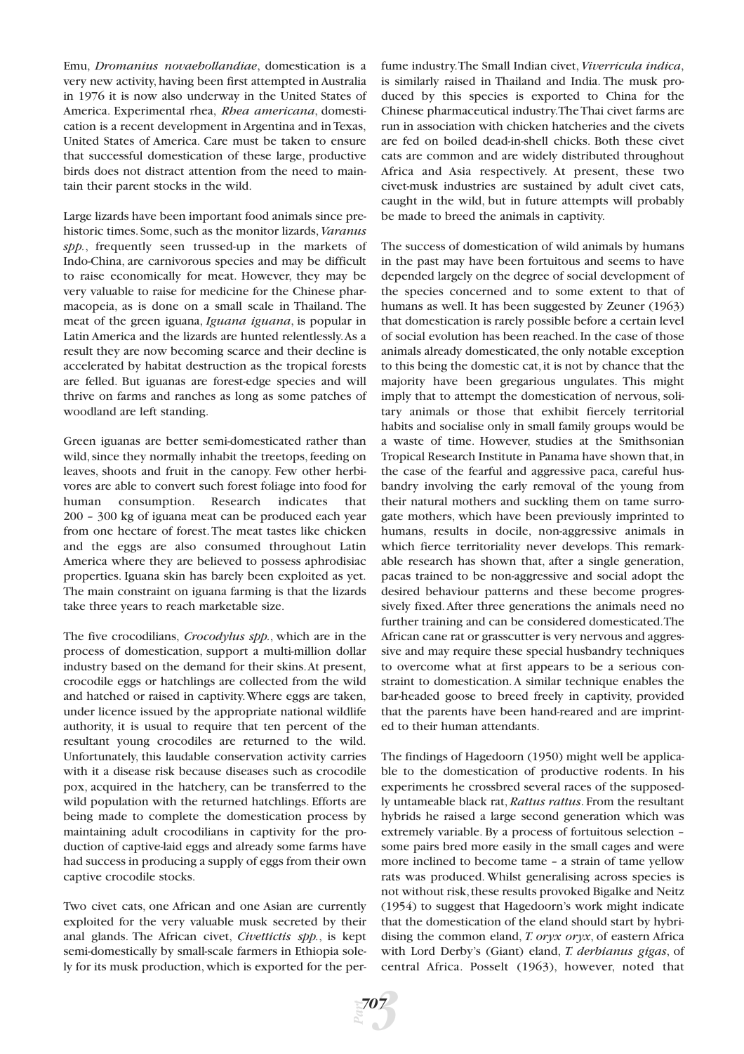Emu, *Dromanius novaehollandiae*, domestication is a very new activity, having been first attempted in Australia in 1976 it is now also underway in the United States of America. Experimental rhea, *Rhea americana*, domestication is a recent development in Argentina and in Texas, United States of America. Care must be taken to ensure that successful domestication of these large, productive birds does not distract attention from the need to maintain their parent stocks in the wild.

Large lizards have been important food animals since prehistoric times. Some, such as the monitor lizards, *Varanus spp.*, frequently seen trussed-up in the markets of Indo-China, are carnivorous species and may be difficult to raise economically for meat. However, they may be very valuable to raise for medicine for the Chinese pharmacopeia, as is done on a small scale in Thailand. The meat of the green iguana, *Iguana iguana*, is popular in Latin America and the lizards are hunted relentlessly. As a result they are now becoming scarce and their decline is accelerated by habitat destruction as the tropical forests are felled. But iguanas are forest-edge species and will thrive on farms and ranches as long as some patches of woodland are left standing.

Green iguanas are better semi-domesticated rather than wild, since they normally inhabit the treetops, feeding on leaves, shoots and fruit in the canopy. Few other herbivores are able to convert such forest foliage into food for human consumption. Research indicates that 200 – 300 kg of iguana meat can be produced each year from one hectare of forest. The meat tastes like chicken and the eggs are also consumed throughout Latin America where they are believed to possess aphrodisiac properties. Iguana skin has barely been exploited as yet. The main constraint on iguana farming is that the lizards take three years to reach marketable size.

The five crocodilians, *Crocodylus spp.*, which are in the process of domestication, support a multi-million dollar industry based on the demand for their skins. At present, crocodile eggs or hatchlings are collected from the wild and hatched or raised in captivity. Where eggs are taken, under licence issued by the appropriate national wildlife authority, it is usual to require that ten percent of the resultant young crocodiles are returned to the wild. Unfortunately, this laudable conservation activity carries with it a disease risk because diseases such as crocodile pox, acquired in the hatchery, can be transferred to the wild population with the returned hatchlings. Efforts are being made to complete the domestication process by maintaining adult crocodilians in captivity for the production of captive-laid eggs and already some farms have had success in producing a supply of eggs from their own captive crocodile stocks.

Two civet cats, one African and one Asian are currently exploited for the very valuable musk secreted by their anal glands. The African civet, *Civettictis spp.*, is kept semi-domestically by small-scale farmers in Ethiopia solely for its musk production, which is exported for the perfume industry. The Small Indian civet, *Viverricula indica*, is similarly raised in Thailand and India. The musk produced by this species is exported to China for the Chinese pharmaceutical industry. The Thai civet farms are run in association with chicken hatcheries and the civets are fed on boiled dead-in-shell chicks. Both these civet cats are common and are widely distributed throughout Africa and Asia respectively. At present, these two civet-musk industries are sustained by adult civet cats, caught in the wild, but in future attempts will probably be made to breed the animals in captivity.

The success of domestication of wild animals by humans in the past may have been fortuitous and seems to have depended largely on the degree of social development of the species concerned and to some extent to that of humans as well. It has been suggested by Zeuner (1963) that domestication is rarely possible before a certain level of social evolution has been reached. In the case of those animals already domesticated, the only notable exception to this being the domestic cat, it is not by chance that the majority have been gregarious ungulates. This might imply that to attempt the domestication of nervous, solitary animals or those that exhibit fiercely territorial habits and socialise only in small family groups would be a waste of time. However, studies at the Smithsonian Tropical Research Institute in Panama have shown that, in the case of the fearful and aggressive paca, careful husbandry involving the early removal of the young from their natural mothers and suckling them on tame surrogate mothers, which have been previously imprinted to humans, results in docile, non-aggressive animals in which fierce territoriality never develops. This remarkable research has shown that, after a single generation, pacas trained to be non-aggressive and social adopt the desired behaviour patterns and these become progressively fixed. After three generations the animals need no further training and can be considered domesticated. The African cane rat or grasscutter is very nervous and aggressive and may require these special husbandry techniques to overcome what at first appears to be a serious constraint to domestication. A similar technique enables the bar-headed goose to breed freely in captivity, provided that the parents have been hand-reared and are imprinted to their human attendants.

The findings of Hagedoorn (1950) might well be applicable to the domestication of productive rodents. In his experiments he crossbred several races of the supposedly untameable black rat, *Rattus rattus*. From the resultant hybrids he raised a large second generation which was extremely variable. By a process of fortuitous selection – some pairs bred more easily in the small cages and were more inclined to become tame – a strain of tame yellow rats was produced. Whilst generalising across species is not without risk, these results provoked Bigalke and Neitz (1954) to suggest that Hagedoorn's work might indicate that the domestication of the eland should start by hybridising the common eland, *T. oryx oryx*, of eastern Africa with Lord Derby's (Giant) eland, *T. derbianus gigas*, of central Africa. Posselt (1963), however, noted that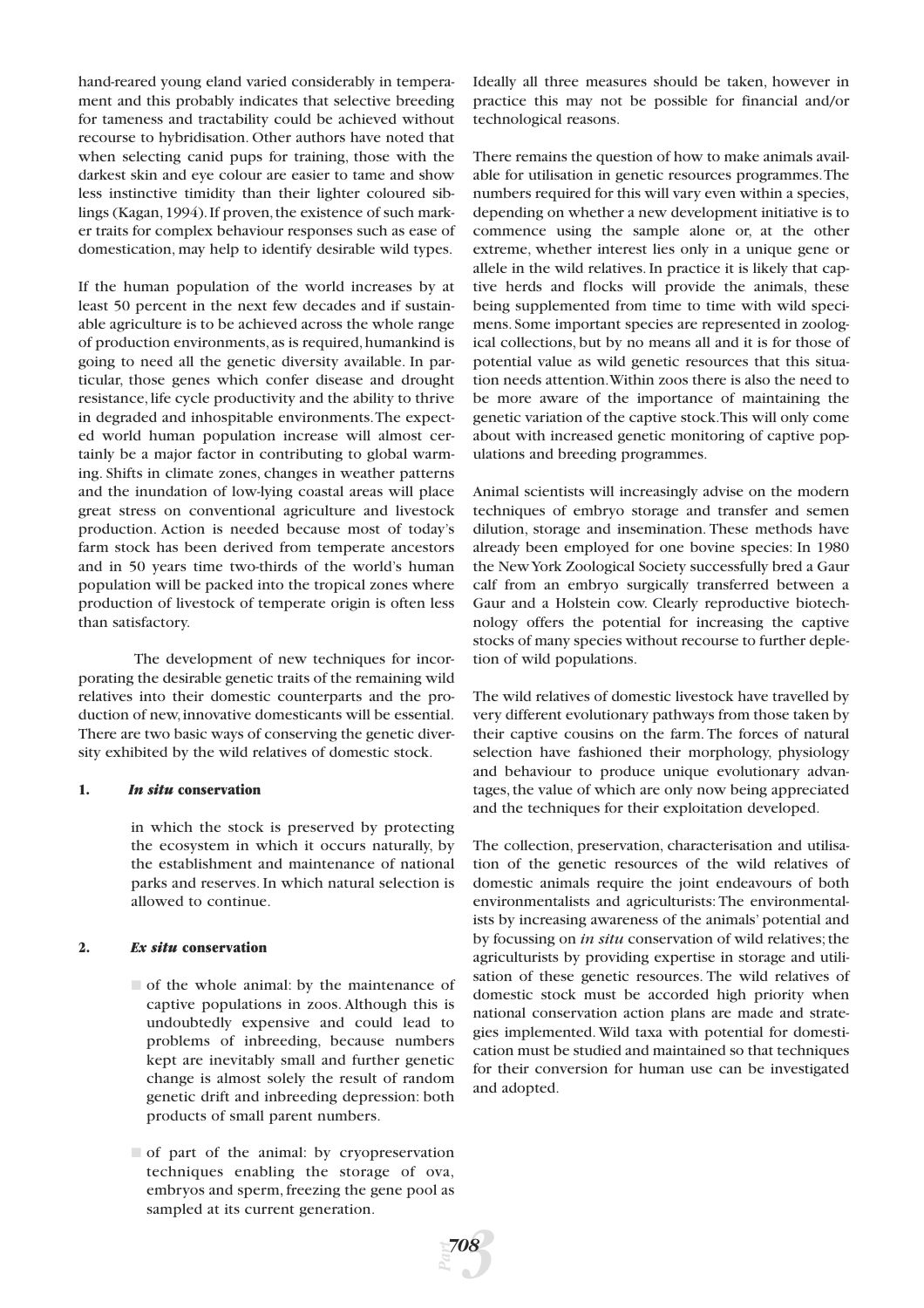hand-reared young eland varied considerably in temperament and this probably indicates that selective breeding for tameness and tractability could be achieved without recourse to hybridisation. Other authors have noted that when selecting canid pups for training, those with the darkest skin and eye colour are easier to tame and show less instinctive timidity than their lighter coloured siblings (Kagan, 1994). If proven, the existence of such marker traits for complex behaviour responses such as ease of domestication, may help to identify desirable wild types.

If the human population of the world increases by at least 50 percent in the next few decades and if sustainable agriculture is to be achieved across the whole range of production environments, as is required, humankind is going to need all the genetic diversity available. In particular, those genes which confer disease and drought resistance, life cycle productivity and the ability to thrive in degraded and inhospitable environments. The expected world human population increase will almost certainly be a major factor in contributing to global warming. Shifts in climate zones, changes in weather patterns and the inundation of low-lying coastal areas will place great stress on conventional agriculture and livestock production. Action is needed because most of today's farm stock has been derived from temperate ancestors and in 50 years time two-thirds of the world's human population will be packed into the tropical zones where production of livestock of temperate origin is often less than satisfactory.

The development of new techniques for incorporating the desirable genetic traits of the remaining wild relatives into their domestic counterparts and the production of new, innovative domesticants will be essential. There are two basic ways of conserving the genetic diversity exhibited by the wild relatives of domestic stock.

1. ***In situ* conservation**

   in which the stock is preserved by protecting the ecosystem in which it occurs naturally, by the establishment and maintenance of national parks and reserves. In which natural selection is allowed to continue.

2. ***Ex situ* conservation**

   - of the whole animal: by the maintenance of captive populations in zoos. Although this is undoubtedly expensive and could lead to problems of inbreeding, because numbers kept are inevitably small and further genetic change is almost solely the result of random genetic drift and inbreeding depression: both products of small parent numbers.
   - of part of the animal: by cryopreservation techniques enabling the storage of ova, embryos and sperm, freezing the gene pool as sampled at its current generation.

Ideally all three measures should be taken, however in practice this may not be possible for financial and/or technological reasons.

There remains the question of how to make animals available for utilisation in genetic resources programmes. The numbers required for this will vary even within a species, depending on whether a new development initiative is to commence using the sample alone or, at the other extreme, whether interest lies only in a unique gene or allele in the wild relatives. In practice it is likely that captive herds and flocks will provide the animals, these being supplemented from time to time with wild specimens. Some important species are represented in zoological collections, but by no means all and it is for those of potential value as wild genetic resources that this situation needs attention. Within zoos there is also the need to be more aware of the importance of maintaining the genetic variation of the captive stock. This will only come about with increased genetic monitoring of captive populations and breeding programmes.

Animal scientists will increasingly advise on the modern techniques of embryo storage and transfer and semen dilution, storage and insemination. These methods have already been employed for one bovine species: In 1980 the New York Zoological Society successfully bred a Gaur calf from an embryo surgically transferred between a Gaur and a Holstein cow. Clearly reproductive biotechnology offers the potential for increasing the captive stocks of many species without recourse to further depletion of wild populations.

The wild relatives of domestic livestock have travelled by very different evolutionary pathways from those taken by their captive cousins on the farm. The forces of natural selection have fashioned their morphology, physiology and behaviour to produce unique evolutionary advantages, the value of which are only now being appreciated and the techniques for their exploitation developed.

The collection, preservation, characterisation and utilisation of the genetic resources of the wild relatives of domestic animals require the joint endeavours of both environmentalists and agriculturists: The environmentalists by increasing awareness of the animals' potential and by focussing on *in situ* conservation of wild relatives; the agriculturists by providing expertise in storage and utilisation of these genetic resources. The wild relatives of domestic stock must be accorded high priority when national conservation action plans are made and strategies implemented. Wild taxa with potential for domestication must be studied and maintained so that techniques for their conversion for human use can be investigated and adopted.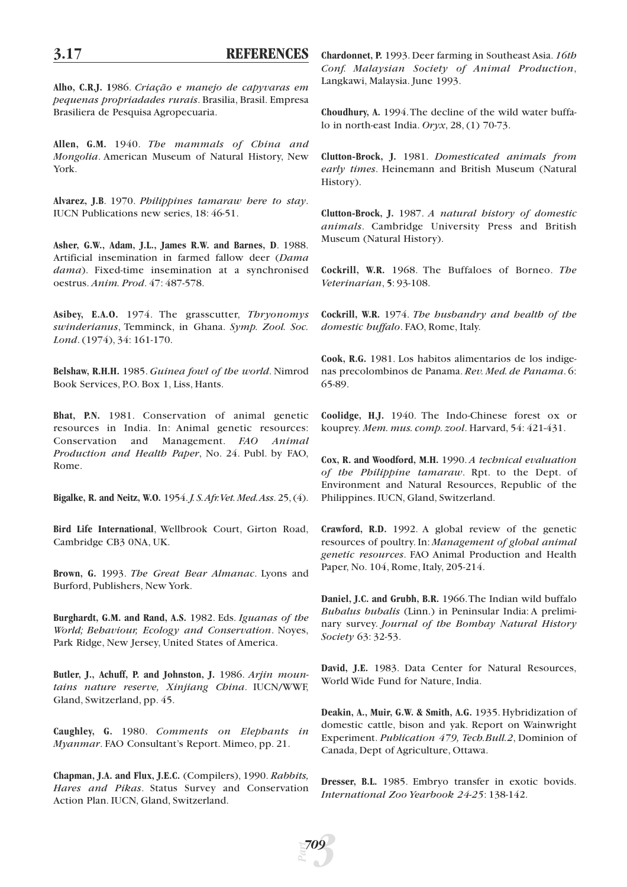## 3.17 REFERENCES

**Alho, C.R.J. 1**986. *Criação e manejo de capyvaras em pequenas propriadades rurais*. Brasilia, Brasil. Empresa Brasiliera de Pesquisa Agropecuaria.

**Allen, G.M.** 1940. *The mammals of China and Mongolia*. American Museum of Natural History, New York.

**Alvarez, J.B**. 1970. *Philippines tamaraw here to stay*. IUCN Publications new series, 18: 46-51.

**Asher, G.W., Adam, J.L., James R.W. and Barnes, D**. 1988. Artificial insemination in farmed fallow deer (*Dama dama*). Fixed-time insemination at a synchronised oestrus. *Anim. Prod*. 47: 487-578.

**Asibey, E.A.O.** 1974. The grasscutter, *Thryonomys swinderianus*, Temminck, in Ghana. *Symp. Zool. Soc. Lond*. (1974), 34: 161-170.

**Belshaw, R.H.H.** 1985. *Guinea fowl of the world*. Nimrod Book Services, P.O. Box 1, Liss, Hants.

**Bhat, P.N.** 1981. Conservation of animal genetic resources in India. In: Animal genetic resources: Conservation and Management. *FAO Animal Production and Health Paper*, No. 24. Publ. by FAO, Rome.

**Bigalke, R. and Neitz, W.O.** 1954. *J. S. Afr. Vet. Med. Ass*. 25, (4).

**Bird Life International**, Wellbrook Court, Girton Road, Cambridge CB3 0NA, UK.

**Brown, G.** 1993. *The Great Bear Almanac*. Lyons and Burford, Publishers, New York.

**Burghardt, G.M. and Rand, A.S.** 1982. Eds. *Iguanas of the World; Behaviour, Ecology and Conservation*. Noyes, Park Ridge, New Jersey, United States of America.

**Butler, J., Achuff, P. and Johnston, J.** 1986. *Arjin mountains nature reserve, Xinjiang China*. IUCN/WWF, Gland, Switzerland, pp. 45.

**Caughley, G.** 1980. *Comments on Elephants in Myanmar*. FAO Consultant's Report. Mimeo, pp. 21.

**Chapman, J.A. and Flux, J.E.C.** (Compilers), 1990. *Rabbits, Hares and Pikas*. Status Survey and Conservation Action Plan. IUCN, Gland, Switzerland.

**Chardonnet, P.** 1993. Deer farming in Southeast Asia. *16th Conf. Malaysian Society of Animal Production*, Langkawi, Malaysia. June 1993.

**Choudhury, A.** 1994. The decline of the wild water buffalo in north-east India. *Oryx*, 28, (1) 70-73.

**Clutton-Brock, J.** 1981. *Domesticated animals from early times*. Heinemann and British Museum (Natural History).

**Clutton-Brock, J.** 1987. *A natural history of domestic animals*. Cambridge University Press and British Museum (Natural History).

**Cockrill, W.R.** 1968. The Buffaloes of Borneo. *The Veterinarian*, **5**: 93-108.

**Cockrill, W.R.** 1974. *The husbandry and health of the domestic buffalo*. FAO, Rome, Italy.

**Cook, R.G.** 1981. Los habitos alimentarios de los indigenas precolombinos de Panama. *Rev. Med. de Panama*. 6: 65-89.

**Coolidge, H.J.** 1940. The Indo-Chinese forest ox or kouprey. *Mem. mus. comp. zool*. Harvard, 54: 421-431.

**Cox, R. and Woodford, M.H.** 1990. *A technical evaluation of the Philippine tamaraw*. Rpt. to the Dept. of Environment and Natural Resources, Republic of the Philippines. IUCN, Gland, Switzerland.

**Crawford, R.D.** 1992. A global review of the genetic resources of poultry. In: *Management of global animal genetic resources*. FAO Animal Production and Health Paper, No. 104, Rome, Italy, 205-214.

**Daniel, J.C. and Grubh, B.R.** 1966. The Indian wild buffalo *Bubalus bubalis* (Linn.) in Peninsular India: A preliminary survey. *Journal of the Bombay Natural History Society* 63: 32-53.

**David, J.E.** 1983. Data Center for Natural Resources, World Wide Fund for Nature, India.

**Deakin, A., Muir, G.W. & Smith, A.G.** 1935. Hybridization of domestic cattle, bison and yak. Report on Wainwright Experiment. *Publication 479, Tech.Bull.2*, Dominion of Canada, Dept of Agriculture, Ottawa.

**Dresser, B.L.** 1985. Embryo transfer in exotic bovids. *International Zoo Yearbook 24-25*: 138-142.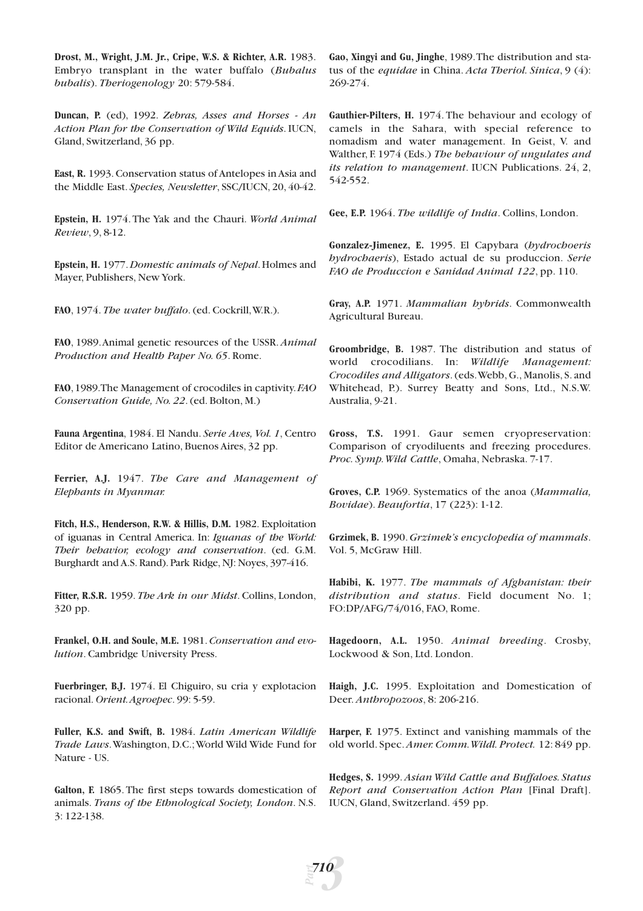**Drost, M., Wright, J.M. Jr., Cripe, W.S. & Richter, A.R.** 1983. Embryo transplant in the water buffalo (*Bubalus bubalis*). *Theriogenology* 20: 579-584.

**Duncan, P.** (ed), 1992. *Zebras, Asses and Horses - An Action Plan for the Conservation of Wild Equids*. IUCN, Gland, Switzerland, 36 pp.

**East, R.** 1993. Conservation status of Antelopes in Asia and the Middle East. *Species, Newsletter*, SSC/IUCN, 20, 40-42.

**Epstein, H.** 1974. The Yak and the Chauri. *World Animal Review*, 9, 8-12.

**Epstein, H.** 1977. *Domestic animals of Nepal*. Holmes and Mayer, Publishers, New York.

**FAO**, 1974. *The water buffalo*. (ed. Cockrill, W.R.).

**FAO**, 1989. Animal genetic resources of the USSR. *Animal Production and Health Paper No. 65*. Rome.

**FAO**, 1989. The Management of crocodiles in captivity. *FAO Conservation Guide, No. 22*. (ed. Bolton, M.)

**Fauna Argentina**, 1984. El Nandu. *Serie Aves, Vol. 1*, Centro Editor de Americano Latino, Buenos Aires, 32 pp.

**Ferrier, A.J.** 1947. *The Care and Management of Elephants in Myanmar.*

**Fitch, H.S., Henderson, R.W. & Hillis, D.M.** 1982. Exploitation of iguanas in Central America. In: *Iguanas of the World: Their behavior, ecology and conservation*. (ed. G.M. Burghardt and A.S. Rand). Park Ridge, NJ: Noyes, 397-416.

**Fitter, R.S.R.** 1959. *The Ark in our Midst*. Collins, London, 320 pp.

**Frankel, O.H. and Soule, M.E.** 1981. *Conservation and evolution*. Cambridge University Press.

**Fuerbringer, B.J.** 1974. El Chiguiro, su cria y explotacion racional. *Orient. Agroepec*. 99: 5-59.

**Fuller, K.S. and Swift, B.** 1984. *Latin American Wildlife Trade Laws*. Washington, D.C.; World Wild Wide Fund for Nature - US.

**Galton, F.** 1865. The first steps towards domestication of animals. *Trans of the Ethnological Society, London*. N.S. 3: 122-138.

**Gao, Xingyi and Gu, Jinghe**, 1989. The distribution and status of the *equidae* in China. *Acta Theriol. Sinica*, 9 (4): 269-274.

**Gauthier-Pilters, H.** 1974. The behaviour and ecology of camels in the Sahara, with special reference to nomadism and water management. In Geist, V. and Walther, F. 1974 (Eds.) *The behaviour of ungulates and its relation to management*. IUCN Publications. 24, 2, 542-552.

**Gee, E.P.** 1964. *The wildlife of India*. Collins, London.

**Gonzalez-Jimenez, E.** 1995. El Capybara (*hydrochoeris hydrochaeris*), Estado actual de su produccion. *Serie FAO de Produccion e Sanidad Animal 122*, pp. 110.

**Gray, A.P.** 1971. *Mammalian hybrids*. Commonwealth Agricultural Bureau.

**Groombridge, B.** 1987. The distribution and status of world crocodilians. In: *Wildlife Management: Crocodiles and Alligators*. (eds. Webb, G., Manolis, S. and Whitehead, P.). Surrey Beatty and Sons, Ltd., N.S.W. Australia, 9-21.

**Gross, T.S.** 1991. Gaur semen cryopreservation: Comparison of cryodiluents and freezing procedures. *Proc. Symp. Wild Cattle*, Omaha, Nebraska. 7-17.

**Groves, C.P.** 1969. Systematics of the anoa (*Mammalia, Bovidae*). *Beaufortia*, 17 (223): 1-12.

**Grzimek, B.** 1990. *Grzimek's encyclopedia of mammals*. Vol. 5, McGraw Hill.

**Habibi, K.** 1977. *The mammals of Afghanistan: their distribution and status*. Field document No. 1; FO:DP/AFG/74/016, FAO, Rome.

**Hagedoorn, A.L.** 1950. *Animal breeding*. Crosby, Lockwood & Son, Ltd. London.

**Haigh, J.C.** 1995. Exploitation and Domestication of Deer. *Anthropozoos*, 8: 206-216.

**Harper, F.** 1975. Extinct and vanishing mammals of the old world. Spec. *Amer. Comm. Wildl. Protect.* 12: 849 pp.

**Hedges, S.** 1999. *Asian Wild Cattle and Buffaloes. Status Report and Conservation Action Plan* [Final Draft]. IUCN, Gland, Switzerland. 459 pp.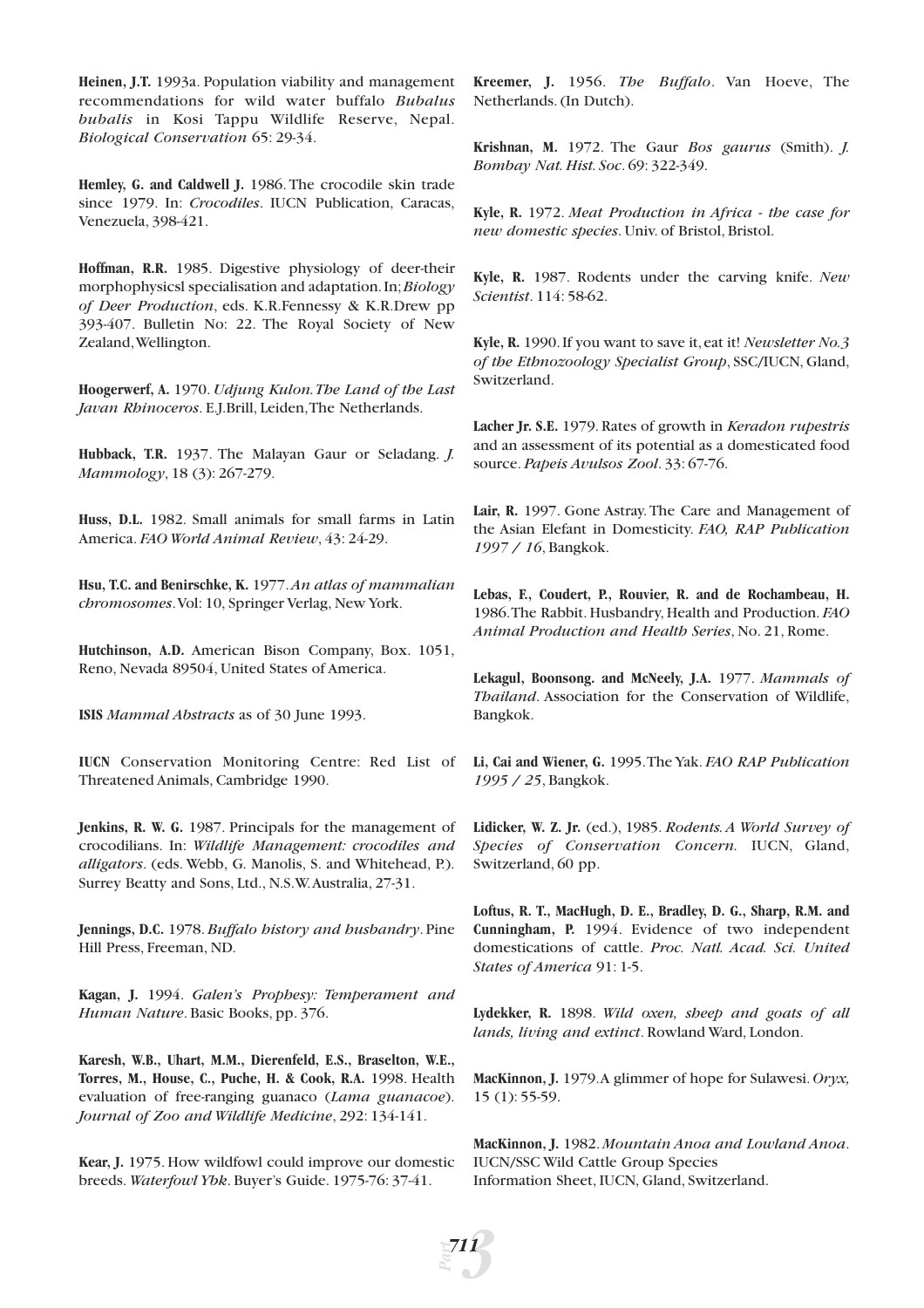**Heinen, J.T.** 1993a. Population viability and management recommendations for wild water buffalo *Bubalus bubalis* in Kosi Tappu Wildlife Reserve, Nepal. *Biological Conservation* 65: 29-34.

**Hemley, G. and Caldwell J.** 1986. The crocodile skin trade since 1979. In: *Crocodiles*. IUCN Publication, Caracas, Venezuela, 398-421.

**Hoffman, R.R.** 1985. Digestive physiology of deer-their morphophysicsl specialisation and adaptation. In; *Biology of Deer Production*, eds. K.R.Fennessy & K.R.Drew pp 393-407. Bulletin No: 22. The Royal Society of New Zealand, Wellington.

**Hoogerwerf, A.** 1970. *Udjung Kulon. The Land of the Last Javan Rhinoceros*. E.J.Brill, Leiden, The Netherlands.

**Hubback, T.R.** 1937. The Malayan Gaur or Seladang. *J. Mammology*, 18 (3): 267-279.

**Huss, D.L.** 1982. Small animals for small farms in Latin America. *FAO World Animal Review*, 43: 24-29.

**Hsu, T.C. and Benirschke, K.** 1977. *An atlas of mammalian chromosomes*. Vol: 10, Springer Verlag, New York.

**Hutchinson, A.D.** American Bison Company, Box. 1051, Reno, Nevada 89504, United States of America.

**ISIS** *Mammal Abstracts* as of 30 June 1993.

**IUCN** Conservation Monitoring Centre: Red List of Threatened Animals, Cambridge 1990.

**Jenkins, R. W. G.** 1987. Principals for the management of crocodilians. In: *Wildlife Management: crocodiles and alligators*. (eds. Webb, G. Manolis, S. and Whitehead, P.). Surrey Beatty and Sons, Ltd., N.S.W. Australia, 27-31.

**Jennings, D.C.** 1978. *Buffalo history and husbandry*. Pine Hill Press, Freeman, ND.

**Kagan, J.** 1994. *Galen's Prophesy: Temperament and Human Nature*. Basic Books, pp. 376.

**Karesh, W.B., Uhart, M.M., Dierenfeld, E.S., Braselton, W.E., Torres, M., House, C., Puche, H. & Cook, R.A.** 1998. Health evaluation of free-ranging guanaco (*Lama guanacoe*). *Journal of Zoo and Wildlife Medicine*, 292: 134-141.

**Kear, J.** 1975. How wildfowl could improve our domestic breeds. *Waterfowl Ybk*. Buyer's Guide. 1975-76: 37-41.

**Kreemer, J.** 1956. *The Buffalo*. Van Hoeve, The Netherlands. (In Dutch).

**Krishnan, M.** 1972. The Gaur *Bos gaurus* (Smith). *J. Bombay Nat. Hist. Soc*. 69: 322-349.

**Kyle, R.** 1972. *Meat Production in Africa - the case for new domestic species*. Univ. of Bristol, Bristol.

**Kyle, R.** 1987. Rodents under the carving knife. *New Scientist*. 114: 58-62.

**Kyle, R.** 1990. If you want to save it, eat it! *Newsletter No.3 of the Ethnozoology Specialist Group*, SSC/IUCN, Gland, Switzerland.

**Lacher Jr. S.E.** 1979. Rates of growth in *Keradon rupestris* and an assessment of its potential as a domesticated food source. *Papeis Avulsos Zool*. 33: 67-76.

**Lair, R.** 1997. Gone Astray. The Care and Management of the Asian Elefant in Domesticity. *FAO, RAP Publication 1997 / 16*, Bangkok.

**Lebas, F., Coudert, P., Rouvier, R. and de Rochambeau, H.** 1986. The Rabbit. Husbandry, Health and Production. *FAO Animal Production and Health Series*, No. 21, Rome.

**Lekagul, Boonsong. and McNeely, J.A.** 1977. *Mammals of Thailand*. Association for the Conservation of Wildlife, Bangkok.

**Li, Cai and Wiener, G.** 1995. The Yak. *FAO RAP Publication 1995 / 25*, Bangkok.

**Lidicker, W. Z. Jr.** (ed.), 1985. *Rodents. A World Survey of Species of Conservation Concern.* IUCN, Gland, Switzerland, 60 pp.

**Loftus, R. T., MacHugh, D. E., Bradley, D. G., Sharp, R.M. and Cunningham, P.** 1994. Evidence of two independent domestications of cattle. *Proc. Natl. Acad. Sci. United States of America* 91: 1-5.

**Lydekker, R.** 1898. *Wild oxen, sheep and goats of all lands, living and extinct*. Rowland Ward, London.

**MacKinnon, J.** 1979. A glimmer of hope for Sulawesi. *Oryx,* 15 (1): 55-59.

**MacKinnon, J.** 1982. *Mountain Anoa and Lowland Anoa*. IUCN/SSC Wild Cattle Group Species Information Sheet, IUCN, Gland, Switzerland.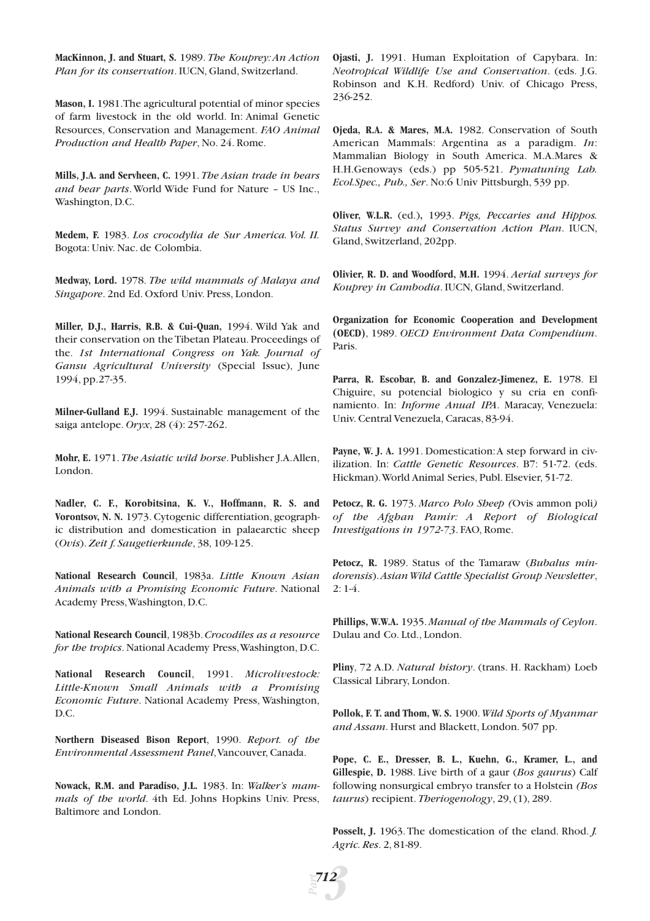**MacKinnon, J. and Stuart, S.** 1989. *The Kouprey: An Action Plan for its conservation*. IUCN, Gland, Switzerland.

**Mason, I.** 1981. The agricultural potential of minor species of farm livestock in the old world. In: Animal Genetic Resources, Conservation and Management. *FAO Animal Production and Health Paper*, No. 24. Rome.

**Mills, J.A. and Servheen, C.** 1991. *The Asian trade in bears and bear parts*. World Wide Fund for Nature – US Inc., Washington, D.C.

**Medem, F.** 1983. *Los crocodylia de Sur America. Vol. II.* Bogota: Univ. Nac. de Colombia.

**Medway, Lord.** 1978. *The wild mammals of Malaya and Singapore*. 2nd Ed. Oxford Univ. Press, London.

**Miller, D.J., Harris, R.B. & Cui-Quan,** 1994. Wild Yak and their conservation on the Tibetan Plateau. Proceedings of the. *1st International Congress on Yak. Journal of Gansu Agricultural University* (Special Issue), June 1994, pp.27-35.

**Milner-Gulland E.J.** 1994. Sustainable management of the saiga antelope. *Oryx*, 28 (4): 257-262.

**Mohr, E.** 1971. *The Asiatic wild horse*. Publisher J.A. Allen, London.

**Nadler, C. F., Korobitsina, K. V., Hoffmann, R. S. and Vorontsov, N. N.** 1973. Cytogenic differentiation, geographic distribution and domestication in palaearctic sheep (*Ovis*). *Zeit f. Saugetierkunde*, 38, 109-125.

**National Research Council**, 1983a. *Little Known Asian Animals with a Promising Economic Future*. National Academy Press, Washington, D.C.

**National Research Council**, 1983b. *Crocodiles as a resource for the tropics*. National Academy Press, Washington, D.C.

**National Research Council**, 1991. *Microlivestock: Little-Known Small Animals with a Promising Economic Future*. National Academy Press, Washington, D.C.

**Northern Diseased Bison Report**, 1990. *Report. of the Environmental Assessment Panel*, Vancouver, Canada.

**Nowack, R.M. and Paradiso, J.L.** 1983. In: *Walker's mammals of the world*. 4th Ed. Johns Hopkins Univ. Press, Baltimore and London.

**Ojasti, J.** 1991. Human Exploitation of Capybara. In: *Neotropical Wildlife Use and Conservation*. (eds. J.G. Robinson and K.H. Redford) Univ. of Chicago Press, 236-252.

**Ojeda, R.A. & Mares, M.A.** 1982. Conservation of South American Mammals: Argentina as a paradigm. *In*: Mammalian Biology in South America. M.A.Mares & H.H.Genoways (eds.) pp 505-521. *Pymatuning Lab. Ecol.Spec., Pub., Ser*. No:6 Univ Pittsburgh, 539 pp.

**Oliver, W.L.R.** (ed.), 1993. *Pigs, Peccaries and Hippos. Status Survey and Conservation Action Plan*. IUCN, Gland, Switzerland, 202pp.

**Olivier, R. D. and Woodford, M.H.** 1994. *Aerial surveys for Kouprey in Cambodia*. IUCN, Gland, Switzerland.

**Organization for Economic Cooperation and Development (OECD)**, 1989. *OECD Environment Data Compendium*. Paris.

**Parra, R. Escobar, B. and Gonzalez-Jimenez, E.** 1978. El Chiguire, su potencial biologico y su cria en confinamiento. In: *Informe Anual IPA*. Maracay, Venezuela: Univ. Central Venezuela, Caracas, 83-94.

**Payne, W. J. A.** 1991. Domestication: A step forward in civilization. In: *Cattle Genetic Resources*. B7: 51-72. (eds. Hickman). World Animal Series, Publ. Elsevier, 51-72.

**Petocz, R. G.** 1973. *Marco Polo Sheep (*Ovis ammon poli*) of the Afghan Pamir: A Report of Biological Investigations in 1972-73*. FAO, Rome.

**Petocz, R.** 1989. Status of the Tamaraw (*Bubalus mindorensis*). *Asian Wild Cattle Specialist Group Newsletter*, 2: 1-4.

**Phillips, W.W.A.** 1935. *Manual of the Mammals of Ceylon*. Dulau and Co. Ltd., London.

**Pliny**, 72 A.D. *Natural history*. (trans. H. Rackham) Loeb Classical Library, London.

**Pollok, F. T. and Thom, W. S.** 1900. *Wild Sports of Myanmar and Assam*. Hurst and Blackett, London. 507 pp.

**Pope, C. E., Dresser, B. L., Kuehn, G., Kramer, L., and Gillespie, D.** 1988. Live birth of a gaur (*Bos gaurus*) Calf following nonsurgical embryo transfer to a Holstein *(Bos taurus*) recipient. *Theriogenology*, 29, (1), 289.

**Posselt, J.** 1963. The domestication of the eland. Rhod. *J. Agric. Res*. 2, 81-89.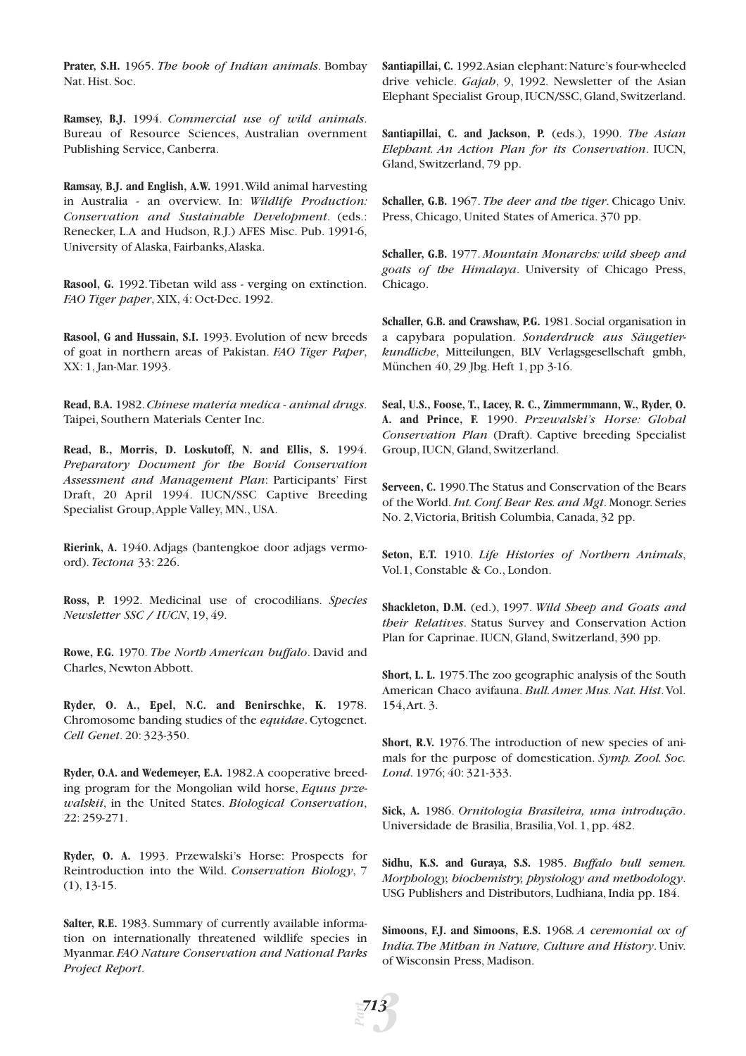**Prater, S.H.** 1965. *The book of Indian animals*. Bombay Nat. Hist. Soc.

**Ramsey, B.J.** 1994. *Commercial use of wild animals*. Bureau of Resource Sciences, Australian overnment Publishing Service, Canberra.

**Ramsay, B.J. and English, A.W.** 1991. Wild animal harvesting in Australia - an overview. In: *Wildlife Production: Conservation and Sustainable Development*. (eds.: Renecker, L.A and Hudson, R.J.) AFES Misc. Pub. 1991-6, University of Alaska, Fairbanks, Alaska.

**Rasool, G.** 1992. Tibetan wild ass - verging on extinction. *FAO Tiger paper*, XIX, 4: Oct-Dec. 1992.

**Rasool, G and Hussain, S.I.** 1993. Evolution of new breeds of goat in northern areas of Pakistan. *FAO Tiger Paper*, XX: 1, Jan-Mar. 1993.

**Read, B.A.** 1982. *Chinese materia medica - animal drugs*. Taipei, Southern Materials Center Inc.

**Read, B., Morris, D. Loskutoff, N. and Ellis, S.** 1994. *Preparatory Document for the Bovid Conservation Assessment and Management Plan*: Participants' First Draft, 20 April 1994. IUCN/SSC Captive Breeding Specialist Group, Apple Valley, MN., USA.

**Rierink, A.** 1940. Adjags (bantengkoe door adjags vermoord). *Tectona* 33: 226.

**Ross, P.** 1992. Medicinal use of crocodilians. *Species Newsletter SSC / IUCN*, 19, 49.

**Rowe, F.G.** 1970. *The North American buffalo*. David and Charles, Newton Abbott.

**Ryder, O. A., Epel, N.C. and Benirschke, K.** 1978. Chromosome banding studies of the *equidae*. Cytogenet. *Cell Genet*. 20: 323-350.

**Ryder, O.A. and Wedemeyer, E.A.** 1982. A cooperative breeding program for the Mongolian wild horse, *Equus przewalskii*, in the United States. *Biological Conservation*, 22: 259-271.

**Ryder, O. A.** 1993. Przewalski's Horse: Prospects for Reintroduction into the Wild. *Conservation Biology*, 7 (1), 13-15.

**Salter, R.E.** 1983. Summary of currently available information on internationally threatened wildlife species in Myanmar. *FAO Nature Conservation and National Parks Project Report*.

**Santiapillai, C.** 1992. Asian elephant: Nature's four-wheeled drive vehicle. *Gajah*, 9, 1992. Newsletter of the Asian Elephant Specialist Group, IUCN/SSC, Gland, Switzerland.

**Santiapillai, C. and Jackson, P.** (eds.), 1990. *The Asian Elephant. An Action Plan for its Conservation*. IUCN, Gland, Switzerland, 79 pp.

**Schaller, G.B.** 1967. *The deer and the tiger*. Chicago Univ. Press, Chicago, United States of America. 370 pp.

**Schaller, G.B.** 1977. *Mountain Monarchs: wild sheep and goats of the Himalaya*. University of Chicago Press, Chicago.

**Schaller, G.B. and Crawshaw, P.G.** 1981. Social organisation in a capybara population. *Sonderdruck aus Säugetierkundliche*, Mitteilungen, BLV Verlagsgesellschaft gmbh, München 40, 29 Jbg. Heft 1, pp 3-16.

**Seal, U.S., Foose, T., Lacey, R. C., Zimmermmann, W., Ryder, O. A. and Prince, F.** 1990. *Przewalski's Horse: Global Conservation Plan* (Draft). Captive breeding Specialist Group, IUCN, Gland, Switzerland.

**Serveen, C.** 1990. The Status and Conservation of the Bears of the World. *Int. Conf. Bear Res. and Mgt*. Monogr. Series No. 2, Victoria, British Columbia, Canada, 32 pp.

**Seton, E.T.** 1910. *Life Histories of Northern Animals*, Vol.1, Constable & Co., London.

**Shackleton, D.M.** (ed.), 1997. *Wild Sheep and Goats and their Relatives*. Status Survey and Conservation Action Plan for Caprinae. IUCN, Gland, Switzerland, 390 pp.

**Short, L. L.** 1975. The zoo geographic analysis of the South American Chaco avifauna. *Bull. Amer. Mus. Nat. Hist*. Vol. 154, Art. 3.

**Short, R.V.** 1976. The introduction of new species of animals for the purpose of domestication. *Symp. Zool. Soc. Lond*. 1976; 40: 321-333.

**Sick, A.** 1986. *Ornitologia Brasileira, uma introdução*. Universidade de Brasilia, Brasilia, Vol. 1, pp. 482.

**Sidhu, K.S. and Guraya, S.S.** 1985. *Buffalo bull semen. Morphology, biochemistry, physiology and methodology*. USG Publishers and Distributors, Ludhiana, India pp. 184.

**Simoons, F.J. and Simoons, E.S.** 1968. *A ceremonial ox of India. The Mithan in Nature, Culture and History*. Univ. of Wisconsin Press, Madison.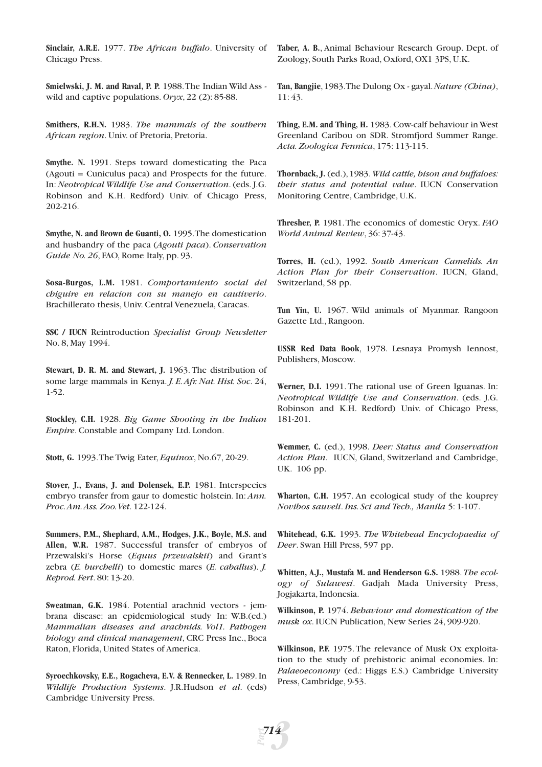**Sinclair, A.R.E.** 1977. *The African buffalo*. University of Chicago Press.

**Smielwski, J. M. and Raval, P. P.** 1988. The Indian Wild Ass - wild and captive populations. *Oryx*, 22 (2): 85-88.

**Smithers, R.H.N.** 1983. *The mammals of the southern African region*. Univ. of Pretoria, Pretoria.

**Smythe. N.** 1991. Steps toward domesticating the Paca (Agouti = Cuniculus paca) and Prospects for the future. In: *Neotropical Wildlife Use and Conservation*. (eds. J.G. Robinson and K.H. Redford) Univ. of Chicago Press, 202-216.

**Smythe, N. and Brown de Guanti, O.** 1995. The domestication and husbandry of the paca (*Agouti paca*). *Conservation Guide No. 26*, FAO, Rome Italy, pp. 93.

**Sosa-Burgos, L.M.** 1981. *Comportamiento social del chiguire en relacion con su manejo en cautiverio*. Brachillerato thesis, Univ. Central Venezuela, Caracas.

**SSC / IUCN** Reintroduction *Specialist Group Newsletter* No. 8, May 1994.

**Stewart, D. R. M. and Stewart, J.** 1963. The distribution of some large mammals in Kenya. *J. E. Afr. Nat. Hist. Soc*. 24, 1-52.

**Stockley, C.H.** 1928. *Big Game Shooting in the Indian Empire*. Constable and Company Ltd. London.

**Stott, G.** 1993. The Twig Eater, *Equinox*, No.67, 20-29.

**Stover, J., Evans, J. and Dolensek, E.P.** 1981. Interspecies embryo transfer from gaur to domestic holstein. In: *Ann. Proc. Am. Ass. Zoo. Vet*. 122-124.

**Summers, P.M., Shephard, A.M., Hodges, J.K., Boyle, M.S. and Allen, W.R.** 1987. Successful transfer of embryos of Przewalski's Horse (*Equus przewalskii*) and Grant's zebra (*E. burchelli*) to domestic mares (*E. caballus*). *J. Reprod. Fert*. 80: 13-20.

**Sweatman, G.K.** 1984. Potential arachnid vectors - jembrana disease: an epidemiological study In: W.B.(ed.) *Mammalian diseases and arachnids. Vol1. Pathogen biology and clinical management*, CRC Press Inc., Boca Raton, Florida, United States of America.

**Syroechkovsky, E.E., Rogacheva, E.V. & Rennecker, L.** 1989. In *Wildlife Production Systems*. J.R.Hudson *et al*. (eds) Cambridge University Press.

**Taber, A. B.**, Animal Behaviour Research Group. Dept. of Zoology, South Parks Road, Oxford, OX1 3PS, U.K.

**Tan, Bangjie**, 1983. The Dulong Ox - gayal. *Nature (China)*, 11: 43.

**Thing, E.M. and Thing, H.** 1983. Cow-calf behaviour in West Greenland Caribou on SDR. Stromfjord Summer Range. *Acta. Zoologica Fennica*, 175: 113-115.

**Thornback, J.** (ed.), 1983. *Wild cattle, bison and buffaloes: their status and potential value*. IUCN Conservation Monitoring Centre, Cambridge, U.K.

**Thresher, P.** 1981. The economics of domestic Oryx. *FAO World Animal Review*, 36: 37-43.

**Torres, H.** (ed.), 1992. *South American Camelids. An Action Plan for their Conservation*. IUCN, Gland, Switzerland, 58 pp.

**Tun Yin, U.** 1967. Wild animals of Myanmar. Rangoon Gazette Ltd., Rangoon.

**USSR Red Data Book**, 1978. Lesnaya Promysh Iennost, Publishers, Moscow.

**Werner, D.I.** 1991. The rational use of Green Iguanas. In: *Neotropical Wildlife Use and Conservation*. (eds. J.G. Robinson and K.H. Redford) Univ. of Chicago Press, 181-201.

**Wemmer, C.** (ed.), 1998. *Deer: Status and Conservation Action Plan*. IUCN, Gland, Switzerland and Cambridge, UK. 106 pp.

**Wharton, C.H.** 1957. An ecological study of the kouprey *Novibos sauveli*. *Ins. Sci and Tech., Manila* 5: 1-107.

**Whitehead, G.K.** 1993. *The Whitehead Encyclopaedia of Deer*. Swan Hill Press, 597 pp.

**Whitten, A.J., Mustafa M. and Henderson G.S.** 1988. *The ecology of Sulawesi*. Gadjah Mada University Press, Jogjakarta, Indonesia.

**Wilkinson, P.** 1974. *Behaviour and domestication of the musk ox*. IUCN Publication, New Series 24, 909-920.

**Wilkinson, P.F.** 1975. The relevance of Musk Ox exploitation to the study of prehistoric animal economies. In: *Palaeoeconomy* (ed.: Higgs E.S.) Cambridge University Press, Cambridge, 9-53.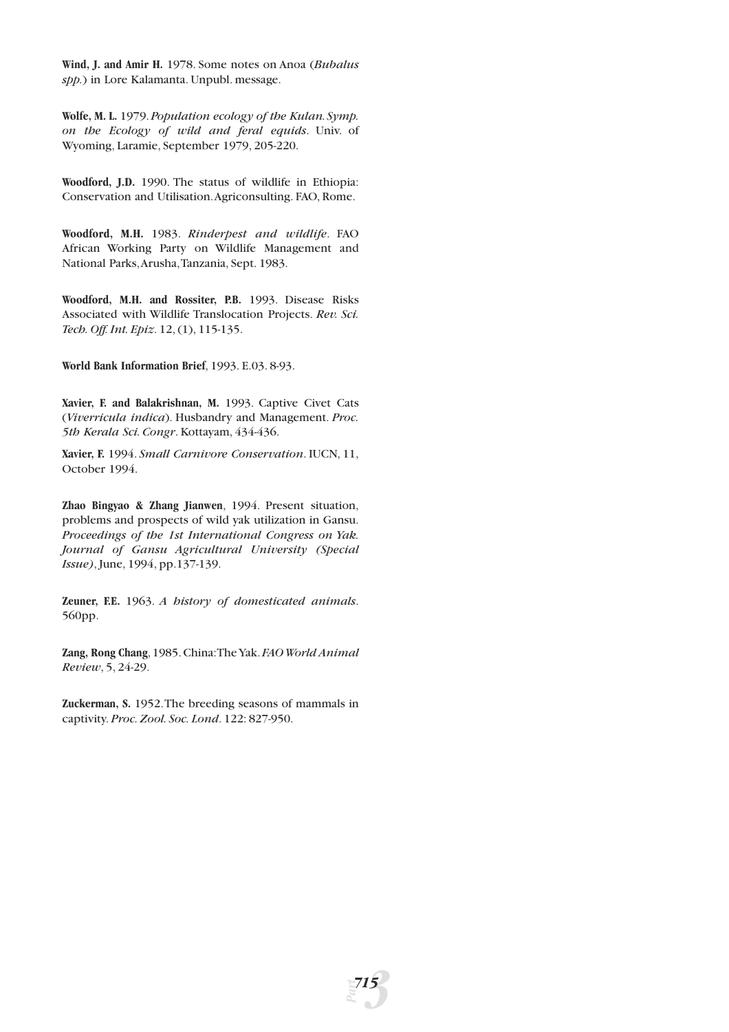**Wind, J. and Amir H.** 1978. Some notes on Anoa (*Bubalus spp.*) in Lore Kalamanta. Unpubl. message.

**Wolfe, M. L.** 1979. *Population ecology of the Kulan. Symp. on the Ecology of wild and feral equids*. Univ. of Wyoming, Laramie, September 1979, 205-220.

**Woodford, J.D.** 1990. The status of wildlife in Ethiopia: Conservation and Utilisation. Agriconsulting. FAO, Rome.

**Woodford, M.H.** 1983. *Rinderpest and wildlife*. FAO African Working Party on Wildlife Management and National Parks, Arusha, Tanzania, Sept. 1983.

**Woodford, M.H. and Rossiter, P.B.** 1993. Disease Risks Associated with Wildlife Translocation Projects. *Rev. Sci. Tech. Off. Int. Epiz*. 12, (1), 115-135.

**World Bank Information Brief**, 1993. E.03. 8-93.

**Xavier, F. and Balakrishnan, M.** 1993. Captive Civet Cats (*Viverricula indica*). Husbandry and Management. *Proc. 5th Kerala Sci. Congr*. Kottayam, 434-436.

**Xavier, F.** 1994. *Small Carnivore Conservation*. IUCN, 11, October 1994.

**Zhao Bingyao & Zhang Jianwen**, 1994. Present situation, problems and prospects of wild yak utilization in Gansu. *Proceedings of the 1st International Congress on Yak. Journal of Gansu Agricultural University (Special Issue)*, June, 1994, pp.137-139.

**Zeuner, F.E.** 1963. *A history of domesticated animals*. 560pp.

**Zang, Rong Chang**, 1985. China: The Yak. *FAO World Animal Review*, 5, 24-29.

**Zuckerman, S.** 1952. The breeding seasons of mammals in captivity. *Proc. Zool. Soc. Lond*. 122: 827-950.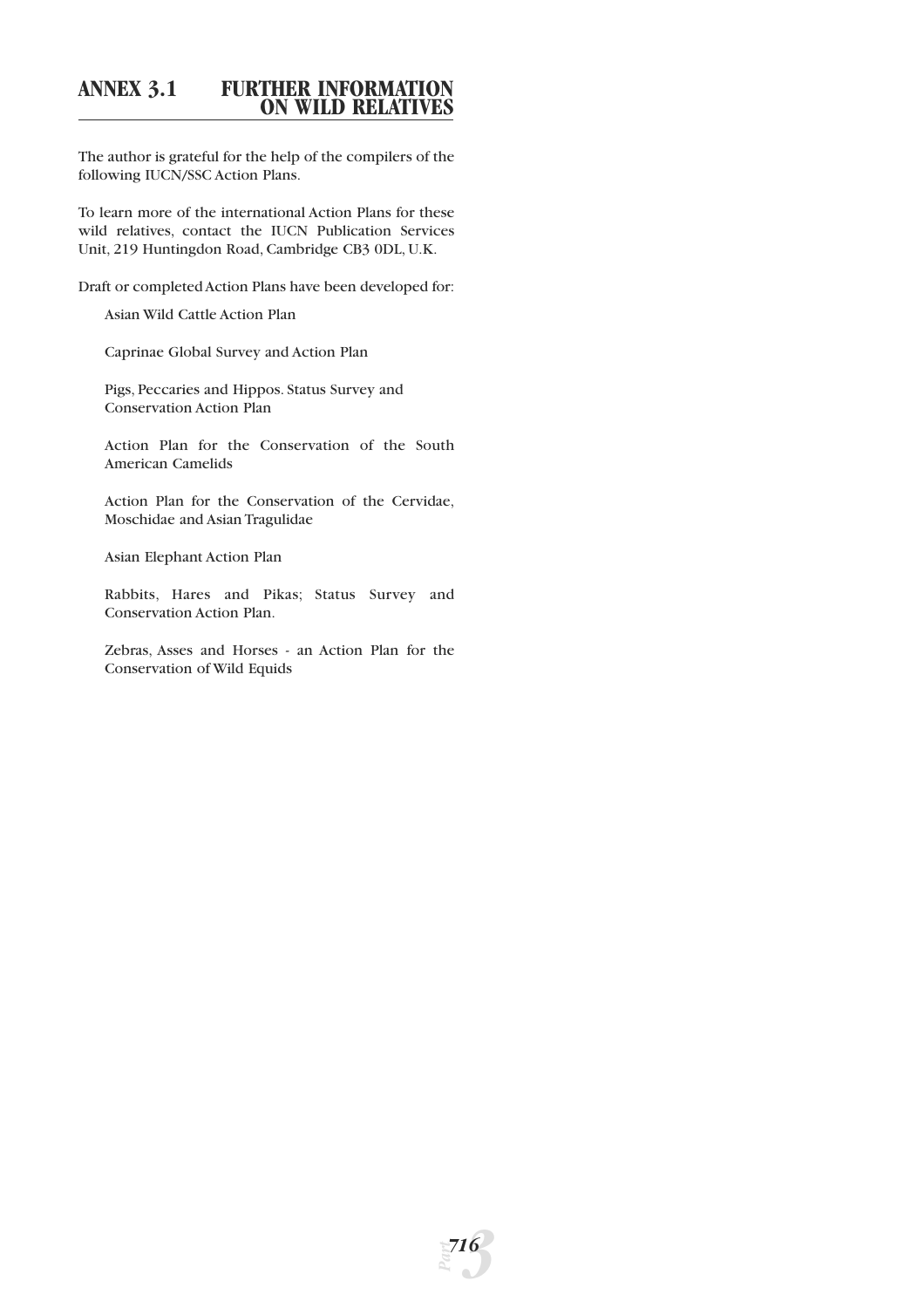# ANNEX 3.1 FURTHER INFORMATION ON WILD RELATIVES

The author is grateful for the help of the compilers of the following IUCN/SSC Action Plans.

To learn more of the international Action Plans for these wild relatives, contact the IUCN Publication Services Unit, 219 Huntingdon Road, Cambridge CB3 0DL, U.K.

Draft or completed Action Plans have been developed for:

- Asian Wild Cattle Action Plan
- Caprinae Global Survey and Action Plan
- Pigs, Peccaries and Hippos. Status Survey and Conservation Action Plan
- Action Plan for the Conservation of the South American Camelids
- Action Plan for the Conservation of the Cervidae, Moschidae and Asian Tragulidae
- Asian Elephant Action Plan
- Rabbits, Hares and Pikas; Status Survey and Conservation Action Plan.
- Zebras, Asses and Horses - an Action Plan for the Conservation of Wild Equids